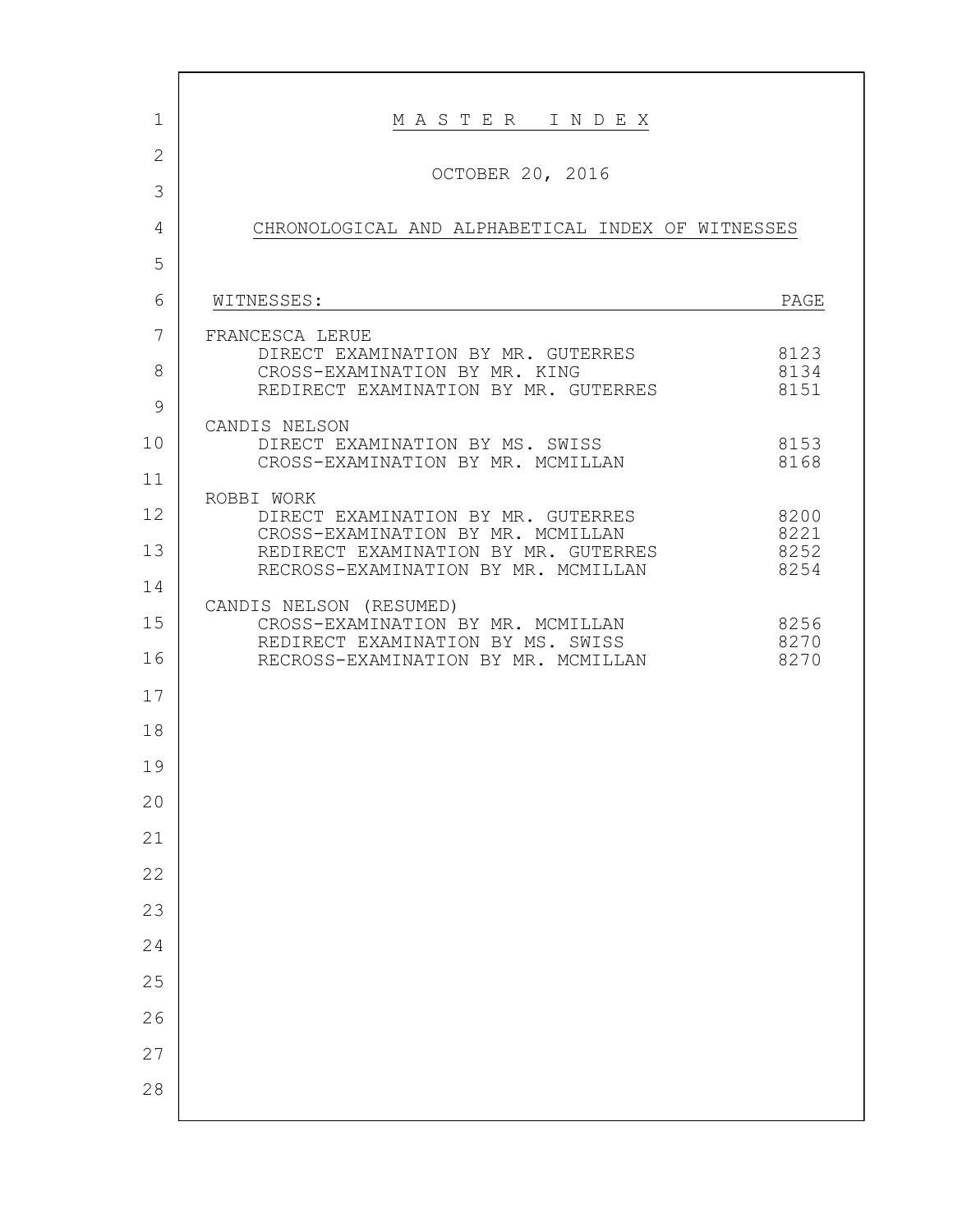# M A S T E R   I N D E X

OCTOBER 20, 2016

CHRONOLOGICAL AND ALPHABETICAL INDEX OF WITNESSES

| WITNESSES: | PAGE |
|---|---|
| FRANCESCA LERUE | |
| DIRECT EXAMINATION BY MR. GUTERRES | 8123 |
| CROSS-EXAMINATION BY MR. KING | 8134 |
| REDIRECT EXAMINATION BY MR. GUTERRES | 8151 |
| CANDIS NELSON | |
| DIRECT EXAMINATION BY MS. SWISS | 8153 |
| CROSS-EXAMINATION BY MR. MCMILLAN | 8168 |
| ROBBI WORK | |
| DIRECT EXAMINATION BY MR. GUTERRES | 8200 |
| CROSS-EXAMINATION BY MR. MCMILLAN | 8221 |
| REDIRECT EXAMINATION BY MR. GUTERRES | 8252 |
| RECROSS-EXAMINATION BY MR. MCMILLAN | 8254 |
| CANDIS NELSON (RESUMED) | |
| CROSS-EXAMINATION BY MR. MCMILLAN | 8256 |
| REDIRECT EXAMINATION BY MS. SWISS | 8270 |
| RECROSS-EXAMINATION BY MR. MCMILLAN | 8270 |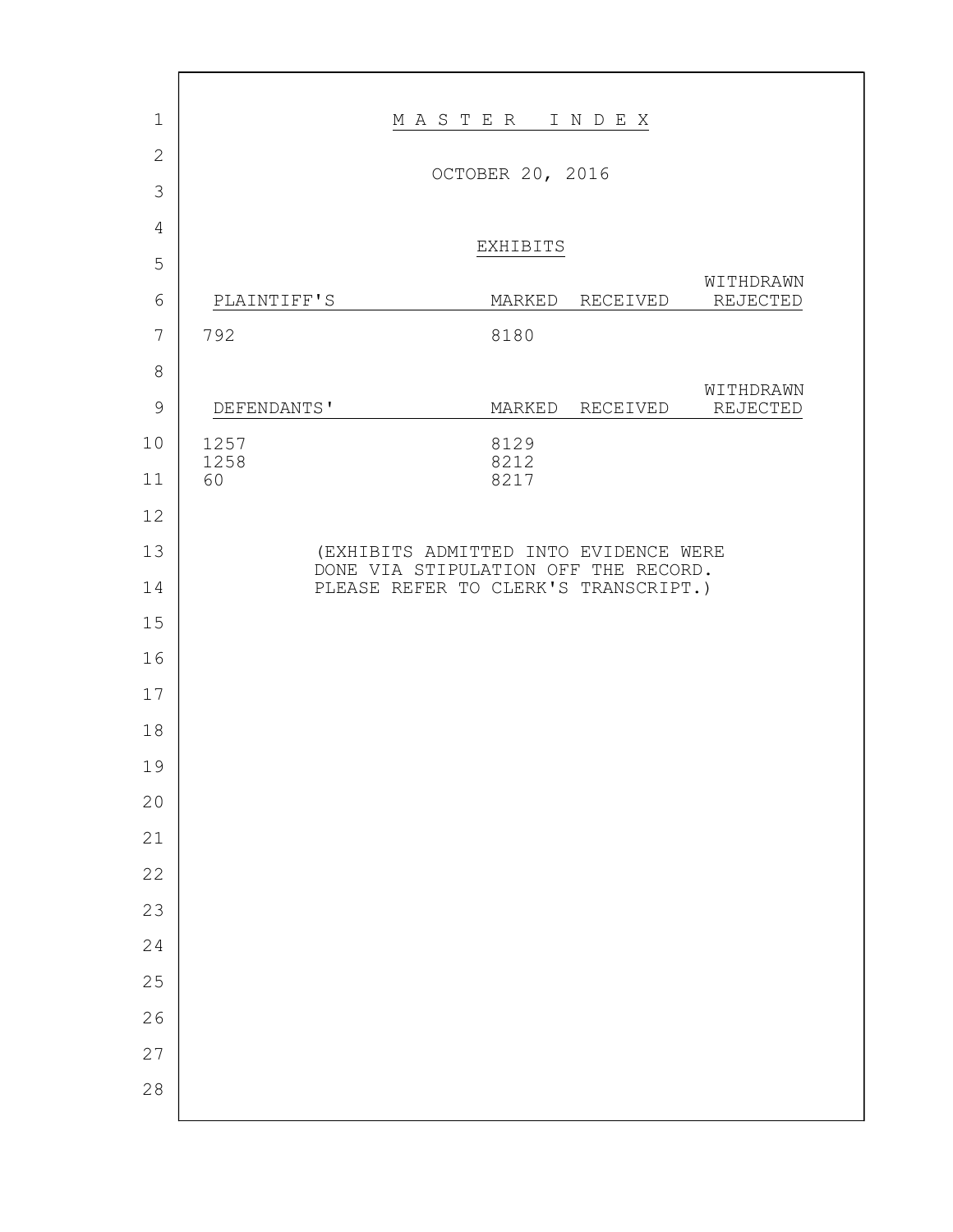# MASTER INDEX

OCTOBER 20, 2016

## EXHIBITS

| PLAINTIFF'S | MARKED | RECEIVED | WITHDRAWN REJECTED |
|---|---|---|---|
| 792 | 8180 | | |

| DEFENDANTS' | MARKED | RECEIVED | WITHDRAWN REJECTED |
|---|---|---|---|
| 1257 | 8129 | | |
| 1258 | 8212 | | |
| 60 | 8217 | | |

(EXHIBITS ADMITTED INTO EVIDENCE WERE DONE VIA STIPULATION OFF THE RECORD. PLEASE REFER TO CLERK'S TRANSCRIPT.)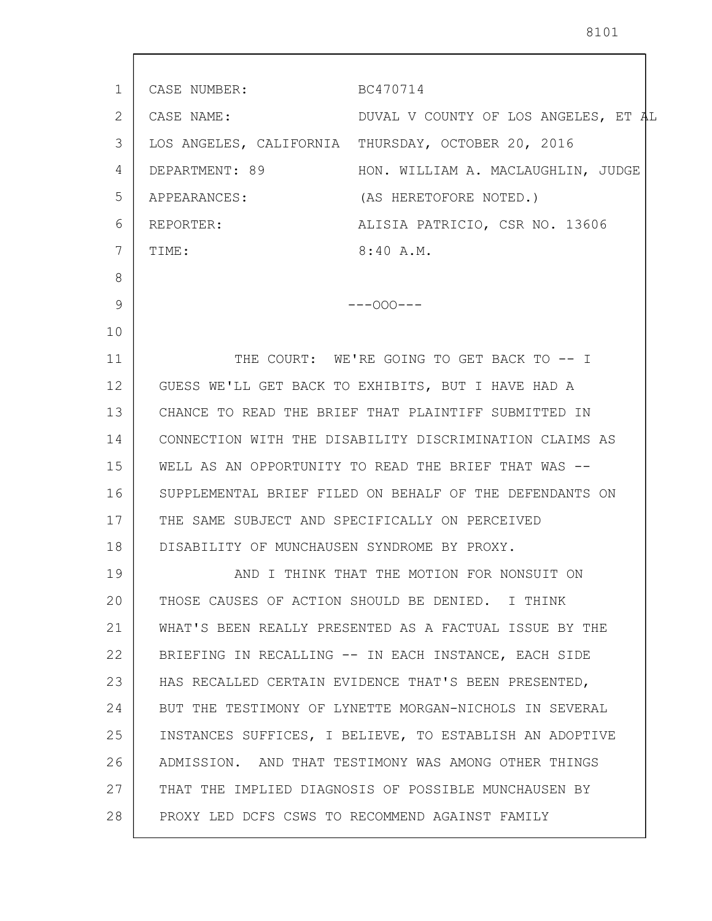CASE NUMBER: BC470714

CASE NAME: DUVAL V COUNTY OF LOS ANGELES, ET AL

LOS ANGELES, CALIFORNIA THURSDAY, OCTOBER 20, 2016

DEPARTMENT: 89 HON. WILLIAM A. MACLAUGHLIN, JUDGE

APPEARANCES: (AS HERETOFORE NOTED.)

REPORTER: ALISIA PATRICIO, CSR NO. 13606

TIME: 8:40 A.M.

---OOO---

THE COURT: WE'RE GOING TO GET BACK TO -- I GUESS WE'LL GET BACK TO EXHIBITS, BUT I HAVE HAD A CHANCE TO READ THE BRIEF THAT PLAINTIFF SUBMITTED IN CONNECTION WITH THE DISABILITY DISCRIMINATION CLAIMS AS WELL AS AN OPPORTUNITY TO READ THE BRIEF THAT WAS -- SUPPLEMENTAL BRIEF FILED ON BEHALF OF THE DEFENDANTS ON THE SAME SUBJECT AND SPECIFICALLY ON PERCEIVED DISABILITY OF MUNCHAUSEN SYNDROME BY PROXY.

AND I THINK THAT THE MOTION FOR NONSUIT ON THOSE CAUSES OF ACTION SHOULD BE DENIED. I THINK WHAT'S BEEN REALLY PRESENTED AS A FACTUAL ISSUE BY THE BRIEFING IN RECALLING -- IN EACH INSTANCE, EACH SIDE HAS RECALLED CERTAIN EVIDENCE THAT'S BEEN PRESENTED, BUT THE TESTIMONY OF LYNETTE MORGAN-NICHOLS IN SEVERAL INSTANCES SUFFICES, I BELIEVE, TO ESTABLISH AN ADOPTIVE ADMISSION. AND THAT TESTIMONY WAS AMONG OTHER THINGS THAT THE IMPLIED DIAGNOSIS OF POSSIBLE MUNCHAUSEN BY PROXY LED DCFS CSWS TO RECOMMEND AGAINST FAMILY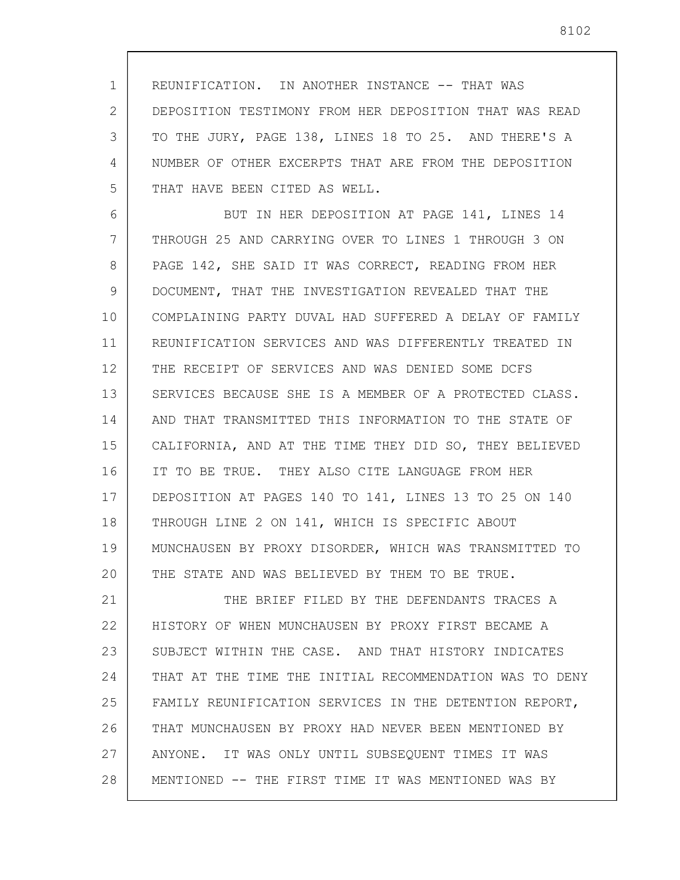REUNIFICATION. IN ANOTHER INSTANCE -- THAT WAS DEPOSITION TESTIMONY FROM HER DEPOSITION THAT WAS READ TO THE JURY, PAGE 138, LINES 18 TO 25. AND THERE'S A NUMBER OF OTHER EXCERPTS THAT ARE FROM THE DEPOSITION THAT HAVE BEEN CITED AS WELL.

BUT IN HER DEPOSITION AT PAGE 141, LINES 14 THROUGH 25 AND CARRYING OVER TO LINES 1 THROUGH 3 ON PAGE 142, SHE SAID IT WAS CORRECT, READING FROM HER DOCUMENT, THAT THE INVESTIGATION REVEALED THAT THE COMPLAINING PARTY DUVAL HAD SUFFERED A DELAY OF FAMILY REUNIFICATION SERVICES AND WAS DIFFERENTLY TREATED IN THE RECEIPT OF SERVICES AND WAS DENIED SOME DCFS SERVICES BECAUSE SHE IS A MEMBER OF A PROTECTED CLASS. AND THAT TRANSMITTED THIS INFORMATION TO THE STATE OF CALIFORNIA, AND AT THE TIME THEY DID SO, THEY BELIEVED IT TO BE TRUE. THEY ALSO CITE LANGUAGE FROM HER DEPOSITION AT PAGES 140 TO 141, LINES 13 TO 25 ON 140 THROUGH LINE 2 ON 141, WHICH IS SPECIFIC ABOUT MUNCHAUSEN BY PROXY DISORDER, WHICH WAS TRANSMITTED TO THE STATE AND WAS BELIEVED BY THEM TO BE TRUE.

THE BRIEF FILED BY THE DEFENDANTS TRACES A HISTORY OF WHEN MUNCHAUSEN BY PROXY FIRST BECAME A SUBJECT WITHIN THE CASE. AND THAT HISTORY INDICATES THAT AT THE TIME THE INITIAL RECOMMENDATION WAS TO DENY FAMILY REUNIFICATION SERVICES IN THE DETENTION REPORT, THAT MUNCHAUSEN BY PROXY HAD NEVER BEEN MENTIONED BY ANYONE. IT WAS ONLY UNTIL SUBSEQUENT TIMES IT WAS MENTIONED -- THE FIRST TIME IT WAS MENTIONED WAS BY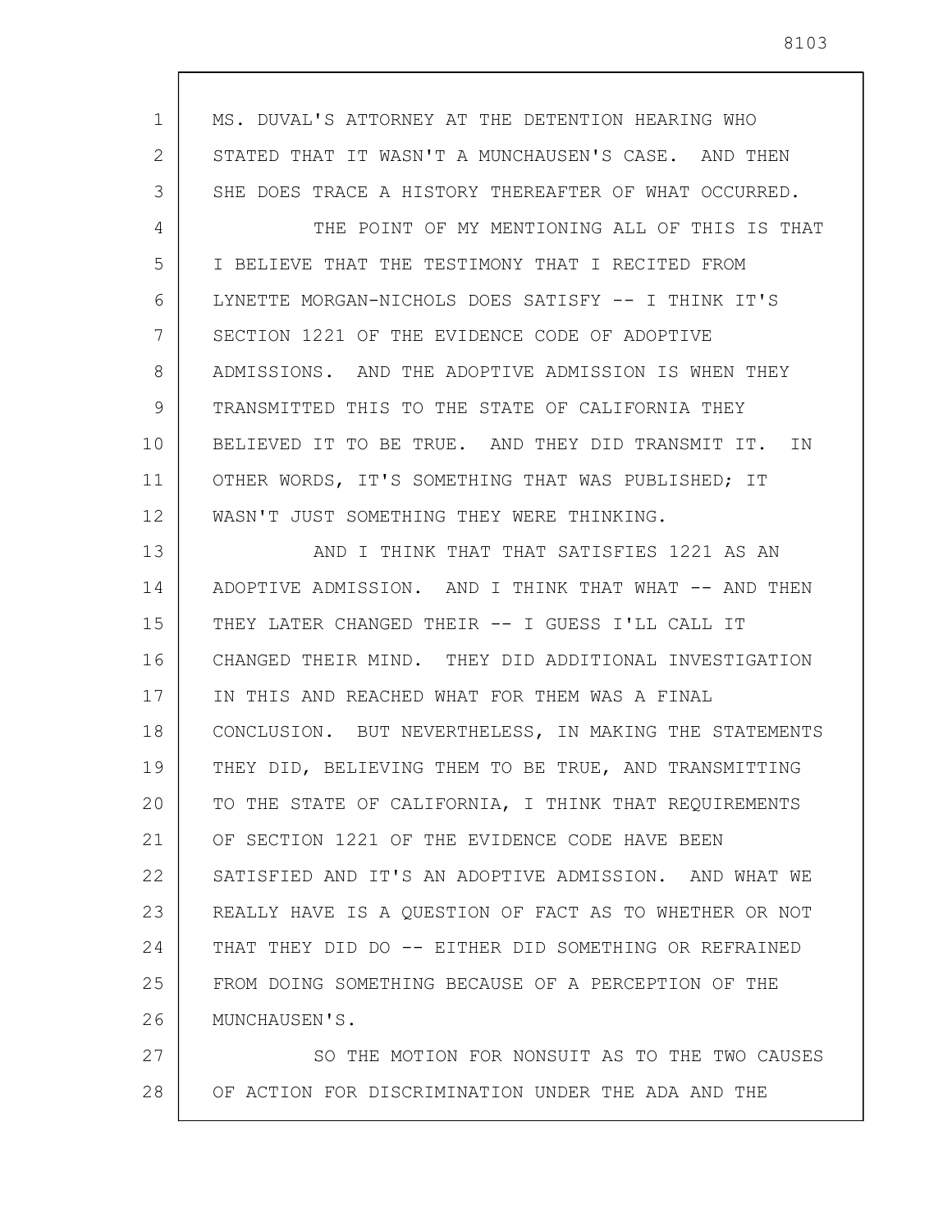MS. DUVAL'S ATTORNEY AT THE DETENTION HEARING WHO STATED THAT IT WASN'T A MUNCHAUSEN'S CASE. AND THEN SHE DOES TRACE A HISTORY THEREAFTER OF WHAT OCCURRED.

THE POINT OF MY MENTIONING ALL OF THIS IS THAT I BELIEVE THAT THE TESTIMONY THAT I RECITED FROM LYNETTE MORGAN-NICHOLS DOES SATISFY -- I THINK IT'S SECTION 1221 OF THE EVIDENCE CODE OF ADOPTIVE ADMISSIONS. AND THE ADOPTIVE ADMISSION IS WHEN THEY TRANSMITTED THIS TO THE STATE OF CALIFORNIA THEY BELIEVED IT TO BE TRUE. AND THEY DID TRANSMIT IT. IN OTHER WORDS, IT'S SOMETHING THAT WAS PUBLISHED; IT WASN'T JUST SOMETHING THEY WERE THINKING.

AND I THINK THAT THAT SATISFIES 1221 AS AN ADOPTIVE ADMISSION. AND I THINK THAT WHAT -- AND THEN THEY LATER CHANGED THEIR -- I GUESS I'LL CALL IT CHANGED THEIR MIND. THEY DID ADDITIONAL INVESTIGATION IN THIS AND REACHED WHAT FOR THEM WAS A FINAL CONCLUSION. BUT NEVERTHELESS, IN MAKING THE STATEMENTS THEY DID, BELIEVING THEM TO BE TRUE, AND TRANSMITTING TO THE STATE OF CALIFORNIA, I THINK THAT REQUIREMENTS OF SECTION 1221 OF THE EVIDENCE CODE HAVE BEEN SATISFIED AND IT'S AN ADOPTIVE ADMISSION. AND WHAT WE REALLY HAVE IS A QUESTION OF FACT AS TO WHETHER OR NOT THAT THEY DID DO -- EITHER DID SOMETHING OR REFRAINED FROM DOING SOMETHING BECAUSE OF A PERCEPTION OF THE MUNCHAUSEN'S.

SO THE MOTION FOR NONSUIT AS TO THE TWO CAUSES OF ACTION FOR DISCRIMINATION UNDER THE ADA AND THE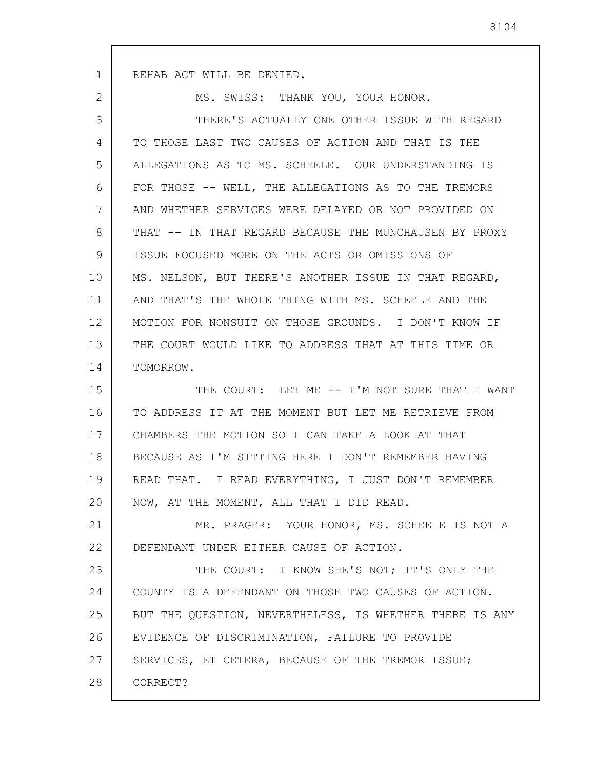REHAB ACT WILL BE DENIED.

MS. SWISS: THANK YOU, YOUR HONOR.

THERE'S ACTUALLY ONE OTHER ISSUE WITH REGARD TO THOSE LAST TWO CAUSES OF ACTION AND THAT IS THE ALLEGATIONS AS TO MS. SCHEELE. OUR UNDERSTANDING IS FOR THOSE -- WELL, THE ALLEGATIONS AS TO THE TREMORS AND WHETHER SERVICES WERE DELAYED OR NOT PROVIDED ON THAT -- IN THAT REGARD BECAUSE THE MUNCHAUSEN BY PROXY ISSUE FOCUSED MORE ON THE ACTS OR OMISSIONS OF MS. NELSON, BUT THERE'S ANOTHER ISSUE IN THAT REGARD, AND THAT'S THE WHOLE THING WITH MS. SCHEELE AND THE MOTION FOR NONSUIT ON THOSE GROUNDS. I DON'T KNOW IF THE COURT WOULD LIKE TO ADDRESS THAT AT THIS TIME OR TOMORROW.

THE COURT: LET ME -- I'M NOT SURE THAT I WANT TO ADDRESS IT AT THE MOMENT BUT LET ME RETRIEVE FROM CHAMBERS THE MOTION SO I CAN TAKE A LOOK AT THAT BECAUSE AS I'M SITTING HERE I DON'T REMEMBER HAVING READ THAT. I READ EVERYTHING, I JUST DON'T REMEMBER NOW, AT THE MOMENT, ALL THAT I DID READ.

MR. PRAGER: YOUR HONOR, MS. SCHEELE IS NOT A DEFENDANT UNDER EITHER CAUSE OF ACTION.

THE COURT: I KNOW SHE'S NOT; IT'S ONLY THE COUNTY IS A DEFENDANT ON THOSE TWO CAUSES OF ACTION. BUT THE QUESTION, NEVERTHELESS, IS WHETHER THERE IS ANY EVIDENCE OF DISCRIMINATION, FAILURE TO PROVIDE SERVICES, ET CETERA, BECAUSE OF THE TREMOR ISSUE; CORRECT?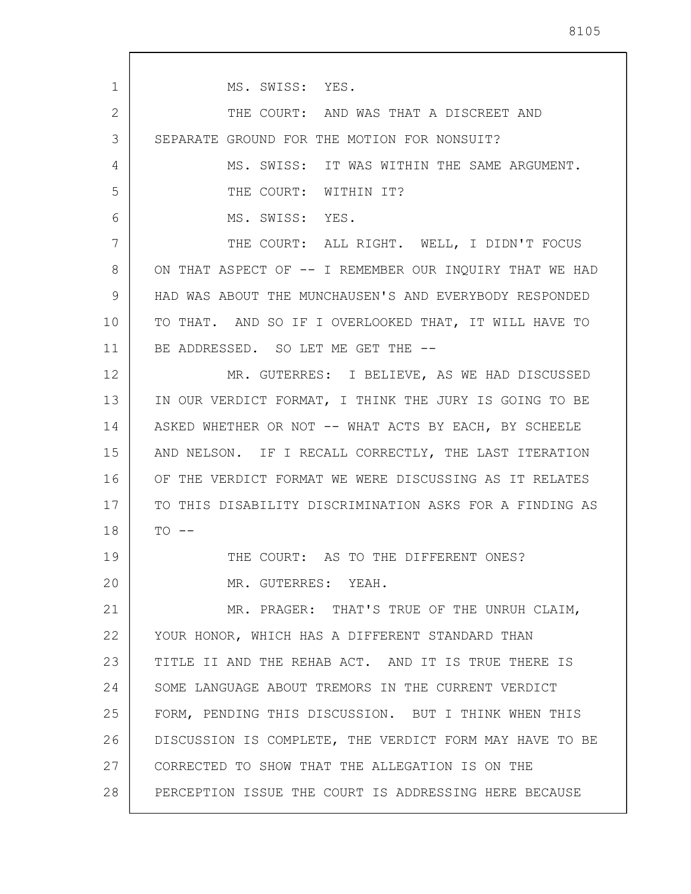MS. SWISS: YES.

THE COURT: AND WAS THAT A DISCREET AND SEPARATE GROUND FOR THE MOTION FOR NONSUIT?

MS. SWISS: IT WAS WITHIN THE SAME ARGUMENT.

THE COURT: WITHIN IT?

MS. SWISS: YES.

THE COURT: ALL RIGHT. WELL, I DIDN'T FOCUS ON THAT ASPECT OF -- I REMEMBER OUR INQUIRY THAT WE HAD HAD WAS ABOUT THE MUNCHAUSEN'S AND EVERYBODY RESPONDED TO THAT. AND SO IF I OVERLOOKED THAT, IT WILL HAVE TO BE ADDRESSED. SO LET ME GET THE --

MR. GUTERRES: I BELIEVE, AS WE HAD DISCUSSED IN OUR VERDICT FORMAT, I THINK THE JURY IS GOING TO BE ASKED WHETHER OR NOT -- WHAT ACTS BY EACH, BY SCHEELE AND NELSON. IF I RECALL CORRECTLY, THE LAST ITERATION OF THE VERDICT FORMAT WE WERE DISCUSSING AS IT RELATES TO THIS DISABILITY DISCRIMINATION ASKS FOR A FINDING AS TO --

THE COURT: AS TO THE DIFFERENT ONES?

MR. GUTERRES: YEAH.

MR. PRAGER: THAT'S TRUE OF THE UNRUH CLAIM, YOUR HONOR, WHICH HAS A DIFFERENT STANDARD THAN TITLE II AND THE REHAB ACT. AND IT IS TRUE THERE IS SOME LANGUAGE ABOUT TREMORS IN THE CURRENT VERDICT FORM, PENDING THIS DISCUSSION. BUT I THINK WHEN THIS DISCUSSION IS COMPLETE, THE VERDICT FORM MAY HAVE TO BE CORRECTED TO SHOW THAT THE ALLEGATION IS ON THE PERCEPTION ISSUE THE COURT IS ADDRESSING HERE BECAUSE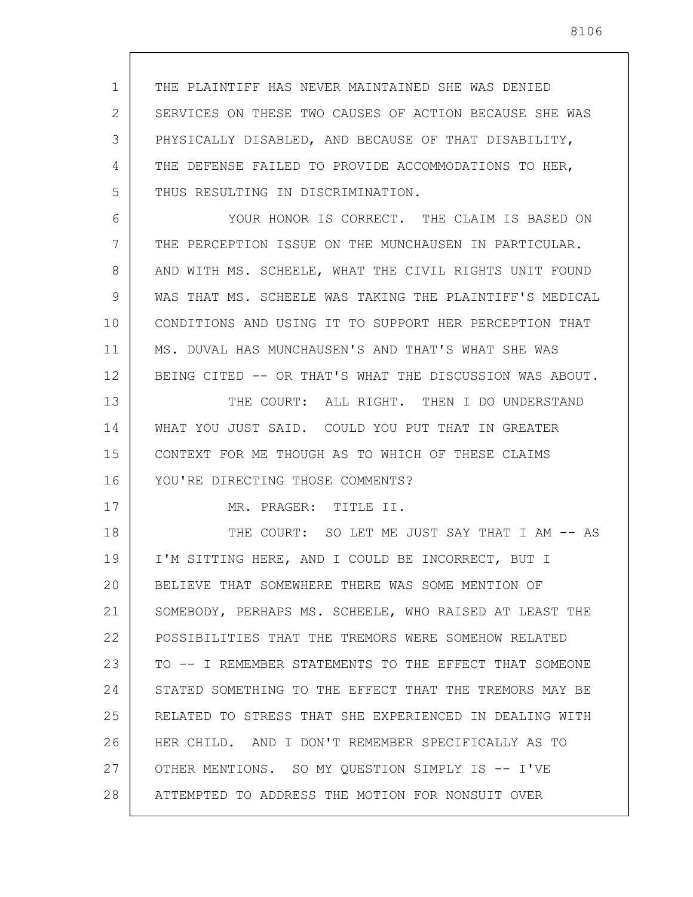THE PLAINTIFF HAS NEVER MAINTAINED SHE WAS DENIED SERVICES ON THESE TWO CAUSES OF ACTION BECAUSE SHE WAS PHYSICALLY DISABLED, AND BECAUSE OF THAT DISABILITY, THE DEFENSE FAILED TO PROVIDE ACCOMMODATIONS TO HER, THUS RESULTING IN DISCRIMINATION.

YOUR HONOR IS CORRECT. THE CLAIM IS BASED ON THE PERCEPTION ISSUE ON THE MUNCHAUSEN IN PARTICULAR. AND WITH MS. SCHEELE, WHAT THE CIVIL RIGHTS UNIT FOUND WAS THAT MS. SCHEELE WAS TAKING THE PLAINTIFF'S MEDICAL CONDITIONS AND USING IT TO SUPPORT HER PERCEPTION THAT MS. DUVAL HAS MUNCHAUSEN'S AND THAT'S WHAT SHE WAS BEING CITED -- OR THAT'S WHAT THE DISCUSSION WAS ABOUT.

THE COURT: ALL RIGHT. THEN I DO UNDERSTAND WHAT YOU JUST SAID. COULD YOU PUT THAT IN GREATER CONTEXT FOR ME THOUGH AS TO WHICH OF THESE CLAIMS YOU'RE DIRECTING THOSE COMMENTS?

MR. PRAGER: TITLE II.

THE COURT: SO LET ME JUST SAY THAT I AM -- AS I'M SITTING HERE, AND I COULD BE INCORRECT, BUT I BELIEVE THAT SOMEWHERE THERE WAS SOME MENTION OF SOMEBODY, PERHAPS MS. SCHEELE, WHO RAISED AT LEAST THE POSSIBILITIES THAT THE TREMORS WERE SOMEHOW RELATED TO -- I REMEMBER STATEMENTS TO THE EFFECT THAT SOMEONE STATED SOMETHING TO THE EFFECT THAT THE TREMORS MAY BE RELATED TO STRESS THAT SHE EXPERIENCED IN DEALING WITH HER CHILD. AND I DON'T REMEMBER SPECIFICALLY AS TO OTHER MENTIONS. SO MY QUESTION SIMPLY IS -- I'VE ATTEMPTED TO ADDRESS THE MOTION FOR NONSUIT OVER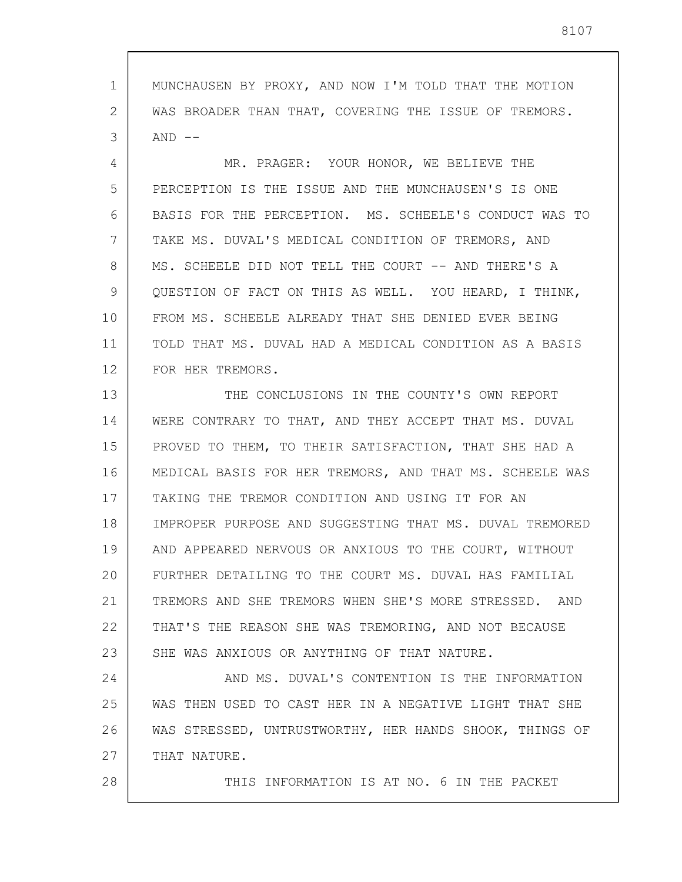MUNCHAUSEN BY PROXY, AND NOW I'M TOLD THAT THE MOTION WAS BROADER THAN THAT, COVERING THE ISSUE OF TREMORS. AND --

MR. PRAGER: YOUR HONOR, WE BELIEVE THE PERCEPTION IS THE ISSUE AND THE MUNCHAUSEN'S IS ONE BASIS FOR THE PERCEPTION. MS. SCHEELE'S CONDUCT WAS TO TAKE MS. DUVAL'S MEDICAL CONDITION OF TREMORS, AND MS. SCHEELE DID NOT TELL THE COURT -- AND THERE'S A QUESTION OF FACT ON THIS AS WELL. YOU HEARD, I THINK, FROM MS. SCHEELE ALREADY THAT SHE DENIED EVER BEING TOLD THAT MS. DUVAL HAD A MEDICAL CONDITION AS A BASIS FOR HER TREMORS.

THE CONCLUSIONS IN THE COUNTY'S OWN REPORT WERE CONTRARY TO THAT, AND THEY ACCEPT THAT MS. DUVAL PROVED TO THEM, TO THEIR SATISFACTION, THAT SHE HAD A MEDICAL BASIS FOR HER TREMORS, AND THAT MS. SCHEELE WAS TAKING THE TREMOR CONDITION AND USING IT FOR AN IMPROPER PURPOSE AND SUGGESTING THAT MS. DUVAL TREMORED AND APPEARED NERVOUS OR ANXIOUS TO THE COURT, WITHOUT FURTHER DETAILING TO THE COURT MS. DUVAL HAS FAMILIAL TREMORS AND SHE TREMORS WHEN SHE'S MORE STRESSED. AND THAT'S THE REASON SHE WAS TREMORING, AND NOT BECAUSE SHE WAS ANXIOUS OR ANYTHING OF THAT NATURE.

AND MS. DUVAL'S CONTENTION IS THE INFORMATION WAS THEN USED TO CAST HER IN A NEGATIVE LIGHT THAT SHE WAS STRESSED, UNTRUSTWORTHY, HER HANDS SHOOK, THINGS OF THAT NATURE.

THIS INFORMATION IS AT NO. 6 IN THE PACKET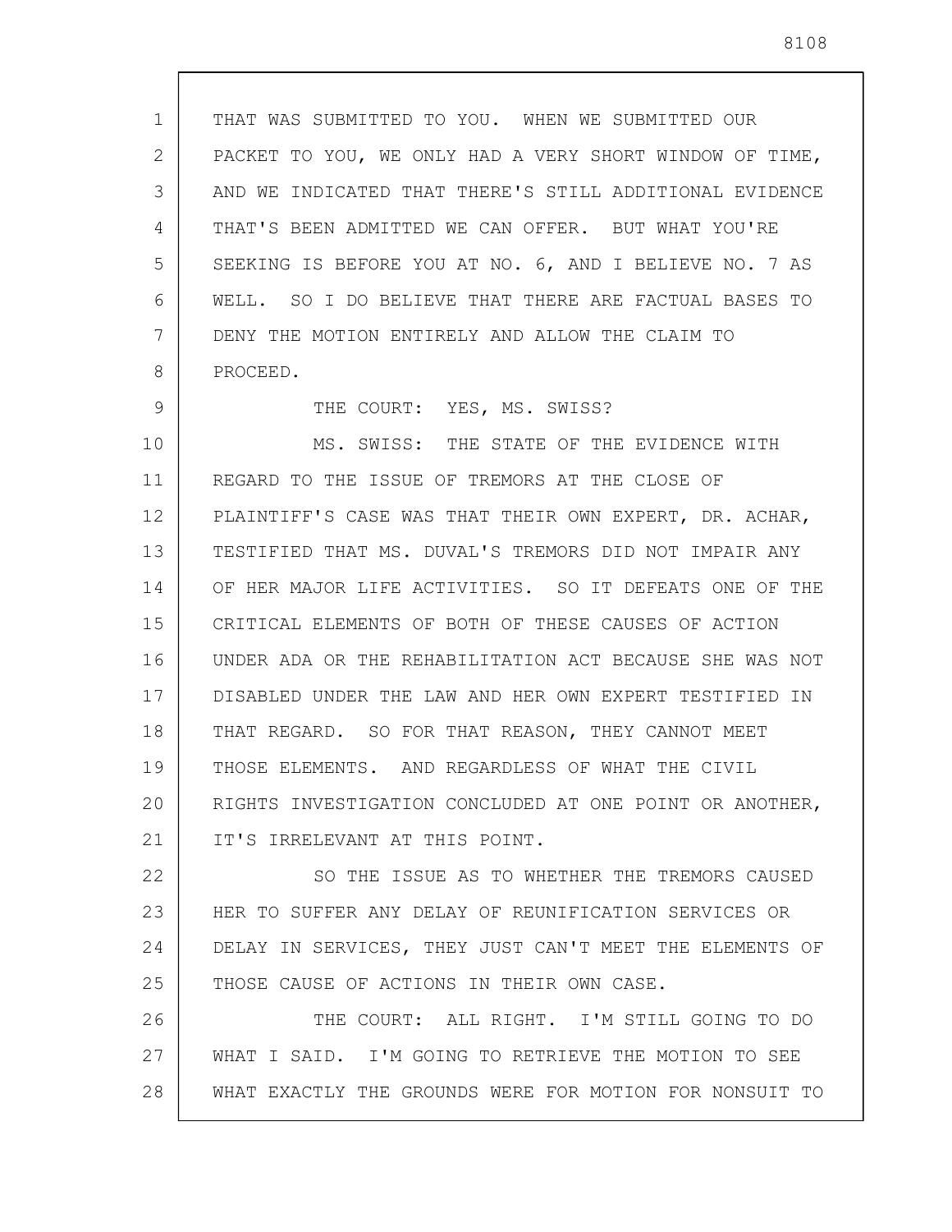THAT WAS SUBMITTED TO YOU. WHEN WE SUBMITTED OUR PACKET TO YOU, WE ONLY HAD A VERY SHORT WINDOW OF TIME, AND WE INDICATED THAT THERE'S STILL ADDITIONAL EVIDENCE THAT'S BEEN ADMITTED WE CAN OFFER. BUT WHAT YOU'RE SEEKING IS BEFORE YOU AT NO. 6, AND I BELIEVE NO. 7 AS WELL. SO I DO BELIEVE THAT THERE ARE FACTUAL BASES TO DENY THE MOTION ENTIRELY AND ALLOW THE CLAIM TO PROCEED.

THE COURT: YES, MS. SWISS?

MS. SWISS: THE STATE OF THE EVIDENCE WITH REGARD TO THE ISSUE OF TREMORS AT THE CLOSE OF PLAINTIFF'S CASE WAS THAT THEIR OWN EXPERT, DR. ACHAR, TESTIFIED THAT MS. DUVAL'S TREMORS DID NOT IMPAIR ANY OF HER MAJOR LIFE ACTIVITIES. SO IT DEFEATS ONE OF THE CRITICAL ELEMENTS OF BOTH OF THESE CAUSES OF ACTION UNDER ADA OR THE REHABILITATION ACT BECAUSE SHE WAS NOT DISABLED UNDER THE LAW AND HER OWN EXPERT TESTIFIED IN THAT REGARD. SO FOR THAT REASON, THEY CANNOT MEET THOSE ELEMENTS. AND REGARDLESS OF WHAT THE CIVIL RIGHTS INVESTIGATION CONCLUDED AT ONE POINT OR ANOTHER, IT'S IRRELEVANT AT THIS POINT.

SO THE ISSUE AS TO WHETHER THE TREMORS CAUSED HER TO SUFFER ANY DELAY OF REUNIFICATION SERVICES OR DELAY IN SERVICES, THEY JUST CAN'T MEET THE ELEMENTS OF THOSE CAUSE OF ACTIONS IN THEIR OWN CASE.

THE COURT: ALL RIGHT. I'M STILL GOING TO DO WHAT I SAID. I'M GOING TO RETRIEVE THE MOTION TO SEE WHAT EXACTLY THE GROUNDS WERE FOR MOTION FOR NONSUIT TO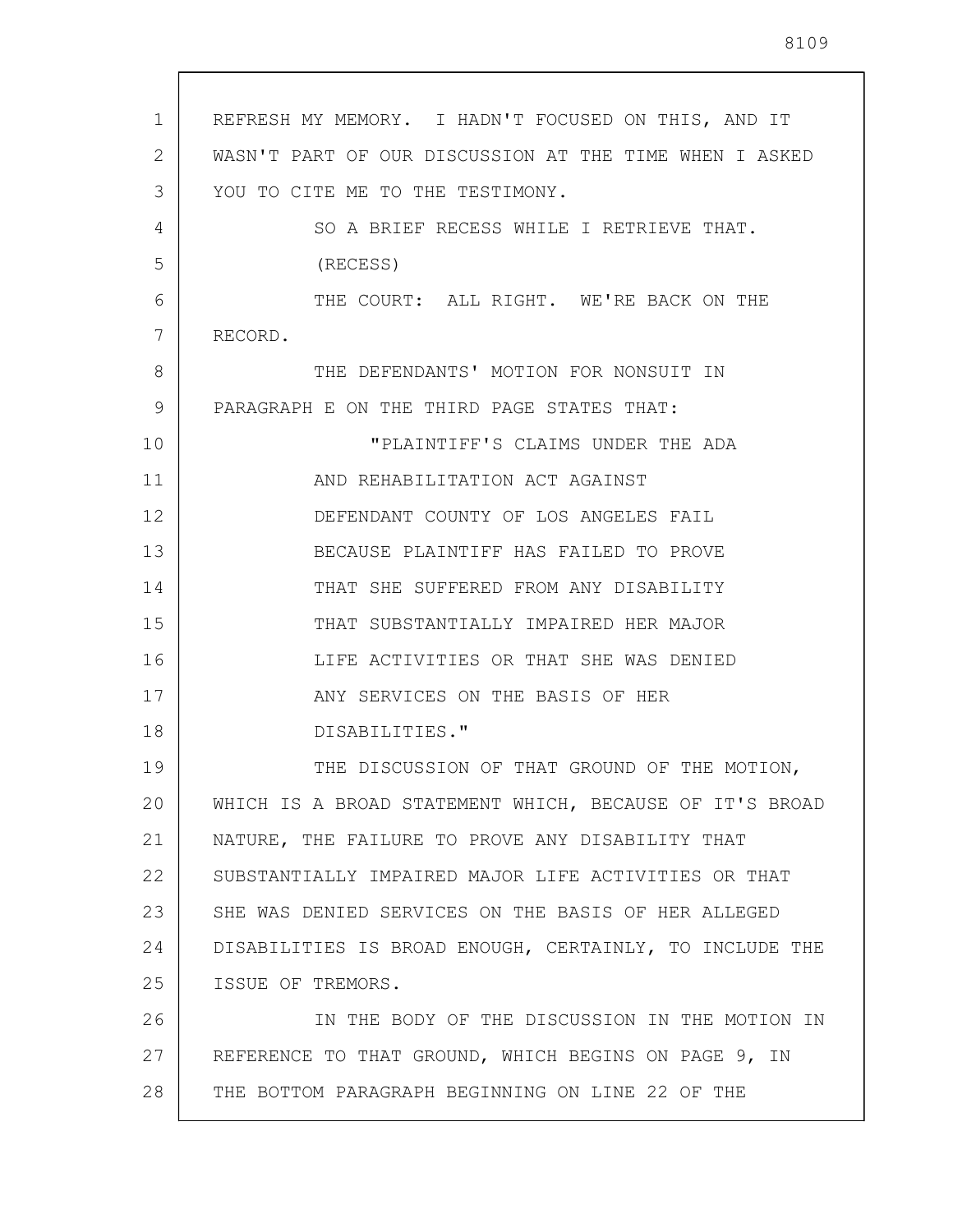REFRESH MY MEMORY. I HADN'T FOCUSED ON THIS, AND IT WASN'T PART OF OUR DISCUSSION AT THE TIME WHEN I ASKED YOU TO CITE ME TO THE TESTIMONY.

SO A BRIEF RECESS WHILE I RETRIEVE THAT.

(RECESS)

THE COURT: ALL RIGHT. WE'RE BACK ON THE RECORD.

THE DEFENDANTS' MOTION FOR NONSUIT IN PARAGRAPH E ON THE THIRD PAGE STATES THAT:

> "PLAINTIFF'S CLAIMS UNDER THE ADA AND REHABILITATION ACT AGAINST DEFENDANT COUNTY OF LOS ANGELES FAIL BECAUSE PLAINTIFF HAS FAILED TO PROVE THAT SHE SUFFERED FROM ANY DISABILITY THAT SUBSTANTIALLY IMPAIRED HER MAJOR LIFE ACTIVITIES OR THAT SHE WAS DENIED ANY SERVICES ON THE BASIS OF HER DISABILITIES."

THE DISCUSSION OF THAT GROUND OF THE MOTION, WHICH IS A BROAD STATEMENT WHICH, BECAUSE OF IT'S BROAD NATURE, THE FAILURE TO PROVE ANY DISABILITY THAT SUBSTANTIALLY IMPAIRED MAJOR LIFE ACTIVITIES OR THAT SHE WAS DENIED SERVICES ON THE BASIS OF HER ALLEGED DISABILITIES IS BROAD ENOUGH, CERTAINLY, TO INCLUDE THE ISSUE OF TREMORS.

IN THE BODY OF THE DISCUSSION IN THE MOTION IN REFERENCE TO THAT GROUND, WHICH BEGINS ON PAGE 9, IN THE BOTTOM PARAGRAPH BEGINNING ON LINE 22 OF THE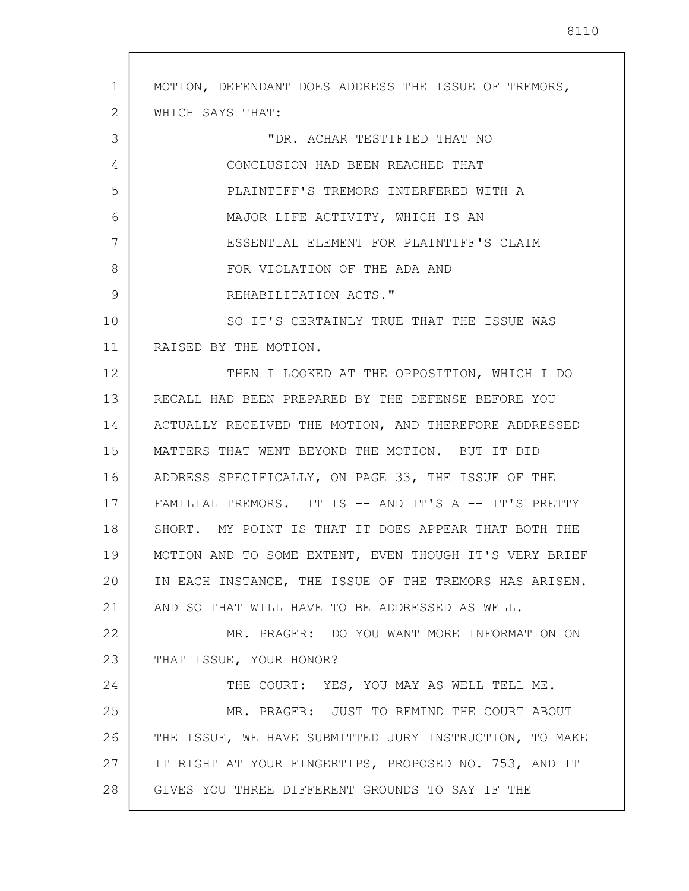MOTION, DEFENDANT DOES ADDRESS THE ISSUE OF TREMORS, WHICH SAYS THAT:

> "DR. ACHAR TESTIFIED THAT NO CONCLUSION HAD BEEN REACHED THAT PLAINTIFF'S TREMORS INTERFERED WITH A MAJOR LIFE ACTIVITY, WHICH IS AN ESSENTIAL ELEMENT FOR PLAINTIFF'S CLAIM FOR VIOLATION OF THE ADA AND REHABILITATION ACTS."

SO IT'S CERTAINLY TRUE THAT THE ISSUE WAS RAISED BY THE MOTION.

THEN I LOOKED AT THE OPPOSITION, WHICH I DO RECALL HAD BEEN PREPARED BY THE DEFENSE BEFORE YOU ACTUALLY RECEIVED THE MOTION, AND THEREFORE ADDRESSED MATTERS THAT WENT BEYOND THE MOTION. BUT IT DID ADDRESS SPECIFICALLY, ON PAGE 33, THE ISSUE OF THE FAMILIAL TREMORS. IT IS -- AND IT'S A -- IT'S PRETTY SHORT. MY POINT IS THAT IT DOES APPEAR THAT BOTH THE MOTION AND TO SOME EXTENT, EVEN THOUGH IT'S VERY BRIEF IN EACH INSTANCE, THE ISSUE OF THE TREMORS HAS ARISEN. AND SO THAT WILL HAVE TO BE ADDRESSED AS WELL.

MR. PRAGER: DO YOU WANT MORE INFORMATION ON THAT ISSUE, YOUR HONOR?

THE COURT: YES, YOU MAY AS WELL TELL ME.

MR. PRAGER: JUST TO REMIND THE COURT ABOUT THE ISSUE, WE HAVE SUBMITTED JURY INSTRUCTION, TO MAKE IT RIGHT AT YOUR FINGERTIPS, PROPOSED NO. 753, AND IT GIVES YOU THREE DIFFERENT GROUNDS TO SAY IF THE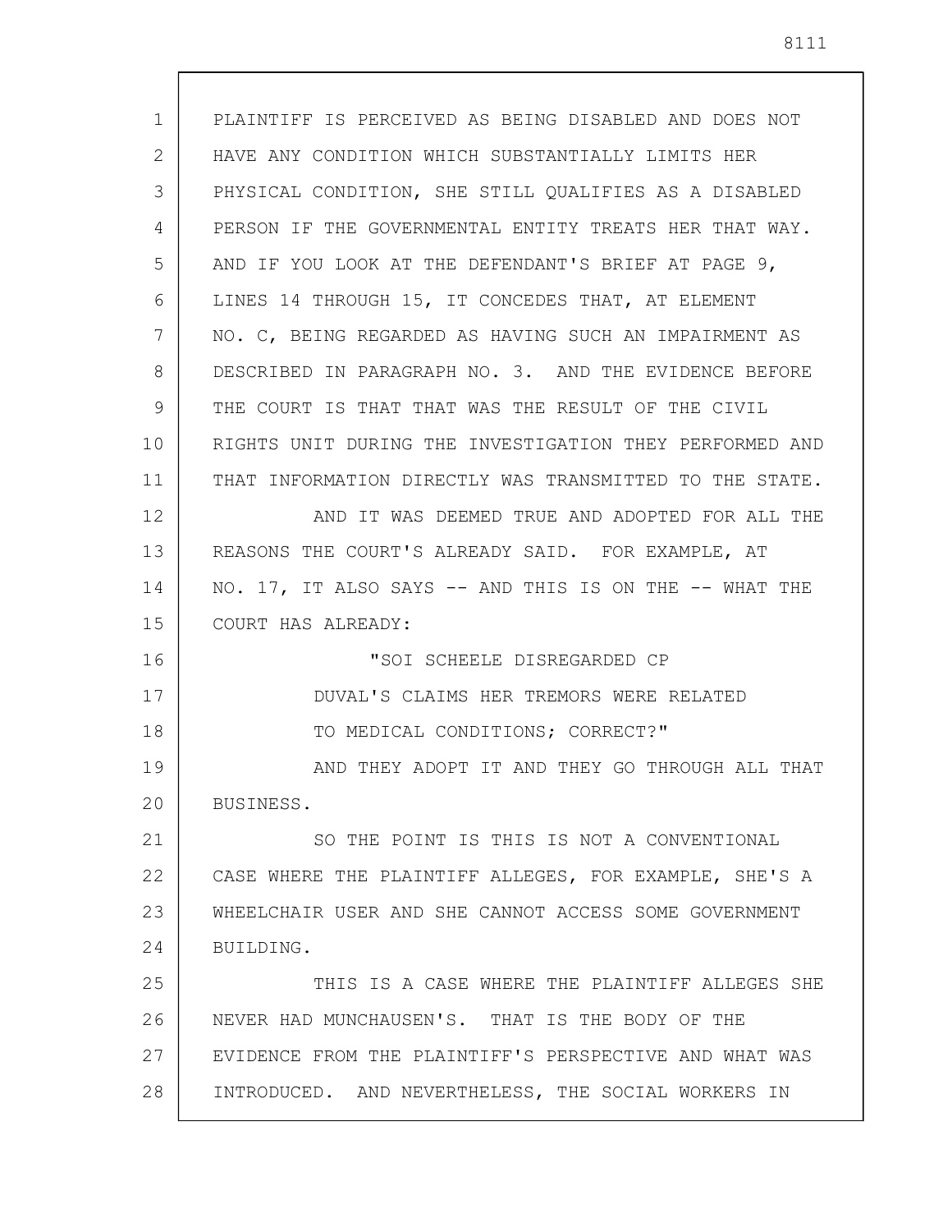PLAINTIFF IS PERCEIVED AS BEING DISABLED AND DOES NOT HAVE ANY CONDITION WHICH SUBSTANTIALLY LIMITS HER PHYSICAL CONDITION, SHE STILL QUALIFIES AS A DISABLED PERSON IF THE GOVERNMENTAL ENTITY TREATS HER THAT WAY. AND IF YOU LOOK AT THE DEFENDANT'S BRIEF AT PAGE 9, LINES 14 THROUGH 15, IT CONCEDES THAT, AT ELEMENT NO. C, BEING REGARDED AS HAVING SUCH AN IMPAIRMENT AS DESCRIBED IN PARAGRAPH NO. 3. AND THE EVIDENCE BEFORE THE COURT IS THAT THAT WAS THE RESULT OF THE CIVIL RIGHTS UNIT DURING THE INVESTIGATION THEY PERFORMED AND THAT INFORMATION DIRECTLY WAS TRANSMITTED TO THE STATE.

AND IT WAS DEEMED TRUE AND ADOPTED FOR ALL THE REASONS THE COURT'S ALREADY SAID. FOR EXAMPLE, AT NO. 17, IT ALSO SAYS -- AND THIS IS ON THE -- WHAT THE COURT HAS ALREADY:

> "SOI SCHEELE DISREGARDED CP DUVAL'S CLAIMS HER TREMORS WERE RELATED TO MEDICAL CONDITIONS; CORRECT?"

AND THEY ADOPT IT AND THEY GO THROUGH ALL THAT BUSINESS.

SO THE POINT IS THIS IS NOT A CONVENTIONAL CASE WHERE THE PLAINTIFF ALLEGES, FOR EXAMPLE, SHE'S A WHEELCHAIR USER AND SHE CANNOT ACCESS SOME GOVERNMENT BUILDING.

THIS IS A CASE WHERE THE PLAINTIFF ALLEGES SHE NEVER HAD MUNCHAUSEN'S. THAT IS THE BODY OF THE EVIDENCE FROM THE PLAINTIFF'S PERSPECTIVE AND WHAT WAS INTRODUCED. AND NEVERTHELESS, THE SOCIAL WORKERS IN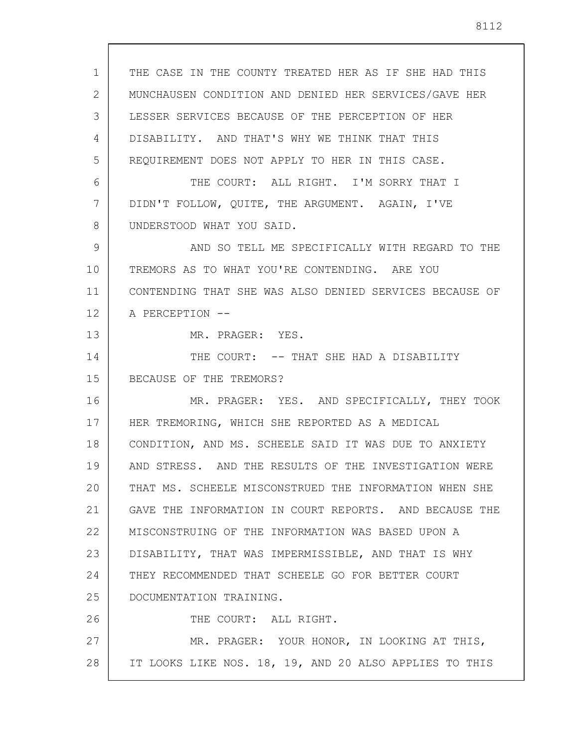THE CASE IN THE COUNTY TREATED HER AS IF SHE HAD THIS MUNCHAUSEN CONDITION AND DENIED HER SERVICES/GAVE HER LESSER SERVICES BECAUSE OF THE PERCEPTION OF HER DISABILITY. AND THAT'S WHY WE THINK THAT THIS REQUIREMENT DOES NOT APPLY TO HER IN THIS CASE.

THE COURT: ALL RIGHT. I'M SORRY THAT I DIDN'T FOLLOW, QUITE, THE ARGUMENT. AGAIN, I'VE UNDERSTOOD WHAT YOU SAID.

AND SO TELL ME SPECIFICALLY WITH REGARD TO THE TREMORS AS TO WHAT YOU'RE CONTENDING. ARE YOU CONTENDING THAT SHE WAS ALSO DENIED SERVICES BECAUSE OF A PERCEPTION --

MR. PRAGER: YES.

THE COURT: -- THAT SHE HAD A DISABILITY BECAUSE OF THE TREMORS?

MR. PRAGER: YES. AND SPECIFICALLY, THEY TOOK HER TREMORING, WHICH SHE REPORTED AS A MEDICAL CONDITION, AND MS. SCHEELE SAID IT WAS DUE TO ANXIETY AND STRESS. AND THE RESULTS OF THE INVESTIGATION WERE THAT MS. SCHEELE MISCONSTRUED THE INFORMATION WHEN SHE GAVE THE INFORMATION IN COURT REPORTS. AND BECAUSE THE MISCONSTRUING OF THE INFORMATION WAS BASED UPON A DISABILITY, THAT WAS IMPERMISSIBLE, AND THAT IS WHY THEY RECOMMENDED THAT SCHEELE GO FOR BETTER COURT DOCUMENTATION TRAINING.

THE COURT: ALL RIGHT.

MR. PRAGER: YOUR HONOR, IN LOOKING AT THIS, IT LOOKS LIKE NOS. 18, 19, AND 20 ALSO APPLIES TO THIS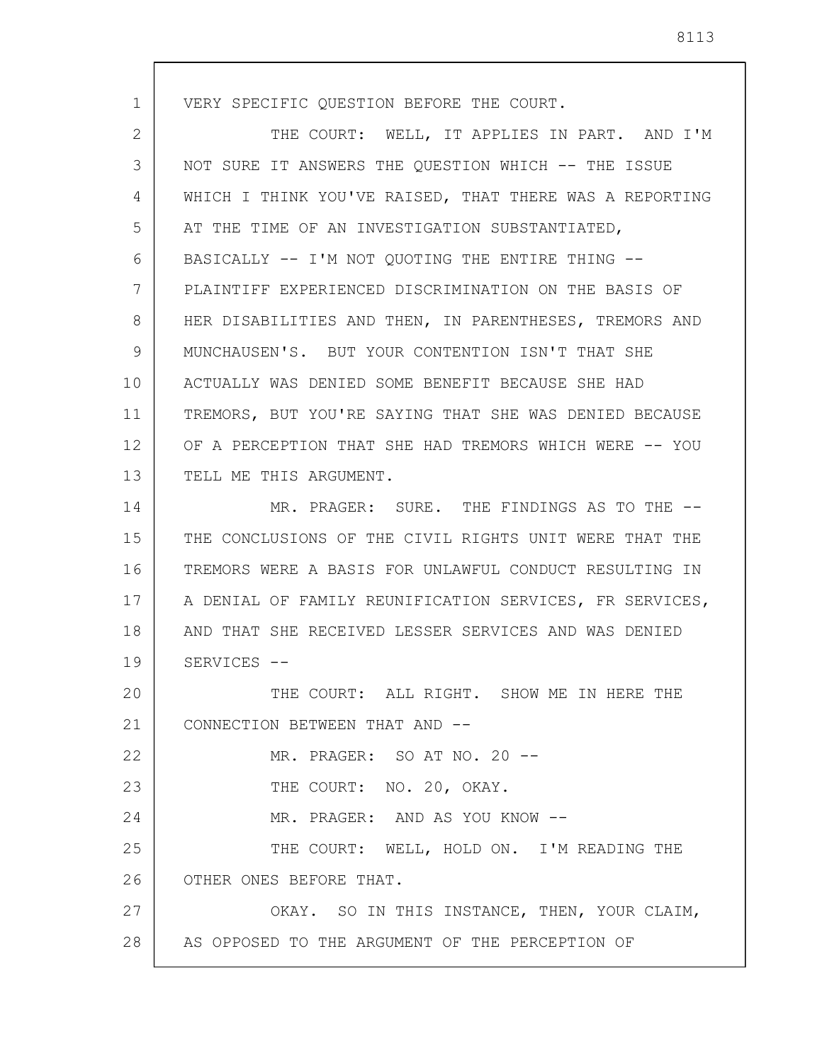VERY SPECIFIC QUESTION BEFORE THE COURT.

THE COURT: WELL, IT APPLIES IN PART. AND I'M NOT SURE IT ANSWERS THE QUESTION WHICH -- THE ISSUE WHICH I THINK YOU'VE RAISED, THAT THERE WAS A REPORTING AT THE TIME OF AN INVESTIGATION SUBSTANTIATED, BASICALLY -- I'M NOT QUOTING THE ENTIRE THING -- PLAINTIFF EXPERIENCED DISCRIMINATION ON THE BASIS OF HER DISABILITIES AND THEN, IN PARENTHESES, TREMORS AND MUNCHAUSEN'S. BUT YOUR CONTENTION ISN'T THAT SHE ACTUALLY WAS DENIED SOME BENEFIT BECAUSE SHE HAD TREMORS, BUT YOU'RE SAYING THAT SHE WAS DENIED BECAUSE OF A PERCEPTION THAT SHE HAD TREMORS WHICH WERE -- YOU TELL ME THIS ARGUMENT.

MR. PRAGER: SURE. THE FINDINGS AS TO THE -- THE CONCLUSIONS OF THE CIVIL RIGHTS UNIT WERE THAT THE TREMORS WERE A BASIS FOR UNLAWFUL CONDUCT RESULTING IN A DENIAL OF FAMILY REUNIFICATION SERVICES, FR SERVICES, AND THAT SHE RECEIVED LESSER SERVICES AND WAS DENIED SERVICES --

THE COURT: ALL RIGHT. SHOW ME IN HERE THE CONNECTION BETWEEN THAT AND --

MR. PRAGER: SO AT NO. 20 --

THE COURT: NO. 20, OKAY.

MR. PRAGER: AND AS YOU KNOW --

THE COURT: WELL, HOLD ON. I'M READING THE OTHER ONES BEFORE THAT.

OKAY. SO IN THIS INSTANCE, THEN, YOUR CLAIM, AS OPPOSED TO THE ARGUMENT OF THE PERCEPTION OF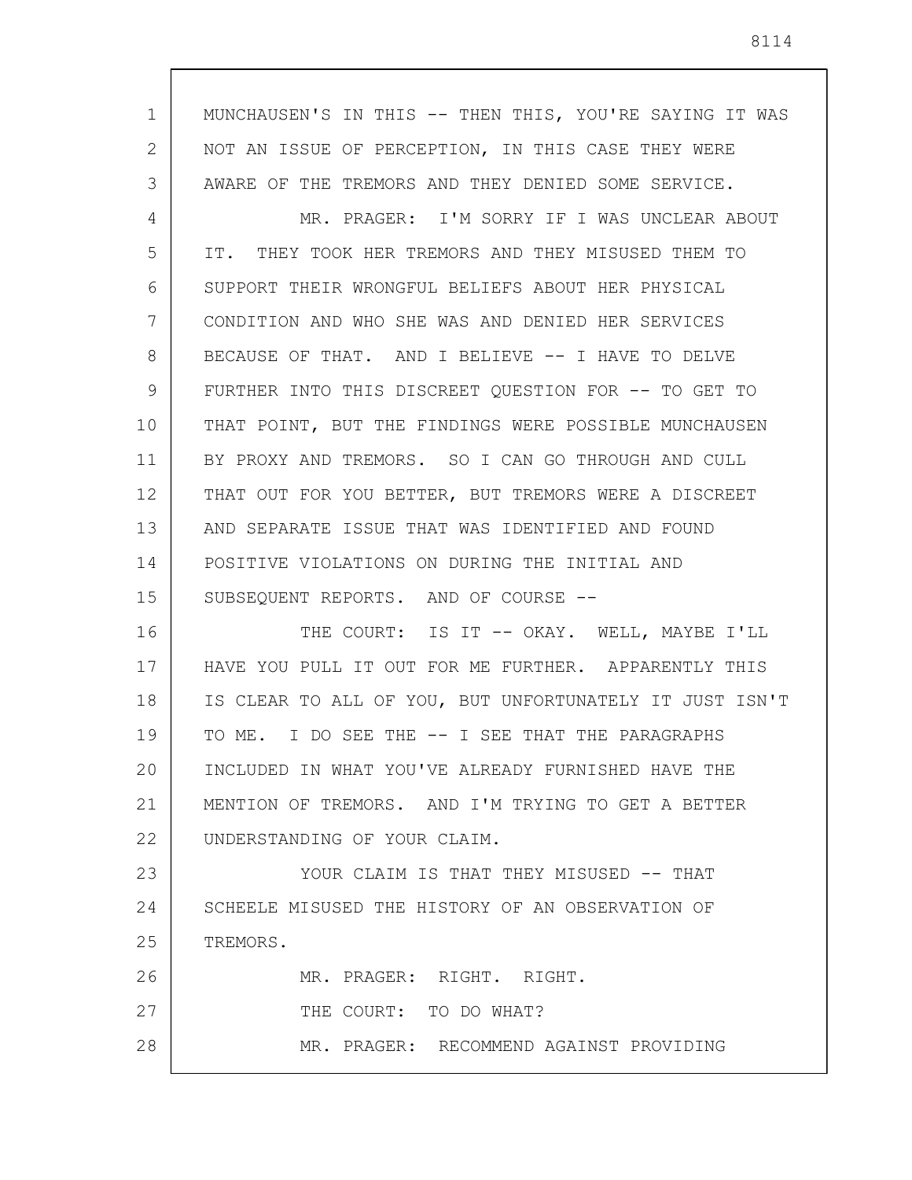MUNCHAUSEN'S IN THIS -- THEN THIS, YOU'RE SAYING IT WAS NOT AN ISSUE OF PERCEPTION, IN THIS CASE THEY WERE AWARE OF THE TREMORS AND THEY DENIED SOME SERVICE.

MR. PRAGER: I'M SORRY IF I WAS UNCLEAR ABOUT IT. THEY TOOK HER TREMORS AND THEY MISUSED THEM TO SUPPORT THEIR WRONGFUL BELIEFS ABOUT HER PHYSICAL CONDITION AND WHO SHE WAS AND DENIED HER SERVICES BECAUSE OF THAT. AND I BELIEVE -- I HAVE TO DELVE FURTHER INTO THIS DISCREET QUESTION FOR -- TO GET TO THAT POINT, BUT THE FINDINGS WERE POSSIBLE MUNCHAUSEN BY PROXY AND TREMORS. SO I CAN GO THROUGH AND CULL THAT OUT FOR YOU BETTER, BUT TREMORS WERE A DISCREET AND SEPARATE ISSUE THAT WAS IDENTIFIED AND FOUND POSITIVE VIOLATIONS ON DURING THE INITIAL AND SUBSEQUENT REPORTS. AND OF COURSE --

THE COURT: IS IT -- OKAY. WELL, MAYBE I'LL HAVE YOU PULL IT OUT FOR ME FURTHER. APPARENTLY THIS IS CLEAR TO ALL OF YOU, BUT UNFORTUNATELY IT JUST ISN'T TO ME. I DO SEE THE -- I SEE THAT THE PARAGRAPHS INCLUDED IN WHAT YOU'VE ALREADY FURNISHED HAVE THE MENTION OF TREMORS. AND I'M TRYING TO GET A BETTER UNDERSTANDING OF YOUR CLAIM.

YOUR CLAIM IS THAT THEY MISUSED -- THAT SCHEELE MISUSED THE HISTORY OF AN OBSERVATION OF TREMORS.

MR. PRAGER: RIGHT. RIGHT.

THE COURT: TO DO WHAT?

MR. PRAGER: RECOMMEND AGAINST PROVIDING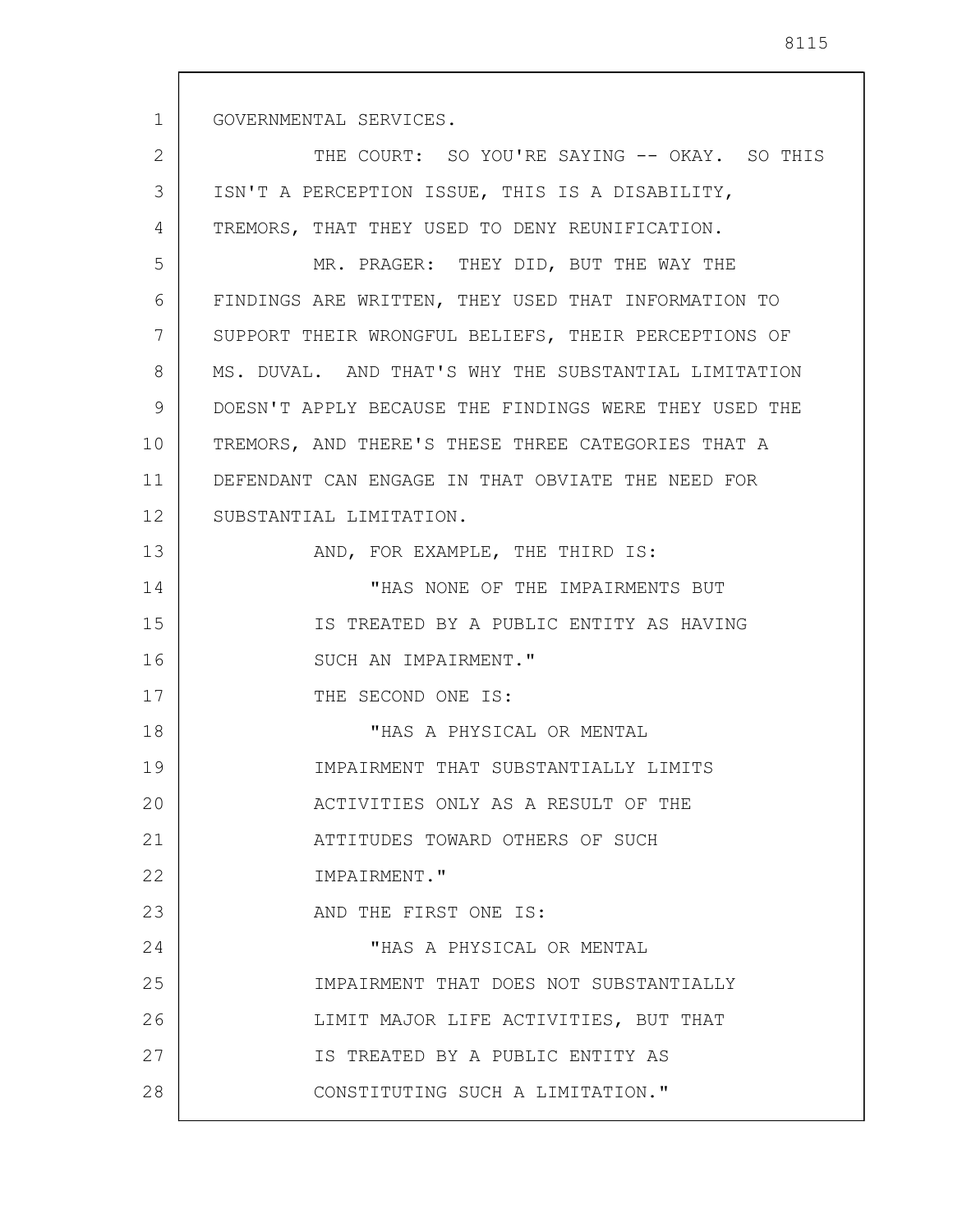GOVERNMENTAL SERVICES.

THE COURT: SO YOU'RE SAYING -- OKAY. SO THIS ISN'T A PERCEPTION ISSUE, THIS IS A DISABILITY, TREMORS, THAT THEY USED TO DENY REUNIFICATION.

MR. PRAGER: THEY DID, BUT THE WAY THE FINDINGS ARE WRITTEN, THEY USED THAT INFORMATION TO SUPPORT THEIR WRONGFUL BELIEFS, THEIR PERCEPTIONS OF MS. DUVAL. AND THAT'S WHY THE SUBSTANTIAL LIMITATION DOESN'T APPLY BECAUSE THE FINDINGS WERE THEY USED THE TREMORS, AND THERE'S THESE THREE CATEGORIES THAT A DEFENDANT CAN ENGAGE IN THAT OBVIATE THE NEED FOR SUBSTANTIAL LIMITATION.

AND, FOR EXAMPLE, THE THIRD IS:

> "HAS NONE OF THE IMPAIRMENTS BUT IS TREATED BY A PUBLIC ENTITY AS HAVING SUCH AN IMPAIRMENT."

THE SECOND ONE IS:

> "HAS A PHYSICAL OR MENTAL IMPAIRMENT THAT SUBSTANTIALLY LIMITS ACTIVITIES ONLY AS A RESULT OF THE ATTITUDES TOWARD OTHERS OF SUCH IMPAIRMENT."

AND THE FIRST ONE IS:

> "HAS A PHYSICAL OR MENTAL IMPAIRMENT THAT DOES NOT SUBSTANTIALLY LIMIT MAJOR LIFE ACTIVITIES, BUT THAT IS TREATED BY A PUBLIC ENTITY AS CONSTITUTING SUCH A LIMITATION."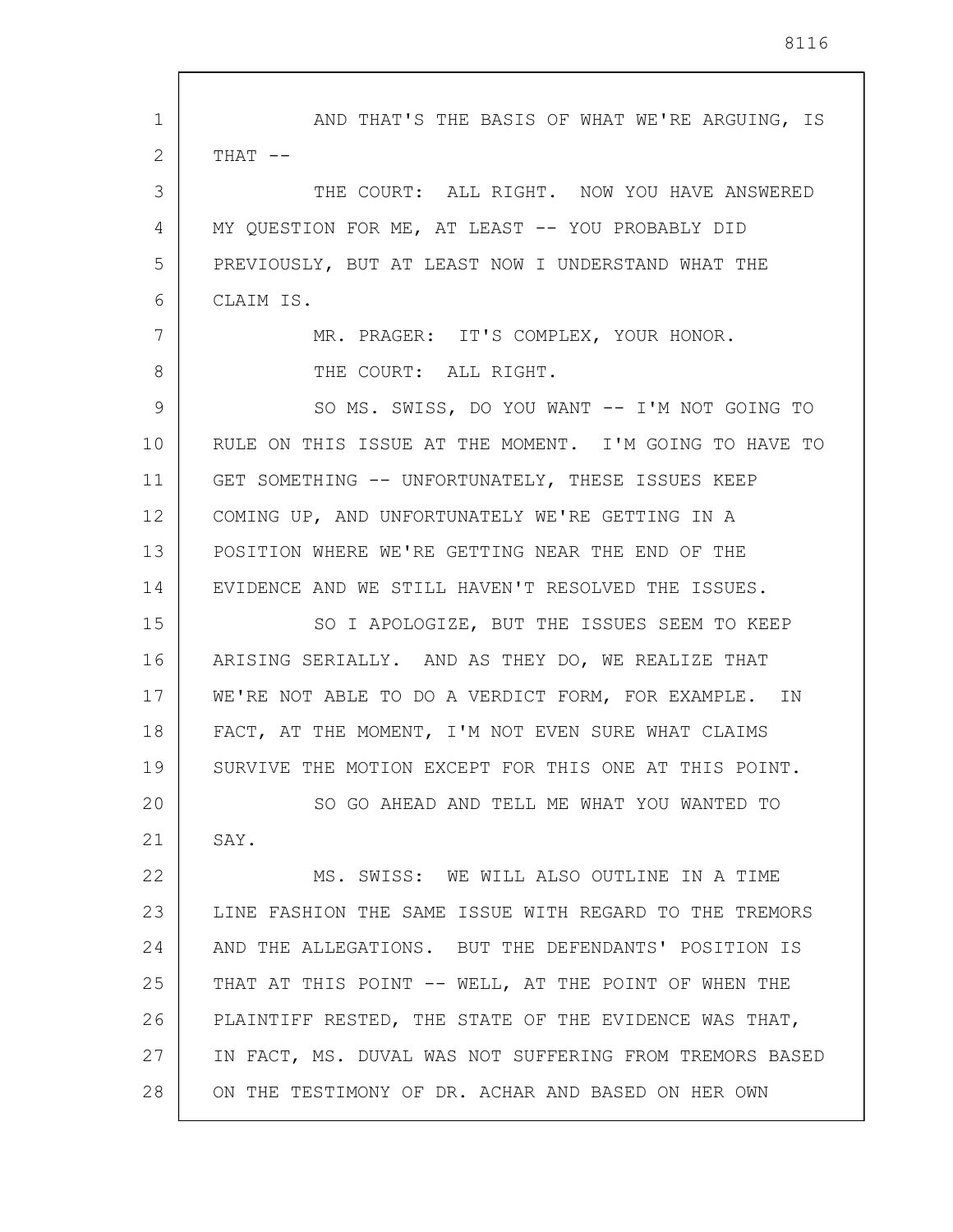AND THAT'S THE BASIS OF WHAT WE'RE ARGUING, IS THAT --

THE COURT: ALL RIGHT. NOW YOU HAVE ANSWERED MY QUESTION FOR ME, AT LEAST -- YOU PROBABLY DID PREVIOUSLY, BUT AT LEAST NOW I UNDERSTAND WHAT THE CLAIM IS.

MR. PRAGER: IT'S COMPLEX, YOUR HONOR.

THE COURT: ALL RIGHT.

SO MS. SWISS, DO YOU WANT -- I'M NOT GOING TO RULE ON THIS ISSUE AT THE MOMENT. I'M GOING TO HAVE TO GET SOMETHING -- UNFORTUNATELY, THESE ISSUES KEEP COMING UP, AND UNFORTUNATELY WE'RE GETTING IN A POSITION WHERE WE'RE GETTING NEAR THE END OF THE EVIDENCE AND WE STILL HAVEN'T RESOLVED THE ISSUES.

SO I APOLOGIZE, BUT THE ISSUES SEEM TO KEEP ARISING SERIALLY. AND AS THEY DO, WE REALIZE THAT WE'RE NOT ABLE TO DO A VERDICT FORM, FOR EXAMPLE. IN FACT, AT THE MOMENT, I'M NOT EVEN SURE WHAT CLAIMS SURVIVE THE MOTION EXCEPT FOR THIS ONE AT THIS POINT.

SO GO AHEAD AND TELL ME WHAT YOU WANTED TO SAY.

MS. SWISS: WE WILL ALSO OUTLINE IN A TIME LINE FASHION THE SAME ISSUE WITH REGARD TO THE TREMORS AND THE ALLEGATIONS. BUT THE DEFENDANTS' POSITION IS THAT AT THIS POINT -- WELL, AT THE POINT OF WHEN THE PLAINTIFF RESTED, THE STATE OF THE EVIDENCE WAS THAT, IN FACT, MS. DUVAL WAS NOT SUFFERING FROM TREMORS BASED ON THE TESTIMONY OF DR. ACHAR AND BASED ON HER OWN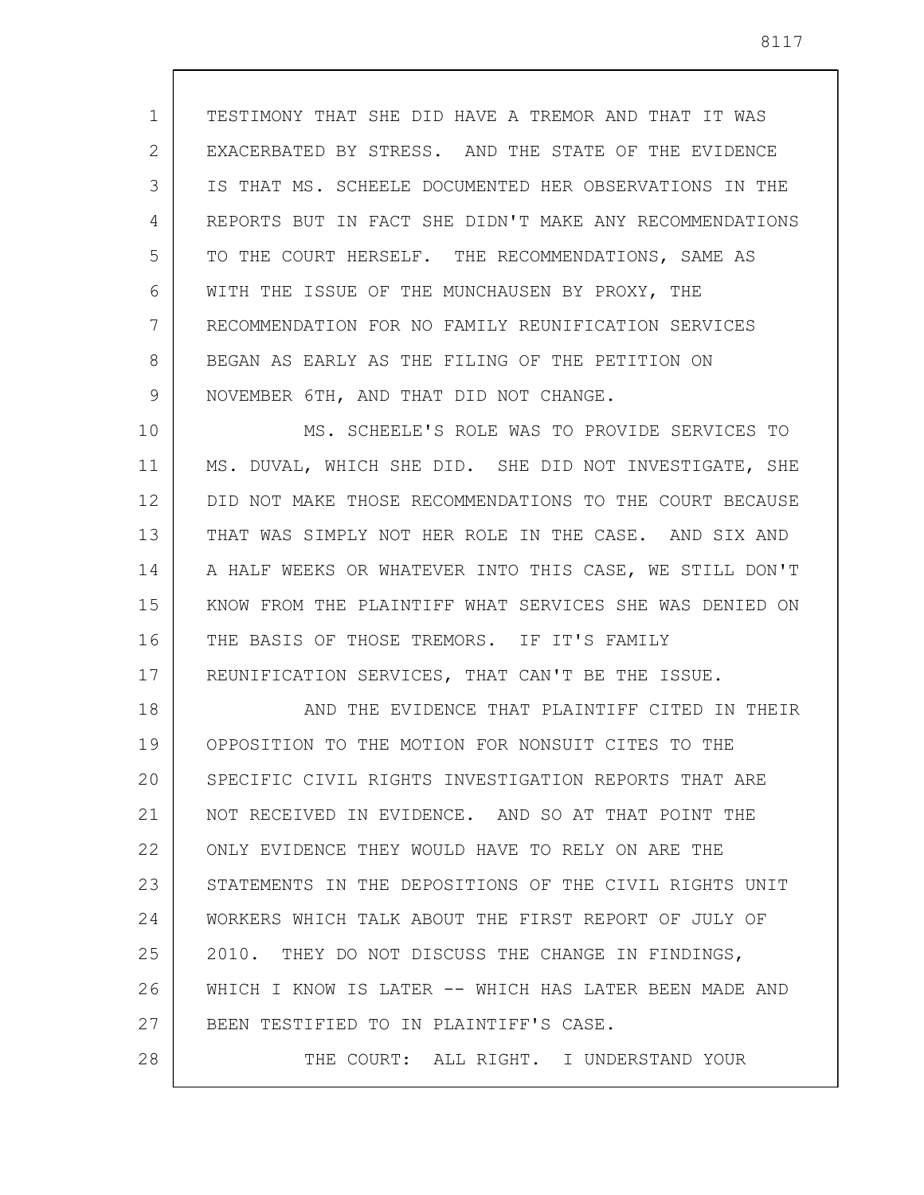TESTIMONY THAT SHE DID HAVE A TREMOR AND THAT IT WAS EXACERBATED BY STRESS. AND THE STATE OF THE EVIDENCE IS THAT MS. SCHEELE DOCUMENTED HER OBSERVATIONS IN THE REPORTS BUT IN FACT SHE DIDN'T MAKE ANY RECOMMENDATIONS TO THE COURT HERSELF. THE RECOMMENDATIONS, SAME AS WITH THE ISSUE OF THE MUNCHAUSEN BY PROXY, THE RECOMMENDATION FOR NO FAMILY REUNIFICATION SERVICES BEGAN AS EARLY AS THE FILING OF THE PETITION ON NOVEMBER 6TH, AND THAT DID NOT CHANGE.

MS. SCHEELE'S ROLE WAS TO PROVIDE SERVICES TO MS. DUVAL, WHICH SHE DID. SHE DID NOT INVESTIGATE, SHE DID NOT MAKE THOSE RECOMMENDATIONS TO THE COURT BECAUSE THAT WAS SIMPLY NOT HER ROLE IN THE CASE. AND SIX AND A HALF WEEKS OR WHATEVER INTO THIS CASE, WE STILL DON'T KNOW FROM THE PLAINTIFF WHAT SERVICES SHE WAS DENIED ON THE BASIS OF THOSE TREMORS. IF IT'S FAMILY REUNIFICATION SERVICES, THAT CAN'T BE THE ISSUE.

AND THE EVIDENCE THAT PLAINTIFF CITED IN THEIR OPPOSITION TO THE MOTION FOR NONSUIT CITES TO THE SPECIFIC CIVIL RIGHTS INVESTIGATION REPORTS THAT ARE NOT RECEIVED IN EVIDENCE. AND SO AT THAT POINT THE ONLY EVIDENCE THEY WOULD HAVE TO RELY ON ARE THE STATEMENTS IN THE DEPOSITIONS OF THE CIVIL RIGHTS UNIT WORKERS WHICH TALK ABOUT THE FIRST REPORT OF JULY OF 2010. THEY DO NOT DISCUSS THE CHANGE IN FINDINGS, WHICH I KNOW IS LATER -- WHICH HAS LATER BEEN MADE AND BEEN TESTIFIED TO IN PLAINTIFF'S CASE.

THE COURT: ALL RIGHT. I UNDERSTAND YOUR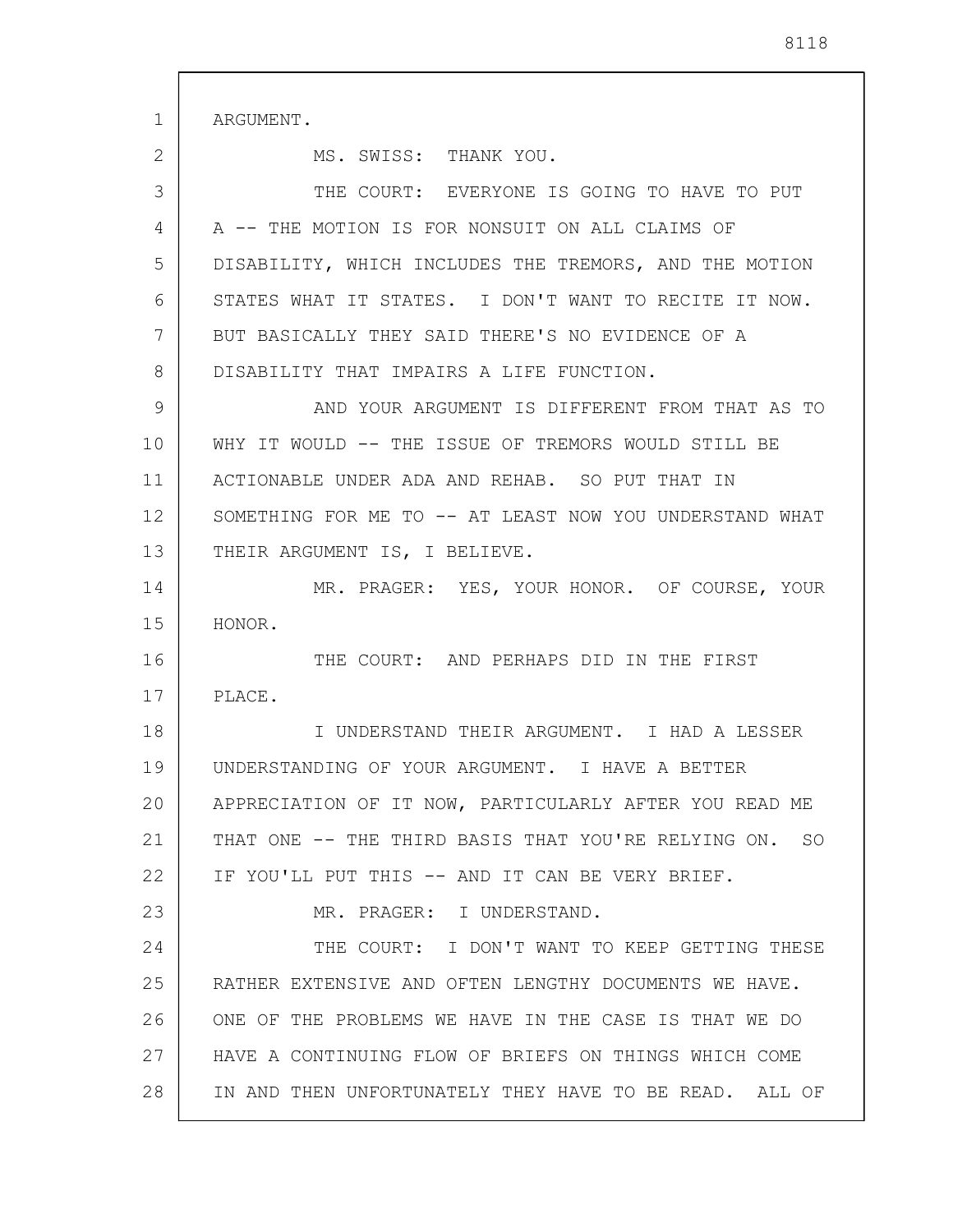ARGUMENT.

MS. SWISS: THANK YOU.

THE COURT: EVERYONE IS GOING TO HAVE TO PUT A -- THE MOTION IS FOR NONSUIT ON ALL CLAIMS OF DISABILITY, WHICH INCLUDES THE TREMORS, AND THE MOTION STATES WHAT IT STATES. I DON'T WANT TO RECITE IT NOW. BUT BASICALLY THEY SAID THERE'S NO EVIDENCE OF A DISABILITY THAT IMPAIRS A LIFE FUNCTION.

AND YOUR ARGUMENT IS DIFFERENT FROM THAT AS TO WHY IT WOULD -- THE ISSUE OF TREMORS WOULD STILL BE ACTIONABLE UNDER ADA AND REHAB. SO PUT THAT IN SOMETHING FOR ME TO -- AT LEAST NOW YOU UNDERSTAND WHAT THEIR ARGUMENT IS, I BELIEVE.

MR. PRAGER: YES, YOUR HONOR. OF COURSE, YOUR HONOR.

THE COURT: AND PERHAPS DID IN THE FIRST PLACE.

I UNDERSTAND THEIR ARGUMENT. I HAD A LESSER UNDERSTANDING OF YOUR ARGUMENT. I HAVE A BETTER APPRECIATION OF IT NOW, PARTICULARLY AFTER YOU READ ME THAT ONE -- THE THIRD BASIS THAT YOU'RE RELYING ON. SO IF YOU'LL PUT THIS -- AND IT CAN BE VERY BRIEF.

MR. PRAGER: I UNDERSTAND.

THE COURT: I DON'T WANT TO KEEP GETTING THESE RATHER EXTENSIVE AND OFTEN LENGTHY DOCUMENTS WE HAVE. ONE OF THE PROBLEMS WE HAVE IN THE CASE IS THAT WE DO HAVE A CONTINUING FLOW OF BRIEFS ON THINGS WHICH COME IN AND THEN UNFORTUNATELY THEY HAVE TO BE READ. ALL OF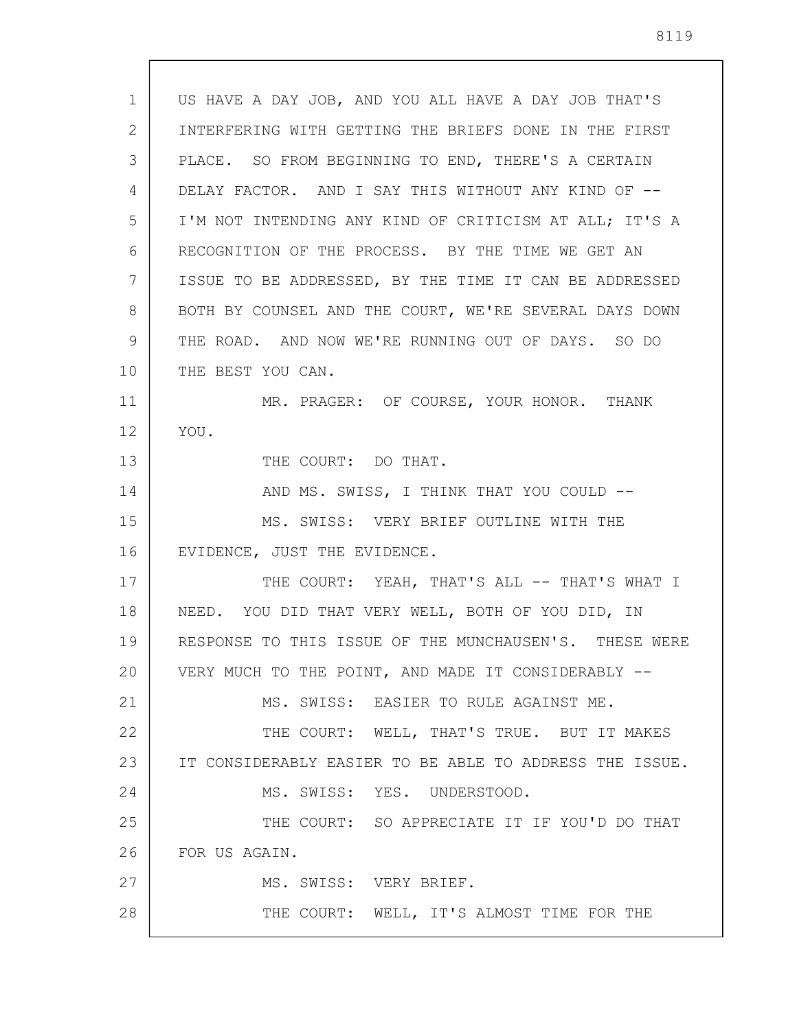US HAVE A DAY JOB, AND YOU ALL HAVE A DAY JOB THAT'S INTERFERING WITH GETTING THE BRIEFS DONE IN THE FIRST PLACE. SO FROM BEGINNING TO END, THERE'S A CERTAIN DELAY FACTOR. AND I SAY THIS WITHOUT ANY KIND OF -- I'M NOT INTENDING ANY KIND OF CRITICISM AT ALL; IT'S A RECOGNITION OF THE PROCESS. BY THE TIME WE GET AN ISSUE TO BE ADDRESSED, BY THE TIME IT CAN BE ADDRESSED BOTH BY COUNSEL AND THE COURT, WE'RE SEVERAL DAYS DOWN THE ROAD. AND NOW WE'RE RUNNING OUT OF DAYS. SO DO THE BEST YOU CAN.

MR. PRAGER: OF COURSE, YOUR HONOR. THANK YOU.

THE COURT: DO THAT.

AND MS. SWISS, I THINK THAT YOU COULD --

MS. SWISS: VERY BRIEF OUTLINE WITH THE EVIDENCE, JUST THE EVIDENCE.

THE COURT: YEAH, THAT'S ALL -- THAT'S WHAT I NEED. YOU DID THAT VERY WELL, BOTH OF YOU DID, IN RESPONSE TO THIS ISSUE OF THE MUNCHAUSEN'S. THESE WERE VERY MUCH TO THE POINT, AND MADE IT CONSIDERABLY --

MS. SWISS: EASIER TO RULE AGAINST ME.

THE COURT: WELL, THAT'S TRUE. BUT IT MAKES IT CONSIDERABLY EASIER TO BE ABLE TO ADDRESS THE ISSUE.

MS. SWISS: YES. UNDERSTOOD.

THE COURT: SO APPRECIATE IT IF YOU'D DO THAT FOR US AGAIN.

MS. SWISS: VERY BRIEF.

THE COURT: WELL, IT'S ALMOST TIME FOR THE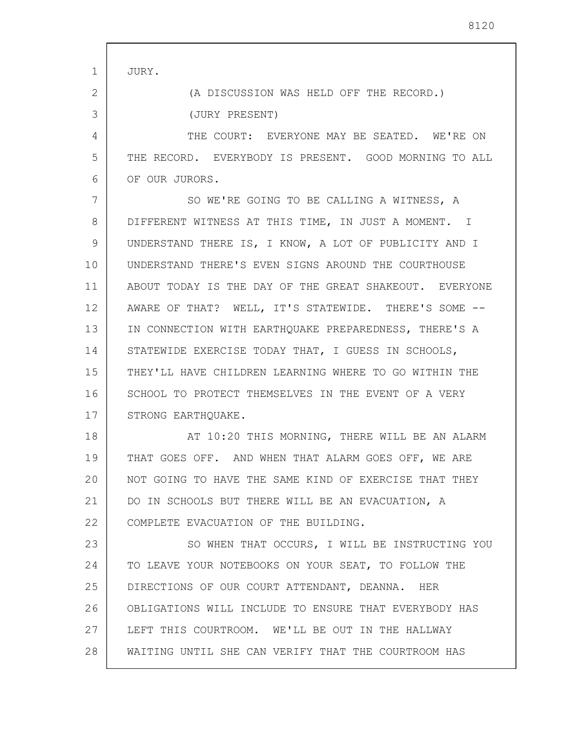JURY.

(A DISCUSSION WAS HELD OFF THE RECORD.)

(JURY PRESENT)

THE COURT: EVERYONE MAY BE SEATED. WE'RE ON THE RECORD. EVERYBODY IS PRESENT. GOOD MORNING TO ALL OF OUR JURORS.

SO WE'RE GOING TO BE CALLING A WITNESS, A DIFFERENT WITNESS AT THIS TIME, IN JUST A MOMENT. I UNDERSTAND THERE IS, I KNOW, A LOT OF PUBLICITY AND I UNDERSTAND THERE'S EVEN SIGNS AROUND THE COURTHOUSE ABOUT TODAY IS THE DAY OF THE GREAT SHAKEOUT. EVERYONE AWARE OF THAT? WELL, IT'S STATEWIDE. THERE'S SOME -- IN CONNECTION WITH EARTHQUAKE PREPAREDNESS, THERE'S A STATEWIDE EXERCISE TODAY THAT, I GUESS IN SCHOOLS, THEY'LL HAVE CHILDREN LEARNING WHERE TO GO WITHIN THE SCHOOL TO PROTECT THEMSELVES IN THE EVENT OF A VERY STRONG EARTHQUAKE.

AT 10:20 THIS MORNING, THERE WILL BE AN ALARM THAT GOES OFF. AND WHEN THAT ALARM GOES OFF, WE ARE NOT GOING TO HAVE THE SAME KIND OF EXERCISE THAT THEY DO IN SCHOOLS BUT THERE WILL BE AN EVACUATION, A COMPLETE EVACUATION OF THE BUILDING.

SO WHEN THAT OCCURS, I WILL BE INSTRUCTING YOU TO LEAVE YOUR NOTEBOOKS ON YOUR SEAT, TO FOLLOW THE DIRECTIONS OF OUR COURT ATTENDANT, DEANNA. HER OBLIGATIONS WILL INCLUDE TO ENSURE THAT EVERYBODY HAS LEFT THIS COURTROOM. WE'LL BE OUT IN THE HALLWAY WAITING UNTIL SHE CAN VERIFY THAT THE COURTROOM HAS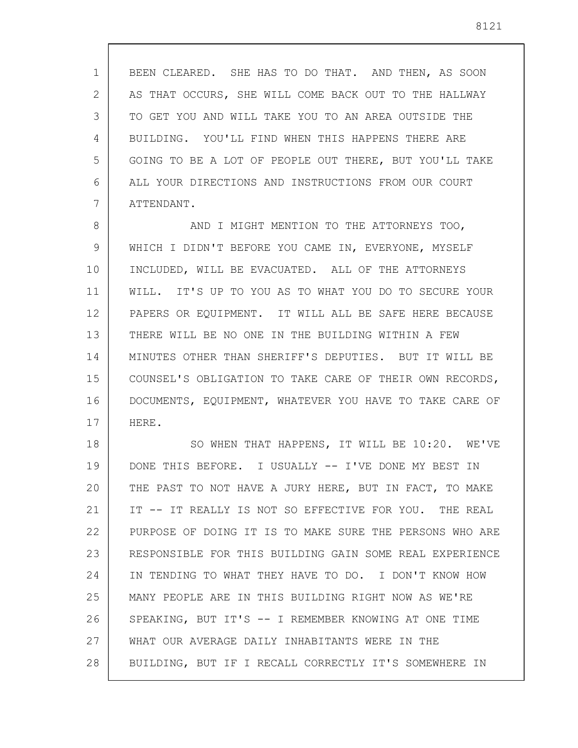BEEN CLEARED. SHE HAS TO DO THAT. AND THEN, AS SOON AS THAT OCCURS, SHE WILL COME BACK OUT TO THE HALLWAY TO GET YOU AND WILL TAKE YOU TO AN AREA OUTSIDE THE BUILDING. YOU'LL FIND WHEN THIS HAPPENS THERE ARE GOING TO BE A LOT OF PEOPLE OUT THERE, BUT YOU'LL TAKE ALL YOUR DIRECTIONS AND INSTRUCTIONS FROM OUR COURT ATTENDANT.

AND I MIGHT MENTION TO THE ATTORNEYS TOO, WHICH I DIDN'T BEFORE YOU CAME IN, EVERYONE, MYSELF INCLUDED, WILL BE EVACUATED. ALL OF THE ATTORNEYS WILL. IT'S UP TO YOU AS TO WHAT YOU DO TO SECURE YOUR PAPERS OR EQUIPMENT. IT WILL ALL BE SAFE HERE BECAUSE THERE WILL BE NO ONE IN THE BUILDING WITHIN A FEW MINUTES OTHER THAN SHERIFF'S DEPUTIES. BUT IT WILL BE COUNSEL'S OBLIGATION TO TAKE CARE OF THEIR OWN RECORDS, DOCUMENTS, EQUIPMENT, WHATEVER YOU HAVE TO TAKE CARE OF HERE.

SO WHEN THAT HAPPENS, IT WILL BE 10:20. WE'VE DONE THIS BEFORE. I USUALLY -- I'VE DONE MY BEST IN THE PAST TO NOT HAVE A JURY HERE, BUT IN FACT, TO MAKE IT -- IT REALLY IS NOT SO EFFECTIVE FOR YOU. THE REAL PURPOSE OF DOING IT IS TO MAKE SURE THE PERSONS WHO ARE RESPONSIBLE FOR THIS BUILDING GAIN SOME REAL EXPERIENCE IN TENDING TO WHAT THEY HAVE TO DO. I DON'T KNOW HOW MANY PEOPLE ARE IN THIS BUILDING RIGHT NOW AS WE'RE SPEAKING, BUT IT'S -- I REMEMBER KNOWING AT ONE TIME WHAT OUR AVERAGE DAILY INHABITANTS WERE IN THE BUILDING, BUT IF I RECALL CORRECTLY IT'S SOMEWHERE IN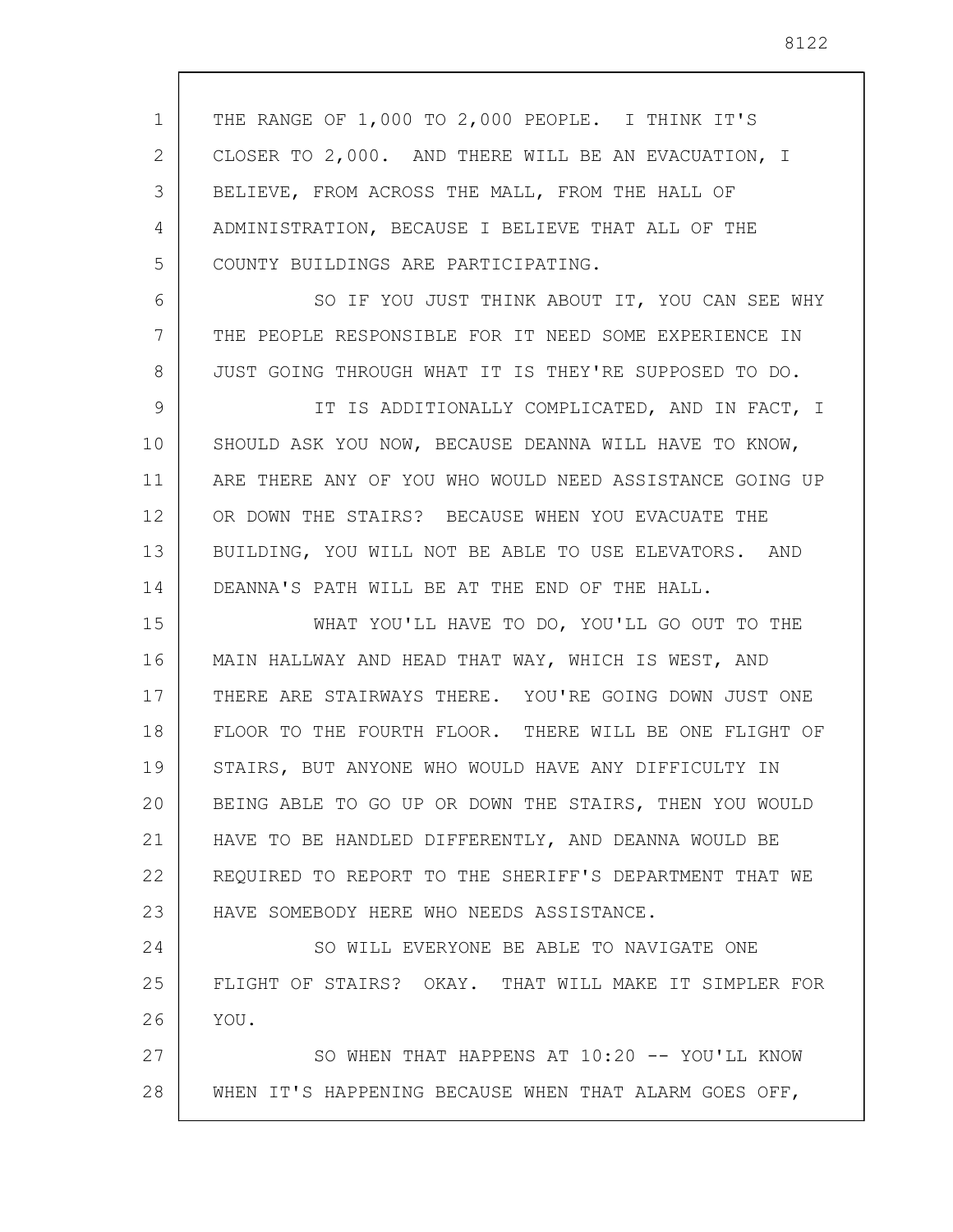THE RANGE OF 1,000 TO 2,000 PEOPLE. I THINK IT'S CLOSER TO 2,000. AND THERE WILL BE AN EVACUATION, I BELIEVE, FROM ACROSS THE MALL, FROM THE HALL OF ADMINISTRATION, BECAUSE I BELIEVE THAT ALL OF THE COUNTY BUILDINGS ARE PARTICIPATING.

SO IF YOU JUST THINK ABOUT IT, YOU CAN SEE WHY THE PEOPLE RESPONSIBLE FOR IT NEED SOME EXPERIENCE IN JUST GOING THROUGH WHAT IT IS THEY'RE SUPPOSED TO DO.

IT IS ADDITIONALLY COMPLICATED, AND IN FACT, I SHOULD ASK YOU NOW, BECAUSE DEANNA WILL HAVE TO KNOW, ARE THERE ANY OF YOU WHO WOULD NEED ASSISTANCE GOING UP OR DOWN THE STAIRS? BECAUSE WHEN YOU EVACUATE THE BUILDING, YOU WILL NOT BE ABLE TO USE ELEVATORS. AND DEANNA'S PATH WILL BE AT THE END OF THE HALL.

WHAT YOU'LL HAVE TO DO, YOU'LL GO OUT TO THE MAIN HALLWAY AND HEAD THAT WAY, WHICH IS WEST, AND THERE ARE STAIRWAYS THERE. YOU'RE GOING DOWN JUST ONE FLOOR TO THE FOURTH FLOOR. THERE WILL BE ONE FLIGHT OF STAIRS, BUT ANYONE WHO WOULD HAVE ANY DIFFICULTY IN BEING ABLE TO GO UP OR DOWN THE STAIRS, THEN YOU WOULD HAVE TO BE HANDLED DIFFERENTLY, AND DEANNA WOULD BE REQUIRED TO REPORT TO THE SHERIFF'S DEPARTMENT THAT WE HAVE SOMEBODY HERE WHO NEEDS ASSISTANCE.

SO WILL EVERYONE BE ABLE TO NAVIGATE ONE FLIGHT OF STAIRS? OKAY. THAT WILL MAKE IT SIMPLER FOR YOU.

SO WHEN THAT HAPPENS AT 10:20 -- YOU'LL KNOW WHEN IT'S HAPPENING BECAUSE WHEN THAT ALARM GOES OFF,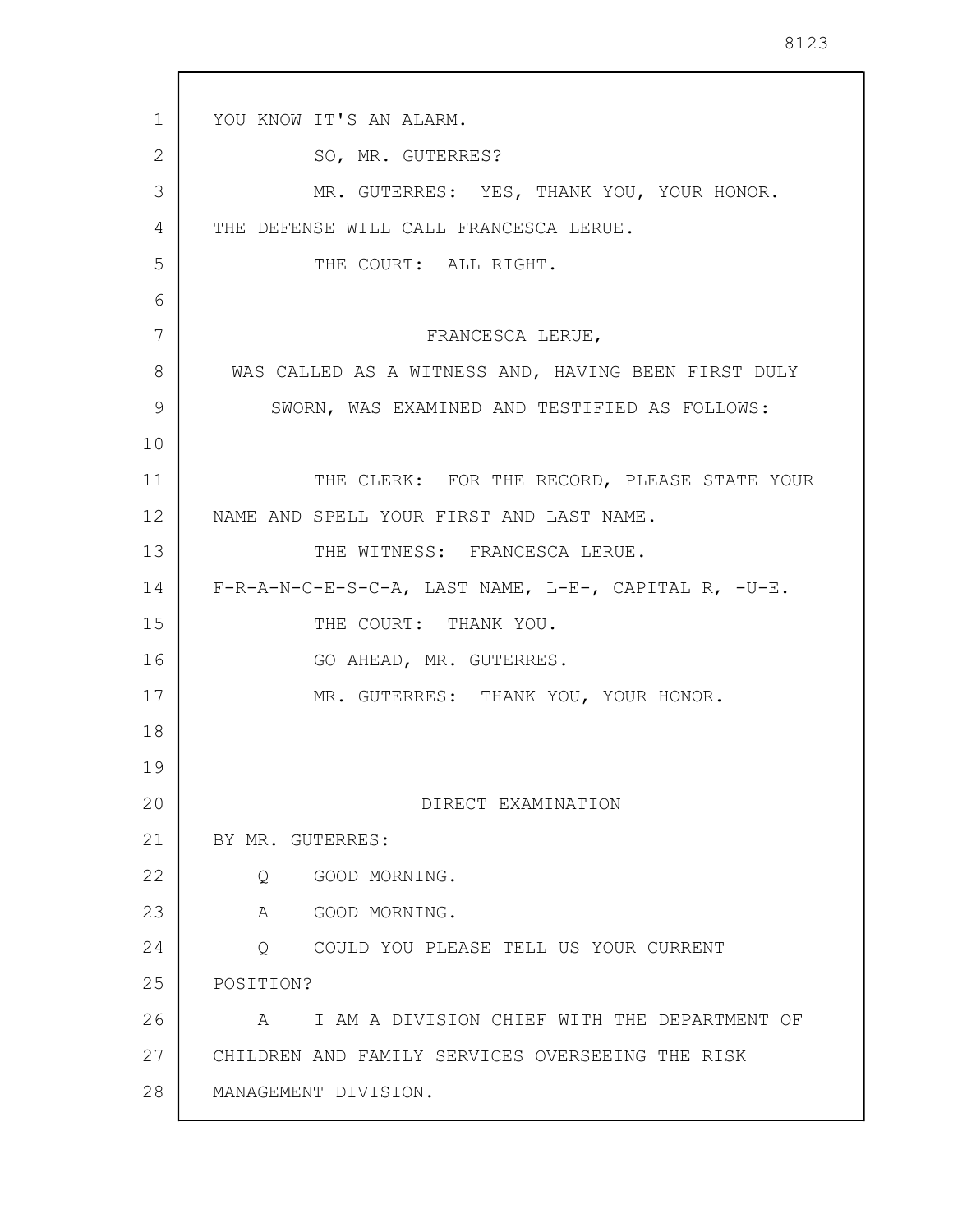YOU KNOW IT'S AN ALARM.

SO, MR. GUTERRES?

MR. GUTERRES: YES, THANK YOU, YOUR HONOR. THE DEFENSE WILL CALL FRANCESCA LERUE.

THE COURT: ALL RIGHT.

FRANCESCA LERUE,

WAS CALLED AS A WITNESS AND, HAVING BEEN FIRST DULY SWORN, WAS EXAMINED AND TESTIFIED AS FOLLOWS:

THE CLERK: FOR THE RECORD, PLEASE STATE YOUR NAME AND SPELL YOUR FIRST AND LAST NAME.

THE WITNESS: FRANCESCA LERUE. F-R-A-N-C-E-S-C-A, LAST NAME, L-E-, CAPITAL R, -U-E.

THE COURT: THANK YOU.

GO AHEAD, MR. GUTERRES.

MR. GUTERRES: THANK YOU, YOUR HONOR.

DIRECT EXAMINATION

BY MR. GUTERRES:

Q GOOD MORNING.

A GOOD MORNING.

Q COULD YOU PLEASE TELL US YOUR CURRENT POSITION?

A I AM A DIVISION CHIEF WITH THE DEPARTMENT OF CHILDREN AND FAMILY SERVICES OVERSEEING THE RISK MANAGEMENT DIVISION.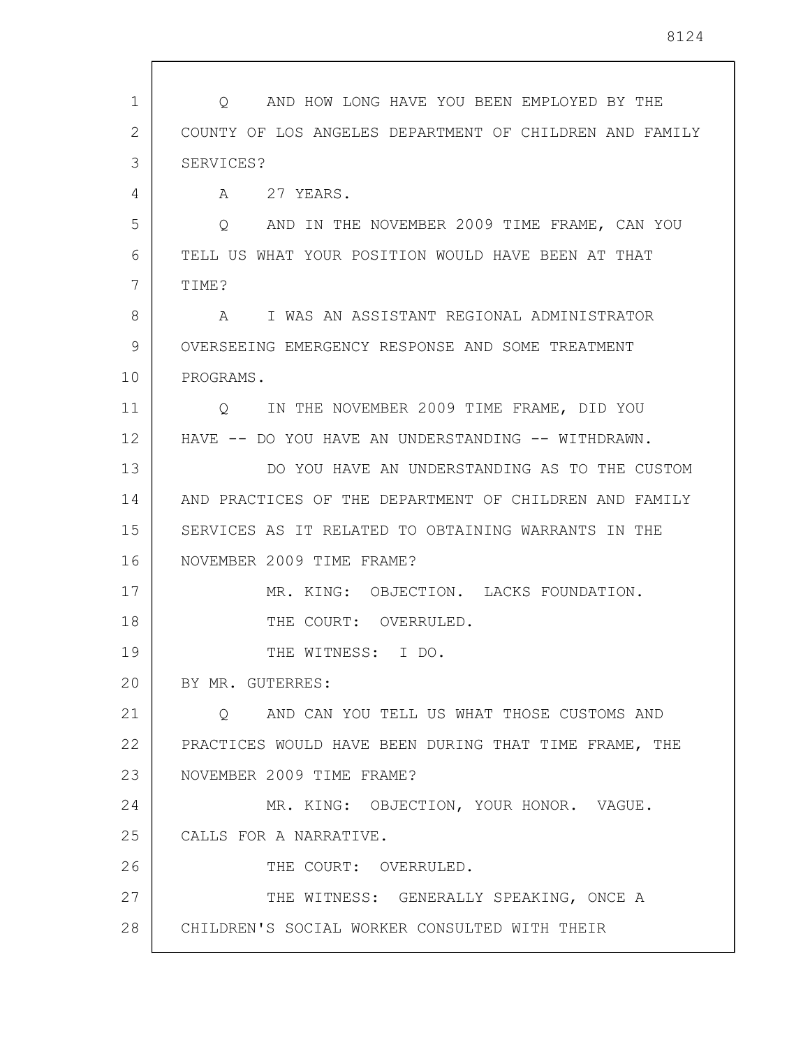Q AND HOW LONG HAVE YOU BEEN EMPLOYED BY THE COUNTY OF LOS ANGELES DEPARTMENT OF CHILDREN AND FAMILY SERVICES?

A 27 YEARS.

Q AND IN THE NOVEMBER 2009 TIME FRAME, CAN YOU TELL US WHAT YOUR POSITION WOULD HAVE BEEN AT THAT TIME?

A I WAS AN ASSISTANT REGIONAL ADMINISTRATOR OVERSEEING EMERGENCY RESPONSE AND SOME TREATMENT PROGRAMS.

Q IN THE NOVEMBER 2009 TIME FRAME, DID YOU HAVE -- DO YOU HAVE AN UNDERSTANDING -- WITHDRAWN.

DO YOU HAVE AN UNDERSTANDING AS TO THE CUSTOM AND PRACTICES OF THE DEPARTMENT OF CHILDREN AND FAMILY SERVICES AS IT RELATED TO OBTAINING WARRANTS IN THE NOVEMBER 2009 TIME FRAME?

MR. KING: OBJECTION. LACKS FOUNDATION.

THE COURT: OVERRULED.

THE WITNESS: I DO.

BY MR. GUTERRES:

Q AND CAN YOU TELL US WHAT THOSE CUSTOMS AND PRACTICES WOULD HAVE BEEN DURING THAT TIME FRAME, THE NOVEMBER 2009 TIME FRAME?

MR. KING: OBJECTION, YOUR HONOR. VAGUE. CALLS FOR A NARRATIVE.

THE COURT: OVERRULED.

THE WITNESS: GENERALLY SPEAKING, ONCE A CHILDREN'S SOCIAL WORKER CONSULTED WITH THEIR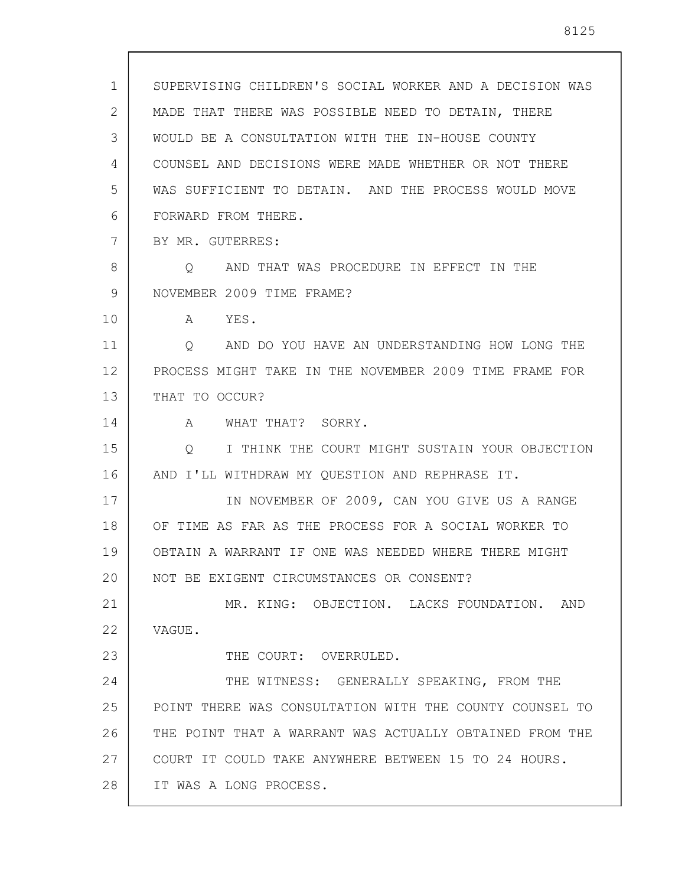SUPERVISING CHILDREN'S SOCIAL WORKER AND A DECISION WAS MADE THAT THERE WAS POSSIBLE NEED TO DETAIN, THERE WOULD BE A CONSULTATION WITH THE IN-HOUSE COUNTY COUNSEL AND DECISIONS WERE MADE WHETHER OR NOT THERE WAS SUFFICIENT TO DETAIN. AND THE PROCESS WOULD MOVE FORWARD FROM THERE.

BY MR. GUTERRES:

Q AND THAT WAS PROCEDURE IN EFFECT IN THE NOVEMBER 2009 TIME FRAME?

A YES.

Q AND DO YOU HAVE AN UNDERSTANDING HOW LONG THE PROCESS MIGHT TAKE IN THE NOVEMBER 2009 TIME FRAME FOR THAT TO OCCUR?

A WHAT THAT? SORRY.

Q I THINK THE COURT MIGHT SUSTAIN YOUR OBJECTION AND I'LL WITHDRAW MY QUESTION AND REPHRASE IT.

IN NOVEMBER OF 2009, CAN YOU GIVE US A RANGE OF TIME AS FAR AS THE PROCESS FOR A SOCIAL WORKER TO OBTAIN A WARRANT IF ONE WAS NEEDED WHERE THERE MIGHT NOT BE EXIGENT CIRCUMSTANCES OR CONSENT?

MR. KING: OBJECTION. LACKS FOUNDATION. AND VAGUE.

THE COURT: OVERRULED.

THE WITNESS: GENERALLY SPEAKING, FROM THE POINT THERE WAS CONSULTATION WITH THE COUNTY COUNSEL TO THE POINT THAT A WARRANT WAS ACTUALLY OBTAINED FROM THE COURT IT COULD TAKE ANYWHERE BETWEEN 15 TO 24 HOURS. IT WAS A LONG PROCESS.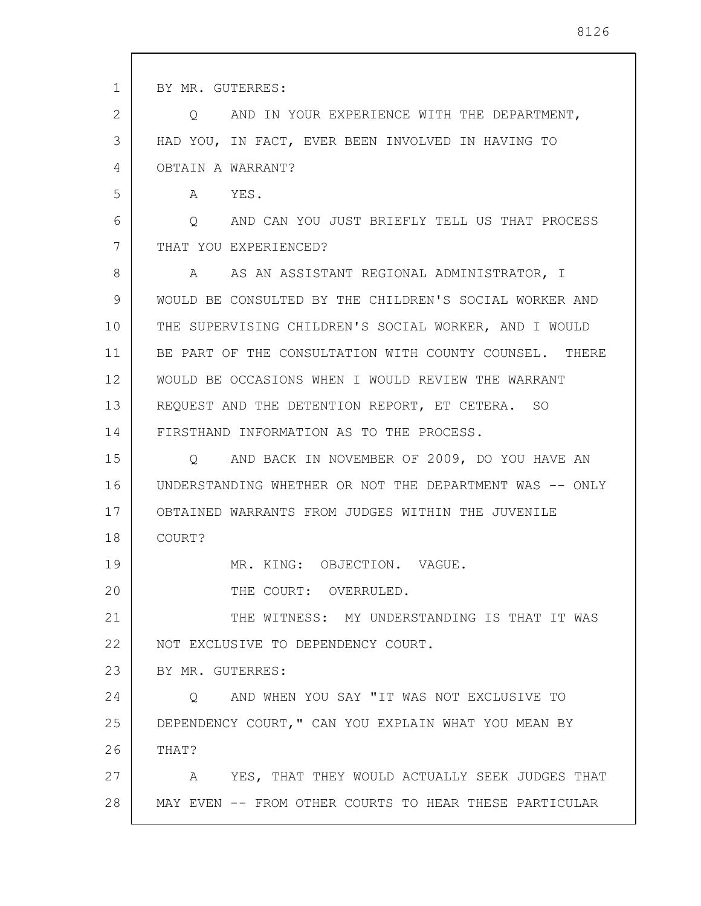BY MR. GUTERRES:

Q AND IN YOUR EXPERIENCE WITH THE DEPARTMENT, HAD YOU, IN FACT, EVER BEEN INVOLVED IN HAVING TO OBTAIN A WARRANT?

A YES.

Q AND CAN YOU JUST BRIEFLY TELL US THAT PROCESS THAT YOU EXPERIENCED?

A AS AN ASSISTANT REGIONAL ADMINISTRATOR, I WOULD BE CONSULTED BY THE CHILDREN'S SOCIAL WORKER AND THE SUPERVISING CHILDREN'S SOCIAL WORKER, AND I WOULD BE PART OF THE CONSULTATION WITH COUNTY COUNSEL. THERE WOULD BE OCCASIONS WHEN I WOULD REVIEW THE WARRANT REQUEST AND THE DETENTION REPORT, ET CETERA. SO FIRSTHAND INFORMATION AS TO THE PROCESS.

Q AND BACK IN NOVEMBER OF 2009, DO YOU HAVE AN UNDERSTANDING WHETHER OR NOT THE DEPARTMENT WAS -- ONLY OBTAINED WARRANTS FROM JUDGES WITHIN THE JUVENILE COURT?

MR. KING: OBJECTION. VAGUE.

THE COURT: OVERRULED.

THE WITNESS: MY UNDERSTANDING IS THAT IT WAS NOT EXCLUSIVE TO DEPENDENCY COURT.

BY MR. GUTERRES:

Q AND WHEN YOU SAY "IT WAS NOT EXCLUSIVE TO DEPENDENCY COURT," CAN YOU EXPLAIN WHAT YOU MEAN BY THAT?

A YES, THAT THEY WOULD ACTUALLY SEEK JUDGES THAT MAY EVEN -- FROM OTHER COURTS TO HEAR THESE PARTICULAR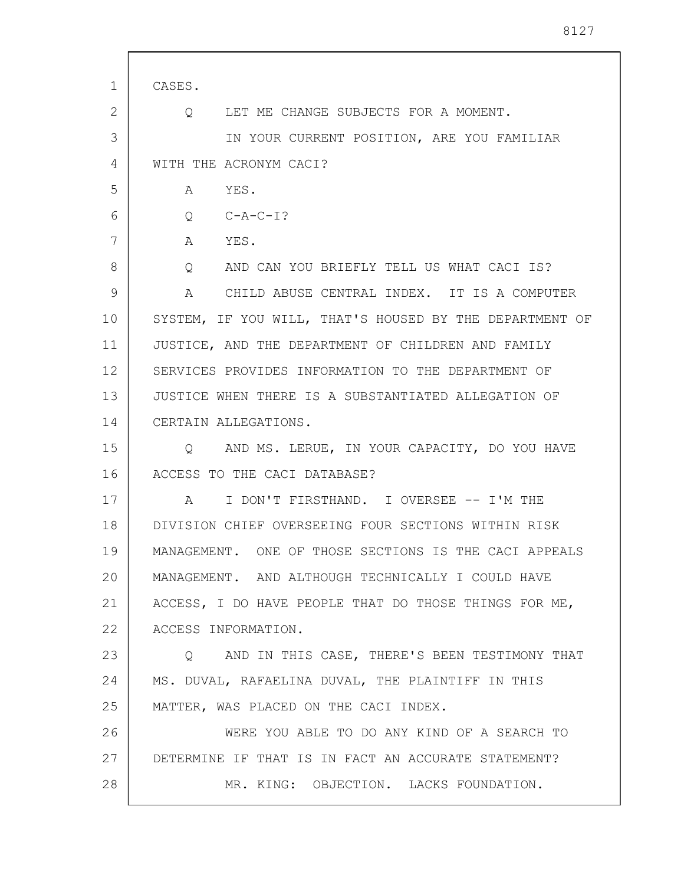CASES.

Q LET ME CHANGE SUBJECTS FOR A MOMENT.

IN YOUR CURRENT POSITION, ARE YOU FAMILIAR WITH THE ACRONYM CACI?

A YES.

Q C-A-C-I?

A YES.

Q AND CAN YOU BRIEFLY TELL US WHAT CACI IS?

A CHILD ABUSE CENTRAL INDEX. IT IS A COMPUTER SYSTEM, IF YOU WILL, THAT'S HOUSED BY THE DEPARTMENT OF JUSTICE, AND THE DEPARTMENT OF CHILDREN AND FAMILY SERVICES PROVIDES INFORMATION TO THE DEPARTMENT OF JUSTICE WHEN THERE IS A SUBSTANTIATED ALLEGATION OF CERTAIN ALLEGATIONS.

Q AND MS. LERUE, IN YOUR CAPACITY, DO YOU HAVE ACCESS TO THE CACI DATABASE?

A I DON'T FIRSTHAND. I OVERSEE -- I'M THE DIVISION CHIEF OVERSEEING FOUR SECTIONS WITHIN RISK MANAGEMENT. ONE OF THOSE SECTIONS IS THE CACI APPEALS MANAGEMENT. AND ALTHOUGH TECHNICALLY I COULD HAVE ACCESS, I DO HAVE PEOPLE THAT DO THOSE THINGS FOR ME, ACCESS INFORMATION.

Q AND IN THIS CASE, THERE'S BEEN TESTIMONY THAT MS. DUVAL, RAFAELINA DUVAL, THE PLAINTIFF IN THIS MATTER, WAS PLACED ON THE CACI INDEX.

WERE YOU ABLE TO DO ANY KIND OF A SEARCH TO DETERMINE IF THAT IS IN FACT AN ACCURATE STATEMENT?

MR. KING: OBJECTION. LACKS FOUNDATION.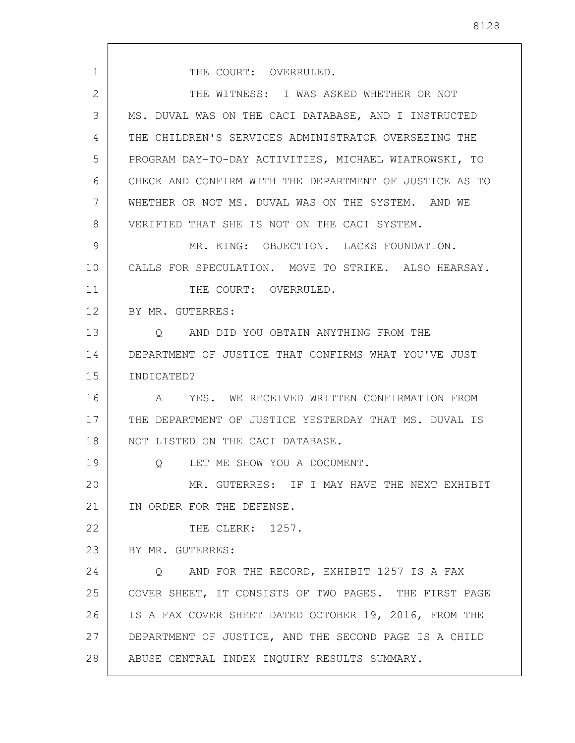THE COURT: OVERRULED.

THE WITNESS: I WAS ASKED WHETHER OR NOT MS. DUVAL WAS ON THE CACI DATABASE, AND I INSTRUCTED THE CHILDREN'S SERVICES ADMINISTRATOR OVERSEEING THE PROGRAM DAY-TO-DAY ACTIVITIES, MICHAEL WIATROWSKI, TO CHECK AND CONFIRM WITH THE DEPARTMENT OF JUSTICE AS TO WHETHER OR NOT MS. DUVAL WAS ON THE SYSTEM. AND WE VERIFIED THAT SHE IS NOT ON THE CACI SYSTEM.

MR. KING: OBJECTION. LACKS FOUNDATION. CALLS FOR SPECULATION. MOVE TO STRIKE. ALSO HEARSAY.

THE COURT: OVERRULED.

BY MR. GUTERRES:

Q AND DID YOU OBTAIN ANYTHING FROM THE DEPARTMENT OF JUSTICE THAT CONFIRMS WHAT YOU'VE JUST INDICATED?

A YES. WE RECEIVED WRITTEN CONFIRMATION FROM THE DEPARTMENT OF JUSTICE YESTERDAY THAT MS. DUVAL IS NOT LISTED ON THE CACI DATABASE.

Q LET ME SHOW YOU A DOCUMENT.

MR. GUTERRES: IF I MAY HAVE THE NEXT EXHIBIT IN ORDER FOR THE DEFENSE.

THE CLERK: 1257.

BY MR. GUTERRES:

Q AND FOR THE RECORD, EXHIBIT 1257 IS A FAX COVER SHEET, IT CONSISTS OF TWO PAGES. THE FIRST PAGE IS A FAX COVER SHEET DATED OCTOBER 19, 2016, FROM THE DEPARTMENT OF JUSTICE, AND THE SECOND PAGE IS A CHILD ABUSE CENTRAL INDEX INQUIRY RESULTS SUMMARY.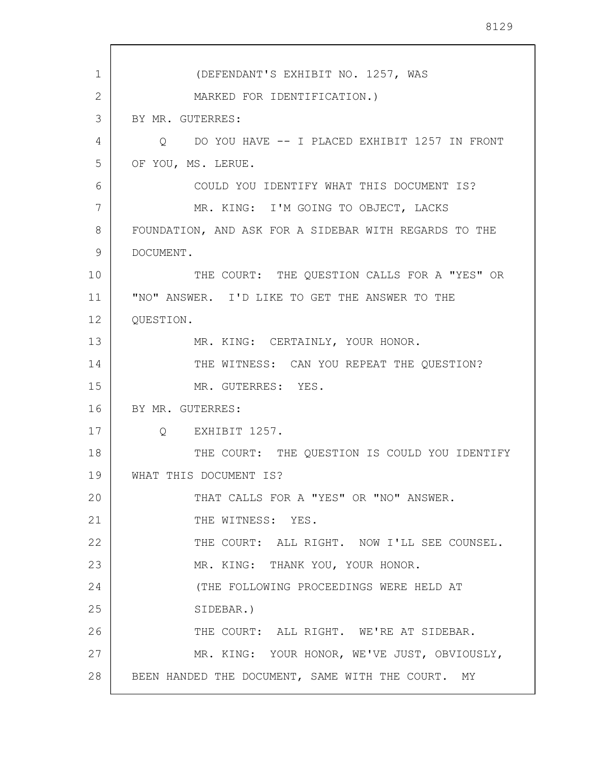(DEFENDANT'S EXHIBIT NO. 1257, WAS MARKED FOR IDENTIFICATION.)

BY MR. GUTERRES:

Q DO YOU HAVE -- I PLACED EXHIBIT 1257 IN FRONT OF YOU, MS. LERUE.

COULD YOU IDENTIFY WHAT THIS DOCUMENT IS?

MR. KING: I'M GOING TO OBJECT, LACKS FOUNDATION, AND ASK FOR A SIDEBAR WITH REGARDS TO THE DOCUMENT.

THE COURT: THE QUESTION CALLS FOR A "YES" OR "NO" ANSWER. I'D LIKE TO GET THE ANSWER TO THE QUESTION.

MR. KING: CERTAINLY, YOUR HONOR.

THE WITNESS: CAN YOU REPEAT THE QUESTION?

MR. GUTERRES: YES.

BY MR. GUTERRES:

Q EXHIBIT 1257.

THE COURT: THE QUESTION IS COULD YOU IDENTIFY WHAT THIS DOCUMENT IS?

THAT CALLS FOR A "YES" OR "NO" ANSWER.

THE WITNESS: YES.

THE COURT: ALL RIGHT. NOW I'LL SEE COUNSEL.

MR. KING: THANK YOU, YOUR HONOR.

(THE FOLLOWING PROCEEDINGS WERE HELD AT SIDEBAR.)

THE COURT: ALL RIGHT. WE'RE AT SIDEBAR.

MR. KING: YOUR HONOR, WE'VE JUST, OBVIOUSLY, BEEN HANDED THE DOCUMENT, SAME WITH THE COURT. MY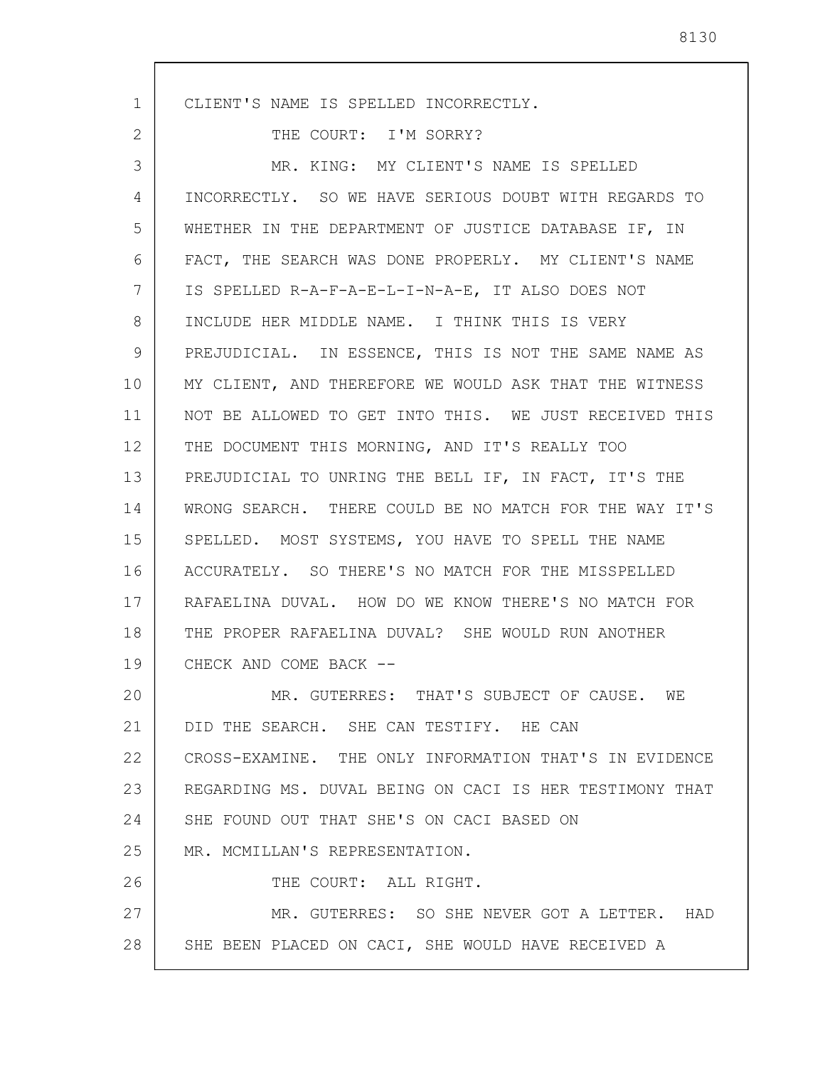CLIENT'S NAME IS SPELLED INCORRECTLY.

THE COURT: I'M SORRY?

MR. KING: MY CLIENT'S NAME IS SPELLED INCORRECTLY. SO WE HAVE SERIOUS DOUBT WITH REGARDS TO WHETHER IN THE DEPARTMENT OF JUSTICE DATABASE IF, IN FACT, THE SEARCH WAS DONE PROPERLY. MY CLIENT'S NAME IS SPELLED R-A-F-A-E-L-I-N-A-E, IT ALSO DOES NOT INCLUDE HER MIDDLE NAME. I THINK THIS IS VERY PREJUDICIAL. IN ESSENCE, THIS IS NOT THE SAME NAME AS MY CLIENT, AND THEREFORE WE WOULD ASK THAT THE WITNESS NOT BE ALLOWED TO GET INTO THIS. WE JUST RECEIVED THIS THE DOCUMENT THIS MORNING, AND IT'S REALLY TOO PREJUDICIAL TO UNRING THE BELL IF, IN FACT, IT'S THE WRONG SEARCH. THERE COULD BE NO MATCH FOR THE WAY IT'S SPELLED. MOST SYSTEMS, YOU HAVE TO SPELL THE NAME ACCURATELY. SO THERE'S NO MATCH FOR THE MISSPELLED RAFAELINA DUVAL. HOW DO WE KNOW THERE'S NO MATCH FOR THE PROPER RAFAELINA DUVAL? SHE WOULD RUN ANOTHER CHECK AND COME BACK --

MR. GUTERRES: THAT'S SUBJECT OF CAUSE. WE DID THE SEARCH. SHE CAN TESTIFY. HE CAN CROSS-EXAMINE. THE ONLY INFORMATION THAT'S IN EVIDENCE REGARDING MS. DUVAL BEING ON CACI IS HER TESTIMONY THAT SHE FOUND OUT THAT SHE'S ON CACI BASED ON MR. MCMILLAN'S REPRESENTATION.

THE COURT: ALL RIGHT.

MR. GUTERRES: SO SHE NEVER GOT A LETTER. HAD SHE BEEN PLACED ON CACI, SHE WOULD HAVE RECEIVED A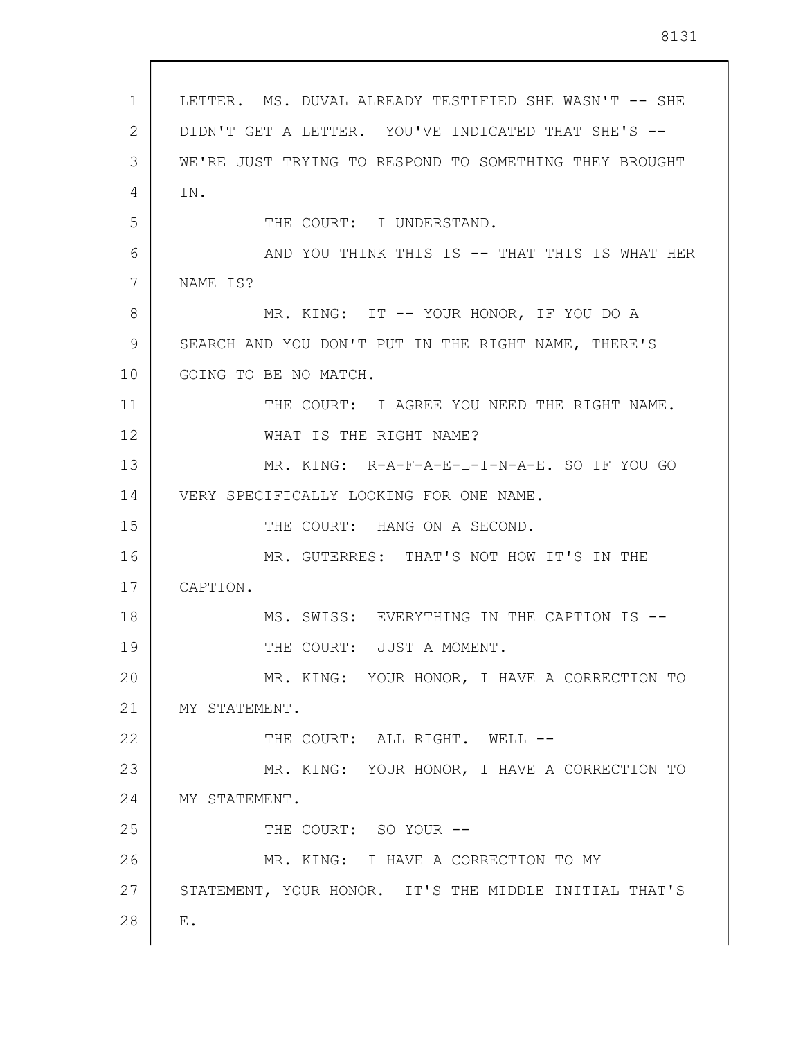LETTER. MS. DUVAL ALREADY TESTIFIED SHE WASN'T -- SHE DIDN'T GET A LETTER. YOU'VE INDICATED THAT SHE'S -- WE'RE JUST TRYING TO RESPOND TO SOMETHING THEY BROUGHT IN.

THE COURT: I UNDERSTAND.

AND YOU THINK THIS IS -- THAT THIS IS WHAT HER NAME IS?

MR. KING: IT -- YOUR HONOR, IF YOU DO A SEARCH AND YOU DON'T PUT IN THE RIGHT NAME, THERE'S GOING TO BE NO MATCH.

THE COURT: I AGREE YOU NEED THE RIGHT NAME. WHAT IS THE RIGHT NAME?

MR. KING: R-A-F-A-E-L-I-N-A-E. SO IF YOU GO VERY SPECIFICALLY LOOKING FOR ONE NAME.

THE COURT: HANG ON A SECOND.

MR. GUTERRES: THAT'S NOT HOW IT'S IN THE CAPTION.

MS. SWISS: EVERYTHING IN THE CAPTION IS --

THE COURT: JUST A MOMENT.

MR. KING: YOUR HONOR, I HAVE A CORRECTION TO MY STATEMENT.

THE COURT: ALL RIGHT. WELL --

MR. KING: YOUR HONOR, I HAVE A CORRECTION TO MY STATEMENT.

THE COURT: SO YOUR --

MR. KING: I HAVE A CORRECTION TO MY STATEMENT, YOUR HONOR. IT'S THE MIDDLE INITIAL THAT'S E.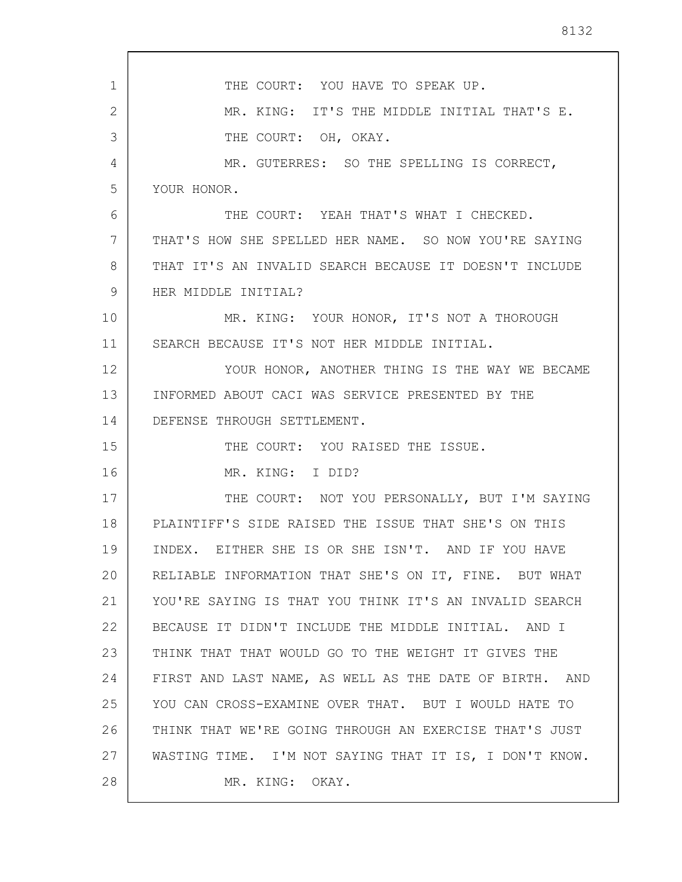THE COURT: YOU HAVE TO SPEAK UP.

MR. KING: IT'S THE MIDDLE INITIAL THAT'S E.

THE COURT: OH, OKAY.

MR. GUTERRES: SO THE SPELLING IS CORRECT, YOUR HONOR.

THE COURT: YEAH THAT'S WHAT I CHECKED. THAT'S HOW SHE SPELLED HER NAME. SO NOW YOU'RE SAYING THAT IT'S AN INVALID SEARCH BECAUSE IT DOESN'T INCLUDE HER MIDDLE INITIAL?

MR. KING: YOUR HONOR, IT'S NOT A THOROUGH SEARCH BECAUSE IT'S NOT HER MIDDLE INITIAL.

YOUR HONOR, ANOTHER THING IS THE WAY WE BECAME INFORMED ABOUT CACI WAS SERVICE PRESENTED BY THE DEFENSE THROUGH SETTLEMENT.

THE COURT: YOU RAISED THE ISSUE.

MR. KING: I DID?

THE COURT: NOT YOU PERSONALLY, BUT I'M SAYING PLAINTIFF'S SIDE RAISED THE ISSUE THAT SHE'S ON THIS INDEX. EITHER SHE IS OR SHE ISN'T. AND IF YOU HAVE RELIABLE INFORMATION THAT SHE'S ON IT, FINE. BUT WHAT YOU'RE SAYING IS THAT YOU THINK IT'S AN INVALID SEARCH BECAUSE IT DIDN'T INCLUDE THE MIDDLE INITIAL. AND I THINK THAT THAT WOULD GO TO THE WEIGHT IT GIVES THE FIRST AND LAST NAME, AS WELL AS THE DATE OF BIRTH. AND YOU CAN CROSS-EXAMINE OVER THAT. BUT I WOULD HATE TO THINK THAT WE'RE GOING THROUGH AN EXERCISE THAT'S JUST WASTING TIME. I'M NOT SAYING THAT IT IS, I DON'T KNOW.

MR. KING: OKAY.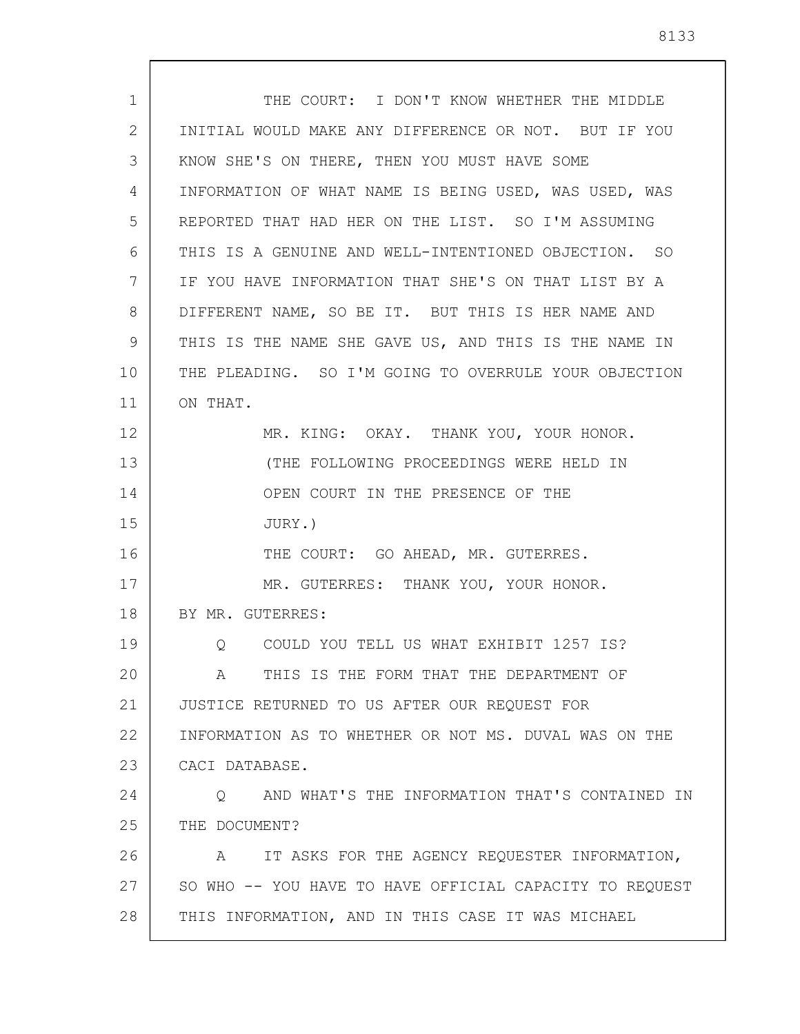THE COURT: I DON'T KNOW WHETHER THE MIDDLE INITIAL WOULD MAKE ANY DIFFERENCE OR NOT. BUT IF YOU KNOW SHE'S ON THERE, THEN YOU MUST HAVE SOME INFORMATION OF WHAT NAME IS BEING USED, WAS USED, WAS REPORTED THAT HAD HER ON THE LIST. SO I'M ASSUMING THIS IS A GENUINE AND WELL-INTENTIONED OBJECTION. SO IF YOU HAVE INFORMATION THAT SHE'S ON THAT LIST BY A DIFFERENT NAME, SO BE IT. BUT THIS IS HER NAME AND THIS IS THE NAME SHE GAVE US, AND THIS IS THE NAME IN THE PLEADING. SO I'M GOING TO OVERRULE YOUR OBJECTION ON THAT.

MR. KING: OKAY. THANK YOU, YOUR HONOR.

(THE FOLLOWING PROCEEDINGS WERE HELD IN OPEN COURT IN THE PRESENCE OF THE JURY.)

THE COURT: GO AHEAD, MR. GUTERRES.

MR. GUTERRES: THANK YOU, YOUR HONOR.

BY MR. GUTERRES:

Q COULD YOU TELL US WHAT EXHIBIT 1257 IS?

A THIS IS THE FORM THAT THE DEPARTMENT OF JUSTICE RETURNED TO US AFTER OUR REQUEST FOR INFORMATION AS TO WHETHER OR NOT MS. DUVAL WAS ON THE CACI DATABASE.

Q AND WHAT'S THE INFORMATION THAT'S CONTAINED IN THE DOCUMENT?

A IT ASKS FOR THE AGENCY REQUESTER INFORMATION, SO WHO -- YOU HAVE TO HAVE OFFICIAL CAPACITY TO REQUEST THIS INFORMATION, AND IN THIS CASE IT WAS MICHAEL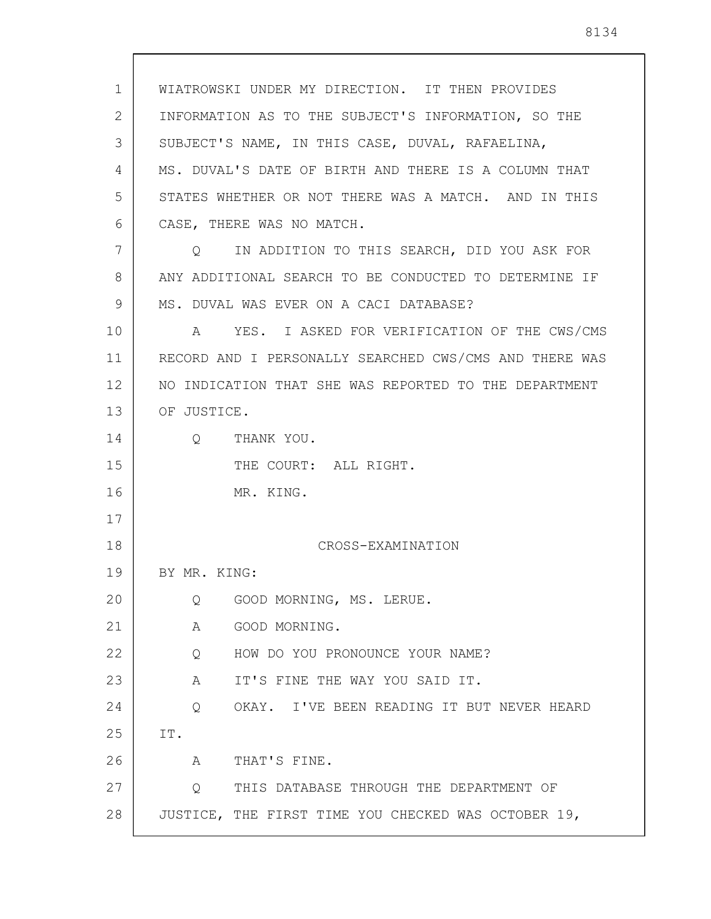WIATROWSKI UNDER MY DIRECTION. IT THEN PROVIDES INFORMATION AS TO THE SUBJECT'S INFORMATION, SO THE SUBJECT'S NAME, IN THIS CASE, DUVAL, RAFAELINA, MS. DUVAL'S DATE OF BIRTH AND THERE IS A COLUMN THAT STATES WHETHER OR NOT THERE WAS A MATCH. AND IN THIS CASE, THERE WAS NO MATCH.

Q IN ADDITION TO THIS SEARCH, DID YOU ASK FOR ANY ADDITIONAL SEARCH TO BE CONDUCTED TO DETERMINE IF MS. DUVAL WAS EVER ON A CACI DATABASE?

A YES. I ASKED FOR VERIFICATION OF THE CWS/CMS RECORD AND I PERSONALLY SEARCHED CWS/CMS AND THERE WAS NO INDICATION THAT SHE WAS REPORTED TO THE DEPARTMENT OF JUSTICE.

Q THANK YOU.

THE COURT: ALL RIGHT.

MR. KING.

CROSS-EXAMINATION

BY MR. KING:

Q GOOD MORNING, MS. LERUE.

A GOOD MORNING.

Q HOW DO YOU PRONOUNCE YOUR NAME?

A IT'S FINE THE WAY YOU SAID IT.

Q OKAY. I'VE BEEN READING IT BUT NEVER HEARD IT.

A THAT'S FINE.

Q THIS DATABASE THROUGH THE DEPARTMENT OF JUSTICE, THE FIRST TIME YOU CHECKED WAS OCTOBER 19,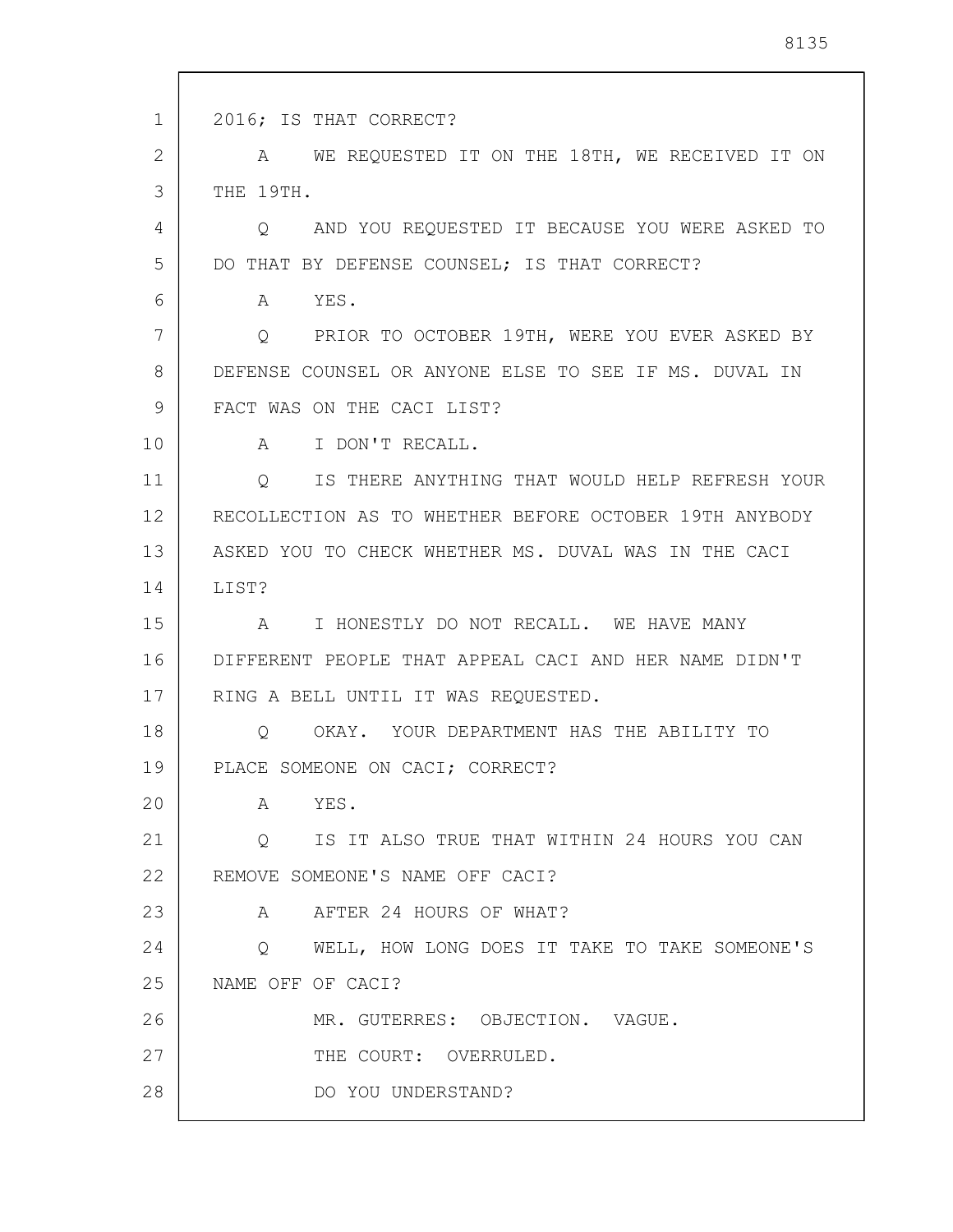2016; IS THAT CORRECT?

A WE REQUESTED IT ON THE 18TH, WE RECEIVED IT ON THE 19TH.

Q AND YOU REQUESTED IT BECAUSE YOU WERE ASKED TO DO THAT BY DEFENSE COUNSEL; IS THAT CORRECT?

A YES.

Q PRIOR TO OCTOBER 19TH, WERE YOU EVER ASKED BY DEFENSE COUNSEL OR ANYONE ELSE TO SEE IF MS. DUVAL IN FACT WAS ON THE CACI LIST?

A I DON'T RECALL.

Q IS THERE ANYTHING THAT WOULD HELP REFRESH YOUR RECOLLECTION AS TO WHETHER BEFORE OCTOBER 19TH ANYBODY ASKED YOU TO CHECK WHETHER MS. DUVAL WAS IN THE CACI LIST?

A I HONESTLY DO NOT RECALL. WE HAVE MANY DIFFERENT PEOPLE THAT APPEAL CACI AND HER NAME DIDN'T RING A BELL UNTIL IT WAS REQUESTED.

Q OKAY. YOUR DEPARTMENT HAS THE ABILITY TO PLACE SOMEONE ON CACI; CORRECT?

A YES.

Q IS IT ALSO TRUE THAT WITHIN 24 HOURS YOU CAN REMOVE SOMEONE'S NAME OFF CACI?

A AFTER 24 HOURS OF WHAT?

Q WELL, HOW LONG DOES IT TAKE TO TAKE SOMEONE'S NAME OFF OF CACI?

MR. GUTERRES: OBJECTION. VAGUE.

THE COURT: OVERRULED.

DO YOU UNDERSTAND?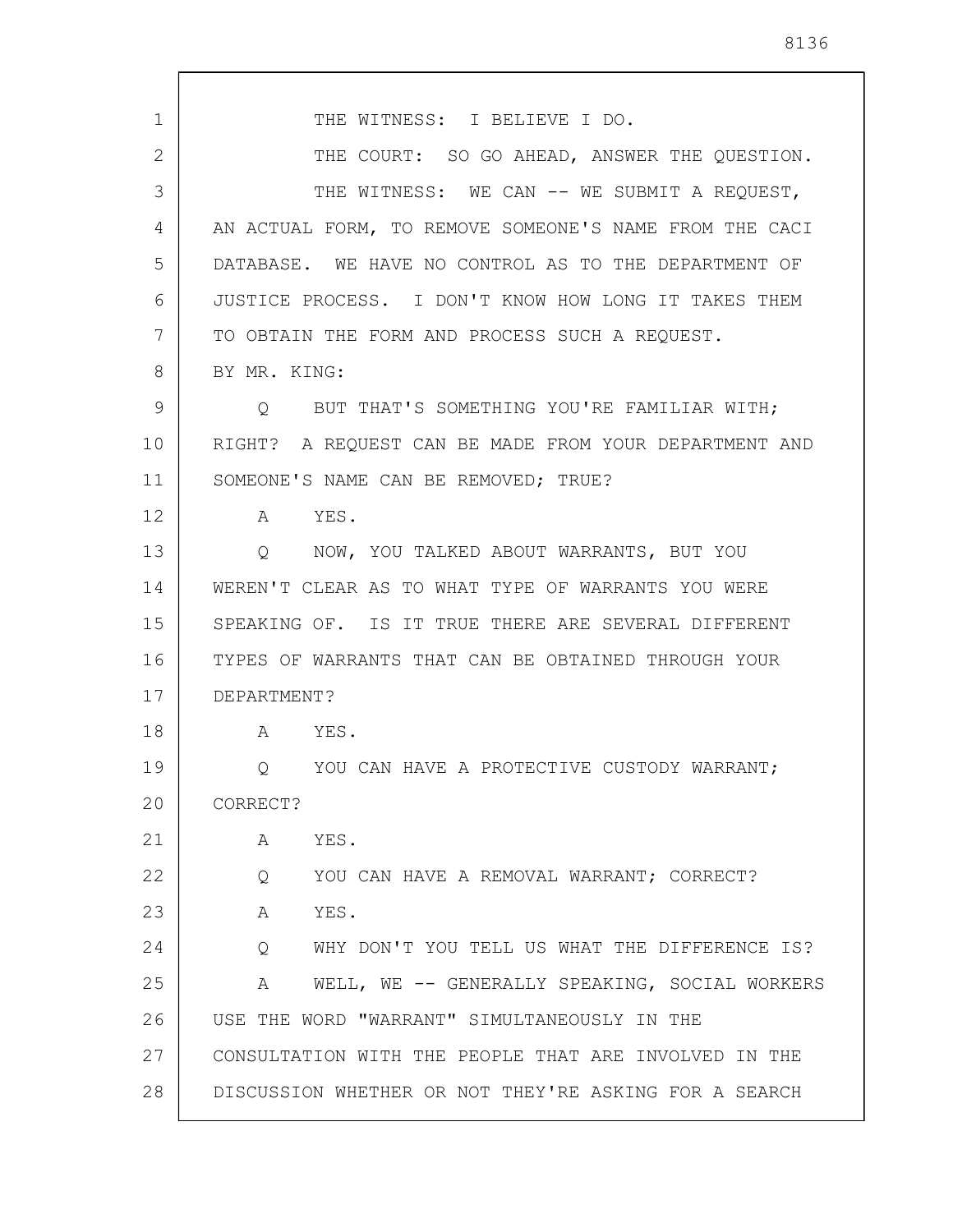THE WITNESS: I BELIEVE I DO.

THE COURT: SO GO AHEAD, ANSWER THE QUESTION.

THE WITNESS: WE CAN -- WE SUBMIT A REQUEST, AN ACTUAL FORM, TO REMOVE SOMEONE'S NAME FROM THE CACI DATABASE. WE HAVE NO CONTROL AS TO THE DEPARTMENT OF JUSTICE PROCESS. I DON'T KNOW HOW LONG IT TAKES THEM TO OBTAIN THE FORM AND PROCESS SUCH A REQUEST.

BY MR. KING:

Q BUT THAT'S SOMETHING YOU'RE FAMILIAR WITH; RIGHT? A REQUEST CAN BE MADE FROM YOUR DEPARTMENT AND SOMEONE'S NAME CAN BE REMOVED; TRUE?

A YES.

Q NOW, YOU TALKED ABOUT WARRANTS, BUT YOU WEREN'T CLEAR AS TO WHAT TYPE OF WARRANTS YOU WERE SPEAKING OF. IS IT TRUE THERE ARE SEVERAL DIFFERENT TYPES OF WARRANTS THAT CAN BE OBTAINED THROUGH YOUR DEPARTMENT?

A YES.

Q YOU CAN HAVE A PROTECTIVE CUSTODY WARRANT; CORRECT?

A YES.

Q YOU CAN HAVE A REMOVAL WARRANT; CORRECT?

A YES.

Q WHY DON'T YOU TELL US WHAT THE DIFFERENCE IS?

A WELL, WE -- GENERALLY SPEAKING, SOCIAL WORKERS USE THE WORD "WARRANT" SIMULTANEOUSLY IN THE CONSULTATION WITH THE PEOPLE THAT ARE INVOLVED IN THE DISCUSSION WHETHER OR NOT THEY'RE ASKING FOR A SEARCH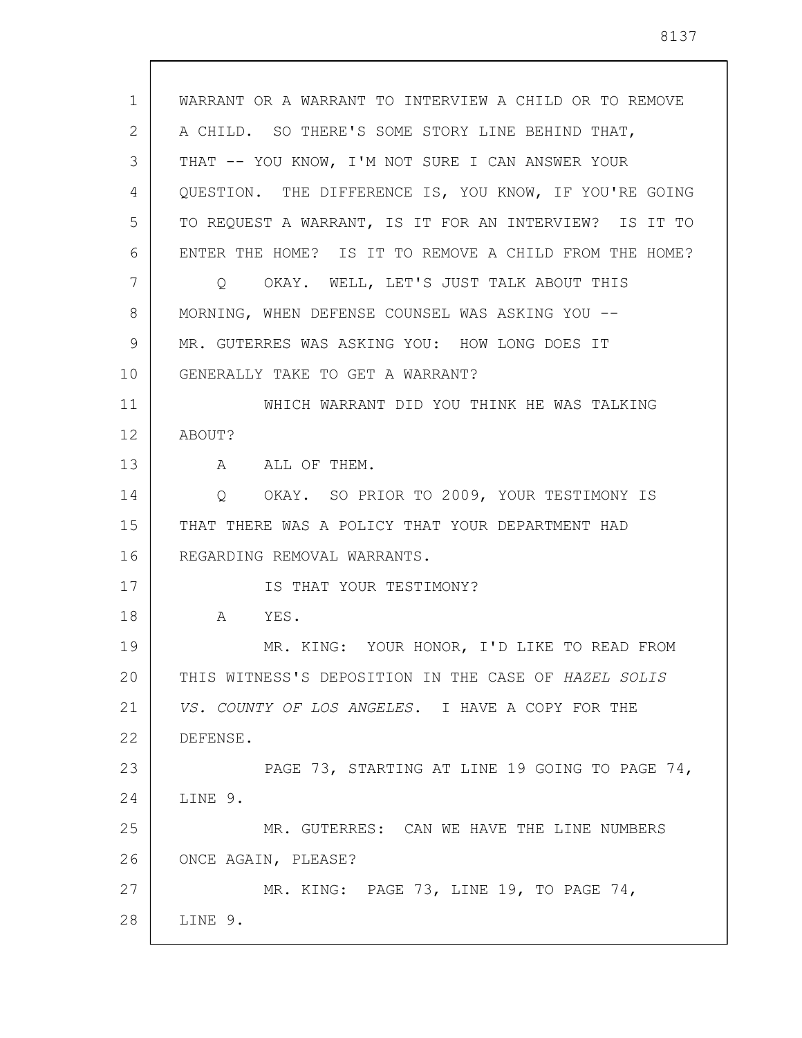WARRANT OR A WARRANT TO INTERVIEW A CHILD OR TO REMOVE A CHILD. SO THERE'S SOME STORY LINE BEHIND THAT, THAT -- YOU KNOW, I'M NOT SURE I CAN ANSWER YOUR QUESTION. THE DIFFERENCE IS, YOU KNOW, IF YOU'RE GOING TO REQUEST A WARRANT, IS IT FOR AN INTERVIEW? IS IT TO ENTER THE HOME? IS IT TO REMOVE A CHILD FROM THE HOME?

Q OKAY. WELL, LET'S JUST TALK ABOUT THIS MORNING, WHEN DEFENSE COUNSEL WAS ASKING YOU -- MR. GUTERRES WAS ASKING YOU: HOW LONG DOES IT GENERALLY TAKE TO GET A WARRANT?

WHICH WARRANT DID YOU THINK HE WAS TALKING ABOUT?

A ALL OF THEM.

Q OKAY. SO PRIOR TO 2009, YOUR TESTIMONY IS THAT THERE WAS A POLICY THAT YOUR DEPARTMENT HAD REGARDING REMOVAL WARRANTS.

IS THAT YOUR TESTIMONY?

A YES.

MR. KING: YOUR HONOR, I'D LIKE TO READ FROM THIS WITNESS'S DEPOSITION IN THE CASE OF *HAZEL SOLIS VS. COUNTY OF LOS ANGELES*. I HAVE A COPY FOR THE DEFENSE.

PAGE 73, STARTING AT LINE 19 GOING TO PAGE 74, LINE 9.

MR. GUTERRES: CAN WE HAVE THE LINE NUMBERS ONCE AGAIN, PLEASE?

MR. KING: PAGE 73, LINE 19, TO PAGE 74, LINE 9.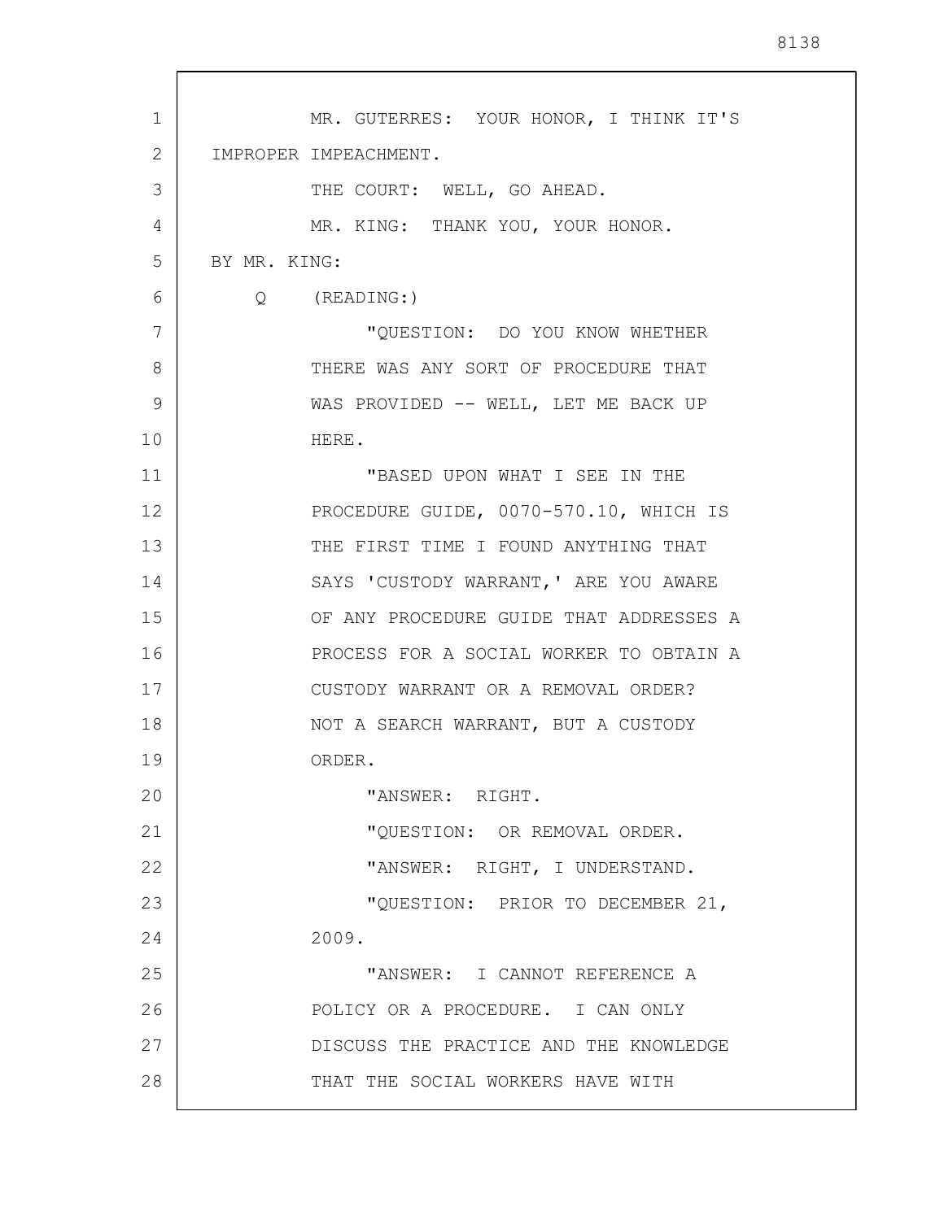MR. GUTERRES: YOUR HONOR, I THINK IT'S IMPROPER IMPEACHMENT.

THE COURT: WELL, GO AHEAD.

MR. KING: THANK YOU, YOUR HONOR.

BY MR. KING:

Q (READING:)

"QUESTION: DO YOU KNOW WHETHER THERE WAS ANY SORT OF PROCEDURE THAT WAS PROVIDED -- WELL, LET ME BACK UP HERE.

"BASED UPON WHAT I SEE IN THE PROCEDURE GUIDE, 0070-570.10, WHICH IS THE FIRST TIME I FOUND ANYTHING THAT SAYS 'CUSTODY WARRANT,' ARE YOU AWARE OF ANY PROCEDURE GUIDE THAT ADDRESSES A PROCESS FOR A SOCIAL WORKER TO OBTAIN A CUSTODY WARRANT OR A REMOVAL ORDER? NOT A SEARCH WARRANT, BUT A CUSTODY ORDER.

"ANSWER: RIGHT.

"QUESTION: OR REMOVAL ORDER.

"ANSWER: RIGHT, I UNDERSTAND.

"QUESTION: PRIOR TO DECEMBER 21, 2009.

"ANSWER: I CANNOT REFERENCE A POLICY OR A PROCEDURE. I CAN ONLY DISCUSS THE PRACTICE AND THE KNOWLEDGE THAT THE SOCIAL WORKERS HAVE WITH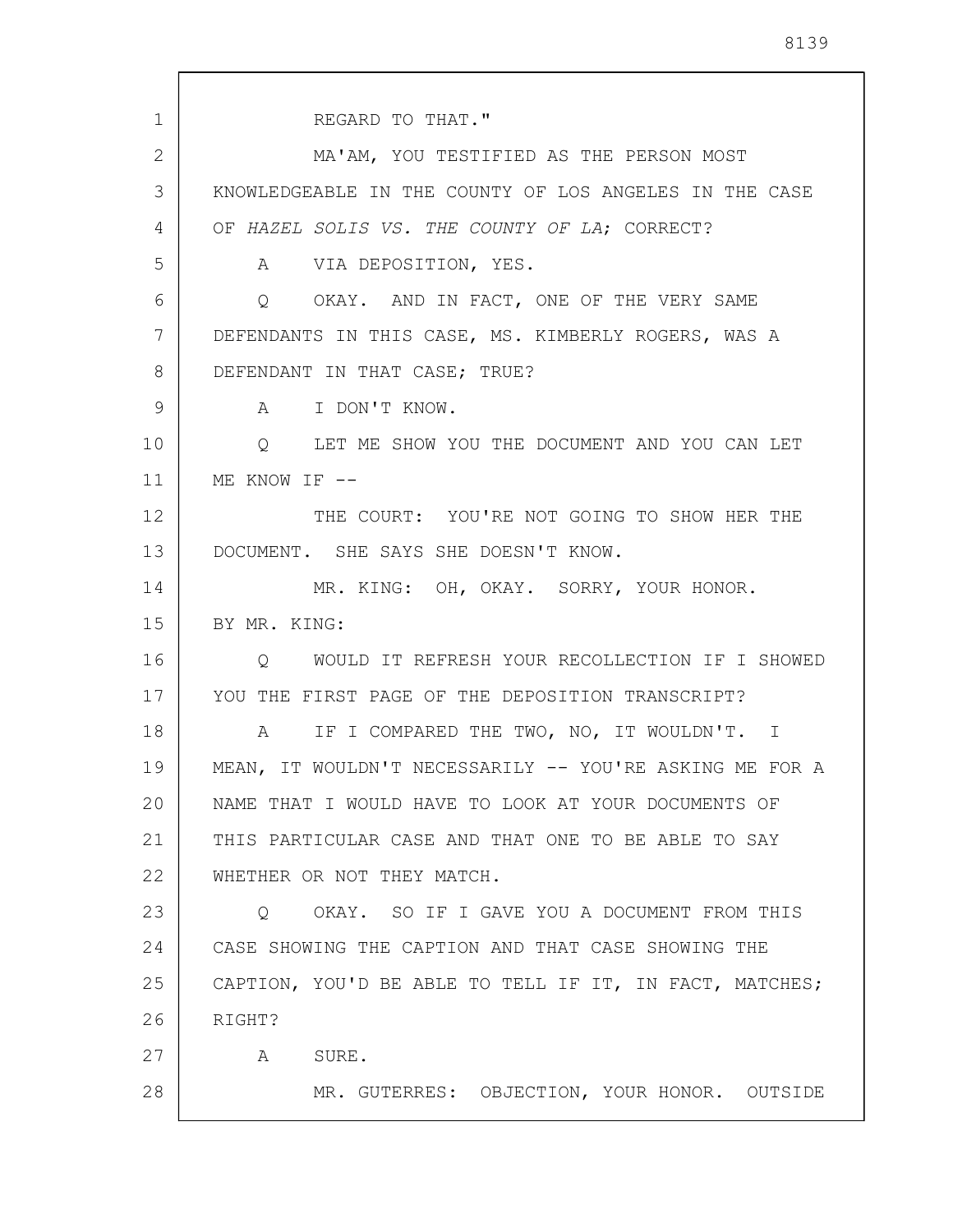REGARD TO THAT."

MA'AM, YOU TESTIFIED AS THE PERSON MOST KNOWLEDGEABLE IN THE COUNTY OF LOS ANGELES IN THE CASE OF *HAZEL SOLIS VS. THE COUNTY OF LA*; CORRECT?

A VIA DEPOSITION, YES.

Q OKAY. AND IN FACT, ONE OF THE VERY SAME DEFENDANTS IN THIS CASE, MS. KIMBERLY ROGERS, WAS A DEFENDANT IN THAT CASE; TRUE?

A I DON'T KNOW.

Q LET ME SHOW YOU THE DOCUMENT AND YOU CAN LET ME KNOW IF --

THE COURT: YOU'RE NOT GOING TO SHOW HER THE DOCUMENT. SHE SAYS SHE DOESN'T KNOW.

MR. KING: OH, OKAY. SORRY, YOUR HONOR.

BY MR. KING:

Q WOULD IT REFRESH YOUR RECOLLECTION IF I SHOWED YOU THE FIRST PAGE OF THE DEPOSITION TRANSCRIPT?

A IF I COMPARED THE TWO, NO, IT WOULDN'T. I MEAN, IT WOULDN'T NECESSARILY -- YOU'RE ASKING ME FOR A NAME THAT I WOULD HAVE TO LOOK AT YOUR DOCUMENTS OF THIS PARTICULAR CASE AND THAT ONE TO BE ABLE TO SAY WHETHER OR NOT THEY MATCH.

Q OKAY. SO IF I GAVE YOU A DOCUMENT FROM THIS CASE SHOWING THE CAPTION AND THAT CASE SHOWING THE CAPTION, YOU'D BE ABLE TO TELL IF IT, IN FACT, MATCHES; RIGHT?

A SURE.

MR. GUTERRES: OBJECTION, YOUR HONOR. OUTSIDE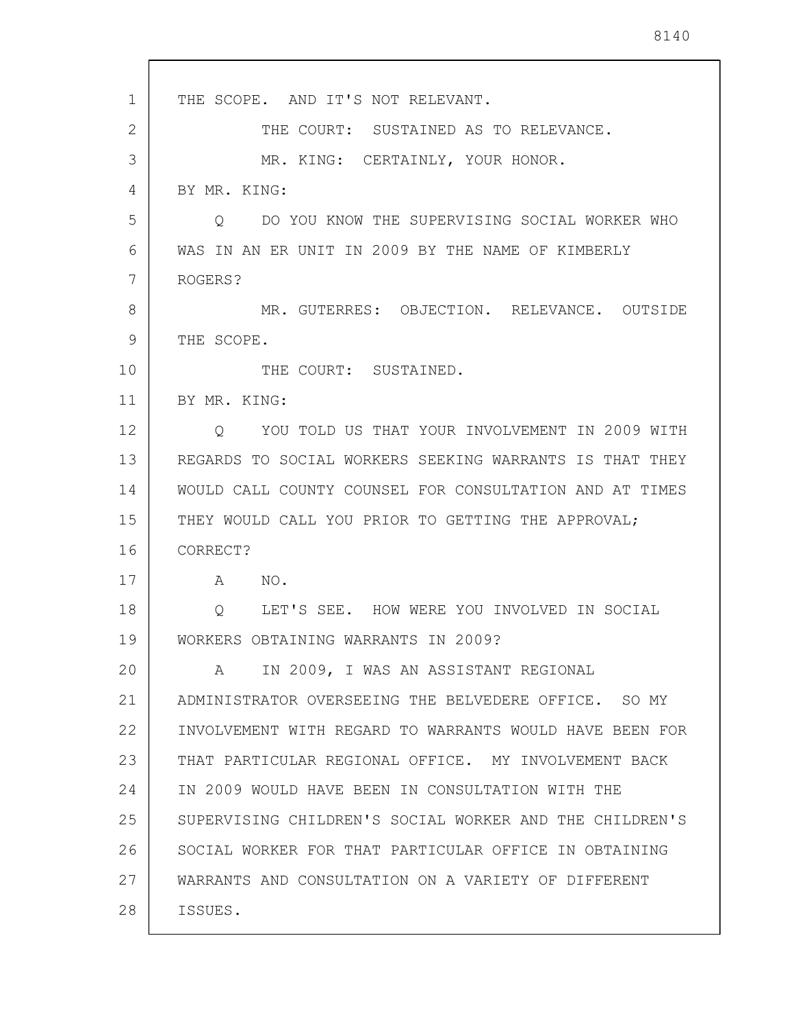THE SCOPE. AND IT'S NOT RELEVANT.

THE COURT: SUSTAINED AS TO RELEVANCE.

MR. KING: CERTAINLY, YOUR HONOR.

BY MR. KING:

Q DO YOU KNOW THE SUPERVISING SOCIAL WORKER WHO WAS IN AN ER UNIT IN 2009 BY THE NAME OF KIMBERLY ROGERS?

MR. GUTERRES: OBJECTION. RELEVANCE. OUTSIDE THE SCOPE.

THE COURT: SUSTAINED.

BY MR. KING:

Q YOU TOLD US THAT YOUR INVOLVEMENT IN 2009 WITH REGARDS TO SOCIAL WORKERS SEEKING WARRANTS IS THAT THEY WOULD CALL COUNTY COUNSEL FOR CONSULTATION AND AT TIMES THEY WOULD CALL YOU PRIOR TO GETTING THE APPROVAL; CORRECT?

A NO.

Q LET'S SEE. HOW WERE YOU INVOLVED IN SOCIAL WORKERS OBTAINING WARRANTS IN 2009?

A IN 2009, I WAS AN ASSISTANT REGIONAL ADMINISTRATOR OVERSEEING THE BELVEDERE OFFICE. SO MY INVOLVEMENT WITH REGARD TO WARRANTS WOULD HAVE BEEN FOR THAT PARTICULAR REGIONAL OFFICE. MY INVOLVEMENT BACK IN 2009 WOULD HAVE BEEN IN CONSULTATION WITH THE SUPERVISING CHILDREN'S SOCIAL WORKER AND THE CHILDREN'S SOCIAL WORKER FOR THAT PARTICULAR OFFICE IN OBTAINING WARRANTS AND CONSULTATION ON A VARIETY OF DIFFERENT ISSUES.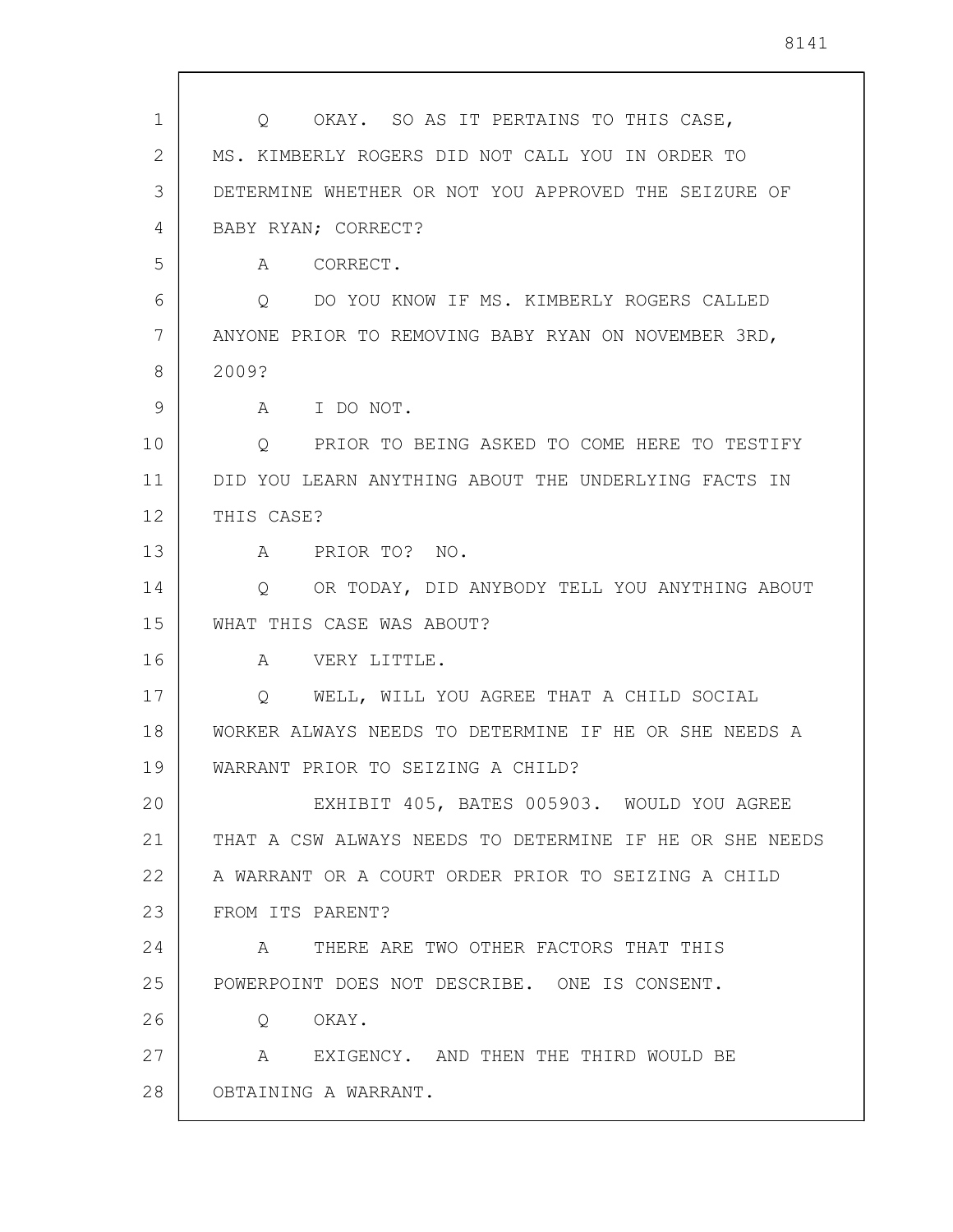Q OKAY. SO AS IT PERTAINS TO THIS CASE, MS. KIMBERLY ROGERS DID NOT CALL YOU IN ORDER TO DETERMINE WHETHER OR NOT YOU APPROVED THE SEIZURE OF BABY RYAN; CORRECT?

A CORRECT.

Q DO YOU KNOW IF MS. KIMBERLY ROGERS CALLED ANYONE PRIOR TO REMOVING BABY RYAN ON NOVEMBER 3RD, 2009?

A I DO NOT.

Q PRIOR TO BEING ASKED TO COME HERE TO TESTIFY DID YOU LEARN ANYTHING ABOUT THE UNDERLYING FACTS IN THIS CASE?

A PRIOR TO? NO.

Q OR TODAY, DID ANYBODY TELL YOU ANYTHING ABOUT WHAT THIS CASE WAS ABOUT?

A VERY LITTLE.

Q WELL, WILL YOU AGREE THAT A CHILD SOCIAL WORKER ALWAYS NEEDS TO DETERMINE IF HE OR SHE NEEDS A WARRANT PRIOR TO SEIZING A CHILD?

EXHIBIT 405, BATES 005903. WOULD YOU AGREE THAT A CSW ALWAYS NEEDS TO DETERMINE IF HE OR SHE NEEDS A WARRANT OR A COURT ORDER PRIOR TO SEIZING A CHILD FROM ITS PARENT?

A THERE ARE TWO OTHER FACTORS THAT THIS POWERPOINT DOES NOT DESCRIBE. ONE IS CONSENT.

Q OKAY.

A EXIGENCY. AND THEN THE THIRD WOULD BE OBTAINING A WARRANT.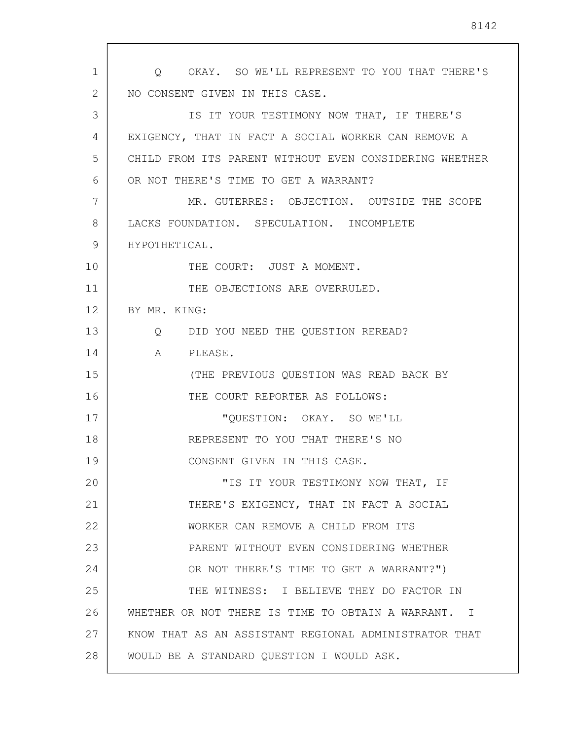Q OKAY. SO WE'LL REPRESENT TO YOU THAT THERE'S NO CONSENT GIVEN IN THIS CASE.

IS IT YOUR TESTIMONY NOW THAT, IF THERE'S EXIGENCY, THAT IN FACT A SOCIAL WORKER CAN REMOVE A CHILD FROM ITS PARENT WITHOUT EVEN CONSIDERING WHETHER OR NOT THERE'S TIME TO GET A WARRANT?

MR. GUTERRES: OBJECTION. OUTSIDE THE SCOPE LACKS FOUNDATION. SPECULATION. INCOMPLETE HYPOTHETICAL.

THE COURT: JUST A MOMENT.

THE OBJECTIONS ARE OVERRULED.

BY MR. KING:

Q DID YOU NEED THE QUESTION REREAD?

A PLEASE.

(THE PREVIOUS QUESTION WAS READ BACK BY THE COURT REPORTER AS FOLLOWS:

"QUESTION: OKAY. SO WE'LL REPRESENT TO YOU THAT THERE'S NO CONSENT GIVEN IN THIS CASE.

"IS IT YOUR TESTIMONY NOW THAT, IF THERE'S EXIGENCY, THAT IN FACT A SOCIAL WORKER CAN REMOVE A CHILD FROM ITS PARENT WITHOUT EVEN CONSIDERING WHETHER OR NOT THERE'S TIME TO GET A WARRANT?")

THE WITNESS: I BELIEVE THEY DO FACTOR IN WHETHER OR NOT THERE IS TIME TO OBTAIN A WARRANT. I KNOW THAT AS AN ASSISTANT REGIONAL ADMINISTRATOR THAT WOULD BE A STANDARD QUESTION I WOULD ASK.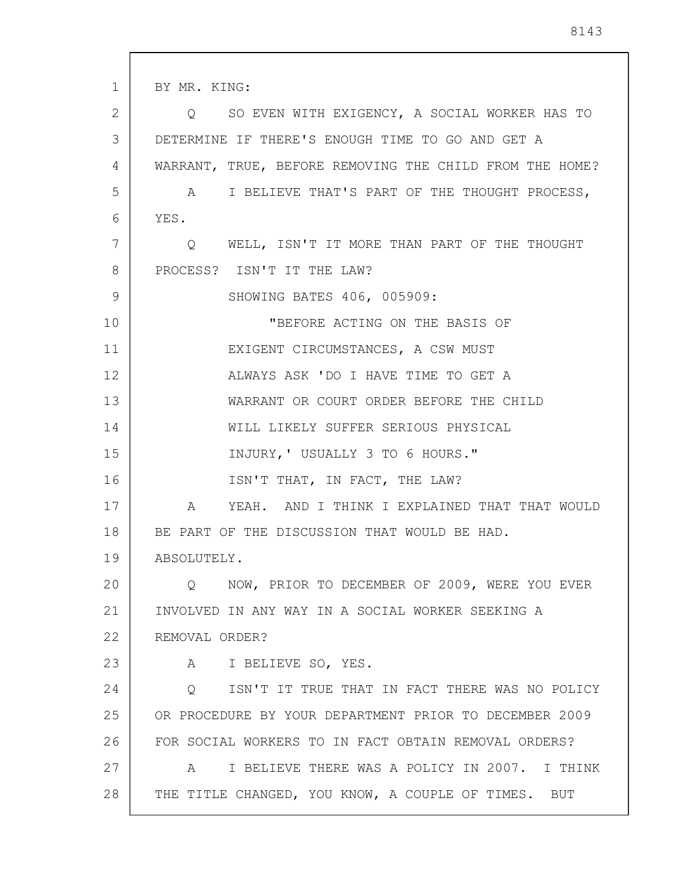BY MR. KING:

Q SO EVEN WITH EXIGENCY, A SOCIAL WORKER HAS TO DETERMINE IF THERE'S ENOUGH TIME TO GO AND GET A WARRANT, TRUE, BEFORE REMOVING THE CHILD FROM THE HOME?

A I BELIEVE THAT'S PART OF THE THOUGHT PROCESS, YES.

Q WELL, ISN'T IT MORE THAN PART OF THE THOUGHT PROCESS? ISN'T IT THE LAW?

SHOWING BATES 406, 005909:

"BEFORE ACTING ON THE BASIS OF EXIGENT CIRCUMSTANCES, A CSW MUST ALWAYS ASK 'DO I HAVE TIME TO GET A WARRANT OR COURT ORDER BEFORE THE CHILD WILL LIKELY SUFFER SERIOUS PHYSICAL INJURY,' USUALLY 3 TO 6 HOURS."

ISN'T THAT, IN FACT, THE LAW?

A YEAH. AND I THINK I EXPLAINED THAT THAT WOULD BE PART OF THE DISCUSSION THAT WOULD BE HAD. ABSOLUTELY.

Q NOW, PRIOR TO DECEMBER OF 2009, WERE YOU EVER INVOLVED IN ANY WAY IN A SOCIAL WORKER SEEKING A REMOVAL ORDER?

A I BELIEVE SO, YES.

Q ISN'T IT TRUE THAT IN FACT THERE WAS NO POLICY OR PROCEDURE BY YOUR DEPARTMENT PRIOR TO DECEMBER 2009 FOR SOCIAL WORKERS TO IN FACT OBTAIN REMOVAL ORDERS?

A I BELIEVE THERE WAS A POLICY IN 2007. I THINK THE TITLE CHANGED, YOU KNOW, A COUPLE OF TIMES. BUT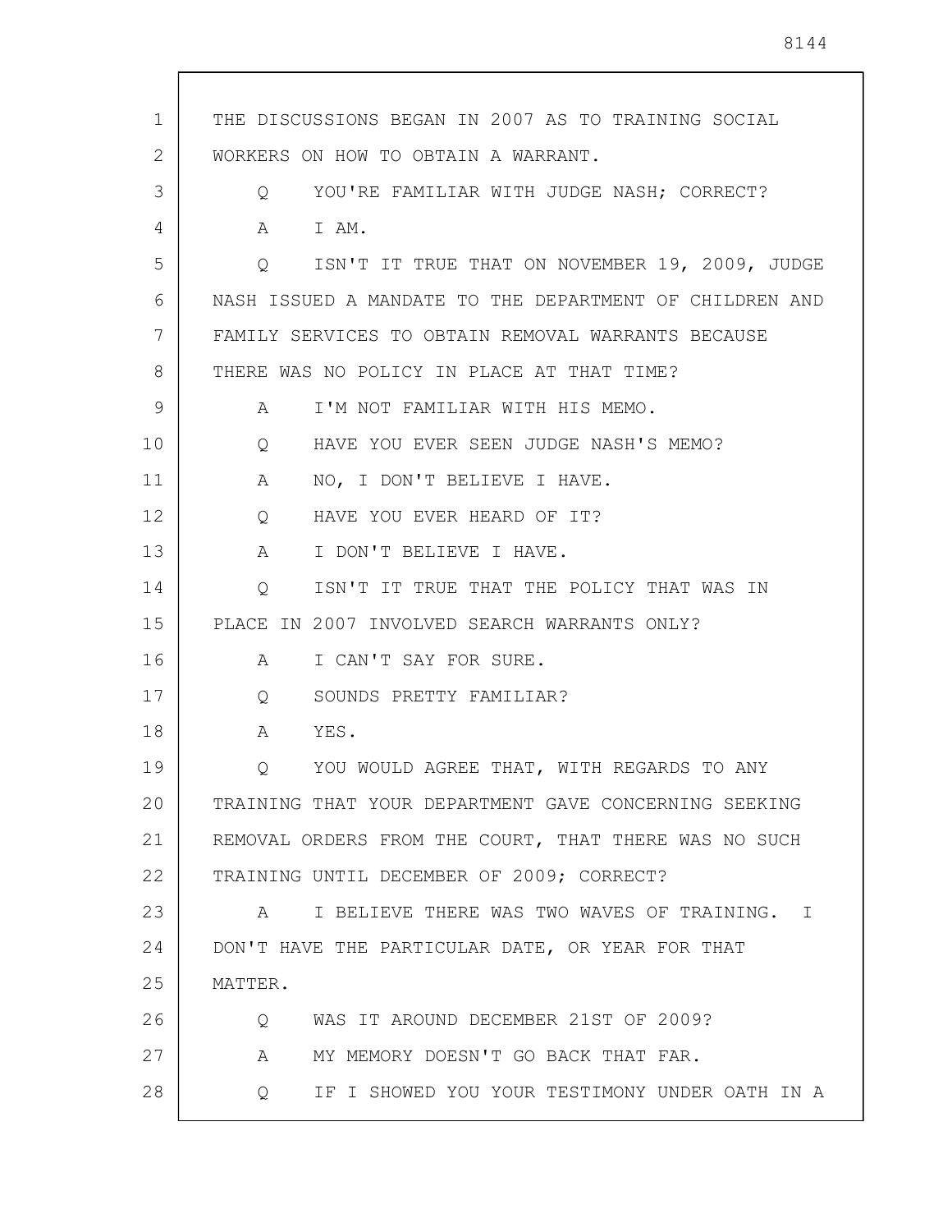THE DISCUSSIONS BEGAN IN 2007 AS TO TRAINING SOCIAL WORKERS ON HOW TO OBTAIN A WARRANT.

Q YOU'RE FAMILIAR WITH JUDGE NASH; CORRECT?

A I AM.

Q ISN'T IT TRUE THAT ON NOVEMBER 19, 2009, JUDGE NASH ISSUED A MANDATE TO THE DEPARTMENT OF CHILDREN AND FAMILY SERVICES TO OBTAIN REMOVAL WARRANTS BECAUSE THERE WAS NO POLICY IN PLACE AT THAT TIME?

A I'M NOT FAMILIAR WITH HIS MEMO.

Q HAVE YOU EVER SEEN JUDGE NASH'S MEMO?

A NO, I DON'T BELIEVE I HAVE.

Q HAVE YOU EVER HEARD OF IT?

A I DON'T BELIEVE I HAVE.

Q ISN'T IT TRUE THAT THE POLICY THAT WAS IN PLACE IN 2007 INVOLVED SEARCH WARRANTS ONLY?

A I CAN'T SAY FOR SURE.

Q SOUNDS PRETTY FAMILIAR?

A YES.

Q YOU WOULD AGREE THAT, WITH REGARDS TO ANY TRAINING THAT YOUR DEPARTMENT GAVE CONCERNING SEEKING REMOVAL ORDERS FROM THE COURT, THAT THERE WAS NO SUCH TRAINING UNTIL DECEMBER OF 2009; CORRECT?

A I BELIEVE THERE WAS TWO WAVES OF TRAINING. I DON'T HAVE THE PARTICULAR DATE, OR YEAR FOR THAT MATTER.

Q WAS IT AROUND DECEMBER 21ST OF 2009?

A MY MEMORY DOESN'T GO BACK THAT FAR.

Q IF I SHOWED YOU YOUR TESTIMONY UNDER OATH IN A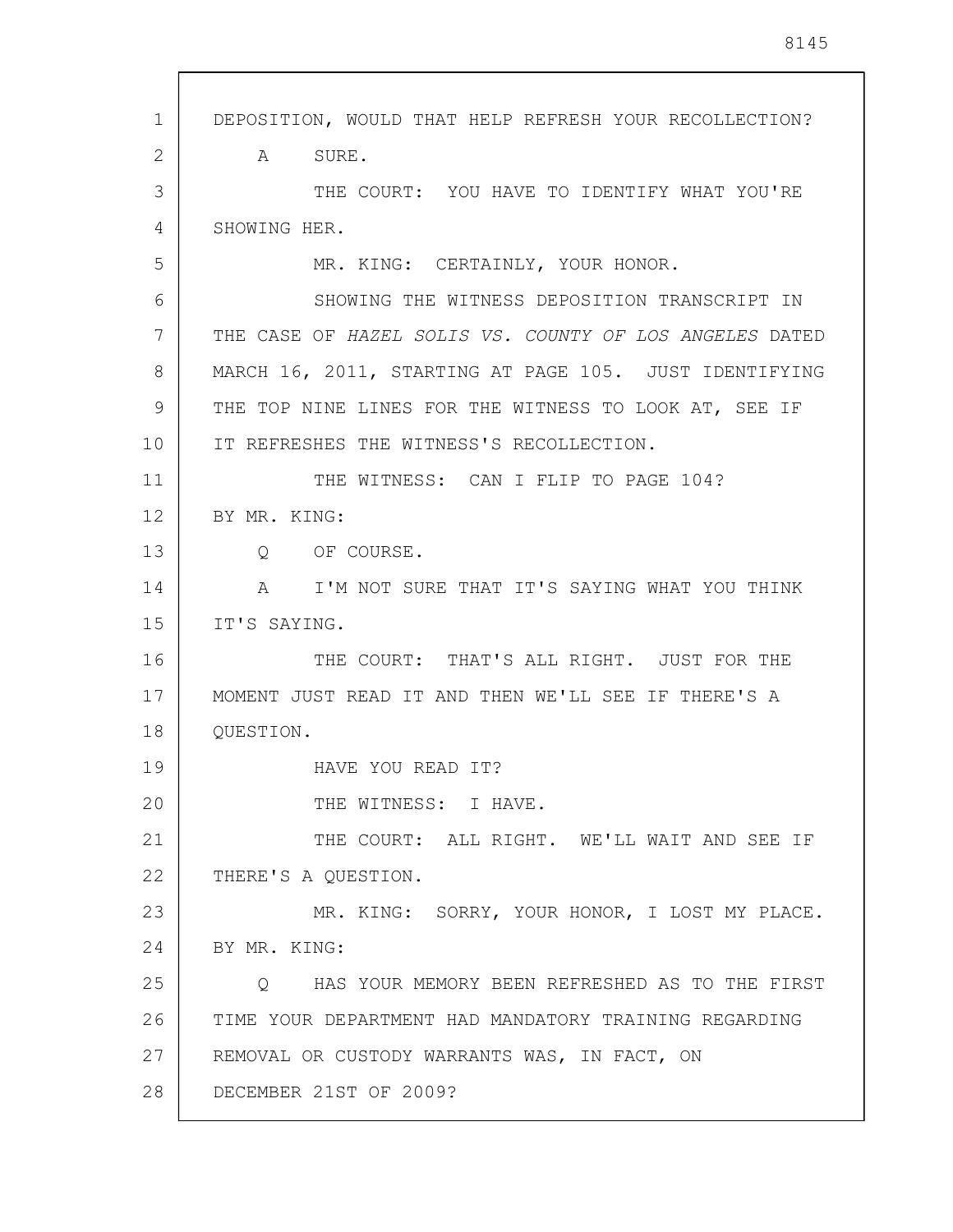DEPOSITION, WOULD THAT HELP REFRESH YOUR RECOLLECTION?

A    SURE.

THE COURT:  YOU HAVE TO IDENTIFY WHAT YOU'RE SHOWING HER.

MR. KING:  CERTAINLY, YOUR HONOR.

SHOWING THE WITNESS DEPOSITION TRANSCRIPT IN THE CASE OF *HAZEL SOLIS VS. COUNTY OF LOS ANGELES* DATED MARCH 16, 2011, STARTING AT PAGE 105.  JUST IDENTIFYING THE TOP NINE LINES FOR THE WITNESS TO LOOK AT, SEE IF IT REFRESHES THE WITNESS'S RECOLLECTION.

THE WITNESS:  CAN I FLIP TO PAGE 104?

BY MR. KING:

Q    OF COURSE.

A    I'M NOT SURE THAT IT'S SAYING WHAT YOU THINK IT'S SAYING.

THE COURT:  THAT'S ALL RIGHT.  JUST FOR THE MOMENT JUST READ IT AND THEN WE'LL SEE IF THERE'S A QUESTION.

HAVE YOU READ IT?

THE WITNESS:  I HAVE.

THE COURT:  ALL RIGHT.  WE'LL WAIT AND SEE IF THERE'S A QUESTION.

MR. KING:  SORRY, YOUR HONOR, I LOST MY PLACE.

BY MR. KING:

Q    HAS YOUR MEMORY BEEN REFRESHED AS TO THE FIRST TIME YOUR DEPARTMENT HAD MANDATORY TRAINING REGARDING REMOVAL OR CUSTODY WARRANTS WAS, IN FACT, ON DECEMBER 21ST OF 2009?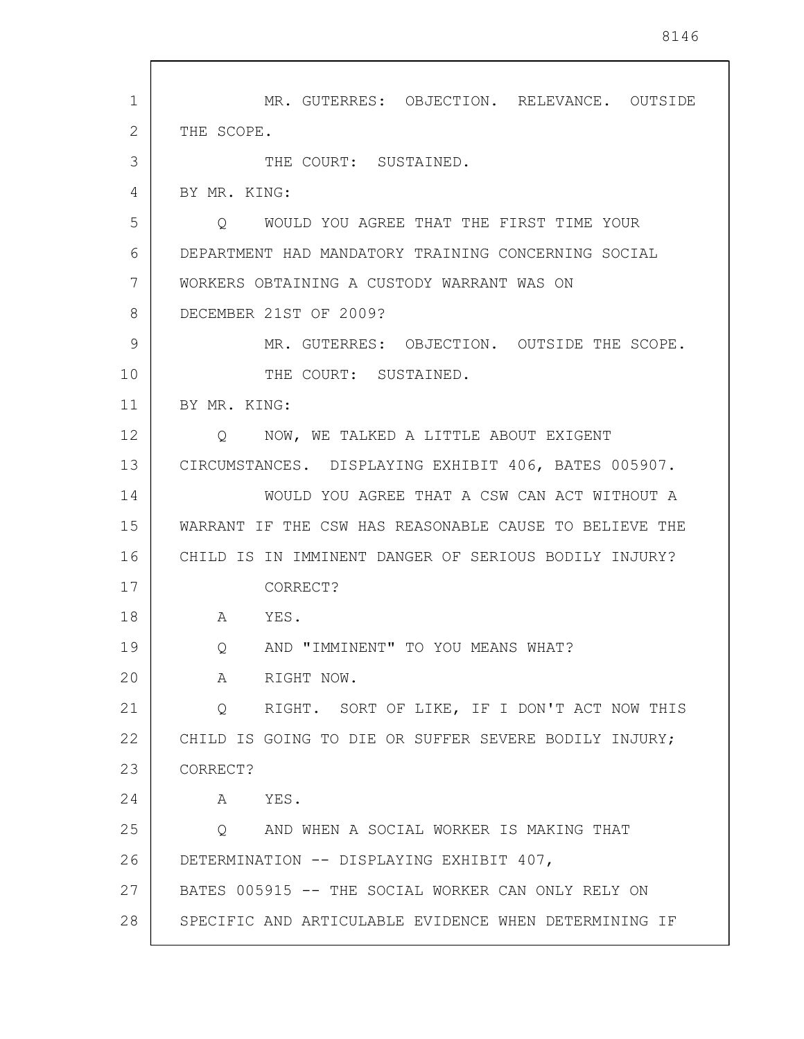MR. GUTERRES: OBJECTION. RELEVANCE. OUTSIDE THE SCOPE.

THE COURT: SUSTAINED.

BY MR. KING:

Q WOULD YOU AGREE THAT THE FIRST TIME YOUR DEPARTMENT HAD MANDATORY TRAINING CONCERNING SOCIAL WORKERS OBTAINING A CUSTODY WARRANT WAS ON DECEMBER 21ST OF 2009?

MR. GUTERRES: OBJECTION. OUTSIDE THE SCOPE.

THE COURT: SUSTAINED.

BY MR. KING:

Q NOW, WE TALKED A LITTLE ABOUT EXIGENT CIRCUMSTANCES. DISPLAYING EXHIBIT 406, BATES 005907.

WOULD YOU AGREE THAT A CSW CAN ACT WITHOUT A WARRANT IF THE CSW HAS REASONABLE CAUSE TO BELIEVE THE CHILD IS IN IMMINENT DANGER OF SERIOUS BODILY INJURY?

CORRECT?

A YES.

Q AND "IMMINENT" TO YOU MEANS WHAT?

A RIGHT NOW.

Q RIGHT. SORT OF LIKE, IF I DON'T ACT NOW THIS CHILD IS GOING TO DIE OR SUFFER SEVERE BODILY INJURY; CORRECT?

A YES.

Q AND WHEN A SOCIAL WORKER IS MAKING THAT DETERMINATION -- DISPLAYING EXHIBIT 407, BATES 005915 -- THE SOCIAL WORKER CAN ONLY RELY ON SPECIFIC AND ARTICULABLE EVIDENCE WHEN DETERMINING IF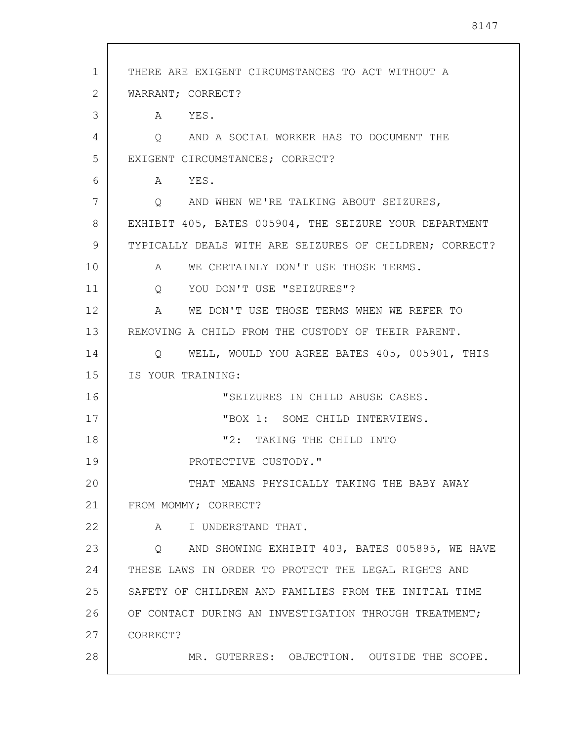THERE ARE EXIGENT CIRCUMSTANCES TO ACT WITHOUT A WARRANT; CORRECT?

A YES.

Q AND A SOCIAL WORKER HAS TO DOCUMENT THE EXIGENT CIRCUMSTANCES; CORRECT?

A YES.

Q AND WHEN WE'RE TALKING ABOUT SEIZURES, EXHIBIT 405, BATES 005904, THE SEIZURE YOUR DEPARTMENT TYPICALLY DEALS WITH ARE SEIZURES OF CHILDREN; CORRECT?

A WE CERTAINLY DON'T USE THOSE TERMS.

Q YOU DON'T USE "SEIZURES"?

A WE DON'T USE THOSE TERMS WHEN WE REFER TO REMOVING A CHILD FROM THE CUSTODY OF THEIR PARENT.

Q WELL, WOULD YOU AGREE BATES 405, 005901, THIS IS YOUR TRAINING:

"SEIZURES IN CHILD ABUSE CASES.

"BOX 1: SOME CHILD INTERVIEWS.

"2: TAKING THE CHILD INTO PROTECTIVE CUSTODY."

THAT MEANS PHYSICALLY TAKING THE BABY AWAY FROM MOMMY; CORRECT?

A I UNDERSTAND THAT.

Q AND SHOWING EXHIBIT 403, BATES 005895, WE HAVE THESE LAWS IN ORDER TO PROTECT THE LEGAL RIGHTS AND SAFETY OF CHILDREN AND FAMILIES FROM THE INITIAL TIME OF CONTACT DURING AN INVESTIGATION THROUGH TREATMENT; CORRECT?

MR. GUTERRES: OBJECTION. OUTSIDE THE SCOPE.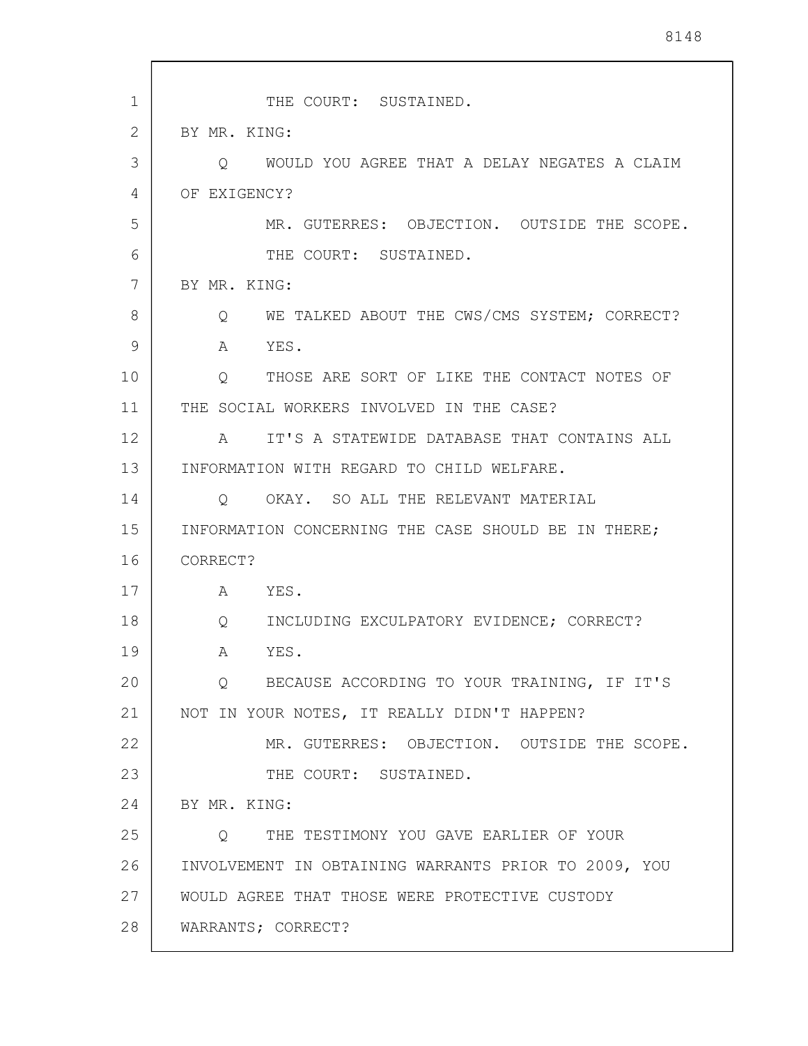THE COURT: SUSTAINED.

BY MR. KING:

Q WOULD YOU AGREE THAT A DELAY NEGATES A CLAIM OF EXIGENCY?

MR. GUTERRES: OBJECTION. OUTSIDE THE SCOPE.

THE COURT: SUSTAINED.

BY MR. KING:

Q WE TALKED ABOUT THE CWS/CMS SYSTEM; CORRECT?

A YES.

Q THOSE ARE SORT OF LIKE THE CONTACT NOTES OF THE SOCIAL WORKERS INVOLVED IN THE CASE?

A IT'S A STATEWIDE DATABASE THAT CONTAINS ALL INFORMATION WITH REGARD TO CHILD WELFARE.

Q OKAY. SO ALL THE RELEVANT MATERIAL INFORMATION CONCERNING THE CASE SHOULD BE IN THERE; CORRECT?

A YES.

Q INCLUDING EXCULPATORY EVIDENCE; CORRECT?

A YES.

Q BECAUSE ACCORDING TO YOUR TRAINING, IF IT'S NOT IN YOUR NOTES, IT REALLY DIDN'T HAPPEN?

MR. GUTERRES: OBJECTION. OUTSIDE THE SCOPE.

THE COURT: SUSTAINED.

BY MR. KING:

Q THE TESTIMONY YOU GAVE EARLIER OF YOUR INVOLVEMENT IN OBTAINING WARRANTS PRIOR TO 2009, YOU WOULD AGREE THAT THOSE WERE PROTECTIVE CUSTODY WARRANTS; CORRECT?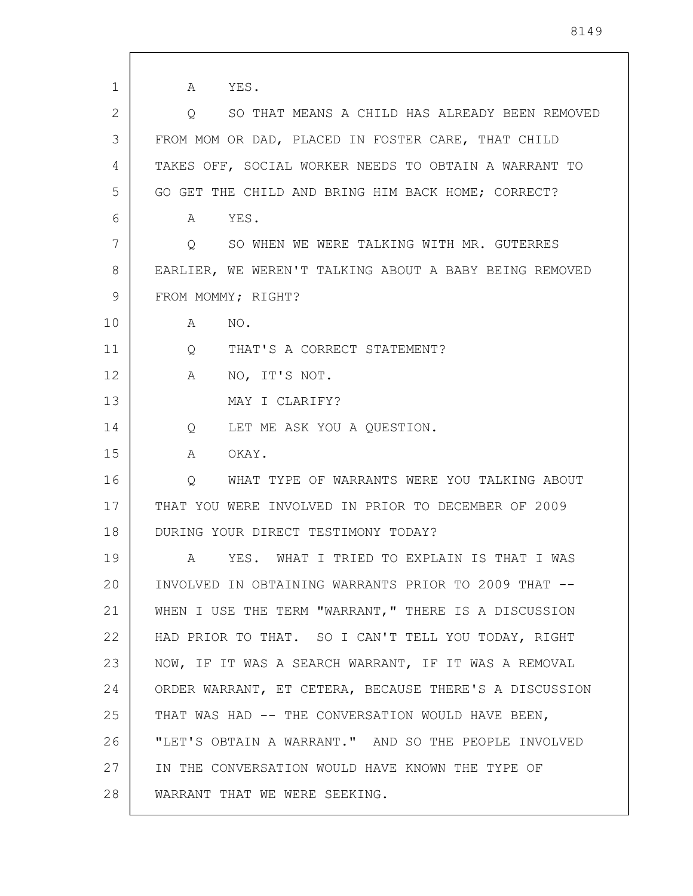A YES.

Q SO THAT MEANS A CHILD HAS ALREADY BEEN REMOVED FROM MOM OR DAD, PLACED IN FOSTER CARE, THAT CHILD TAKES OFF, SOCIAL WORKER NEEDS TO OBTAIN A WARRANT TO GO GET THE CHILD AND BRING HIM BACK HOME; CORRECT?

A YES.

Q SO WHEN WE WERE TALKING WITH MR. GUTERRES EARLIER, WE WEREN'T TALKING ABOUT A BABY BEING REMOVED FROM MOMMY; RIGHT?

A NO.

Q THAT'S A CORRECT STATEMENT?

A NO, IT'S NOT.

MAY I CLARIFY?

Q LET ME ASK YOU A QUESTION.

A OKAY.

Q WHAT TYPE OF WARRANTS WERE YOU TALKING ABOUT THAT YOU WERE INVOLVED IN PRIOR TO DECEMBER OF 2009 DURING YOUR DIRECT TESTIMONY TODAY?

A YES. WHAT I TRIED TO EXPLAIN IS THAT I WAS INVOLVED IN OBTAINING WARRANTS PRIOR TO 2009 THAT -- WHEN I USE THE TERM "WARRANT," THERE IS A DISCUSSION HAD PRIOR TO THAT. SO I CAN'T TELL YOU TODAY, RIGHT NOW, IF IT WAS A SEARCH WARRANT, IF IT WAS A REMOVAL ORDER WARRANT, ET CETERA, BECAUSE THERE'S A DISCUSSION THAT WAS HAD -- THE CONVERSATION WOULD HAVE BEEN, "LET'S OBTAIN A WARRANT." AND SO THE PEOPLE INVOLVED IN THE CONVERSATION WOULD HAVE KNOWN THE TYPE OF WARRANT THAT WE WERE SEEKING.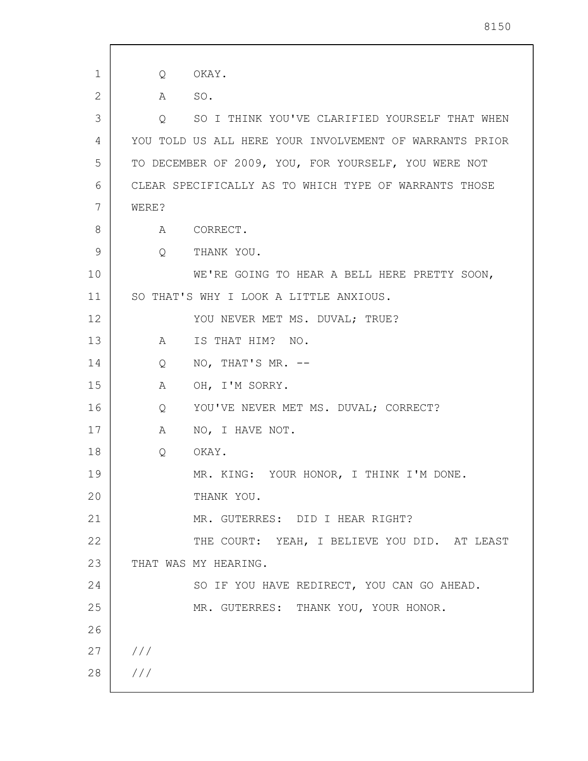Q OKAY.

A SO.

Q SO I THINK YOU'VE CLARIFIED YOURSELF THAT WHEN YOU TOLD US ALL HERE YOUR INVOLVEMENT OF WARRANTS PRIOR TO DECEMBER OF 2009, YOU, FOR YOURSELF, YOU WERE NOT CLEAR SPECIFICALLY AS TO WHICH TYPE OF WARRANTS THOSE WERE?

A CORRECT.

Q THANK YOU.

WE'RE GOING TO HEAR A BELL HERE PRETTY SOON, SO THAT'S WHY I LOOK A LITTLE ANXIOUS.

YOU NEVER MET MS. DUVAL; TRUE?

A IS THAT HIM? NO.

Q NO, THAT'S MR. --

A OH, I'M SORRY.

Q YOU'VE NEVER MET MS. DUVAL; CORRECT?

A NO, I HAVE NOT.

Q OKAY.

MR. KING: YOUR HONOR, I THINK I'M DONE.

THANK YOU.

MR. GUTERRES: DID I HEAR RIGHT?

THE COURT: YEAH, I BELIEVE YOU DID. AT LEAST THAT WAS MY HEARING.

SO IF YOU HAVE REDIRECT, YOU CAN GO AHEAD.

MR. GUTERRES: THANK YOU, YOUR HONOR.

///

///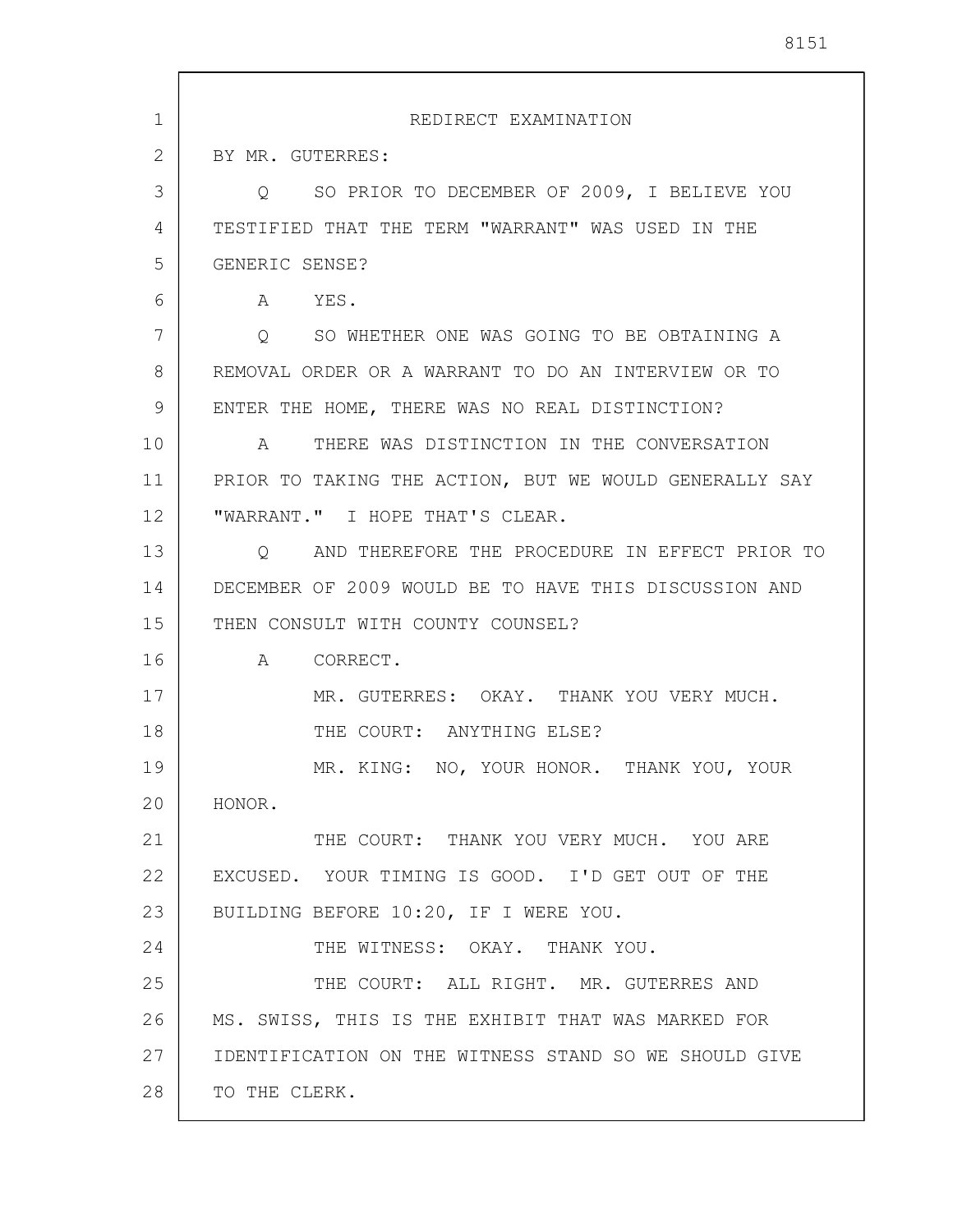REDIRECT EXAMINATION

BY MR. GUTERRES:

Q SO PRIOR TO DECEMBER OF 2009, I BELIEVE YOU TESTIFIED THAT THE TERM "WARRANT" WAS USED IN THE GENERIC SENSE?

A YES.

Q SO WHETHER ONE WAS GOING TO BE OBTAINING A REMOVAL ORDER OR A WARRANT TO DO AN INTERVIEW OR TO ENTER THE HOME, THERE WAS NO REAL DISTINCTION?

A THERE WAS DISTINCTION IN THE CONVERSATION PRIOR TO TAKING THE ACTION, BUT WE WOULD GENERALLY SAY "WARRANT." I HOPE THAT'S CLEAR.

Q AND THEREFORE THE PROCEDURE IN EFFECT PRIOR TO DECEMBER OF 2009 WOULD BE TO HAVE THIS DISCUSSION AND THEN CONSULT WITH COUNTY COUNSEL?

A CORRECT.

MR. GUTERRES: OKAY. THANK YOU VERY MUCH.

THE COURT: ANYTHING ELSE?

MR. KING: NO, YOUR HONOR. THANK YOU, YOUR HONOR.

THE COURT: THANK YOU VERY MUCH. YOU ARE EXCUSED. YOUR TIMING IS GOOD. I'D GET OUT OF THE BUILDING BEFORE 10:20, IF I WERE YOU.

THE WITNESS: OKAY. THANK YOU.

THE COURT: ALL RIGHT. MR. GUTERRES AND MS. SWISS, THIS IS THE EXHIBIT THAT WAS MARKED FOR IDENTIFICATION ON THE WITNESS STAND SO WE SHOULD GIVE TO THE CLERK.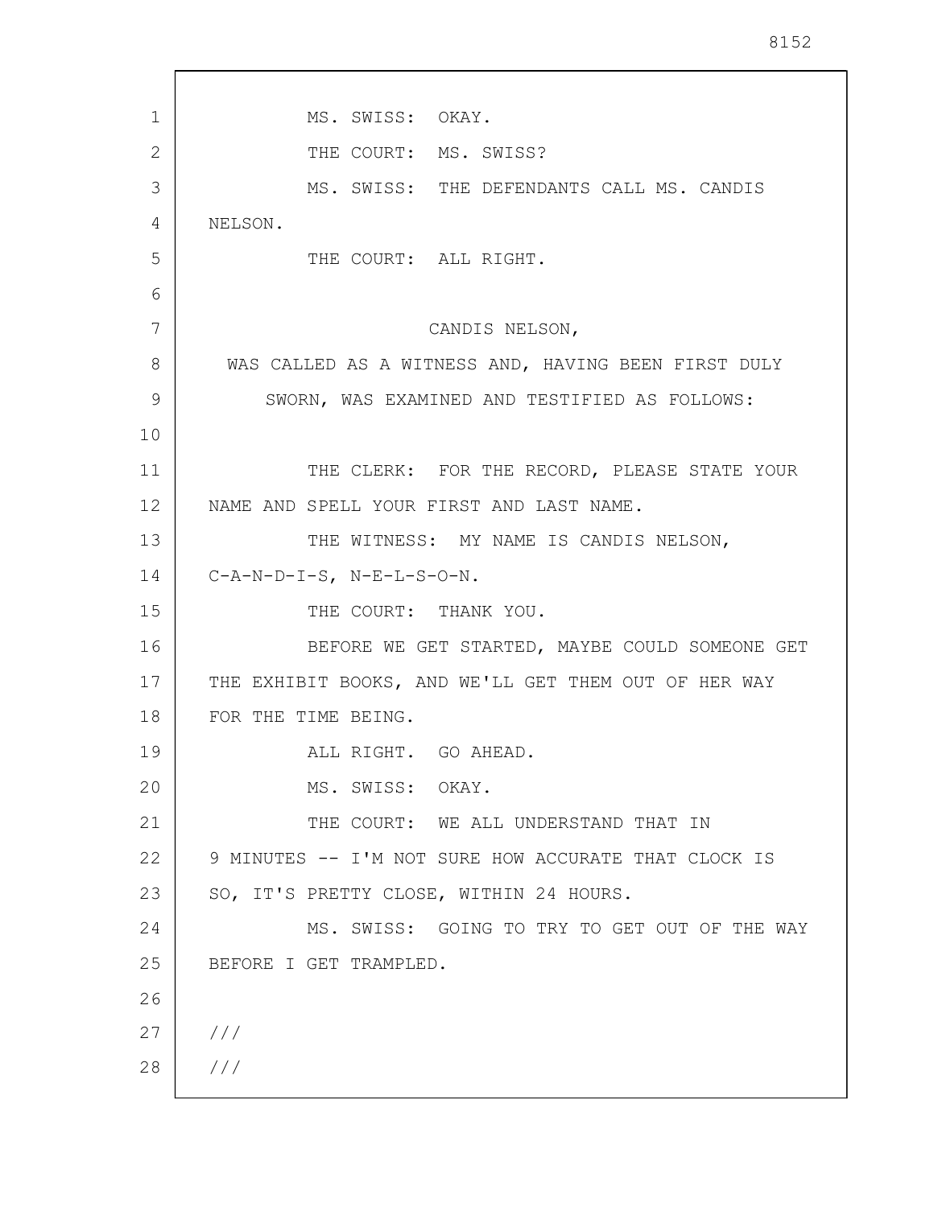MS. SWISS: OKAY.

THE COURT: MS. SWISS?

MS. SWISS: THE DEFENDANTS CALL MS. CANDIS NELSON.

THE COURT: ALL RIGHT.

CANDIS NELSON,

WAS CALLED AS A WITNESS AND, HAVING BEEN FIRST DULY SWORN, WAS EXAMINED AND TESTIFIED AS FOLLOWS:

THE CLERK: FOR THE RECORD, PLEASE STATE YOUR NAME AND SPELL YOUR FIRST AND LAST NAME.

THE WITNESS: MY NAME IS CANDIS NELSON, C-A-N-D-I-S, N-E-L-S-O-N.

THE COURT: THANK YOU.

BEFORE WE GET STARTED, MAYBE COULD SOMEONE GET THE EXHIBIT BOOKS, AND WE'LL GET THEM OUT OF HER WAY FOR THE TIME BEING.

ALL RIGHT. GO AHEAD.

MS. SWISS: OKAY.

THE COURT: WE ALL UNDERSTAND THAT IN 9 MINUTES -- I'M NOT SURE HOW ACCURATE THAT CLOCK IS SO, IT'S PRETTY CLOSE, WITHIN 24 HOURS.

MS. SWISS: GOING TO TRY TO GET OUT OF THE WAY BEFORE I GET TRAMPLED.

///

///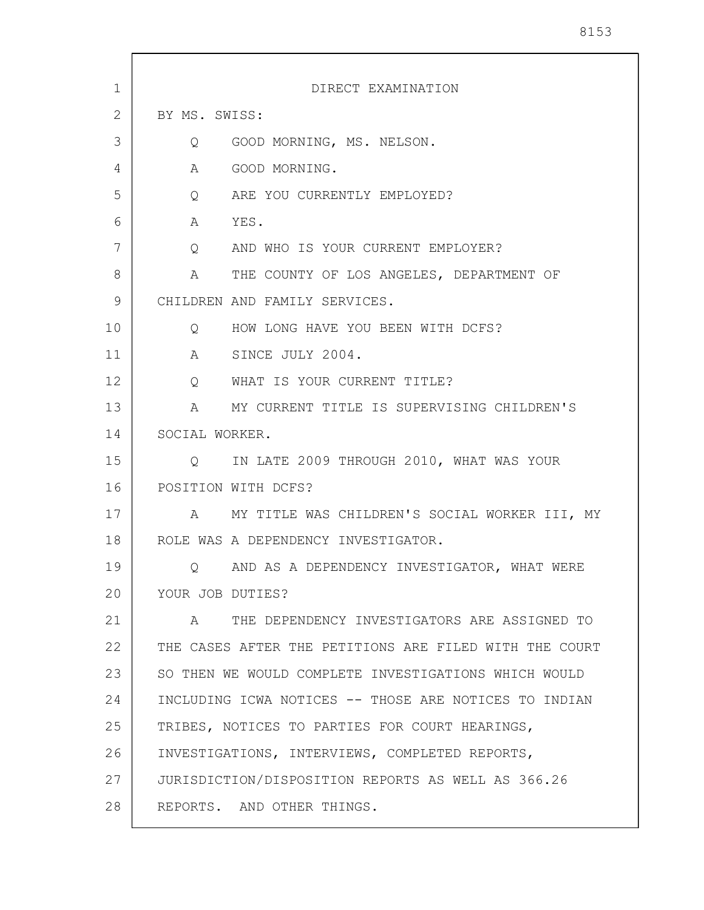DIRECT EXAMINATION

BY MS. SWISS:

Q GOOD MORNING, MS. NELSON.

A GOOD MORNING.

Q ARE YOU CURRENTLY EMPLOYED?

A YES.

Q AND WHO IS YOUR CURRENT EMPLOYER?

A THE COUNTY OF LOS ANGELES, DEPARTMENT OF CHILDREN AND FAMILY SERVICES.

Q HOW LONG HAVE YOU BEEN WITH DCFS?

A SINCE JULY 2004.

Q WHAT IS YOUR CURRENT TITLE?

A MY CURRENT TITLE IS SUPERVISING CHILDREN'S SOCIAL WORKER.

Q IN LATE 2009 THROUGH 2010, WHAT WAS YOUR POSITION WITH DCFS?

A MY TITLE WAS CHILDREN'S SOCIAL WORKER III, MY ROLE WAS A DEPENDENCY INVESTIGATOR.

Q AND AS A DEPENDENCY INVESTIGATOR, WHAT WERE YOUR JOB DUTIES?

A THE DEPENDENCY INVESTIGATORS ARE ASSIGNED TO THE CASES AFTER THE PETITIONS ARE FILED WITH THE COURT SO THEN WE WOULD COMPLETE INVESTIGATIONS WHICH WOULD INCLUDING ICWA NOTICES -- THOSE ARE NOTICES TO INDIAN TRIBES, NOTICES TO PARTIES FOR COURT HEARINGS, INVESTIGATIONS, INTERVIEWS, COMPLETED REPORTS, JURISDICTION/DISPOSITION REPORTS AS WELL AS 366.26 REPORTS. AND OTHER THINGS.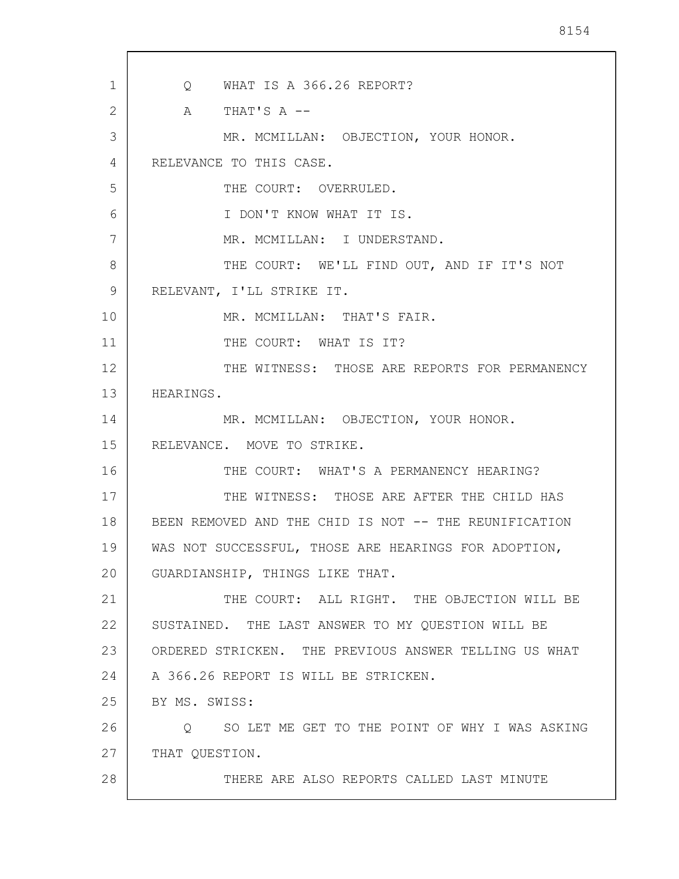Q WHAT IS A 366.26 REPORT?

A THAT'S A --

MR. MCMILLAN: OBJECTION, YOUR HONOR. RELEVANCE TO THIS CASE.

THE COURT: OVERRULED.

I DON'T KNOW WHAT IT IS.

MR. MCMILLAN: I UNDERSTAND.

THE COURT: WE'LL FIND OUT, AND IF IT'S NOT RELEVANT, I'LL STRIKE IT.

MR. MCMILLAN: THAT'S FAIR.

THE COURT: WHAT IS IT?

THE WITNESS: THOSE ARE REPORTS FOR PERMANENCY HEARINGS.

MR. MCMILLAN: OBJECTION, YOUR HONOR. RELEVANCE. MOVE TO STRIKE.

THE COURT: WHAT'S A PERMANENCY HEARING?

THE WITNESS: THOSE ARE AFTER THE CHILD HAS BEEN REMOVED AND THE CHID IS NOT -- THE REUNIFICATION WAS NOT SUCCESSFUL, THOSE ARE HEARINGS FOR ADOPTION, GUARDIANSHIP, THINGS LIKE THAT.

THE COURT: ALL RIGHT. THE OBJECTION WILL BE SUSTAINED. THE LAST ANSWER TO MY QUESTION WILL BE ORDERED STRICKEN. THE PREVIOUS ANSWER TELLING US WHAT A 366.26 REPORT IS WILL BE STRICKEN.

BY MS. SWISS:

Q SO LET ME GET TO THE POINT OF WHY I WAS ASKING THAT QUESTION.

THERE ARE ALSO REPORTS CALLED LAST MINUTE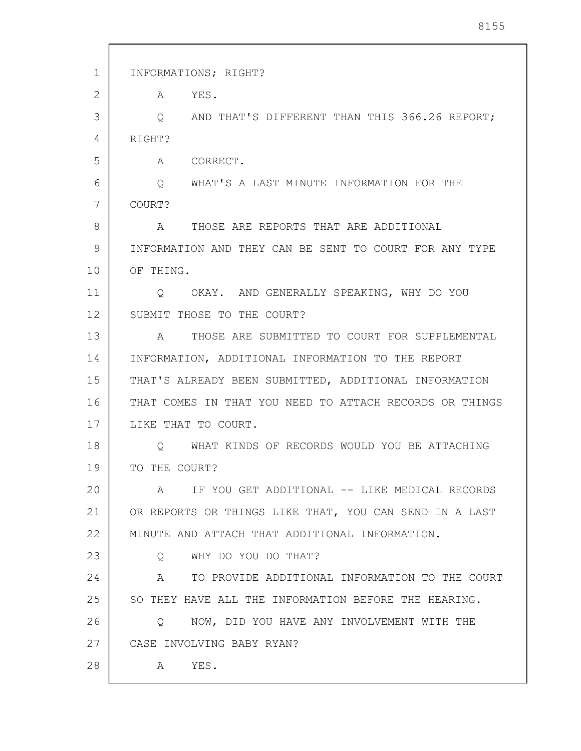INFORMATIONS; RIGHT?

A YES.

Q AND THAT'S DIFFERENT THAN THIS 366.26 REPORT; RIGHT?

A CORRECT.

Q WHAT'S A LAST MINUTE INFORMATION FOR THE COURT?

A THOSE ARE REPORTS THAT ARE ADDITIONAL INFORMATION AND THEY CAN BE SENT TO COURT FOR ANY TYPE OF THING.

Q OKAY. AND GENERALLY SPEAKING, WHY DO YOU SUBMIT THOSE TO THE COURT?

A THOSE ARE SUBMITTED TO COURT FOR SUPPLEMENTAL INFORMATION, ADDITIONAL INFORMATION TO THE REPORT THAT'S ALREADY BEEN SUBMITTED, ADDITIONAL INFORMATION THAT COMES IN THAT YOU NEED TO ATTACH RECORDS OR THINGS LIKE THAT TO COURT.

Q WHAT KINDS OF RECORDS WOULD YOU BE ATTACHING TO THE COURT?

A IF YOU GET ADDITIONAL -- LIKE MEDICAL RECORDS OR REPORTS OR THINGS LIKE THAT, YOU CAN SEND IN A LAST MINUTE AND ATTACH THAT ADDITIONAL INFORMATION.

Q WHY DO YOU DO THAT?

A TO PROVIDE ADDITIONAL INFORMATION TO THE COURT SO THEY HAVE ALL THE INFORMATION BEFORE THE HEARING.

Q NOW, DID YOU HAVE ANY INVOLVEMENT WITH THE CASE INVOLVING BABY RYAN?

A YES.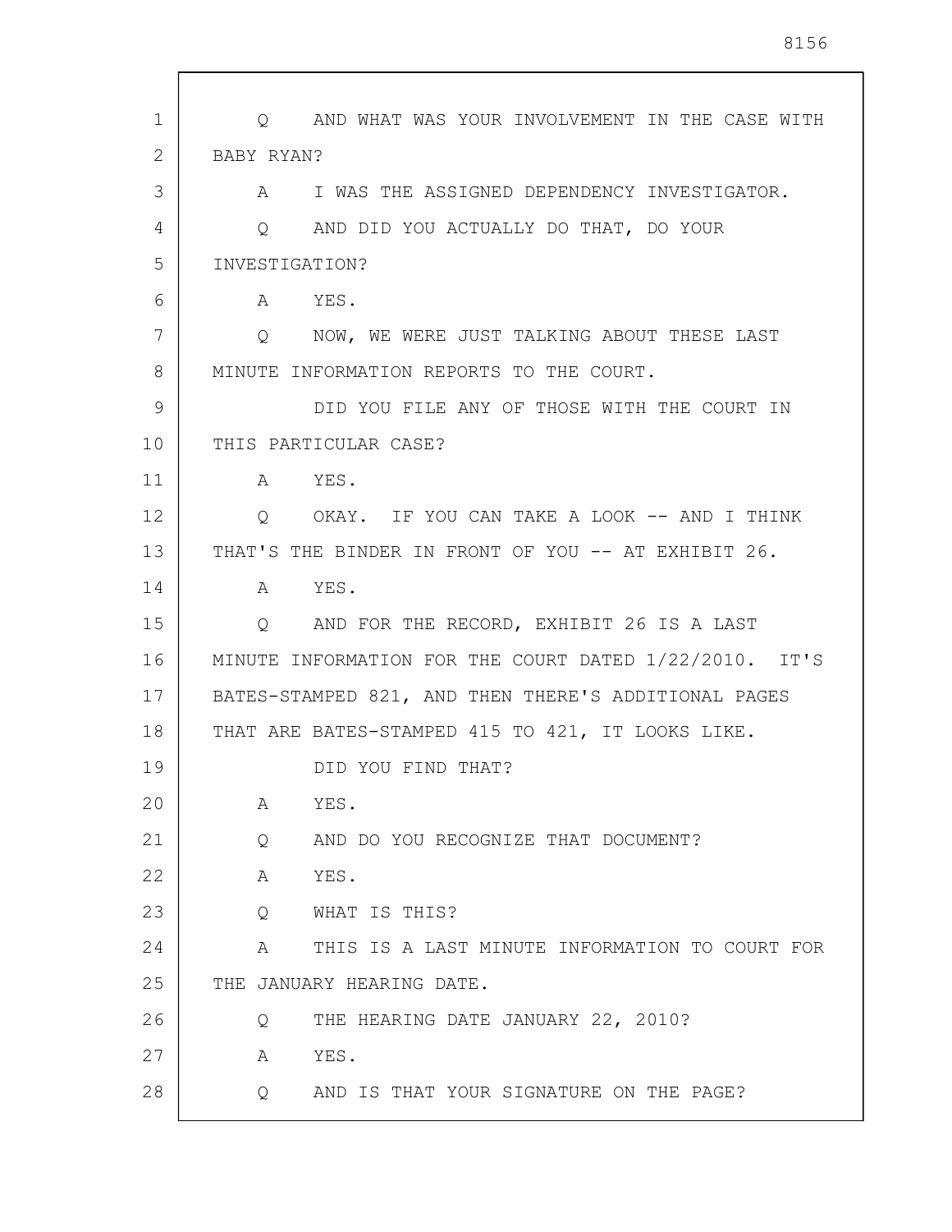Q AND WHAT WAS YOUR INVOLVEMENT IN THE CASE WITH BABY RYAN?

A I WAS THE ASSIGNED DEPENDENCY INVESTIGATOR.

Q AND DID YOU ACTUALLY DO THAT, DO YOUR INVESTIGATION?

A YES.

Q NOW, WE WERE JUST TALKING ABOUT THESE LAST MINUTE INFORMATION REPORTS TO THE COURT.

DID YOU FILE ANY OF THOSE WITH THE COURT IN THIS PARTICULAR CASE?

A YES.

Q OKAY. IF YOU CAN TAKE A LOOK -- AND I THINK THAT'S THE BINDER IN FRONT OF YOU -- AT EXHIBIT 26.

A YES.

Q AND FOR THE RECORD, EXHIBIT 26 IS A LAST MINUTE INFORMATION FOR THE COURT DATED 1/22/2010. IT'S BATES-STAMPED 821, AND THEN THERE'S ADDITIONAL PAGES THAT ARE BATES-STAMPED 415 TO 421, IT LOOKS LIKE.

DID YOU FIND THAT?

A YES.

Q AND DO YOU RECOGNIZE THAT DOCUMENT?

A YES.

Q WHAT IS THIS?

A THIS IS A LAST MINUTE INFORMATION TO COURT FOR THE JANUARY HEARING DATE.

Q THE HEARING DATE JANUARY 22, 2010?

A YES.

Q AND IS THAT YOUR SIGNATURE ON THE PAGE?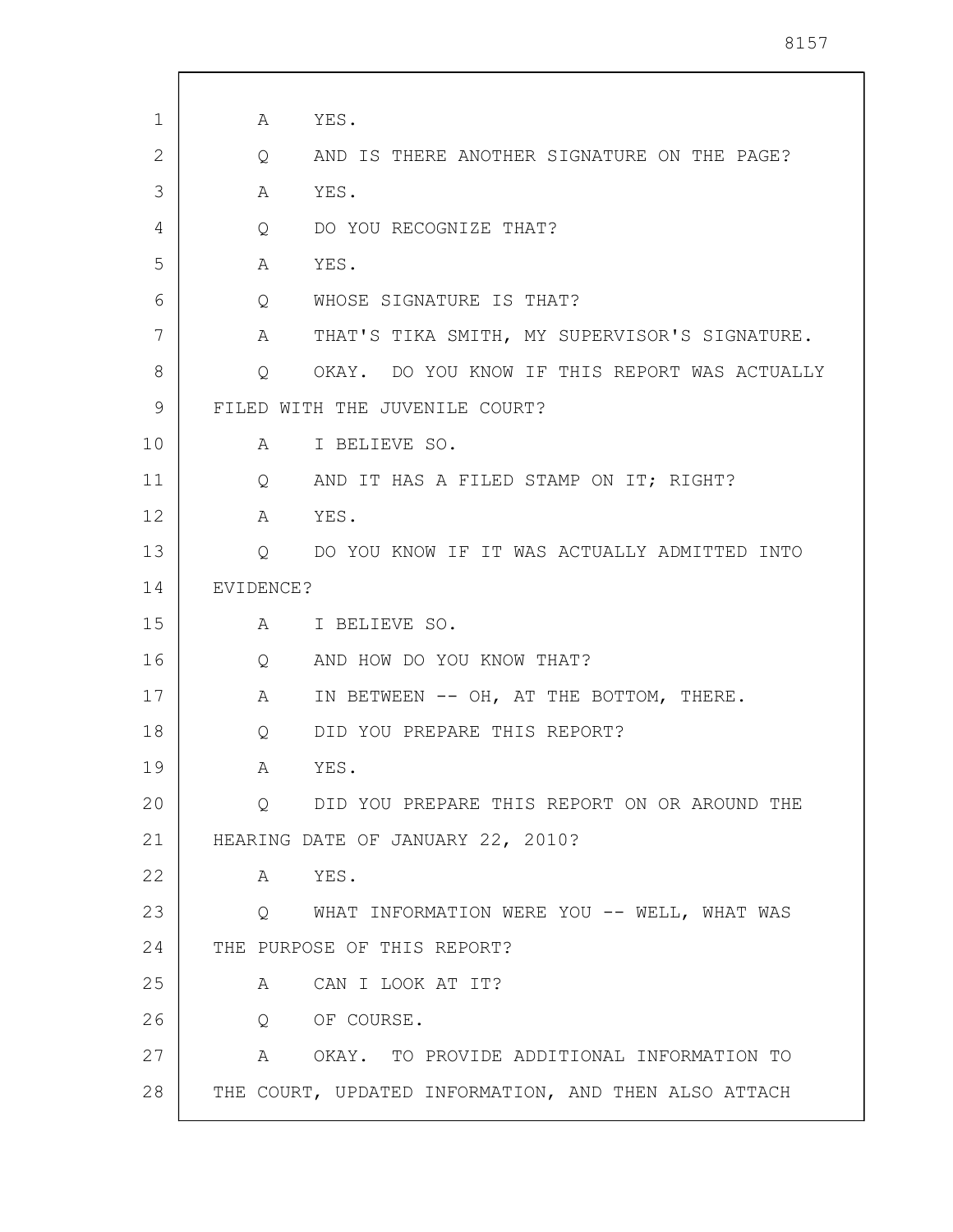A YES.

Q AND IS THERE ANOTHER SIGNATURE ON THE PAGE?

A YES.

Q DO YOU RECOGNIZE THAT?

A YES.

Q WHOSE SIGNATURE IS THAT?

A THAT'S TIKA SMITH, MY SUPERVISOR'S SIGNATURE.

Q OKAY. DO YOU KNOW IF THIS REPORT WAS ACTUALLY FILED WITH THE JUVENILE COURT?

A I BELIEVE SO.

Q AND IT HAS A FILED STAMP ON IT; RIGHT?

A YES.

Q DO YOU KNOW IF IT WAS ACTUALLY ADMITTED INTO EVIDENCE?

A I BELIEVE SO.

Q AND HOW DO YOU KNOW THAT?

A IN BETWEEN -- OH, AT THE BOTTOM, THERE.

Q DID YOU PREPARE THIS REPORT?

A YES.

Q DID YOU PREPARE THIS REPORT ON OR AROUND THE HEARING DATE OF JANUARY 22, 2010?

A YES.

Q WHAT INFORMATION WERE YOU -- WELL, WHAT WAS THE PURPOSE OF THIS REPORT?

A CAN I LOOK AT IT?

Q OF COURSE.

A OKAY. TO PROVIDE ADDITIONAL INFORMATION TO THE COURT, UPDATED INFORMATION, AND THEN ALSO ATTACH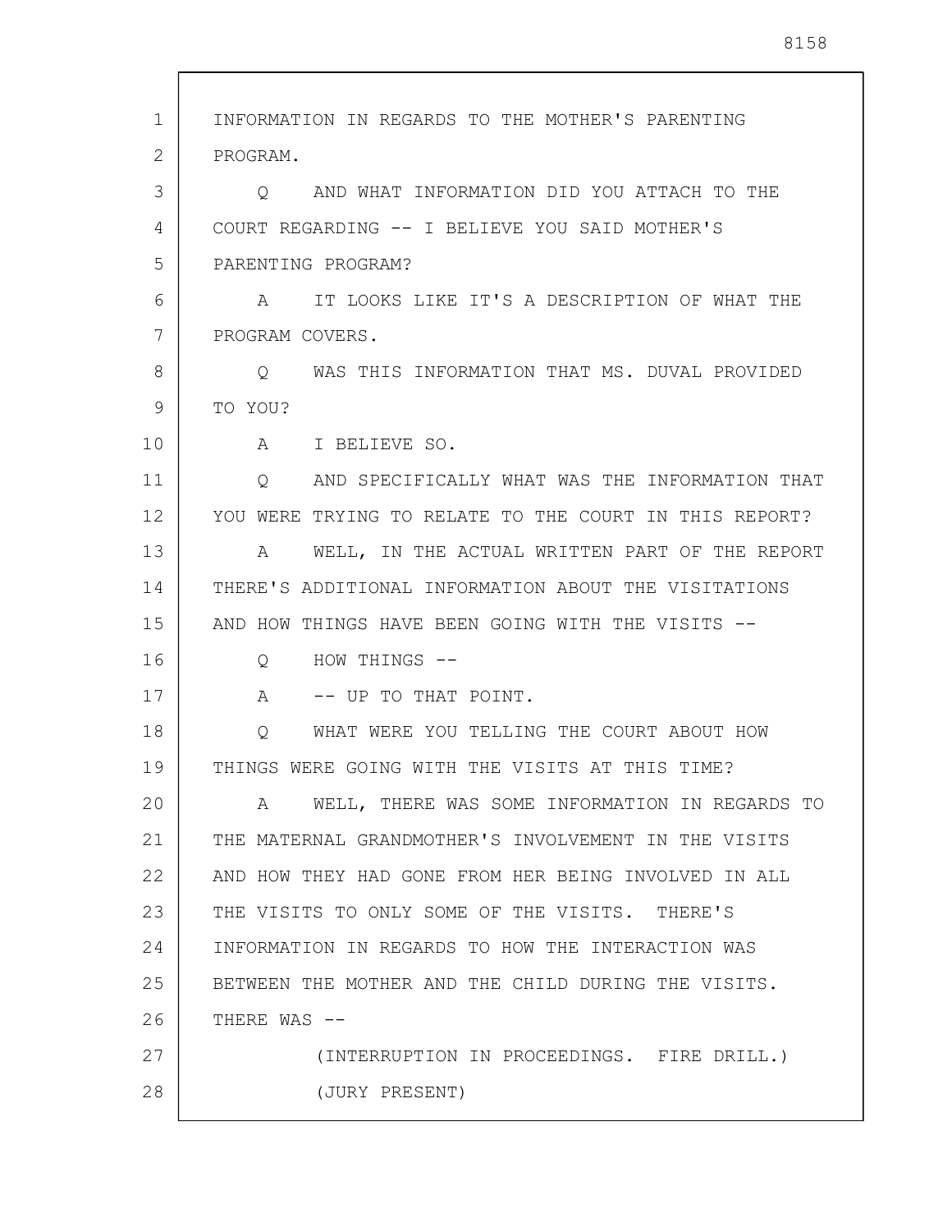INFORMATION IN REGARDS TO THE MOTHER'S PARENTING PROGRAM.

Q AND WHAT INFORMATION DID YOU ATTACH TO THE COURT REGARDING -- I BELIEVE YOU SAID MOTHER'S PARENTING PROGRAM?

A IT LOOKS LIKE IT'S A DESCRIPTION OF WHAT THE PROGRAM COVERS.

Q WAS THIS INFORMATION THAT MS. DUVAL PROVIDED TO YOU?

A I BELIEVE SO.

Q AND SPECIFICALLY WHAT WAS THE INFORMATION THAT YOU WERE TRYING TO RELATE TO THE COURT IN THIS REPORT?

A WELL, IN THE ACTUAL WRITTEN PART OF THE REPORT THERE'S ADDITIONAL INFORMATION ABOUT THE VISITATIONS AND HOW THINGS HAVE BEEN GOING WITH THE VISITS --

Q HOW THINGS --

A -- UP TO THAT POINT.

Q WHAT WERE YOU TELLING THE COURT ABOUT HOW THINGS WERE GOING WITH THE VISITS AT THIS TIME?

A WELL, THERE WAS SOME INFORMATION IN REGARDS TO THE MATERNAL GRANDMOTHER'S INVOLVEMENT IN THE VISITS AND HOW THEY HAD GONE FROM HER BEING INVOLVED IN ALL THE VISITS TO ONLY SOME OF THE VISITS. THERE'S INFORMATION IN REGARDS TO HOW THE INTERACTION WAS BETWEEN THE MOTHER AND THE CHILD DURING THE VISITS. THERE WAS --

(INTERRUPTION IN PROCEEDINGS. FIRE DRILL.)

(JURY PRESENT)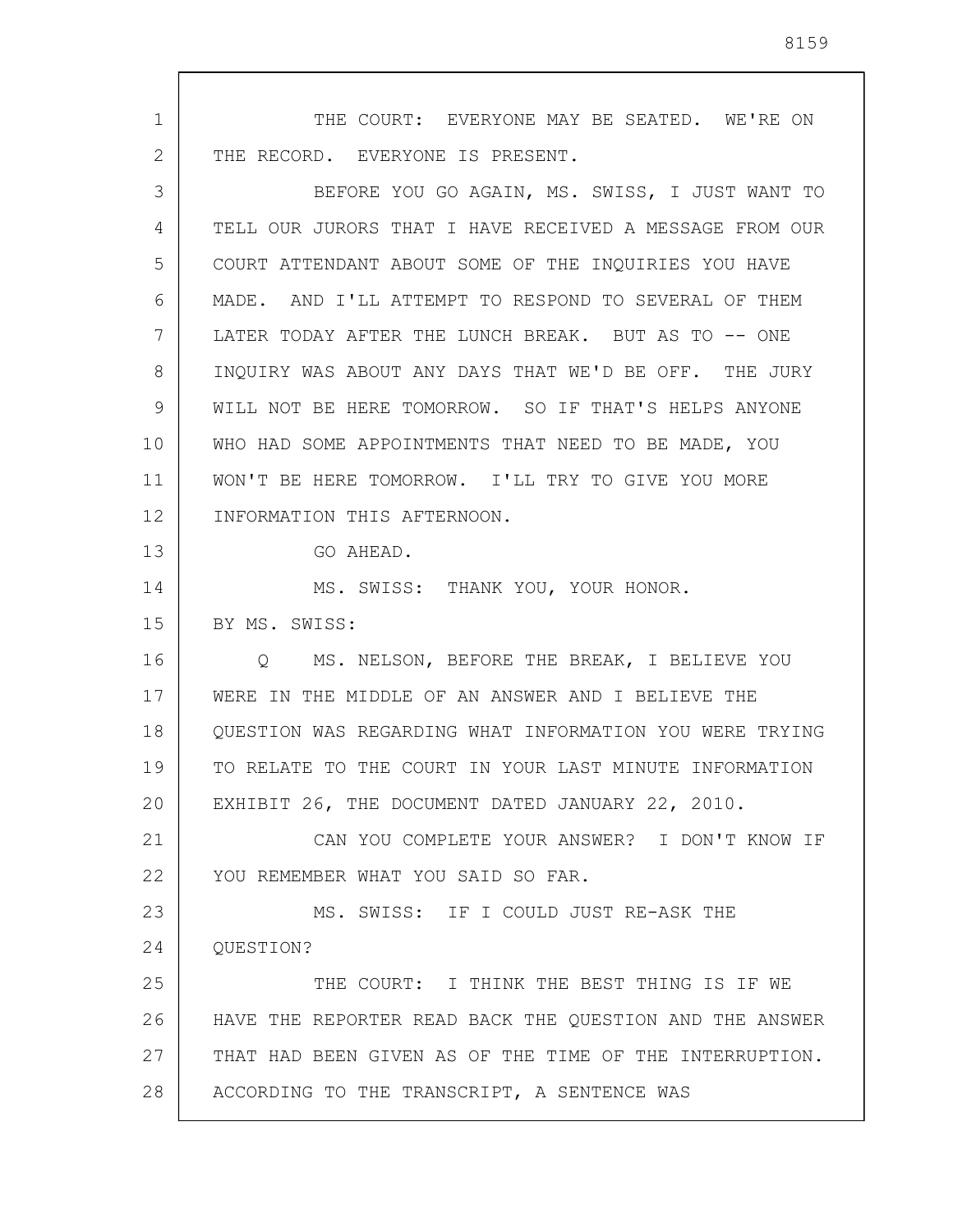THE COURT: EVERYONE MAY BE SEATED. WE'RE ON THE RECORD. EVERYONE IS PRESENT.

BEFORE YOU GO AGAIN, MS. SWISS, I JUST WANT TO TELL OUR JURORS THAT I HAVE RECEIVED A MESSAGE FROM OUR COURT ATTENDANT ABOUT SOME OF THE INQUIRIES YOU HAVE MADE. AND I'LL ATTEMPT TO RESPOND TO SEVERAL OF THEM LATER TODAY AFTER THE LUNCH BREAK. BUT AS TO -- ONE INQUIRY WAS ABOUT ANY DAYS THAT WE'D BE OFF. THE JURY WILL NOT BE HERE TOMORROW. SO IF THAT'S HELPS ANYONE WHO HAD SOME APPOINTMENTS THAT NEED TO BE MADE, YOU WON'T BE HERE TOMORROW. I'LL TRY TO GIVE YOU MORE INFORMATION THIS AFTERNOON.

GO AHEAD.

MS. SWISS: THANK YOU, YOUR HONOR.

BY MS. SWISS:

Q MS. NELSON, BEFORE THE BREAK, I BELIEVE YOU WERE IN THE MIDDLE OF AN ANSWER AND I BELIEVE THE QUESTION WAS REGARDING WHAT INFORMATION YOU WERE TRYING TO RELATE TO THE COURT IN YOUR LAST MINUTE INFORMATION EXHIBIT 26, THE DOCUMENT DATED JANUARY 22, 2010.

CAN YOU COMPLETE YOUR ANSWER? I DON'T KNOW IF YOU REMEMBER WHAT YOU SAID SO FAR.

MS. SWISS: IF I COULD JUST RE-ASK THE QUESTION?

THE COURT: I THINK THE BEST THING IS IF WE HAVE THE REPORTER READ BACK THE QUESTION AND THE ANSWER THAT HAD BEEN GIVEN AS OF THE TIME OF THE INTERRUPTION. ACCORDING TO THE TRANSCRIPT, A SENTENCE WAS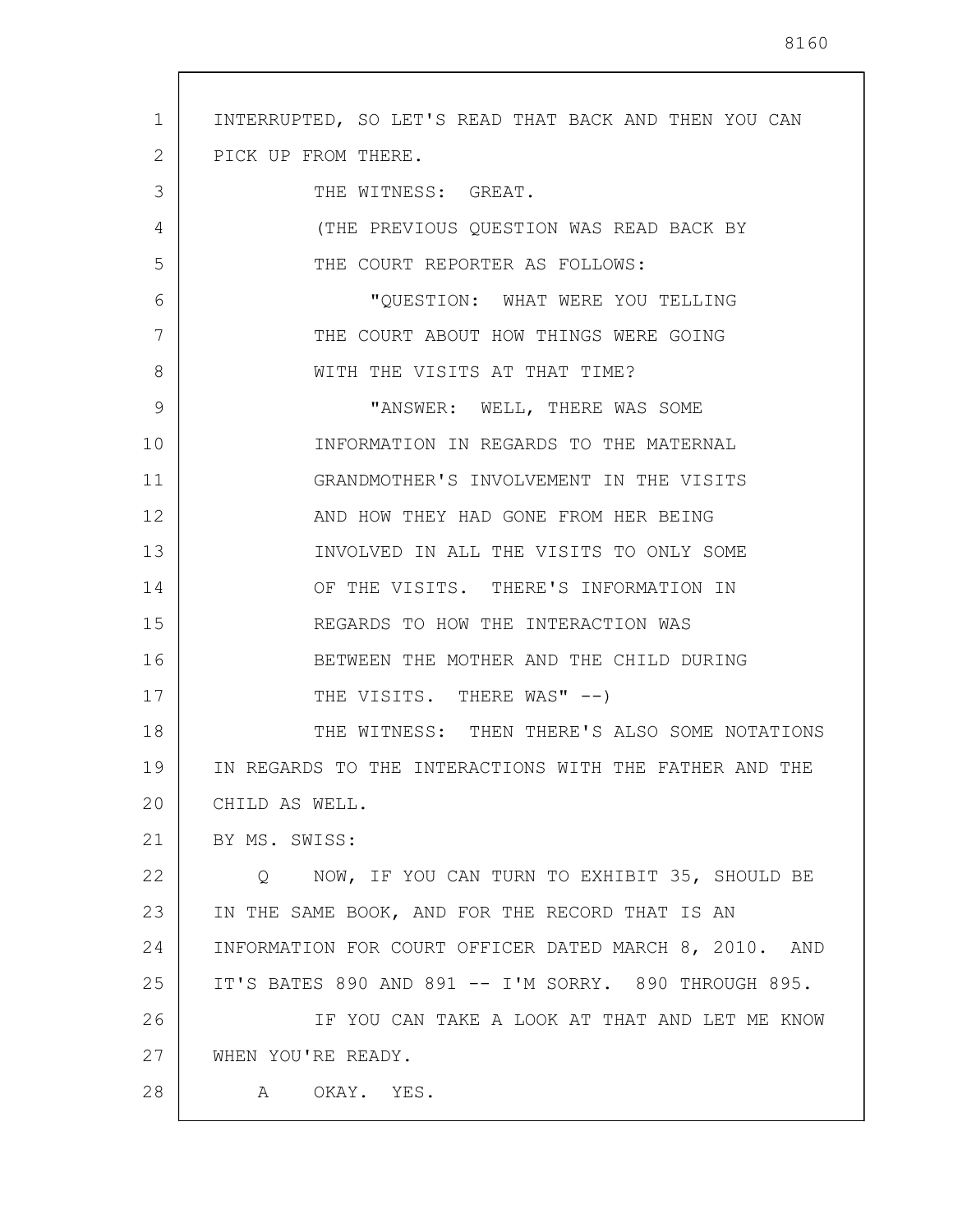INTERRUPTED, SO LET'S READ THAT BACK AND THEN YOU CAN PICK UP FROM THERE.

THE WITNESS: GREAT.

(THE PREVIOUS QUESTION WAS READ BACK BY THE COURT REPORTER AS FOLLOWS:

"QUESTION: WHAT WERE YOU TELLING THE COURT ABOUT HOW THINGS WERE GOING WITH THE VISITS AT THAT TIME?

"ANSWER: WELL, THERE WAS SOME INFORMATION IN REGARDS TO THE MATERNAL GRANDMOTHER'S INVOLVEMENT IN THE VISITS AND HOW THEY HAD GONE FROM HER BEING INVOLVED IN ALL THE VISITS TO ONLY SOME OF THE VISITS. THERE'S INFORMATION IN REGARDS TO HOW THE INTERACTION WAS BETWEEN THE MOTHER AND THE CHILD DURING THE VISITS. THERE WAS" --)

THE WITNESS: THEN THERE'S ALSO SOME NOTATIONS IN REGARDS TO THE INTERACTIONS WITH THE FATHER AND THE CHILD AS WELL.

BY MS. SWISS:

Q NOW, IF YOU CAN TURN TO EXHIBIT 35, SHOULD BE IN THE SAME BOOK, AND FOR THE RECORD THAT IS AN INFORMATION FOR COURT OFFICER DATED MARCH 8, 2010. AND IT'S BATES 890 AND 891 -- I'M SORRY. 890 THROUGH 895.

IF YOU CAN TAKE A LOOK AT THAT AND LET ME KNOW WHEN YOU'RE READY.

A OKAY. YES.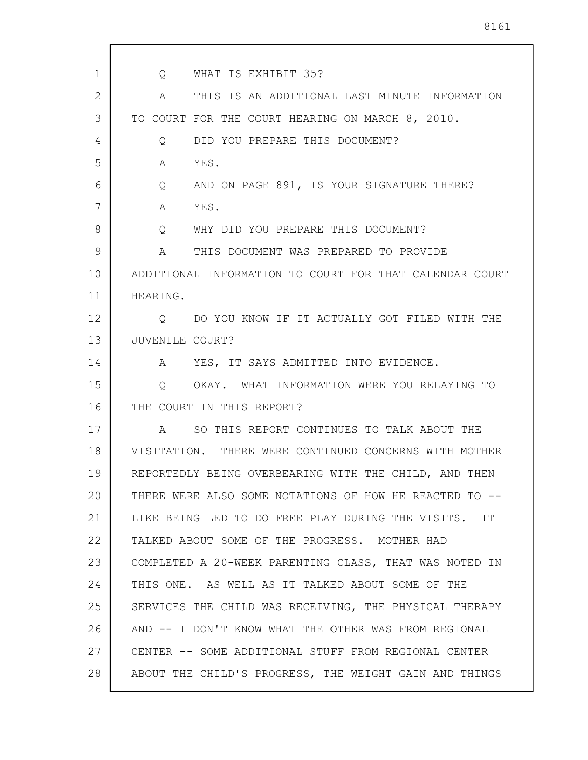Q WHAT IS EXHIBIT 35?

A THIS IS AN ADDITIONAL LAST MINUTE INFORMATION TO COURT FOR THE COURT HEARING ON MARCH 8, 2010.

Q DID YOU PREPARE THIS DOCUMENT?

A YES.

Q AND ON PAGE 891, IS YOUR SIGNATURE THERE?

A YES.

Q WHY DID YOU PREPARE THIS DOCUMENT?

A THIS DOCUMENT WAS PREPARED TO PROVIDE ADDITIONAL INFORMATION TO COURT FOR THAT CALENDAR COURT HEARING.

Q DO YOU KNOW IF IT ACTUALLY GOT FILED WITH THE JUVENILE COURT?

A YES, IT SAYS ADMITTED INTO EVIDENCE.

Q OKAY. WHAT INFORMATION WERE YOU RELAYING TO THE COURT IN THIS REPORT?

A SO THIS REPORT CONTINUES TO TALK ABOUT THE VISITATION. THERE WERE CONTINUED CONCERNS WITH MOTHER REPORTEDLY BEING OVERBEARING WITH THE CHILD, AND THEN THERE WERE ALSO SOME NOTATIONS OF HOW HE REACTED TO -- LIKE BEING LED TO DO FREE PLAY DURING THE VISITS. IT TALKED ABOUT SOME OF THE PROGRESS. MOTHER HAD COMPLETED A 20-WEEK PARENTING CLASS, THAT WAS NOTED IN THIS ONE. AS WELL AS IT TALKED ABOUT SOME OF THE SERVICES THE CHILD WAS RECEIVING, THE PHYSICAL THERAPY AND -- I DON'T KNOW WHAT THE OTHER WAS FROM REGIONAL CENTER -- SOME ADDITIONAL STUFF FROM REGIONAL CENTER ABOUT THE CHILD'S PROGRESS, THE WEIGHT GAIN AND THINGS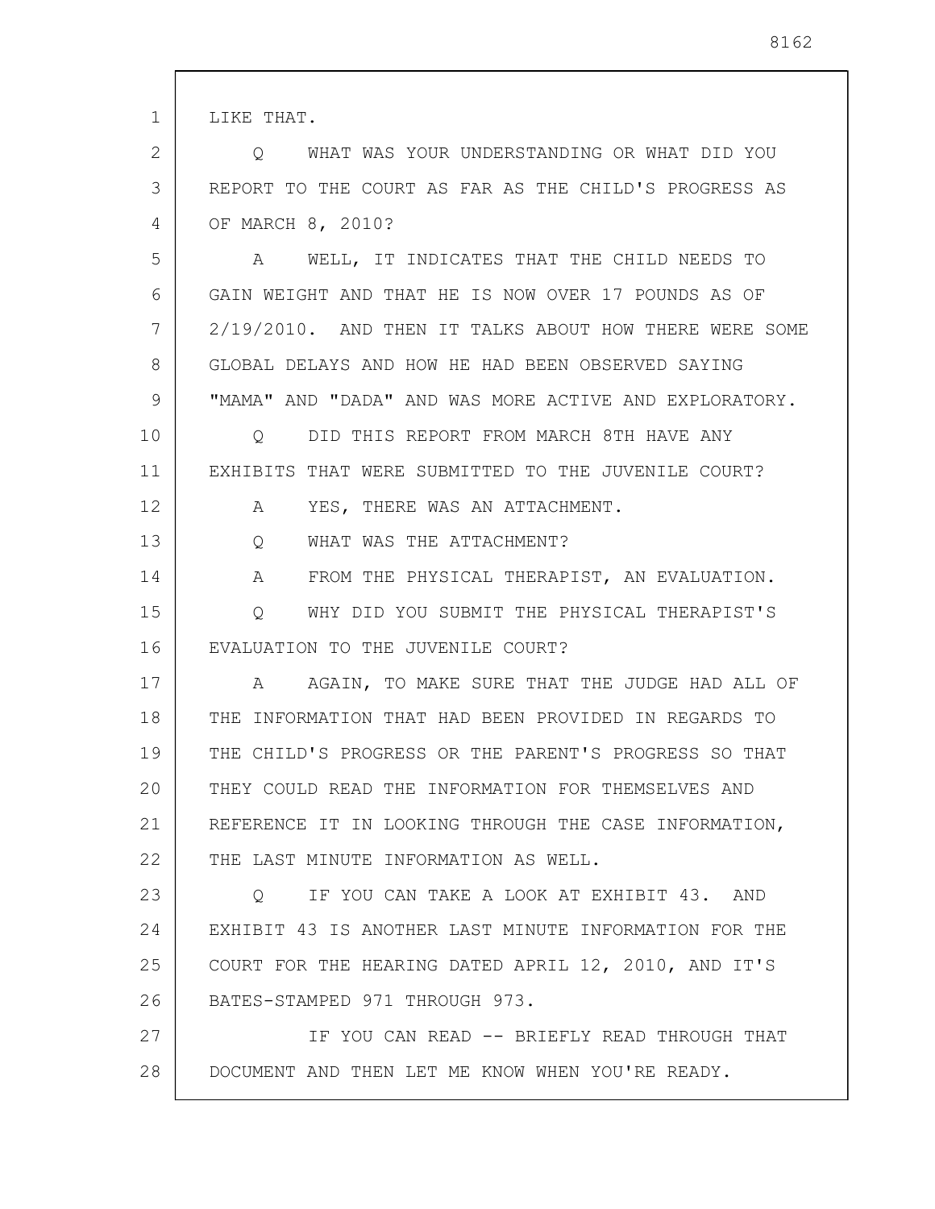LIKE THAT.

Q WHAT WAS YOUR UNDERSTANDING OR WHAT DID YOU REPORT TO THE COURT AS FAR AS THE CHILD'S PROGRESS AS OF MARCH 8, 2010?

A WELL, IT INDICATES THAT THE CHILD NEEDS TO GAIN WEIGHT AND THAT HE IS NOW OVER 17 POUNDS AS OF 2/19/2010. AND THEN IT TALKS ABOUT HOW THERE WERE SOME GLOBAL DELAYS AND HOW HE HAD BEEN OBSERVED SAYING "MAMA" AND "DADA" AND WAS MORE ACTIVE AND EXPLORATORY.

Q DID THIS REPORT FROM MARCH 8TH HAVE ANY EXHIBITS THAT WERE SUBMITTED TO THE JUVENILE COURT?

A YES, THERE WAS AN ATTACHMENT.

Q WHAT WAS THE ATTACHMENT?

A FROM THE PHYSICAL THERAPIST, AN EVALUATION.

Q WHY DID YOU SUBMIT THE PHYSICAL THERAPIST'S EVALUATION TO THE JUVENILE COURT?

A AGAIN, TO MAKE SURE THAT THE JUDGE HAD ALL OF THE INFORMATION THAT HAD BEEN PROVIDED IN REGARDS TO THE CHILD'S PROGRESS OR THE PARENT'S PROGRESS SO THAT THEY COULD READ THE INFORMATION FOR THEMSELVES AND REFERENCE IT IN LOOKING THROUGH THE CASE INFORMATION, THE LAST MINUTE INFORMATION AS WELL.

Q IF YOU CAN TAKE A LOOK AT EXHIBIT 43. AND EXHIBIT 43 IS ANOTHER LAST MINUTE INFORMATION FOR THE COURT FOR THE HEARING DATED APRIL 12, 2010, AND IT'S BATES-STAMPED 971 THROUGH 973.

IF YOU CAN READ -- BRIEFLY READ THROUGH THAT DOCUMENT AND THEN LET ME KNOW WHEN YOU'RE READY.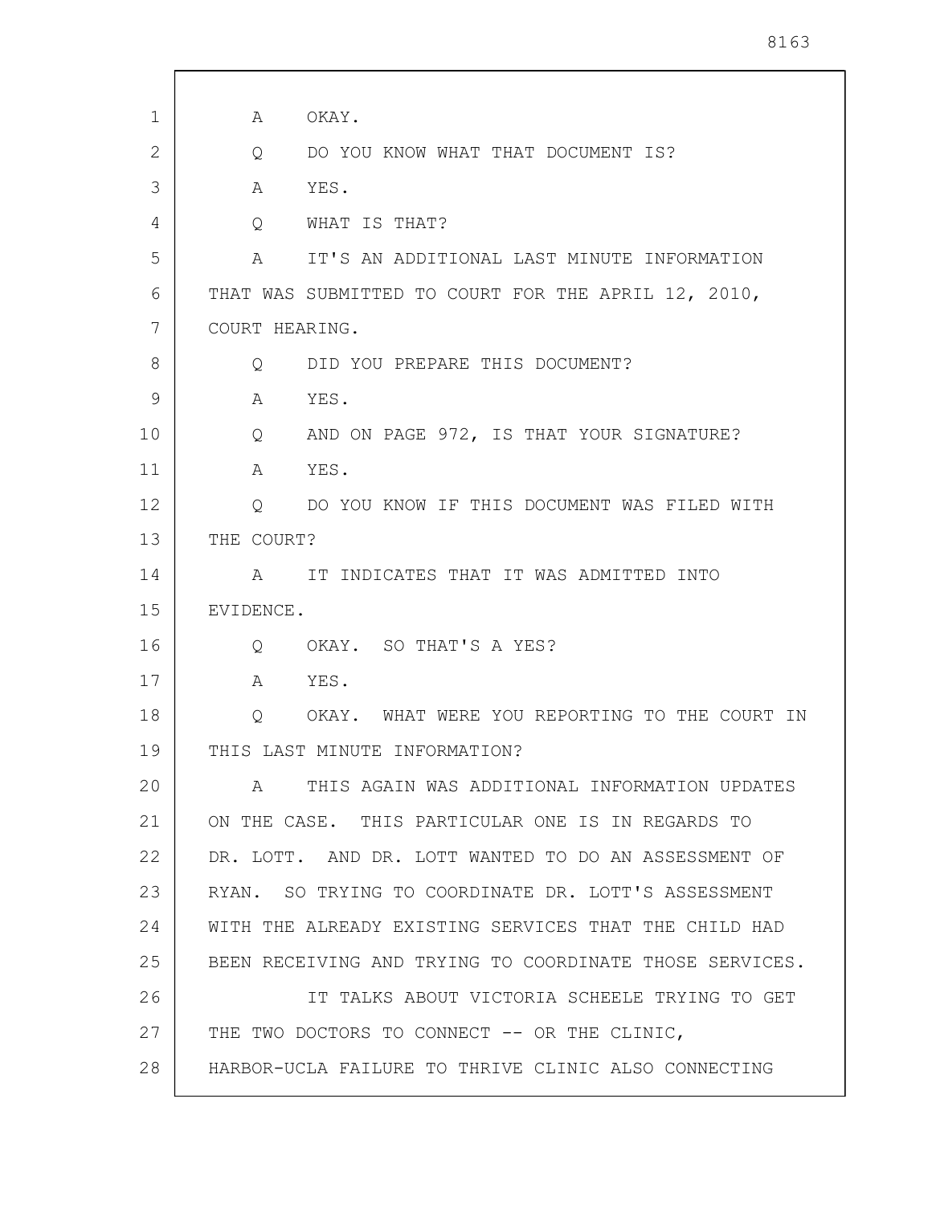A OKAY.

Q DO YOU KNOW WHAT THAT DOCUMENT IS?

A YES.

Q WHAT IS THAT?

A IT'S AN ADDITIONAL LAST MINUTE INFORMATION THAT WAS SUBMITTED TO COURT FOR THE APRIL 12, 2010, COURT HEARING.

Q DID YOU PREPARE THIS DOCUMENT?

A YES.

Q AND ON PAGE 972, IS THAT YOUR SIGNATURE?

A YES.

Q DO YOU KNOW IF THIS DOCUMENT WAS FILED WITH THE COURT?

A IT INDICATES THAT IT WAS ADMITTED INTO EVIDENCE.

Q OKAY. SO THAT'S A YES?

A YES.

Q OKAY. WHAT WERE YOU REPORTING TO THE COURT IN THIS LAST MINUTE INFORMATION?

A THIS AGAIN WAS ADDITIONAL INFORMATION UPDATES ON THE CASE. THIS PARTICULAR ONE IS IN REGARDS TO DR. LOTT. AND DR. LOTT WANTED TO DO AN ASSESSMENT OF RYAN. SO TRYING TO COORDINATE DR. LOTT'S ASSESSMENT WITH THE ALREADY EXISTING SERVICES THAT THE CHILD HAD BEEN RECEIVING AND TRYING TO COORDINATE THOSE SERVICES.

IT TALKS ABOUT VICTORIA SCHEELE TRYING TO GET THE TWO DOCTORS TO CONNECT -- OR THE CLINIC, HARBOR-UCLA FAILURE TO THRIVE CLINIC ALSO CONNECTING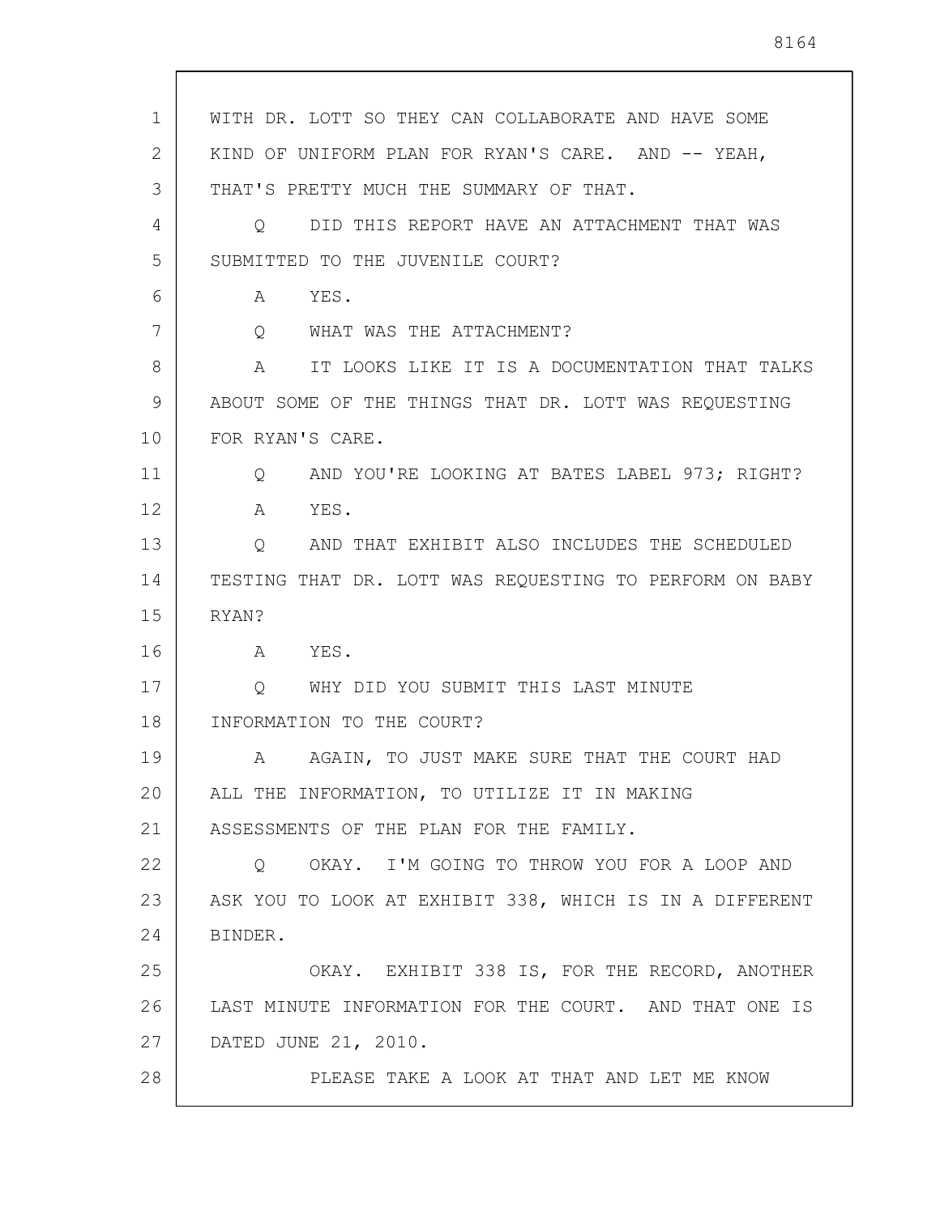WITH DR. LOTT SO THEY CAN COLLABORATE AND HAVE SOME KIND OF UNIFORM PLAN FOR RYAN'S CARE. AND -- YEAH, THAT'S PRETTY MUCH THE SUMMARY OF THAT.

Q DID THIS REPORT HAVE AN ATTACHMENT THAT WAS SUBMITTED TO THE JUVENILE COURT?

A YES.

Q WHAT WAS THE ATTACHMENT?

A IT LOOKS LIKE IT IS A DOCUMENTATION THAT TALKS ABOUT SOME OF THE THINGS THAT DR. LOTT WAS REQUESTING FOR RYAN'S CARE.

Q AND YOU'RE LOOKING AT BATES LABEL 973; RIGHT?

A YES.

Q AND THAT EXHIBIT ALSO INCLUDES THE SCHEDULED TESTING THAT DR. LOTT WAS REQUESTING TO PERFORM ON BABY RYAN?

A YES.

Q WHY DID YOU SUBMIT THIS LAST MINUTE INFORMATION TO THE COURT?

A AGAIN, TO JUST MAKE SURE THAT THE COURT HAD ALL THE INFORMATION, TO UTILIZE IT IN MAKING ASSESSMENTS OF THE PLAN FOR THE FAMILY.

Q OKAY. I'M GOING TO THROW YOU FOR A LOOP AND ASK YOU TO LOOK AT EXHIBIT 338, WHICH IS IN A DIFFERENT BINDER.

OKAY. EXHIBIT 338 IS, FOR THE RECORD, ANOTHER LAST MINUTE INFORMATION FOR THE COURT. AND THAT ONE IS DATED JUNE 21, 2010.

PLEASE TAKE A LOOK AT THAT AND LET ME KNOW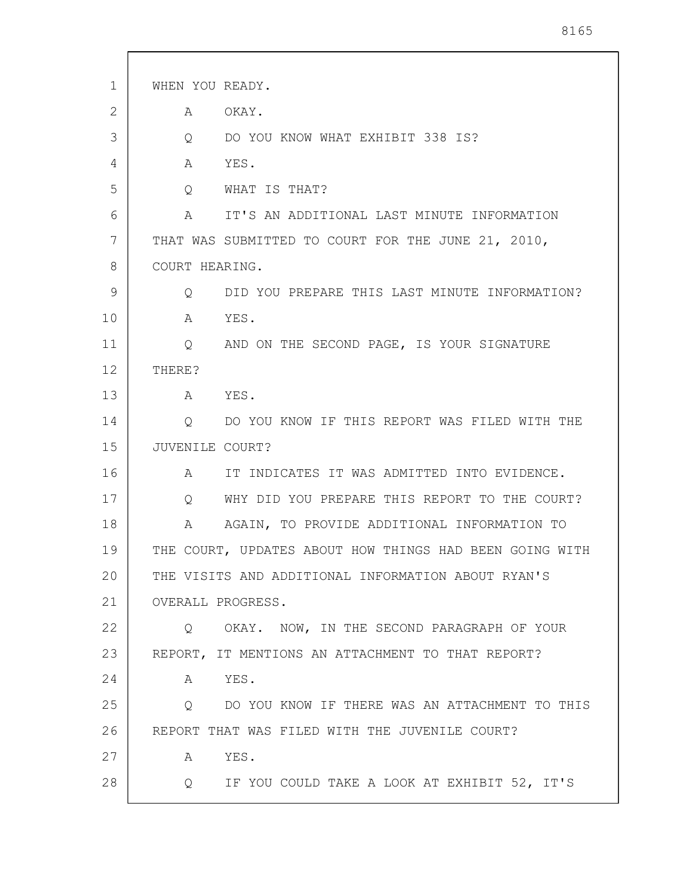WHEN YOU READY.

A OKAY.

Q DO YOU KNOW WHAT EXHIBIT 338 IS?

A YES.

Q WHAT IS THAT?

A IT'S AN ADDITIONAL LAST MINUTE INFORMATION THAT WAS SUBMITTED TO COURT FOR THE JUNE 21, 2010, COURT HEARING.

Q DID YOU PREPARE THIS LAST MINUTE INFORMATION?

A YES.

Q AND ON THE SECOND PAGE, IS YOUR SIGNATURE THERE?

A YES.

Q DO YOU KNOW IF THIS REPORT WAS FILED WITH THE JUVENILE COURT?

A IT INDICATES IT WAS ADMITTED INTO EVIDENCE.

Q WHY DID YOU PREPARE THIS REPORT TO THE COURT?

A AGAIN, TO PROVIDE ADDITIONAL INFORMATION TO THE COURT, UPDATES ABOUT HOW THINGS HAD BEEN GOING WITH THE VISITS AND ADDITIONAL INFORMATION ABOUT RYAN'S OVERALL PROGRESS.

Q OKAY. NOW, IN THE SECOND PARAGRAPH OF YOUR REPORT, IT MENTIONS AN ATTACHMENT TO THAT REPORT?

A YES.

Q DO YOU KNOW IF THERE WAS AN ATTACHMENT TO THIS REPORT THAT WAS FILED WITH THE JUVENILE COURT?

A YES.

Q IF YOU COULD TAKE A LOOK AT EXHIBIT 52, IT'S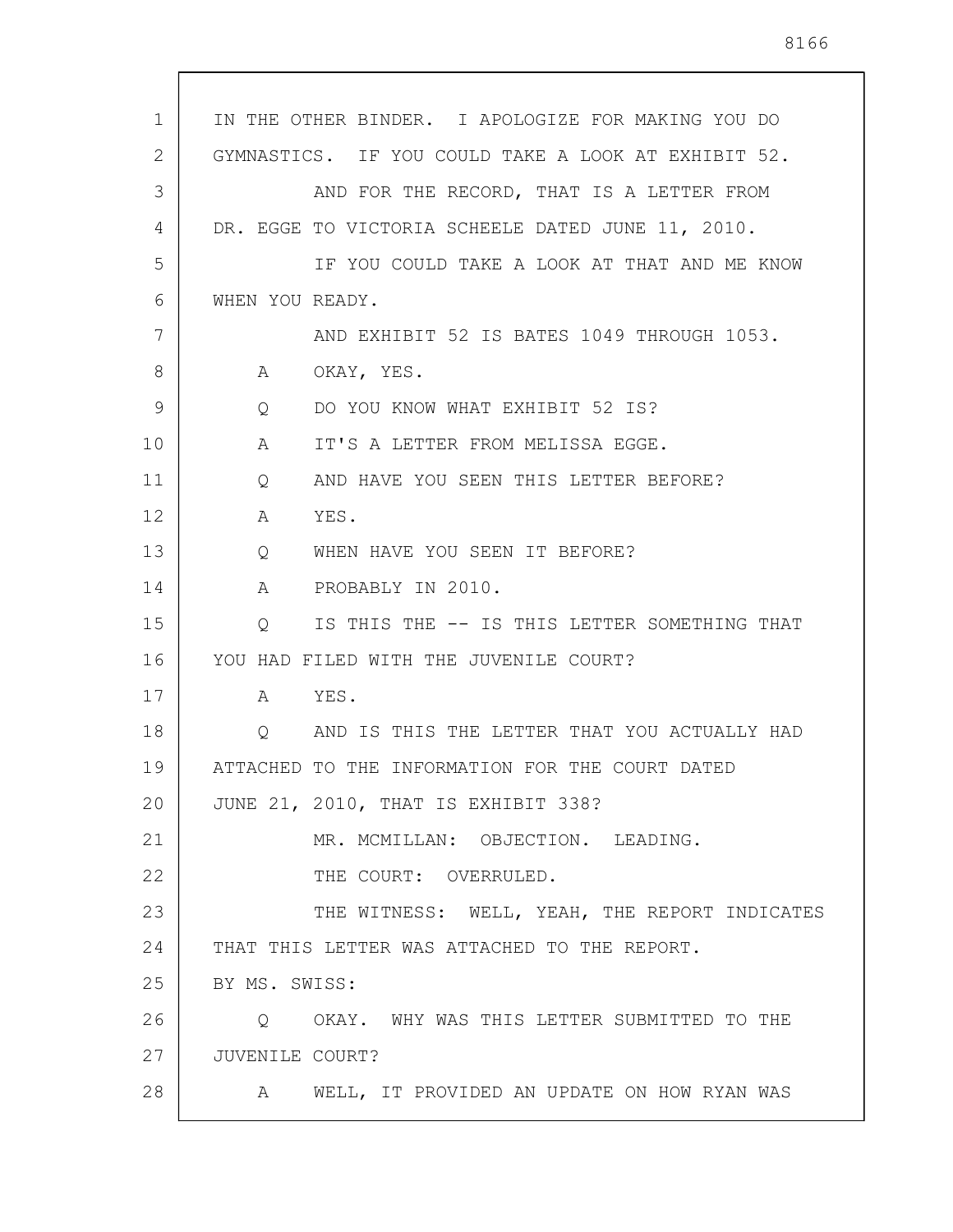IN THE OTHER BINDER. I APOLOGIZE FOR MAKING YOU DO GYMNASTICS. IF YOU COULD TAKE A LOOK AT EXHIBIT 52.

AND FOR THE RECORD, THAT IS A LETTER FROM DR. EGGE TO VICTORIA SCHEELE DATED JUNE 11, 2010.

IF YOU COULD TAKE A LOOK AT THAT AND ME KNOW WHEN YOU READY.

AND EXHIBIT 52 IS BATES 1049 THROUGH 1053.

A OKAY, YES.

Q DO YOU KNOW WHAT EXHIBIT 52 IS?

A IT'S A LETTER FROM MELISSA EGGE.

Q AND HAVE YOU SEEN THIS LETTER BEFORE?

A YES.

Q WHEN HAVE YOU SEEN IT BEFORE?

A PROBABLY IN 2010.

Q IS THIS THE -- IS THIS LETTER SOMETHING THAT YOU HAD FILED WITH THE JUVENILE COURT?

A YES.

Q AND IS THIS THE LETTER THAT YOU ACTUALLY HAD ATTACHED TO THE INFORMATION FOR THE COURT DATED JUNE 21, 2010, THAT IS EXHIBIT 338?

MR. MCMILLAN: OBJECTION. LEADING.

THE COURT: OVERRULED.

THE WITNESS: WELL, YEAH, THE REPORT INDICATES THAT THIS LETTER WAS ATTACHED TO THE REPORT.

BY MS. SWISS:

Q OKAY. WHY WAS THIS LETTER SUBMITTED TO THE JUVENILE COURT?

A WELL, IT PROVIDED AN UPDATE ON HOW RYAN WAS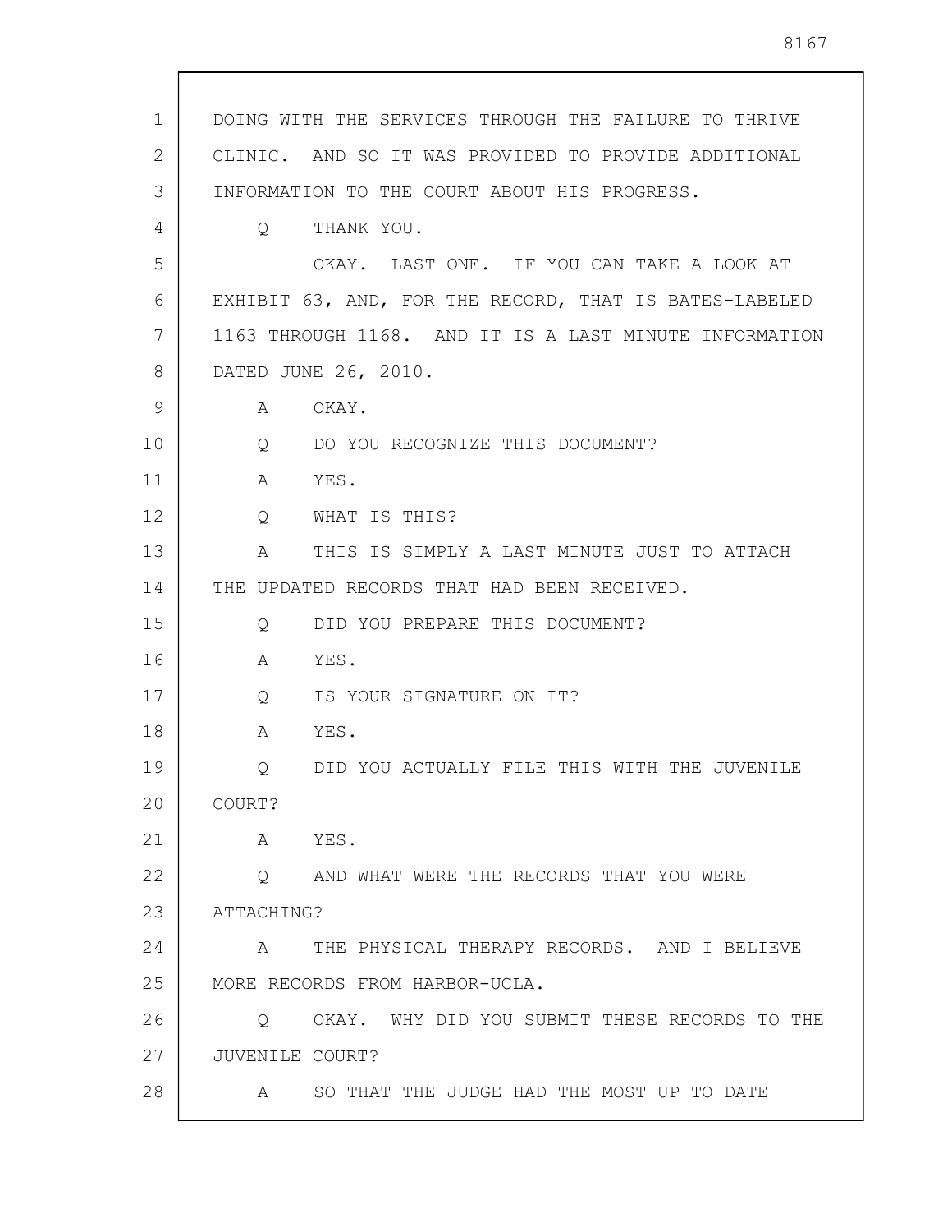DOING WITH THE SERVICES THROUGH THE FAILURE TO THRIVE CLINIC. AND SO IT WAS PROVIDED TO PROVIDE ADDITIONAL INFORMATION TO THE COURT ABOUT HIS PROGRESS.

Q THANK YOU.

OKAY. LAST ONE. IF YOU CAN TAKE A LOOK AT EXHIBIT 63, AND, FOR THE RECORD, THAT IS BATES-LABELED 1163 THROUGH 1168. AND IT IS A LAST MINUTE INFORMATION DATED JUNE 26, 2010.

A OKAY.

Q DO YOU RECOGNIZE THIS DOCUMENT?

A YES.

Q WHAT IS THIS?

A THIS IS SIMPLY A LAST MINUTE JUST TO ATTACH THE UPDATED RECORDS THAT HAD BEEN RECEIVED.

Q DID YOU PREPARE THIS DOCUMENT?

A YES.

Q IS YOUR SIGNATURE ON IT?

A YES.

Q DID YOU ACTUALLY FILE THIS WITH THE JUVENILE COURT?

A YES.

Q AND WHAT WERE THE RECORDS THAT YOU WERE ATTACHING?

A THE PHYSICAL THERAPY RECORDS. AND I BELIEVE MORE RECORDS FROM HARBOR-UCLA.

Q OKAY. WHY DID YOU SUBMIT THESE RECORDS TO THE JUVENILE COURT?

A SO THAT THE JUDGE HAD THE MOST UP TO DATE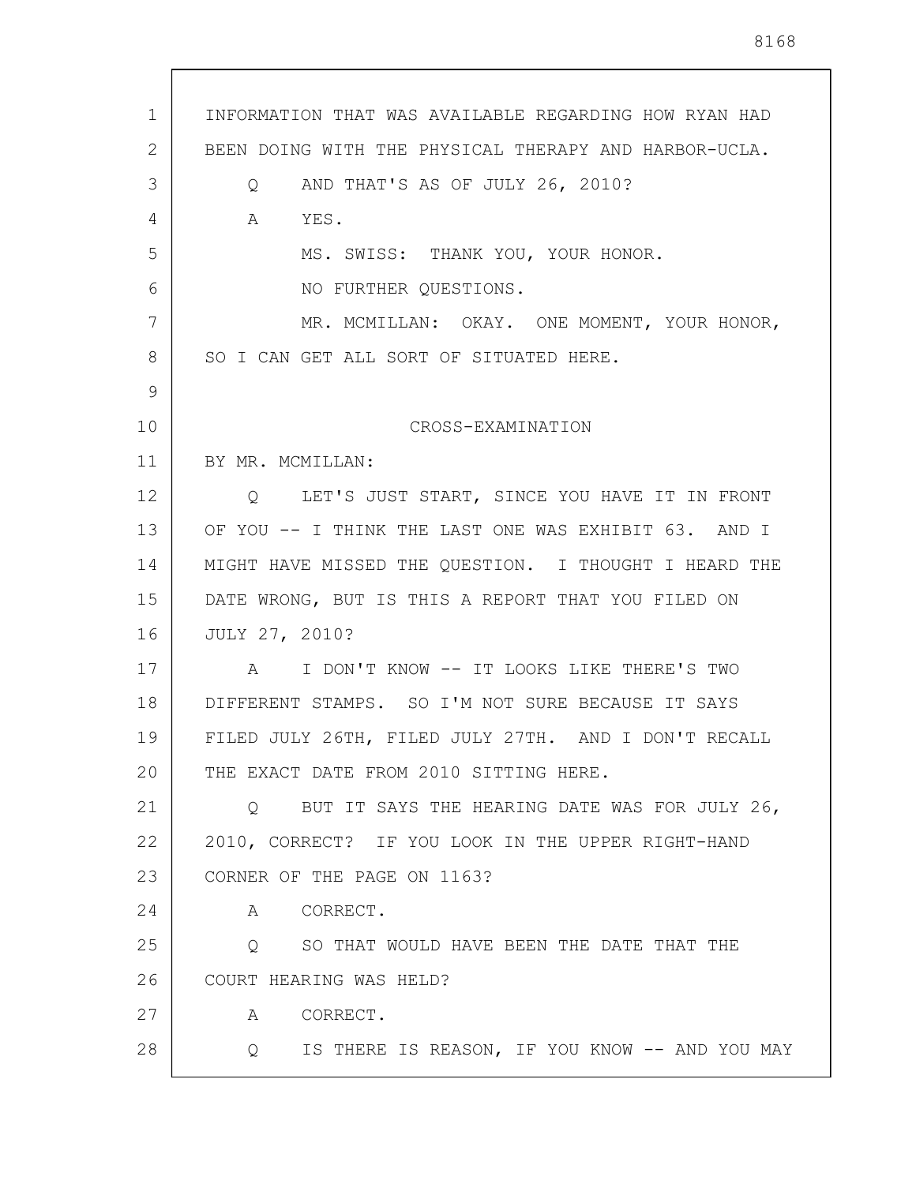INFORMATION THAT WAS AVAILABLE REGARDING HOW RYAN HAD BEEN DOING WITH THE PHYSICAL THERAPY AND HARBOR-UCLA.

Q AND THAT'S AS OF JULY 26, 2010?

A YES.

MS. SWISS: THANK YOU, YOUR HONOR.

NO FURTHER QUESTIONS.

MR. MCMILLAN: OKAY. ONE MOMENT, YOUR HONOR, SO I CAN GET ALL SORT OF SITUATED HERE.

## CROSS-EXAMINATION

BY MR. MCMILLAN:

Q LET'S JUST START, SINCE YOU HAVE IT IN FRONT OF YOU -- I THINK THE LAST ONE WAS EXHIBIT 63. AND I MIGHT HAVE MISSED THE QUESTION. I THOUGHT I HEARD THE DATE WRONG, BUT IS THIS A REPORT THAT YOU FILED ON JULY 27, 2010?

A I DON'T KNOW -- IT LOOKS LIKE THERE'S TWO DIFFERENT STAMPS. SO I'M NOT SURE BECAUSE IT SAYS FILED JULY 26TH, FILED JULY 27TH. AND I DON'T RECALL THE EXACT DATE FROM 2010 SITTING HERE.

Q BUT IT SAYS THE HEARING DATE WAS FOR JULY 26, 2010, CORRECT? IF YOU LOOK IN THE UPPER RIGHT-HAND CORNER OF THE PAGE ON 1163?

A CORRECT.

Q SO THAT WOULD HAVE BEEN THE DATE THAT THE COURT HEARING WAS HELD?

A CORRECT.

Q IS THERE IS REASON, IF YOU KNOW -- AND YOU MAY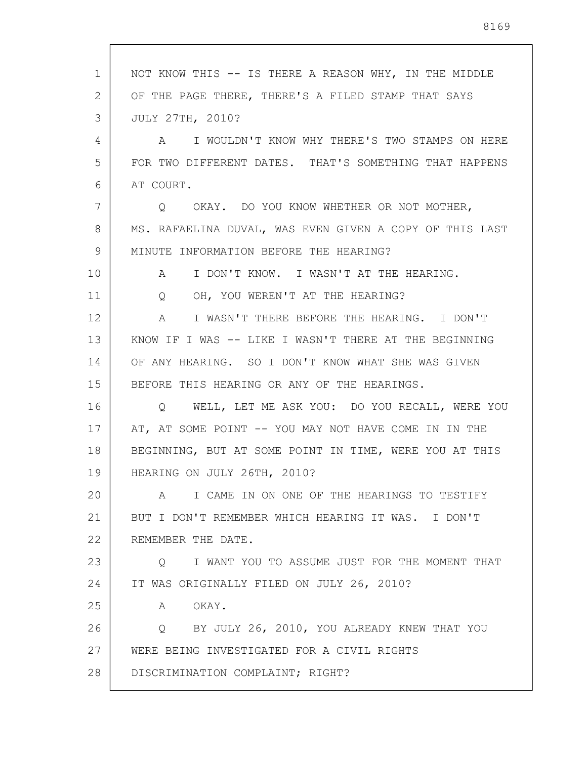NOT KNOW THIS -- IS THERE A REASON WHY, IN THE MIDDLE OF THE PAGE THERE, THERE'S A FILED STAMP THAT SAYS JULY 27TH, 2010?

A I WOULDN'T KNOW WHY THERE'S TWO STAMPS ON HERE FOR TWO DIFFERENT DATES. THAT'S SOMETHING THAT HAPPENS AT COURT.

Q OKAY. DO YOU KNOW WHETHER OR NOT MOTHER, MS. RAFAELINA DUVAL, WAS EVEN GIVEN A COPY OF THIS LAST MINUTE INFORMATION BEFORE THE HEARING?

A I DON'T KNOW. I WASN'T AT THE HEARING.

Q OH, YOU WEREN'T AT THE HEARING?

A I WASN'T THERE BEFORE THE HEARING. I DON'T KNOW IF I WAS -- LIKE I WASN'T THERE AT THE BEGINNING OF ANY HEARING. SO I DON'T KNOW WHAT SHE WAS GIVEN BEFORE THIS HEARING OR ANY OF THE HEARINGS.

Q WELL, LET ME ASK YOU: DO YOU RECALL, WERE YOU AT, AT SOME POINT -- YOU MAY NOT HAVE COME IN IN THE BEGINNING, BUT AT SOME POINT IN TIME, WERE YOU AT THIS HEARING ON JULY 26TH, 2010?

A I CAME IN ON ONE OF THE HEARINGS TO TESTIFY BUT I DON'T REMEMBER WHICH HEARING IT WAS. I DON'T REMEMBER THE DATE.

Q I WANT YOU TO ASSUME JUST FOR THE MOMENT THAT IT WAS ORIGINALLY FILED ON JULY 26, 2010?

A OKAY.

Q BY JULY 26, 2010, YOU ALREADY KNEW THAT YOU WERE BEING INVESTIGATED FOR A CIVIL RIGHTS DISCRIMINATION COMPLAINT; RIGHT?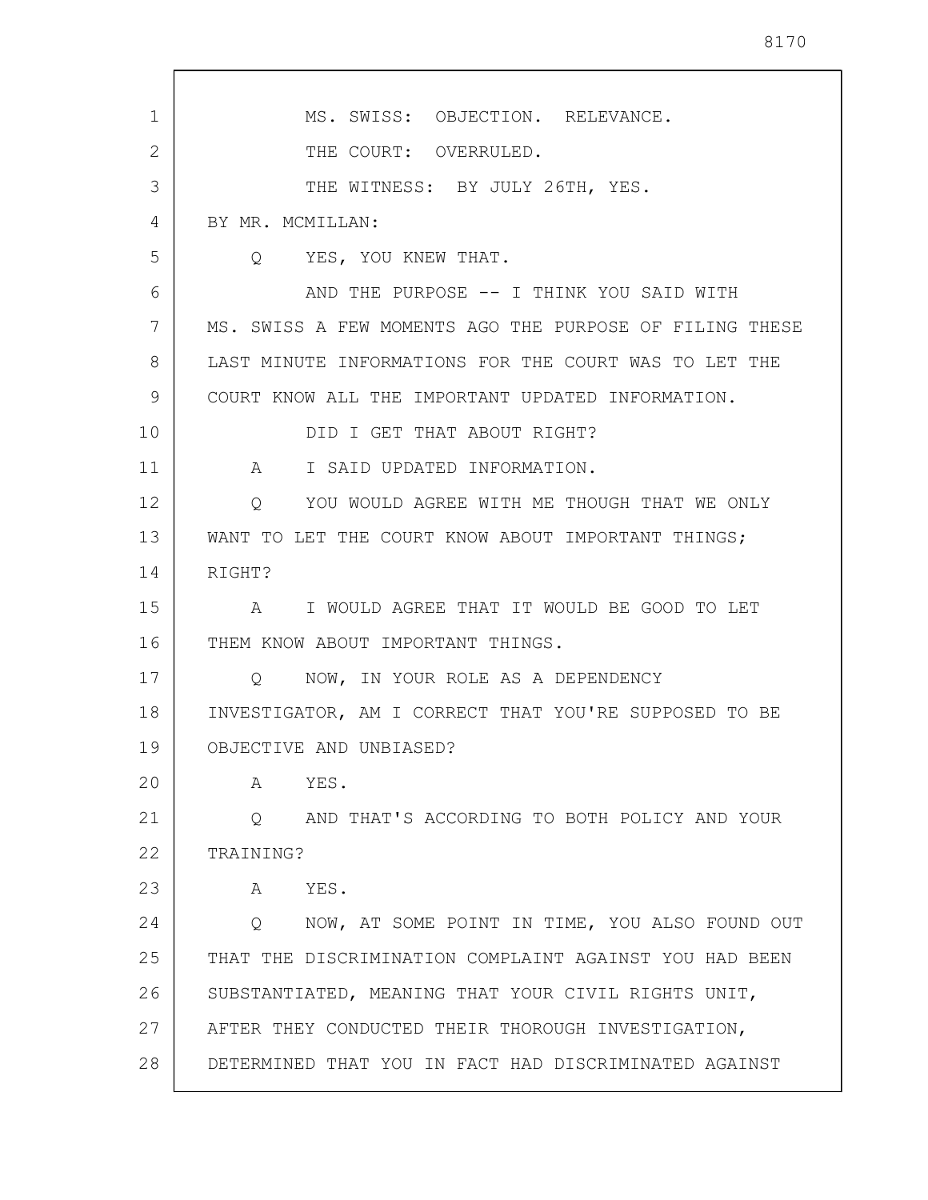MS. SWISS: OBJECTION. RELEVANCE.

THE COURT: OVERRULED.

THE WITNESS: BY JULY 26TH, YES.

BY MR. MCMILLAN:

Q YES, YOU KNEW THAT.

AND THE PURPOSE -- I THINK YOU SAID WITH MS. SWISS A FEW MOMENTS AGO THE PURPOSE OF FILING THESE LAST MINUTE INFORMATIONS FOR THE COURT WAS TO LET THE COURT KNOW ALL THE IMPORTANT UPDATED INFORMATION.

DID I GET THAT ABOUT RIGHT?

A I SAID UPDATED INFORMATION.

Q YOU WOULD AGREE WITH ME THOUGH THAT WE ONLY WANT TO LET THE COURT KNOW ABOUT IMPORTANT THINGS; RIGHT?

A I WOULD AGREE THAT IT WOULD BE GOOD TO LET THEM KNOW ABOUT IMPORTANT THINGS.

Q NOW, IN YOUR ROLE AS A DEPENDENCY INVESTIGATOR, AM I CORRECT THAT YOU'RE SUPPOSED TO BE OBJECTIVE AND UNBIASED?

A YES.

Q AND THAT'S ACCORDING TO BOTH POLICY AND YOUR TRAINING?

A YES.

Q NOW, AT SOME POINT IN TIME, YOU ALSO FOUND OUT THAT THE DISCRIMINATION COMPLAINT AGAINST YOU HAD BEEN SUBSTANTIATED, MEANING THAT YOUR CIVIL RIGHTS UNIT, AFTER THEY CONDUCTED THEIR THOROUGH INVESTIGATION, DETERMINED THAT YOU IN FACT HAD DISCRIMINATED AGAINST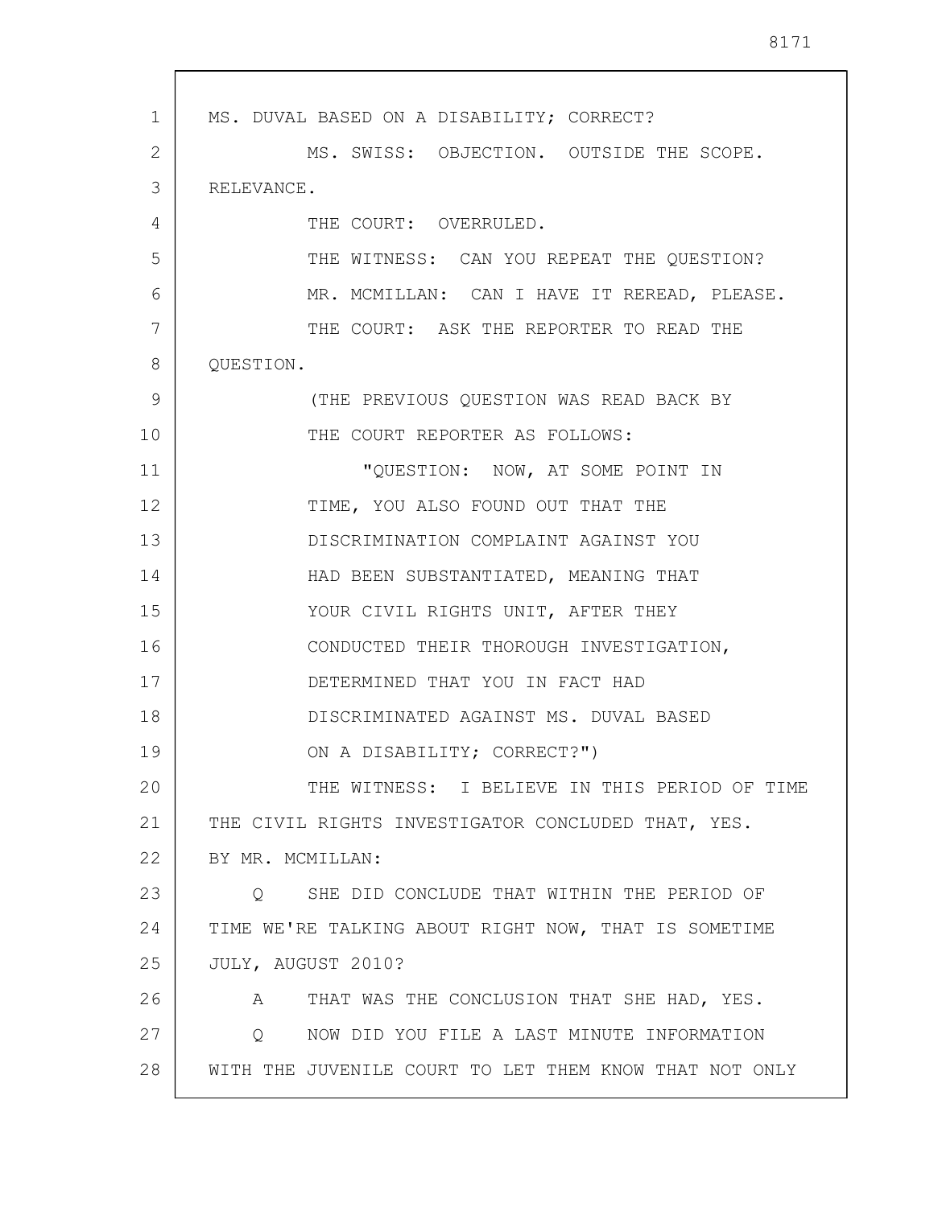MS. DUVAL BASED ON A DISABILITY; CORRECT?

MS. SWISS: OBJECTION. OUTSIDE THE SCOPE. RELEVANCE.

THE COURT: OVERRULED.

THE WITNESS: CAN YOU REPEAT THE QUESTION?

MR. MCMILLAN: CAN I HAVE IT REREAD, PLEASE.

THE COURT: ASK THE REPORTER TO READ THE QUESTION.

(THE PREVIOUS QUESTION WAS READ BACK BY THE COURT REPORTER AS FOLLOWS:

"QUESTION: NOW, AT SOME POINT IN TIME, YOU ALSO FOUND OUT THAT THE DISCRIMINATION COMPLAINT AGAINST YOU HAD BEEN SUBSTANTIATED, MEANING THAT YOUR CIVIL RIGHTS UNIT, AFTER THEY CONDUCTED THEIR THOROUGH INVESTIGATION, DETERMINED THAT YOU IN FACT HAD DISCRIMINATED AGAINST MS. DUVAL BASED ON A DISABILITY; CORRECT?")

THE WITNESS: I BELIEVE IN THIS PERIOD OF TIME THE CIVIL RIGHTS INVESTIGATOR CONCLUDED THAT, YES.

BY MR. MCMILLAN:

Q SHE DID CONCLUDE THAT WITHIN THE PERIOD OF TIME WE'RE TALKING ABOUT RIGHT NOW, THAT IS SOMETIME JULY, AUGUST 2010?

A THAT WAS THE CONCLUSION THAT SHE HAD, YES.

Q NOW DID YOU FILE A LAST MINUTE INFORMATION WITH THE JUVENILE COURT TO LET THEM KNOW THAT NOT ONLY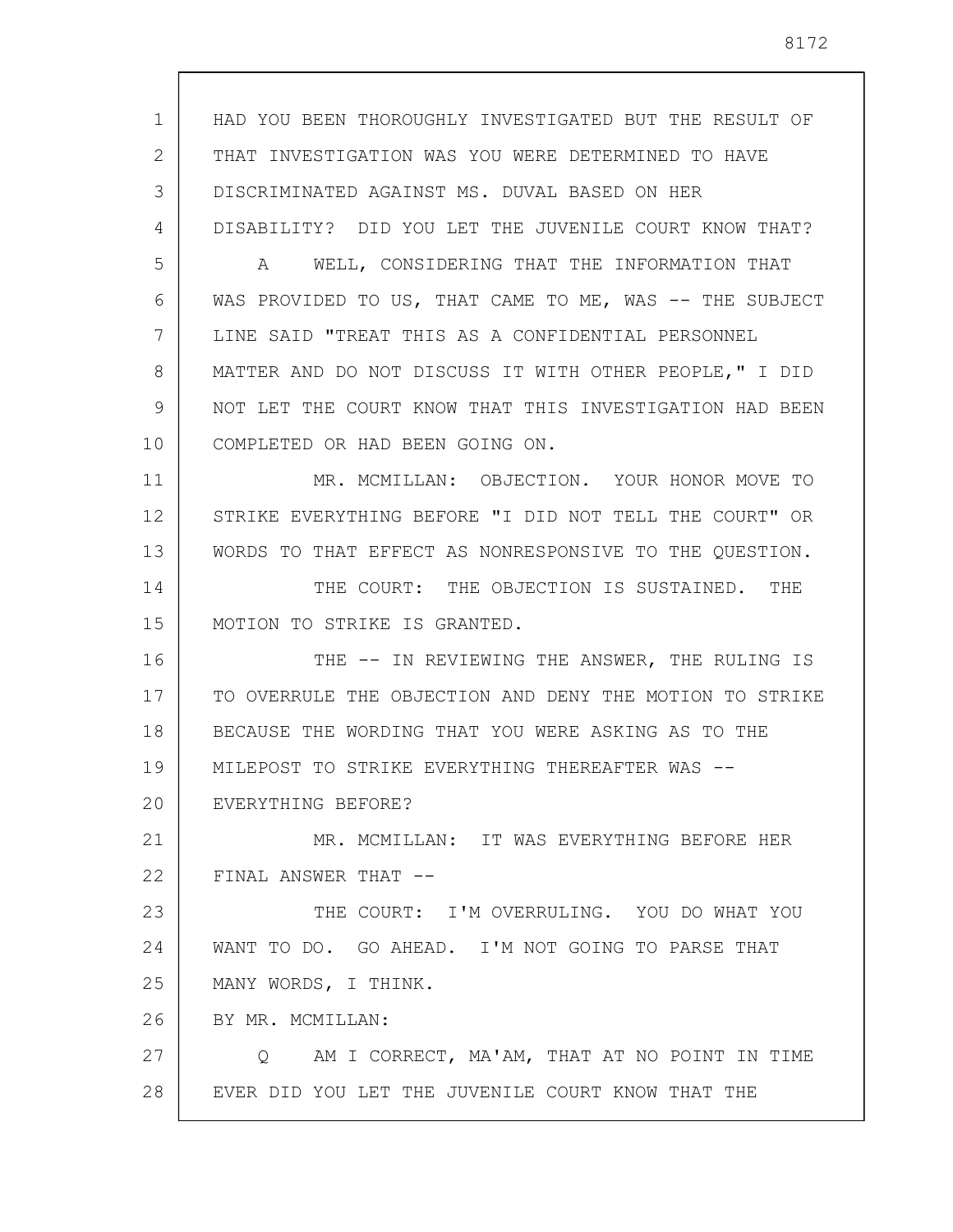HAD YOU BEEN THOROUGHLY INVESTIGATED BUT THE RESULT OF THAT INVESTIGATION WAS YOU WERE DETERMINED TO HAVE DISCRIMINATED AGAINST MS. DUVAL BASED ON HER DISABILITY? DID YOU LET THE JUVENILE COURT KNOW THAT?

A WELL, CONSIDERING THAT THE INFORMATION THAT WAS PROVIDED TO US, THAT CAME TO ME, WAS -- THE SUBJECT LINE SAID "TREAT THIS AS A CONFIDENTIAL PERSONNEL MATTER AND DO NOT DISCUSS IT WITH OTHER PEOPLE," I DID NOT LET THE COURT KNOW THAT THIS INVESTIGATION HAD BEEN COMPLETED OR HAD BEEN GOING ON.

MR. MCMILLAN: OBJECTION. YOUR HONOR MOVE TO STRIKE EVERYTHING BEFORE "I DID NOT TELL THE COURT" OR WORDS TO THAT EFFECT AS NONRESPONSIVE TO THE QUESTION.

THE COURT: THE OBJECTION IS SUSTAINED. THE MOTION TO STRIKE IS GRANTED.

THE -- IN REVIEWING THE ANSWER, THE RULING IS TO OVERRULE THE OBJECTION AND DENY THE MOTION TO STRIKE BECAUSE THE WORDING THAT YOU WERE ASKING AS TO THE MILEPOST TO STRIKE EVERYTHING THEREAFTER WAS -- EVERYTHING BEFORE?

MR. MCMILLAN: IT WAS EVERYTHING BEFORE HER FINAL ANSWER THAT --

THE COURT: I'M OVERRULING. YOU DO WHAT YOU WANT TO DO. GO AHEAD. I'M NOT GOING TO PARSE THAT MANY WORDS, I THINK.

BY MR. MCMILLAN:

Q AM I CORRECT, MA'AM, THAT AT NO POINT IN TIME EVER DID YOU LET THE JUVENILE COURT KNOW THAT THE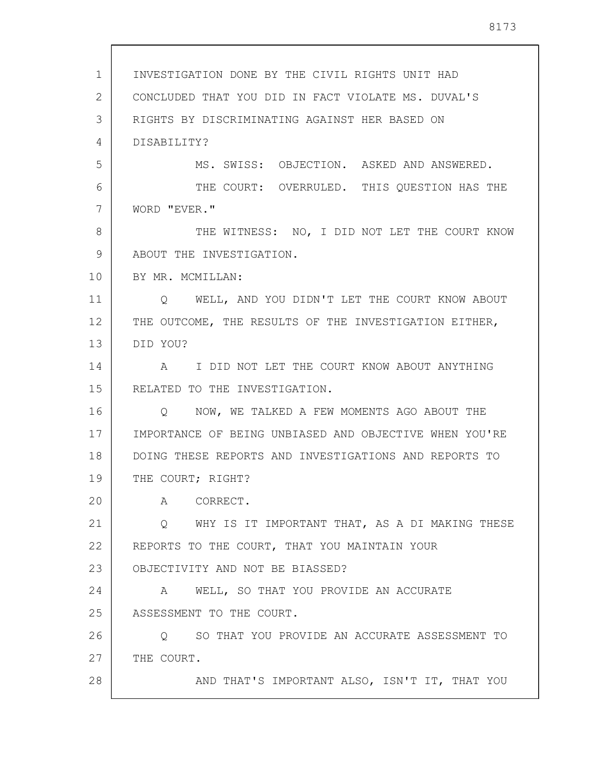INVESTIGATION DONE BY THE CIVIL RIGHTS UNIT HAD CONCLUDED THAT YOU DID IN FACT VIOLATE MS. DUVAL'S RIGHTS BY DISCRIMINATING AGAINST HER BASED ON DISABILITY?

MS. SWISS: OBJECTION. ASKED AND ANSWERED.

THE COURT: OVERRULED. THIS QUESTION HAS THE WORD "EVER."

THE WITNESS: NO, I DID NOT LET THE COURT KNOW ABOUT THE INVESTIGATION.

BY MR. MCMILLAN:

Q WELL, AND YOU DIDN'T LET THE COURT KNOW ABOUT THE OUTCOME, THE RESULTS OF THE INVESTIGATION EITHER, DID YOU?

A I DID NOT LET THE COURT KNOW ABOUT ANYTHING RELATED TO THE INVESTIGATION.

Q NOW, WE TALKED A FEW MOMENTS AGO ABOUT THE IMPORTANCE OF BEING UNBIASED AND OBJECTIVE WHEN YOU'RE DOING THESE REPORTS AND INVESTIGATIONS AND REPORTS TO THE COURT; RIGHT?

A CORRECT.

Q WHY IS IT IMPORTANT THAT, AS A DI MAKING THESE REPORTS TO THE COURT, THAT YOU MAINTAIN YOUR OBJECTIVITY AND NOT BE BIASSED?

A WELL, SO THAT YOU PROVIDE AN ACCURATE ASSESSMENT TO THE COURT.

Q SO THAT YOU PROVIDE AN ACCURATE ASSESSMENT TO THE COURT.

AND THAT'S IMPORTANT ALSO, ISN'T IT, THAT YOU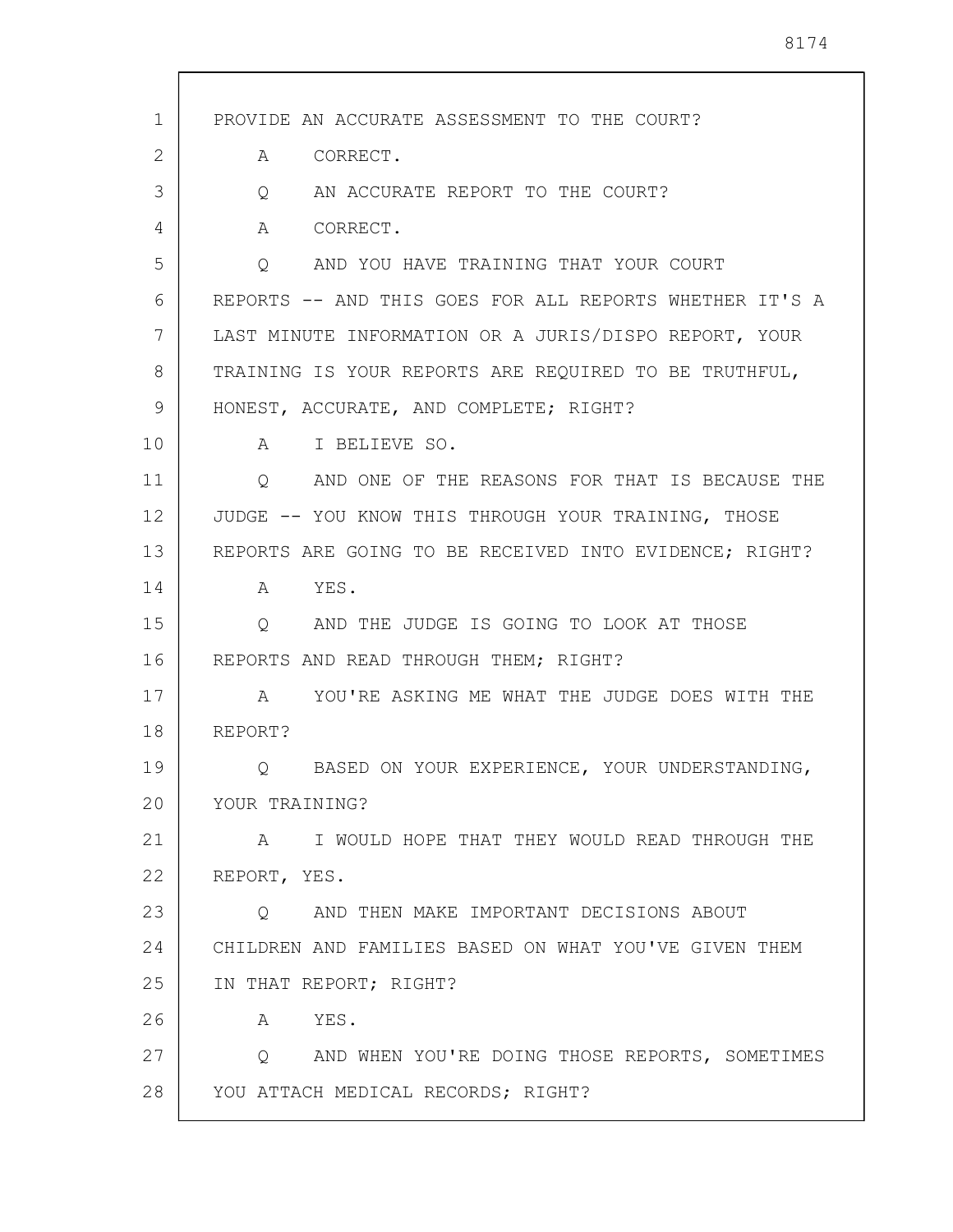PROVIDE AN ACCURATE ASSESSMENT TO THE COURT?

A CORRECT.

Q AN ACCURATE REPORT TO THE COURT?

A CORRECT.

Q AND YOU HAVE TRAINING THAT YOUR COURT REPORTS -- AND THIS GOES FOR ALL REPORTS WHETHER IT'S A LAST MINUTE INFORMATION OR A JURIS/DISPO REPORT, YOUR TRAINING IS YOUR REPORTS ARE REQUIRED TO BE TRUTHFUL, HONEST, ACCURATE, AND COMPLETE; RIGHT?

A I BELIEVE SO.

Q AND ONE OF THE REASONS FOR THAT IS BECAUSE THE JUDGE -- YOU KNOW THIS THROUGH YOUR TRAINING, THOSE REPORTS ARE GOING TO BE RECEIVED INTO EVIDENCE; RIGHT?

A YES.

Q AND THE JUDGE IS GOING TO LOOK AT THOSE REPORTS AND READ THROUGH THEM; RIGHT?

A YOU'RE ASKING ME WHAT THE JUDGE DOES WITH THE REPORT?

Q BASED ON YOUR EXPERIENCE, YOUR UNDERSTANDING, YOUR TRAINING?

A I WOULD HOPE THAT THEY WOULD READ THROUGH THE REPORT, YES.

Q AND THEN MAKE IMPORTANT DECISIONS ABOUT CHILDREN AND FAMILIES BASED ON WHAT YOU'VE GIVEN THEM IN THAT REPORT; RIGHT?

A YES.

Q AND WHEN YOU'RE DOING THOSE REPORTS, SOMETIMES YOU ATTACH MEDICAL RECORDS; RIGHT?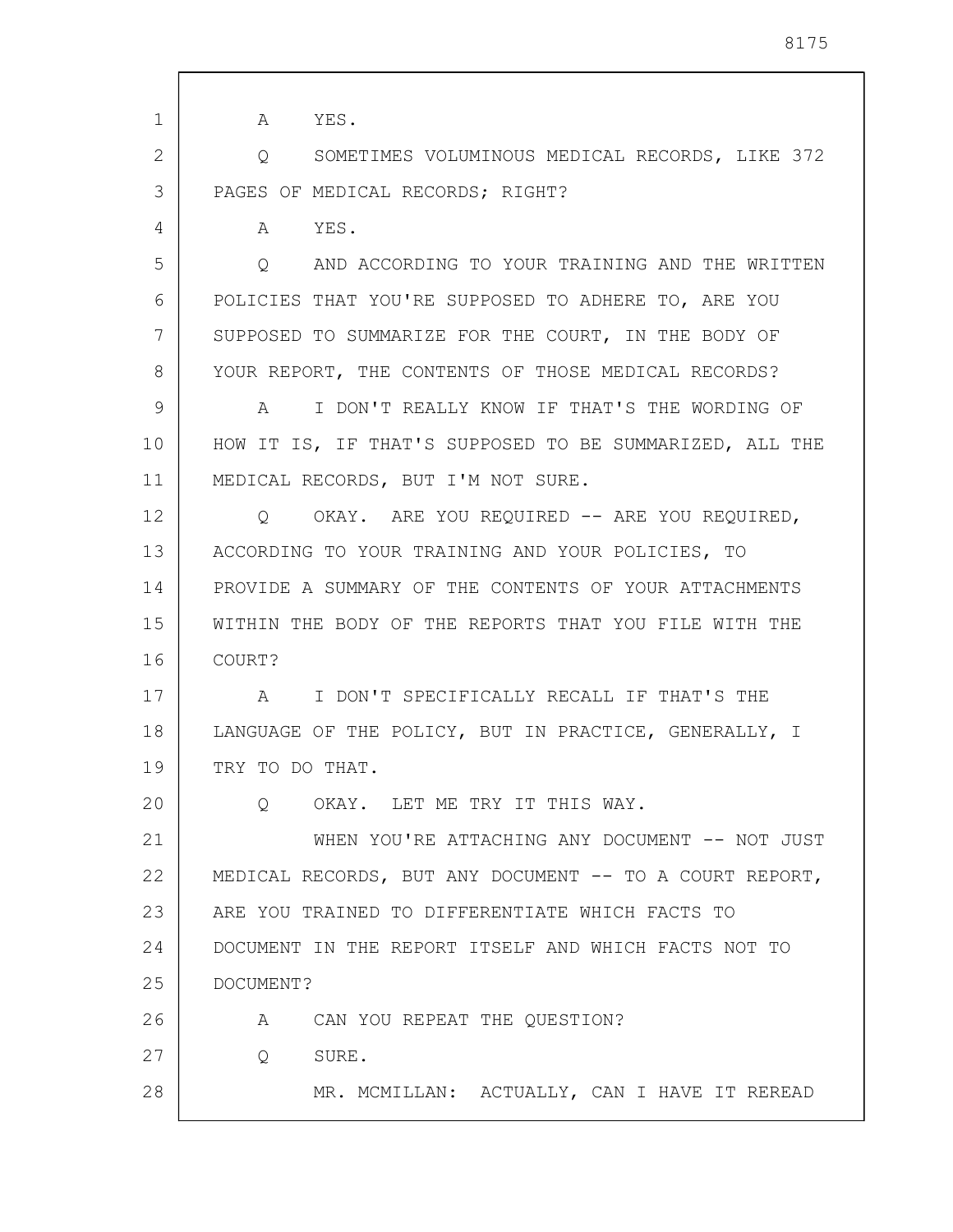A YES.

Q SOMETIMES VOLUMINOUS MEDICAL RECORDS, LIKE 372 PAGES OF MEDICAL RECORDS; RIGHT?

A YES.

Q AND ACCORDING TO YOUR TRAINING AND THE WRITTEN POLICIES THAT YOU'RE SUPPOSED TO ADHERE TO, ARE YOU SUPPOSED TO SUMMARIZE FOR THE COURT, IN THE BODY OF YOUR REPORT, THE CONTENTS OF THOSE MEDICAL RECORDS?

A I DON'T REALLY KNOW IF THAT'S THE WORDING OF HOW IT IS, IF THAT'S SUPPOSED TO BE SUMMARIZED, ALL THE MEDICAL RECORDS, BUT I'M NOT SURE.

Q OKAY. ARE YOU REQUIRED -- ARE YOU REQUIRED, ACCORDING TO YOUR TRAINING AND YOUR POLICIES, TO PROVIDE A SUMMARY OF THE CONTENTS OF YOUR ATTACHMENTS WITHIN THE BODY OF THE REPORTS THAT YOU FILE WITH THE COURT?

A I DON'T SPECIFICALLY RECALL IF THAT'S THE LANGUAGE OF THE POLICY, BUT IN PRACTICE, GENERALLY, I TRY TO DO THAT.

Q OKAY. LET ME TRY IT THIS WAY.

WHEN YOU'RE ATTACHING ANY DOCUMENT -- NOT JUST MEDICAL RECORDS, BUT ANY DOCUMENT -- TO A COURT REPORT, ARE YOU TRAINED TO DIFFERENTIATE WHICH FACTS TO DOCUMENT IN THE REPORT ITSELF AND WHICH FACTS NOT TO DOCUMENT?

A CAN YOU REPEAT THE QUESTION?

Q SURE.

MR. MCMILLAN: ACTUALLY, CAN I HAVE IT REREAD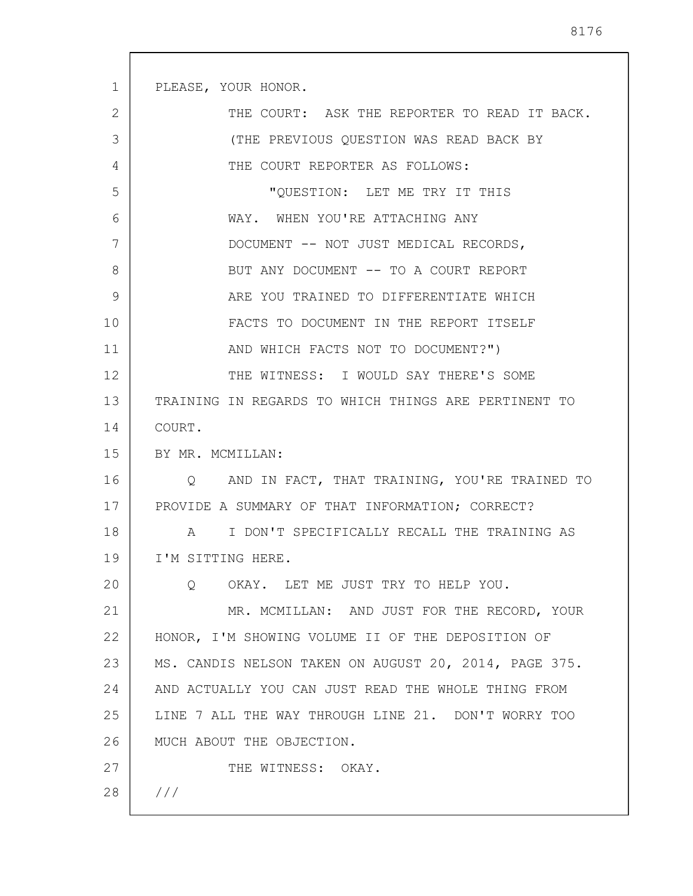PLEASE, YOUR HONOR.

THE COURT: ASK THE REPORTER TO READ IT BACK.

(THE PREVIOUS QUESTION WAS READ BACK BY THE COURT REPORTER AS FOLLOWS:

"QUESTION: LET ME TRY IT THIS WAY. WHEN YOU'RE ATTACHING ANY DOCUMENT -- NOT JUST MEDICAL RECORDS, BUT ANY DOCUMENT -- TO A COURT REPORT ARE YOU TRAINED TO DIFFERENTIATE WHICH FACTS TO DOCUMENT IN THE REPORT ITSELF AND WHICH FACTS NOT TO DOCUMENT?")

THE WITNESS: I WOULD SAY THERE'S SOME TRAINING IN REGARDS TO WHICH THINGS ARE PERTINENT TO COURT.

BY MR. MCMILLAN:

Q AND IN FACT, THAT TRAINING, YOU'RE TRAINED TO PROVIDE A SUMMARY OF THAT INFORMATION; CORRECT?

A I DON'T SPECIFICALLY RECALL THE TRAINING AS I'M SITTING HERE.

Q OKAY. LET ME JUST TRY TO HELP YOU.

MR. MCMILLAN: AND JUST FOR THE RECORD, YOUR HONOR, I'M SHOWING VOLUME II OF THE DEPOSITION OF MS. CANDIS NELSON TAKEN ON AUGUST 20, 2014, PAGE 375. AND ACTUALLY YOU CAN JUST READ THE WHOLE THING FROM LINE 7 ALL THE WAY THROUGH LINE 21. DON'T WORRY TOO MUCH ABOUT THE OBJECTION.

THE WITNESS: OKAY.

///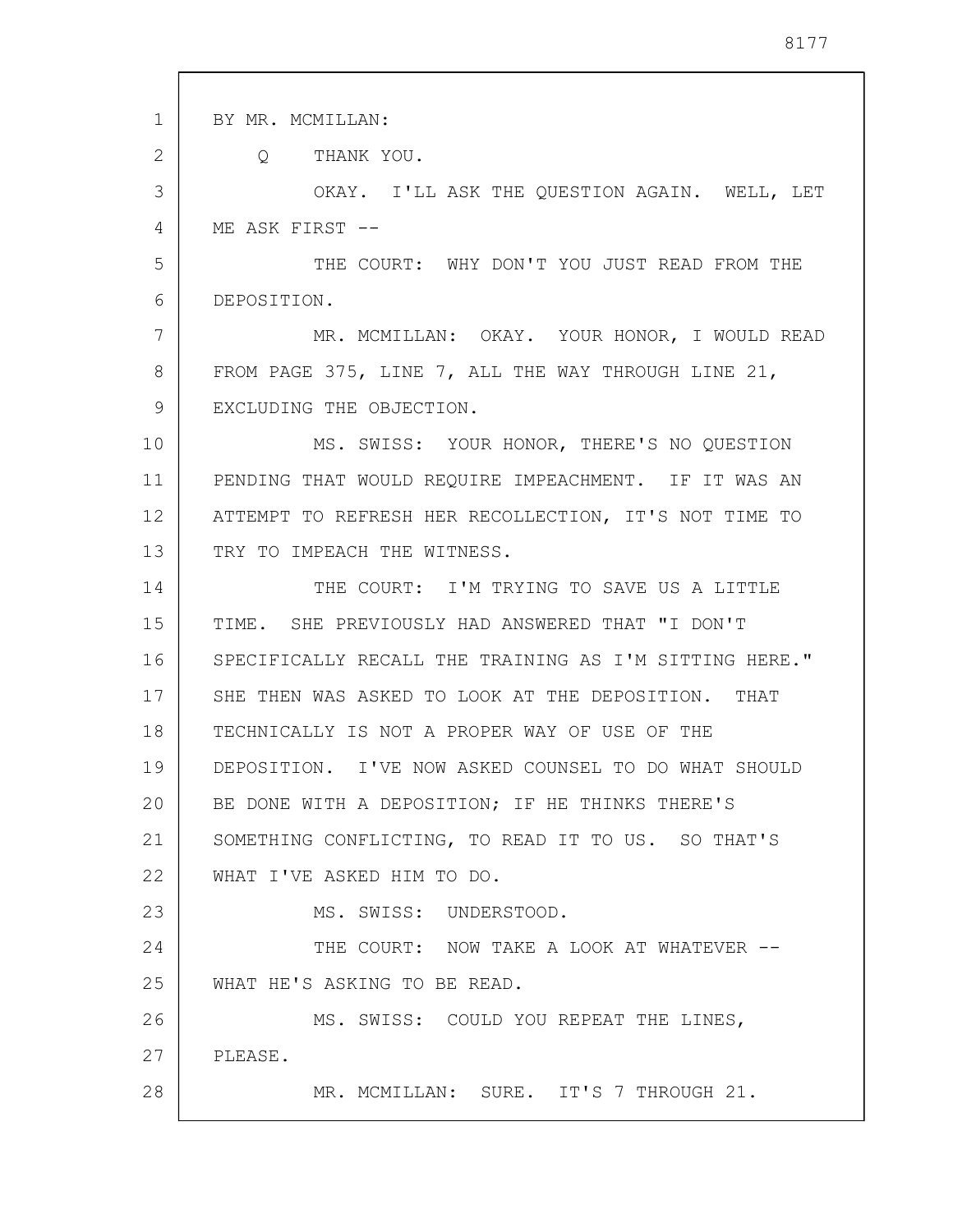BY MR. MCMILLAN:

Q THANK YOU.

OKAY. I'LL ASK THE QUESTION AGAIN. WELL, LET ME ASK FIRST --

THE COURT: WHY DON'T YOU JUST READ FROM THE DEPOSITION.

MR. MCMILLAN: OKAY. YOUR HONOR, I WOULD READ FROM PAGE 375, LINE 7, ALL THE WAY THROUGH LINE 21, EXCLUDING THE OBJECTION.

MS. SWISS: YOUR HONOR, THERE'S NO QUESTION PENDING THAT WOULD REQUIRE IMPEACHMENT. IF IT WAS AN ATTEMPT TO REFRESH HER RECOLLECTION, IT'S NOT TIME TO TRY TO IMPEACH THE WITNESS.

THE COURT: I'M TRYING TO SAVE US A LITTLE TIME. SHE PREVIOUSLY HAD ANSWERED THAT "I DON'T SPECIFICALLY RECALL THE TRAINING AS I'M SITTING HERE." SHE THEN WAS ASKED TO LOOK AT THE DEPOSITION. THAT TECHNICALLY IS NOT A PROPER WAY OF USE OF THE DEPOSITION. I'VE NOW ASKED COUNSEL TO DO WHAT SHOULD BE DONE WITH A DEPOSITION; IF HE THINKS THERE'S SOMETHING CONFLICTING, TO READ IT TO US. SO THAT'S WHAT I'VE ASKED HIM TO DO.

MS. SWISS: UNDERSTOOD.

THE COURT: NOW TAKE A LOOK AT WHATEVER -- WHAT HE'S ASKING TO BE READ.

MS. SWISS: COULD YOU REPEAT THE LINES, PLEASE.

MR. MCMILLAN: SURE. IT'S 7 THROUGH 21.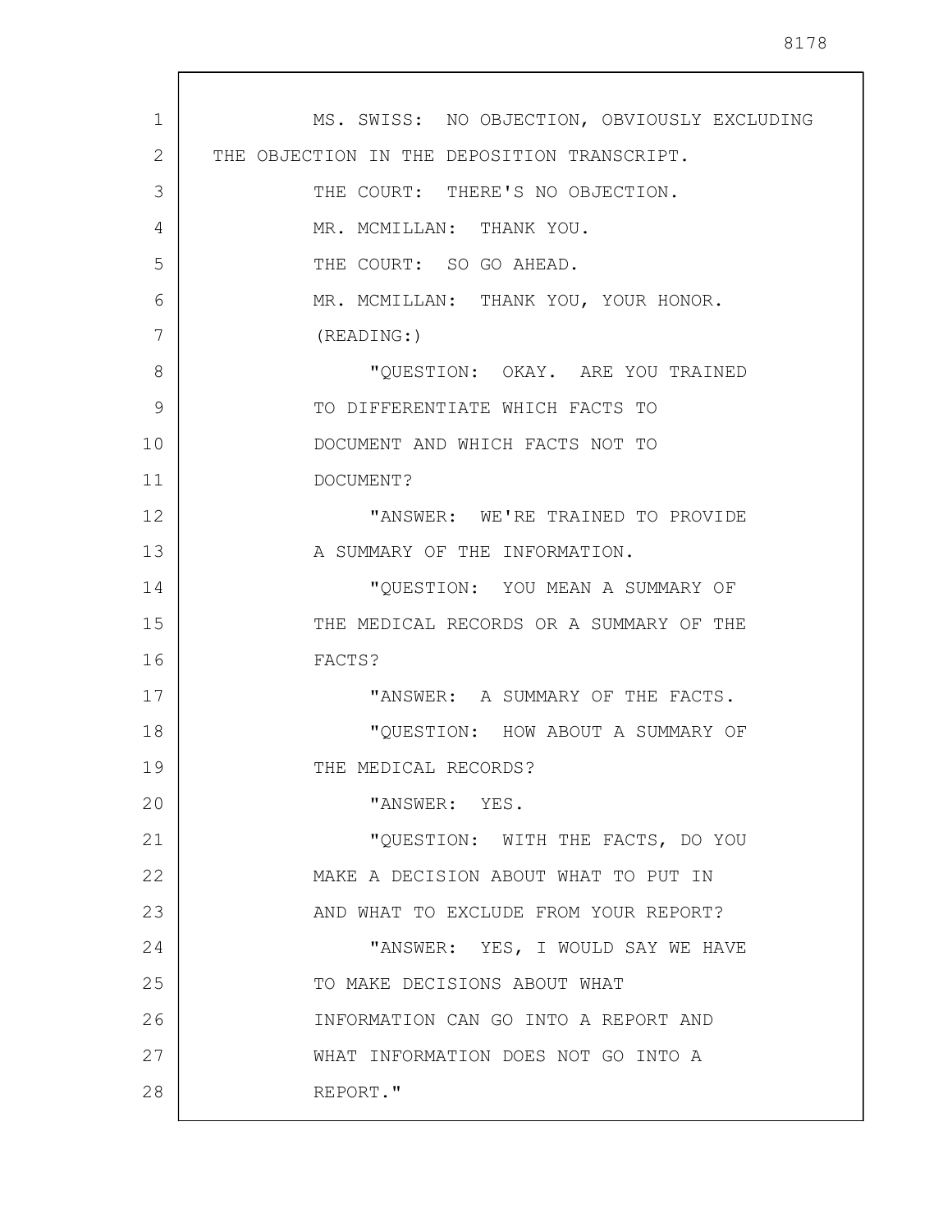MS. SWISS: NO OBJECTION, OBVIOUSLY EXCLUDING THE OBJECTION IN THE DEPOSITION TRANSCRIPT.

THE COURT: THERE'S NO OBJECTION.

MR. MCMILLAN: THANK YOU.

THE COURT: SO GO AHEAD.

MR. MCMILLAN: THANK YOU, YOUR HONOR.

(READING:)

"QUESTION: OKAY. ARE YOU TRAINED TO DIFFERENTIATE WHICH FACTS TO DOCUMENT AND WHICH FACTS NOT TO DOCUMENT?

"ANSWER: WE'RE TRAINED TO PROVIDE A SUMMARY OF THE INFORMATION.

"QUESTION: YOU MEAN A SUMMARY OF THE MEDICAL RECORDS OR A SUMMARY OF THE FACTS?

"ANSWER: A SUMMARY OF THE FACTS.

"QUESTION: HOW ABOUT A SUMMARY OF THE MEDICAL RECORDS?

"ANSWER: YES.

"QUESTION: WITH THE FACTS, DO YOU MAKE A DECISION ABOUT WHAT TO PUT IN AND WHAT TO EXCLUDE FROM YOUR REPORT?

"ANSWER: YES, I WOULD SAY WE HAVE TO MAKE DECISIONS ABOUT WHAT INFORMATION CAN GO INTO A REPORT AND WHAT INFORMATION DOES NOT GO INTO A REPORT."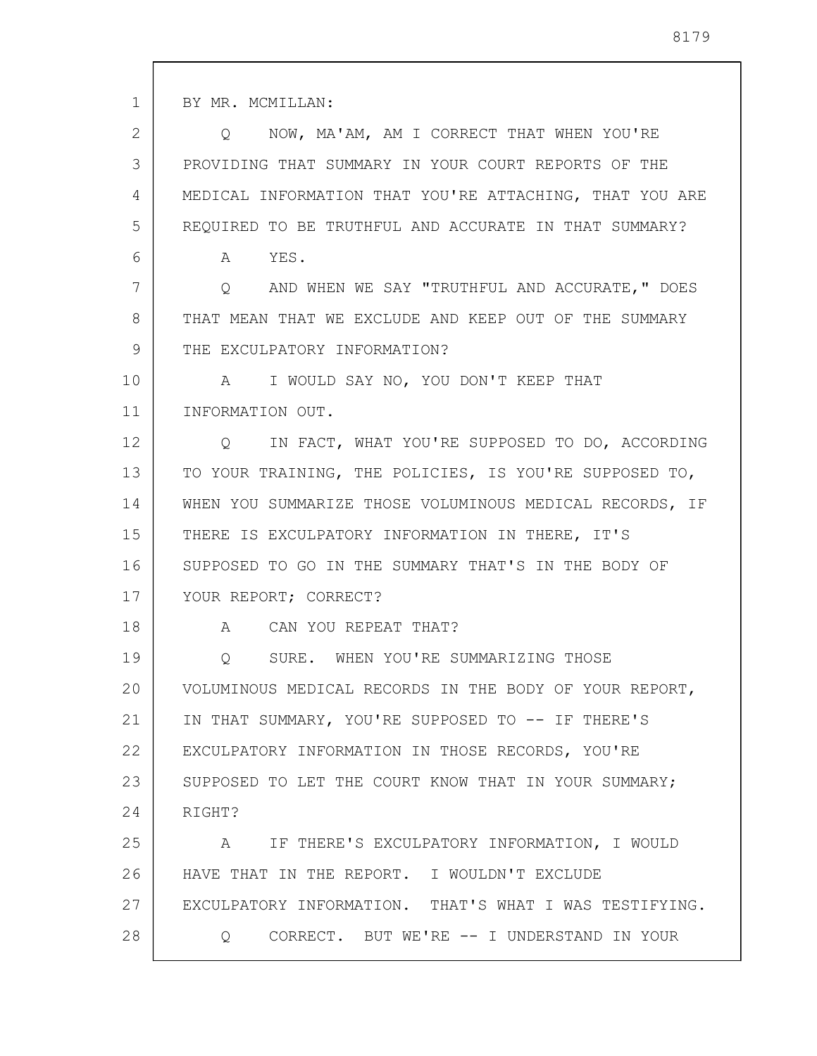BY MR. MCMILLAN:

Q NOW, MA'AM, AM I CORRECT THAT WHEN YOU'RE PROVIDING THAT SUMMARY IN YOUR COURT REPORTS OF THE MEDICAL INFORMATION THAT YOU'RE ATTACHING, THAT YOU ARE REQUIRED TO BE TRUTHFUL AND ACCURATE IN THAT SUMMARY?

A YES.

Q AND WHEN WE SAY "TRUTHFUL AND ACCURATE," DOES THAT MEAN THAT WE EXCLUDE AND KEEP OUT OF THE SUMMARY THE EXCULPATORY INFORMATION?

A I WOULD SAY NO, YOU DON'T KEEP THAT INFORMATION OUT.

Q IN FACT, WHAT YOU'RE SUPPOSED TO DO, ACCORDING TO YOUR TRAINING, THE POLICIES, IS YOU'RE SUPPOSED TO, WHEN YOU SUMMARIZE THOSE VOLUMINOUS MEDICAL RECORDS, IF THERE IS EXCULPATORY INFORMATION IN THERE, IT'S SUPPOSED TO GO IN THE SUMMARY THAT'S IN THE BODY OF YOUR REPORT; CORRECT?

A CAN YOU REPEAT THAT?

Q SURE. WHEN YOU'RE SUMMARIZING THOSE VOLUMINOUS MEDICAL RECORDS IN THE BODY OF YOUR REPORT, IN THAT SUMMARY, YOU'RE SUPPOSED TO -- IF THERE'S EXCULPATORY INFORMATION IN THOSE RECORDS, YOU'RE SUPPOSED TO LET THE COURT KNOW THAT IN YOUR SUMMARY; RIGHT?

A IF THERE'S EXCULPATORY INFORMATION, I WOULD HAVE THAT IN THE REPORT. I WOULDN'T EXCLUDE EXCULPATORY INFORMATION. THAT'S WHAT I WAS TESTIFYING.

Q CORRECT. BUT WE'RE -- I UNDERSTAND IN YOUR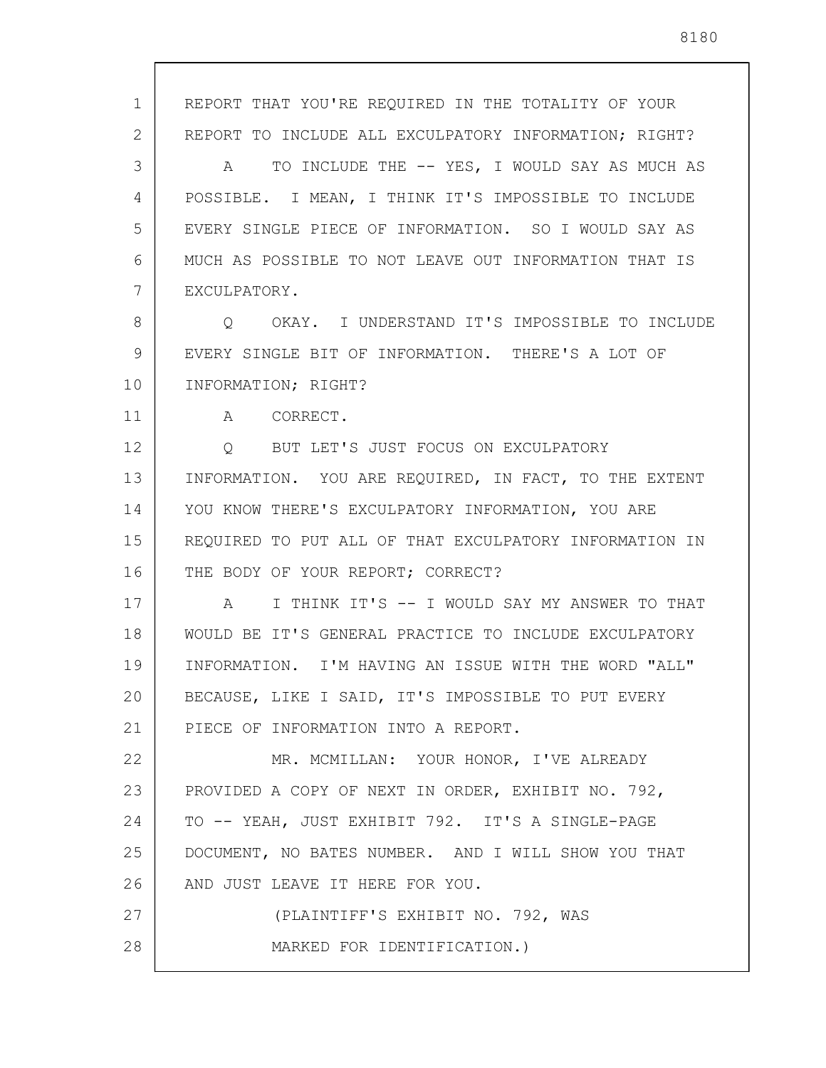REPORT THAT YOU'RE REQUIRED IN THE TOTALITY OF YOUR REPORT TO INCLUDE ALL EXCULPATORY INFORMATION; RIGHT?

A TO INCLUDE THE -- YES, I WOULD SAY AS MUCH AS POSSIBLE. I MEAN, I THINK IT'S IMPOSSIBLE TO INCLUDE EVERY SINGLE PIECE OF INFORMATION. SO I WOULD SAY AS MUCH AS POSSIBLE TO NOT LEAVE OUT INFORMATION THAT IS EXCULPATORY.

Q OKAY. I UNDERSTAND IT'S IMPOSSIBLE TO INCLUDE EVERY SINGLE BIT OF INFORMATION. THERE'S A LOT OF INFORMATION; RIGHT?

A CORRECT.

Q BUT LET'S JUST FOCUS ON EXCULPATORY INFORMATION. YOU ARE REQUIRED, IN FACT, TO THE EXTENT YOU KNOW THERE'S EXCULPATORY INFORMATION, YOU ARE REQUIRED TO PUT ALL OF THAT EXCULPATORY INFORMATION IN THE BODY OF YOUR REPORT; CORRECT?

A I THINK IT'S -- I WOULD SAY MY ANSWER TO THAT WOULD BE IT'S GENERAL PRACTICE TO INCLUDE EXCULPATORY INFORMATION. I'M HAVING AN ISSUE WITH THE WORD "ALL" BECAUSE, LIKE I SAID, IT'S IMPOSSIBLE TO PUT EVERY PIECE OF INFORMATION INTO A REPORT.

MR. MCMILLAN: YOUR HONOR, I'VE ALREADY PROVIDED A COPY OF NEXT IN ORDER, EXHIBIT NO. 792, TO -- YEAH, JUST EXHIBIT 792. IT'S A SINGLE-PAGE DOCUMENT, NO BATES NUMBER. AND I WILL SHOW YOU THAT AND JUST LEAVE IT HERE FOR YOU.

(PLAINTIFF'S EXHIBIT NO. 792, WAS MARKED FOR IDENTIFICATION.)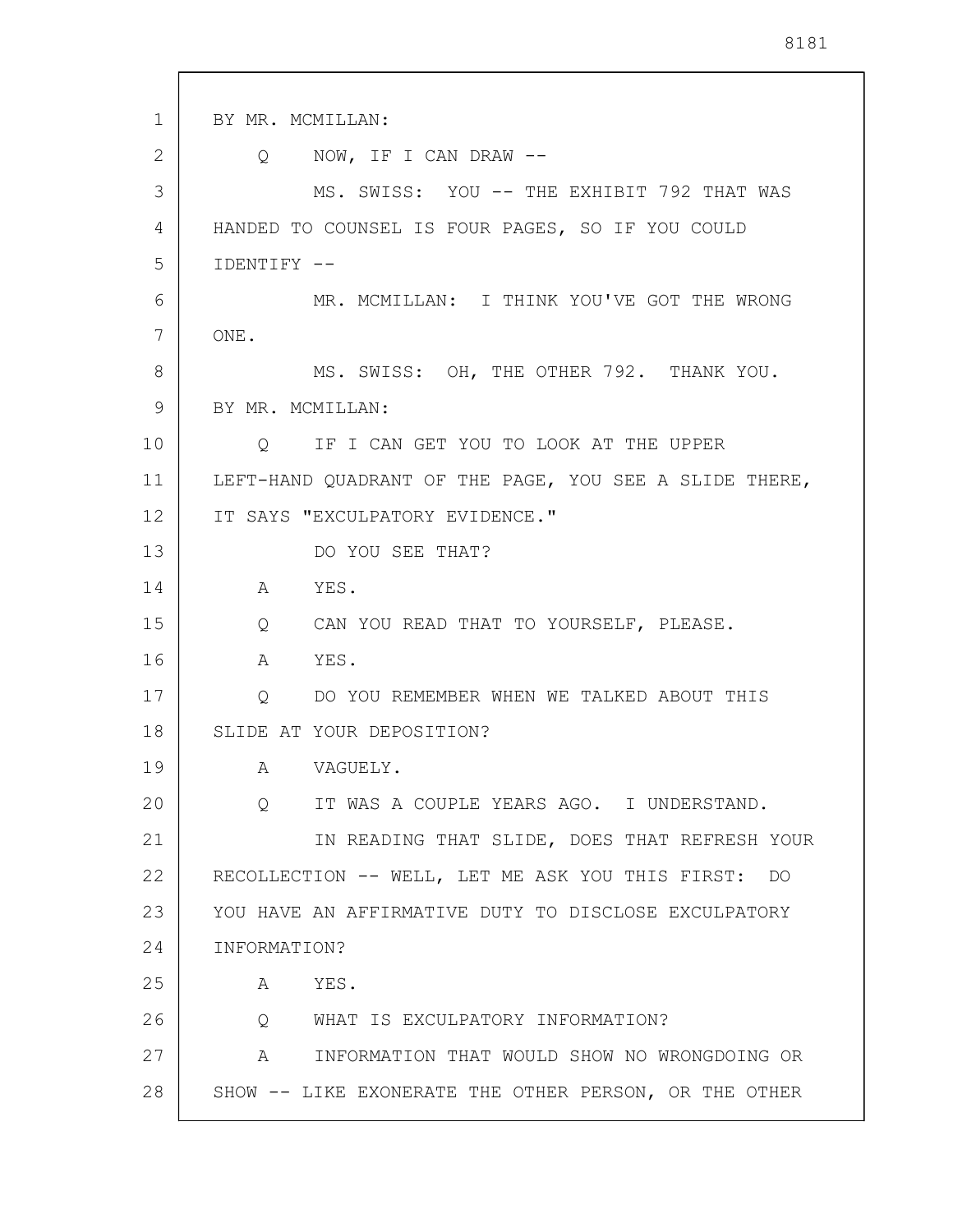BY MR. MCMILLAN:

Q NOW, IF I CAN DRAW --

MS. SWISS: YOU -- THE EXHIBIT 792 THAT WAS HANDED TO COUNSEL IS FOUR PAGES, SO IF YOU COULD IDENTIFY --

MR. MCMILLAN: I THINK YOU'VE GOT THE WRONG ONE.

MS. SWISS: OH, THE OTHER 792. THANK YOU.

BY MR. MCMILLAN:

Q IF I CAN GET YOU TO LOOK AT THE UPPER LEFT-HAND QUADRANT OF THE PAGE, YOU SEE A SLIDE THERE, IT SAYS "EXCULPATORY EVIDENCE."

DO YOU SEE THAT?

A YES.

Q CAN YOU READ THAT TO YOURSELF, PLEASE.

A YES.

Q DO YOU REMEMBER WHEN WE TALKED ABOUT THIS SLIDE AT YOUR DEPOSITION?

A VAGUELY.

Q IT WAS A COUPLE YEARS AGO. I UNDERSTAND.

IN READING THAT SLIDE, DOES THAT REFRESH YOUR RECOLLECTION -- WELL, LET ME ASK YOU THIS FIRST: DO YOU HAVE AN AFFIRMATIVE DUTY TO DISCLOSE EXCULPATORY INFORMATION?

A YES.

Q WHAT IS EXCULPATORY INFORMATION?

A INFORMATION THAT WOULD SHOW NO WRONGDOING OR SHOW -- LIKE EXONERATE THE OTHER PERSON, OR THE OTHER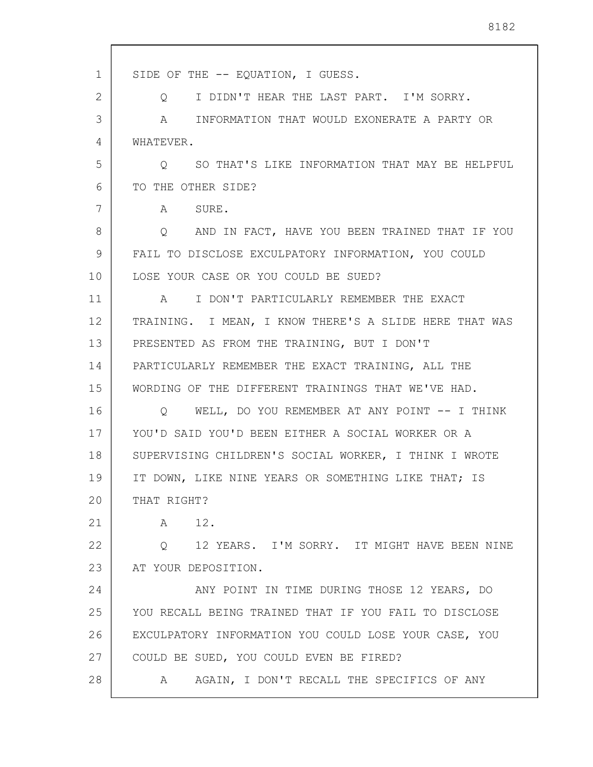SIDE OF THE -- EQUATION, I GUESS.

Q I DIDN'T HEAR THE LAST PART. I'M SORRY.

A INFORMATION THAT WOULD EXONERATE A PARTY OR WHATEVER.

Q SO THAT'S LIKE INFORMATION THAT MAY BE HELPFUL TO THE OTHER SIDE?

A SURE.

Q AND IN FACT, HAVE YOU BEEN TRAINED THAT IF YOU FAIL TO DISCLOSE EXCULPATORY INFORMATION, YOU COULD LOSE YOUR CASE OR YOU COULD BE SUED?

A I DON'T PARTICULARLY REMEMBER THE EXACT TRAINING. I MEAN, I KNOW THERE'S A SLIDE HERE THAT WAS PRESENTED AS FROM THE TRAINING, BUT I DON'T PARTICULARLY REMEMBER THE EXACT TRAINING, ALL THE WORDING OF THE DIFFERENT TRAININGS THAT WE'VE HAD.

Q WELL, DO YOU REMEMBER AT ANY POINT -- I THINK YOU'D SAID YOU'D BEEN EITHER A SOCIAL WORKER OR A SUPERVISING CHILDREN'S SOCIAL WORKER, I THINK I WROTE IT DOWN, LIKE NINE YEARS OR SOMETHING LIKE THAT; IS THAT RIGHT?

A 12.

Q 12 YEARS. I'M SORRY. IT MIGHT HAVE BEEN NINE AT YOUR DEPOSITION.

ANY POINT IN TIME DURING THOSE 12 YEARS, DO YOU RECALL BEING TRAINED THAT IF YOU FAIL TO DISCLOSE EXCULPATORY INFORMATION YOU COULD LOSE YOUR CASE, YOU COULD BE SUED, YOU COULD EVEN BE FIRED?

A AGAIN, I DON'T RECALL THE SPECIFICS OF ANY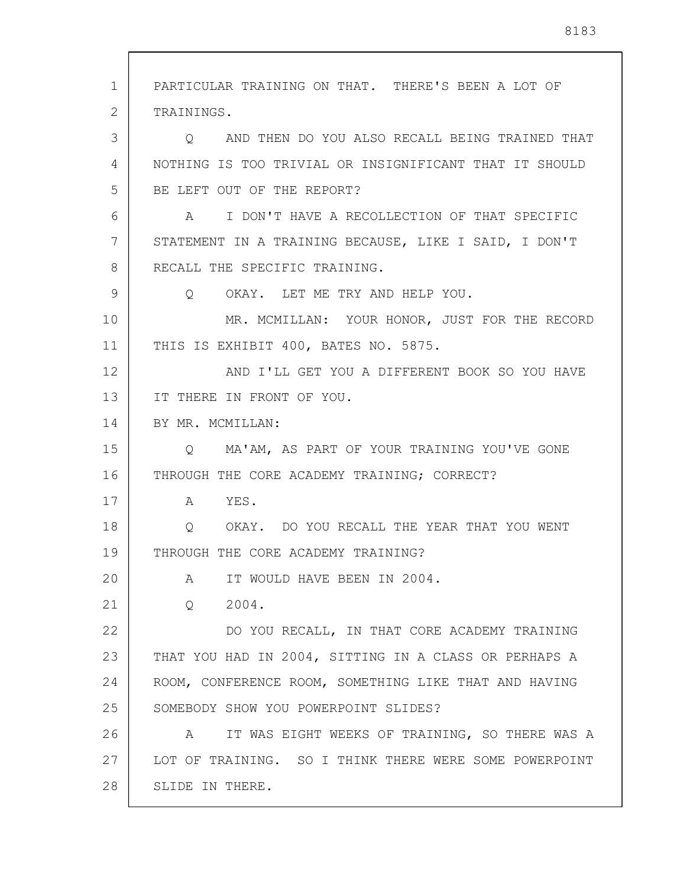PARTICULAR TRAINING ON THAT. THERE'S BEEN A LOT OF TRAININGS.

Q AND THEN DO YOU ALSO RECALL BEING TRAINED THAT NOTHING IS TOO TRIVIAL OR INSIGNIFICANT THAT IT SHOULD BE LEFT OUT OF THE REPORT?

A I DON'T HAVE A RECOLLECTION OF THAT SPECIFIC STATEMENT IN A TRAINING BECAUSE, LIKE I SAID, I DON'T RECALL THE SPECIFIC TRAINING.

Q OKAY. LET ME TRY AND HELP YOU.

MR. MCMILLAN: YOUR HONOR, JUST FOR THE RECORD THIS IS EXHIBIT 400, BATES NO. 5875.

AND I'LL GET YOU A DIFFERENT BOOK SO YOU HAVE IT THERE IN FRONT OF YOU.

BY MR. MCMILLAN:

Q MA'AM, AS PART OF YOUR TRAINING YOU'VE GONE THROUGH THE CORE ACADEMY TRAINING; CORRECT?

A YES.

Q OKAY. DO YOU RECALL THE YEAR THAT YOU WENT THROUGH THE CORE ACADEMY TRAINING?

A IT WOULD HAVE BEEN IN 2004.

Q 2004.

DO YOU RECALL, IN THAT CORE ACADEMY TRAINING THAT YOU HAD IN 2004, SITTING IN A CLASS OR PERHAPS A ROOM, CONFERENCE ROOM, SOMETHING LIKE THAT AND HAVING SOMEBODY SHOW YOU POWERPOINT SLIDES?

A IT WAS EIGHT WEEKS OF TRAINING, SO THERE WAS A LOT OF TRAINING. SO I THINK THERE WERE SOME POWERPOINT SLIDE IN THERE.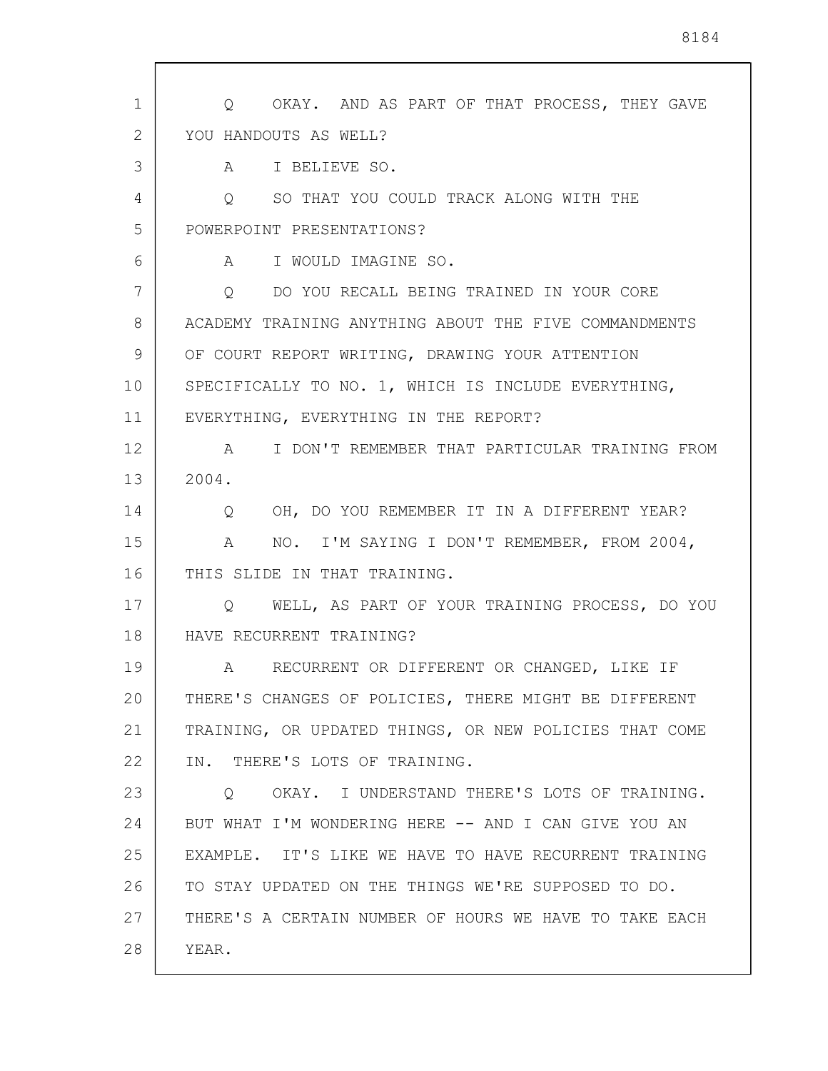Q OKAY. AND AS PART OF THAT PROCESS, THEY GAVE YOU HANDOUTS AS WELL?

A I BELIEVE SO.

Q SO THAT YOU COULD TRACK ALONG WITH THE POWERPOINT PRESENTATIONS?

A I WOULD IMAGINE SO.

Q DO YOU RECALL BEING TRAINED IN YOUR CORE ACADEMY TRAINING ANYTHING ABOUT THE FIVE COMMANDMENTS OF COURT REPORT WRITING, DRAWING YOUR ATTENTION SPECIFICALLY TO NO. 1, WHICH IS INCLUDE EVERYTHING, EVERYTHING, EVERYTHING IN THE REPORT?

A I DON'T REMEMBER THAT PARTICULAR TRAINING FROM 2004.

Q OH, DO YOU REMEMBER IT IN A DIFFERENT YEAR?

A NO. I'M SAYING I DON'T REMEMBER, FROM 2004, THIS SLIDE IN THAT TRAINING.

Q WELL, AS PART OF YOUR TRAINING PROCESS, DO YOU HAVE RECURRENT TRAINING?

A RECURRENT OR DIFFERENT OR CHANGED, LIKE IF THERE'S CHANGES OF POLICIES, THERE MIGHT BE DIFFERENT TRAINING, OR UPDATED THINGS, OR NEW POLICIES THAT COME IN. THERE'S LOTS OF TRAINING.

Q OKAY. I UNDERSTAND THERE'S LOTS OF TRAINING. BUT WHAT I'M WONDERING HERE -- AND I CAN GIVE YOU AN EXAMPLE. IT'S LIKE WE HAVE TO HAVE RECURRENT TRAINING TO STAY UPDATED ON THE THINGS WE'RE SUPPOSED TO DO. THERE'S A CERTAIN NUMBER OF HOURS WE HAVE TO TAKE EACH YEAR.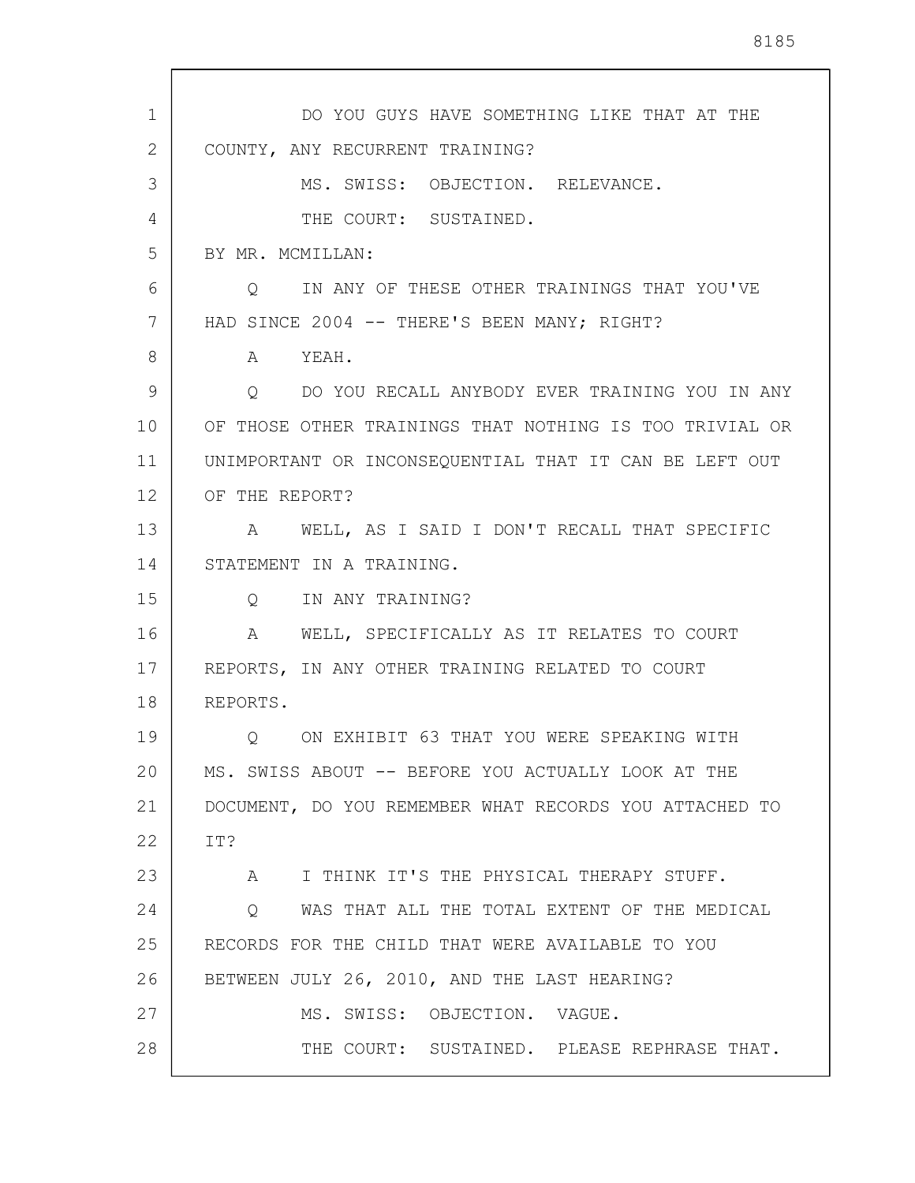DO YOU GUYS HAVE SOMETHING LIKE THAT AT THE COUNTY, ANY RECURRENT TRAINING?

MS. SWISS: OBJECTION. RELEVANCE.

THE COURT: SUSTAINED.

BY MR. MCMILLAN:

Q IN ANY OF THESE OTHER TRAININGS THAT YOU'VE HAD SINCE 2004 -- THERE'S BEEN MANY; RIGHT?

A YEAH.

Q DO YOU RECALL ANYBODY EVER TRAINING YOU IN ANY OF THOSE OTHER TRAININGS THAT NOTHING IS TOO TRIVIAL OR UNIMPORTANT OR INCONSEQUENTIAL THAT IT CAN BE LEFT OUT OF THE REPORT?

A WELL, AS I SAID I DON'T RECALL THAT SPECIFIC STATEMENT IN A TRAINING.

Q IN ANY TRAINING?

A WELL, SPECIFICALLY AS IT RELATES TO COURT REPORTS, IN ANY OTHER TRAINING RELATED TO COURT REPORTS.

Q ON EXHIBIT 63 THAT YOU WERE SPEAKING WITH MS. SWISS ABOUT -- BEFORE YOU ACTUALLY LOOK AT THE DOCUMENT, DO YOU REMEMBER WHAT RECORDS YOU ATTACHED TO IT?

A I THINK IT'S THE PHYSICAL THERAPY STUFF.

Q WAS THAT ALL THE TOTAL EXTENT OF THE MEDICAL RECORDS FOR THE CHILD THAT WERE AVAILABLE TO YOU BETWEEN JULY 26, 2010, AND THE LAST HEARING?

MS. SWISS: OBJECTION. VAGUE.

THE COURT: SUSTAINED. PLEASE REPHRASE THAT.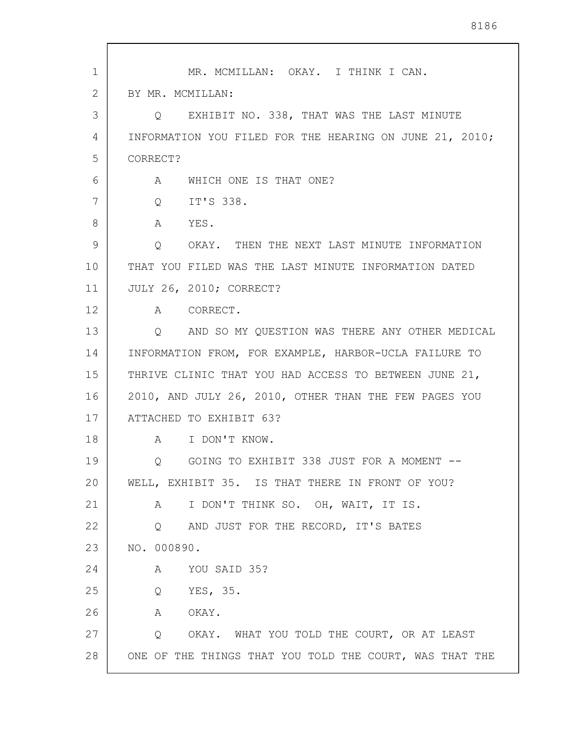MR. MCMILLAN: OKAY. I THINK I CAN.

BY MR. MCMILLAN:

Q EXHIBIT NO. 338, THAT WAS THE LAST MINUTE INFORMATION YOU FILED FOR THE HEARING ON JUNE 21, 2010; CORRECT?

A WHICH ONE IS THAT ONE?

Q IT'S 338.

A YES.

Q OKAY. THEN THE NEXT LAST MINUTE INFORMATION THAT YOU FILED WAS THE LAST MINUTE INFORMATION DATED JULY 26, 2010; CORRECT?

A CORRECT.

Q AND SO MY QUESTION WAS THERE ANY OTHER MEDICAL INFORMATION FROM, FOR EXAMPLE, HARBOR-UCLA FAILURE TO THRIVE CLINIC THAT YOU HAD ACCESS TO BETWEEN JUNE 21, 2010, AND JULY 26, 2010, OTHER THAN THE FEW PAGES YOU ATTACHED TO EXHIBIT 63?

A I DON'T KNOW.

Q GOING TO EXHIBIT 338 JUST FOR A MOMENT -- WELL, EXHIBIT 35. IS THAT THERE IN FRONT OF YOU?

A I DON'T THINK SO. OH, WAIT, IT IS.

Q AND JUST FOR THE RECORD, IT'S BATES NO. 000890.

A YOU SAID 35?

Q YES, 35.

A OKAY.

Q OKAY. WHAT YOU TOLD THE COURT, OR AT LEAST ONE OF THE THINGS THAT YOU TOLD THE COURT, WAS THAT THE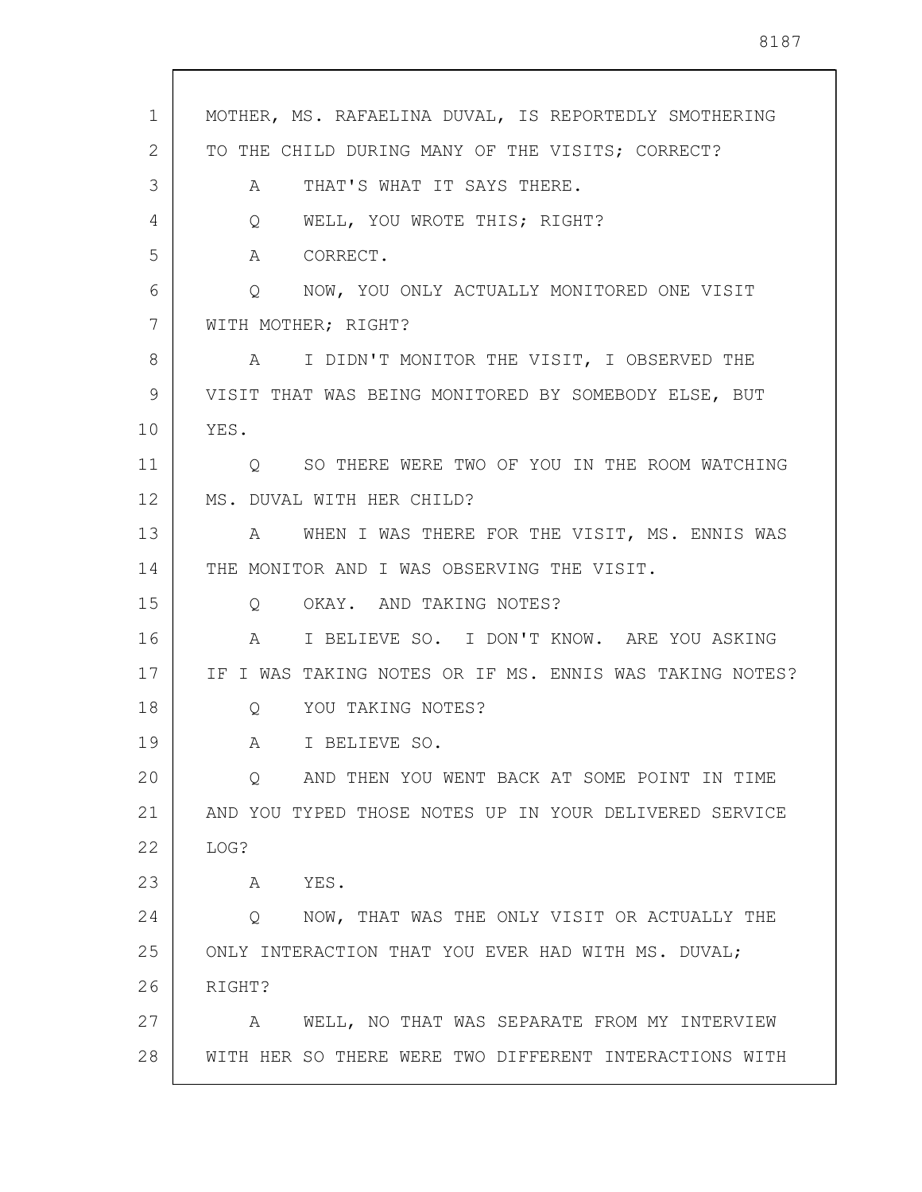MOTHER, MS. RAFAELINA DUVAL, IS REPORTEDLY SMOTHERING TO THE CHILD DURING MANY OF THE VISITS; CORRECT?

A THAT'S WHAT IT SAYS THERE.

Q WELL, YOU WROTE THIS; RIGHT?

A CORRECT.

Q NOW, YOU ONLY ACTUALLY MONITORED ONE VISIT WITH MOTHER; RIGHT?

A I DIDN'T MONITOR THE VISIT, I OBSERVED THE VISIT THAT WAS BEING MONITORED BY SOMEBODY ELSE, BUT YES.

Q SO THERE WERE TWO OF YOU IN THE ROOM WATCHING MS. DUVAL WITH HER CHILD?

A WHEN I WAS THERE FOR THE VISIT, MS. ENNIS WAS THE MONITOR AND I WAS OBSERVING THE VISIT.

Q OKAY. AND TAKING NOTES?

A I BELIEVE SO. I DON'T KNOW. ARE YOU ASKING IF I WAS TAKING NOTES OR IF MS. ENNIS WAS TAKING NOTES?

Q YOU TAKING NOTES?

A I BELIEVE SO.

Q AND THEN YOU WENT BACK AT SOME POINT IN TIME AND YOU TYPED THOSE NOTES UP IN YOUR DELIVERED SERVICE LOG?

A YES.

Q NOW, THAT WAS THE ONLY VISIT OR ACTUALLY THE ONLY INTERACTION THAT YOU EVER HAD WITH MS. DUVAL; RIGHT?

A WELL, NO THAT WAS SEPARATE FROM MY INTERVIEW WITH HER SO THERE WERE TWO DIFFERENT INTERACTIONS WITH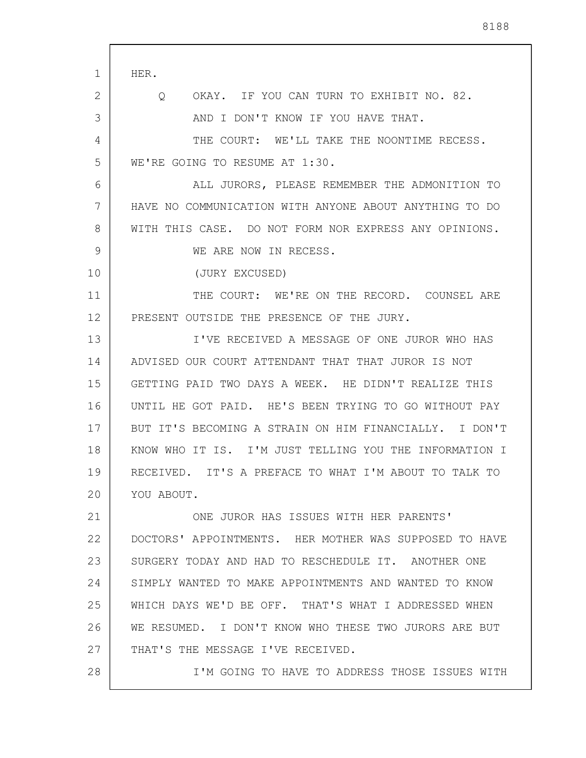HER.

Q OKAY. IF YOU CAN TURN TO EXHIBIT NO. 82.

AND I DON'T KNOW IF YOU HAVE THAT.

THE COURT: WE'LL TAKE THE NOONTIME RECESS. WE'RE GOING TO RESUME AT 1:30.

ALL JURORS, PLEASE REMEMBER THE ADMONITION TO HAVE NO COMMUNICATION WITH ANYONE ABOUT ANYTHING TO DO WITH THIS CASE. DO NOT FORM NOR EXPRESS ANY OPINIONS.

WE ARE NOW IN RECESS.

(JURY EXCUSED)

THE COURT: WE'RE ON THE RECORD. COUNSEL ARE PRESENT OUTSIDE THE PRESENCE OF THE JURY.

I'VE RECEIVED A MESSAGE OF ONE JUROR WHO HAS ADVISED OUR COURT ATTENDANT THAT THAT JUROR IS NOT GETTING PAID TWO DAYS A WEEK. HE DIDN'T REALIZE THIS UNTIL HE GOT PAID. HE'S BEEN TRYING TO GO WITHOUT PAY BUT IT'S BECOMING A STRAIN ON HIM FINANCIALLY. I DON'T KNOW WHO IT IS. I'M JUST TELLING YOU THE INFORMATION I RECEIVED. IT'S A PREFACE TO WHAT I'M ABOUT TO TALK TO YOU ABOUT.

ONE JUROR HAS ISSUES WITH HER PARENTS' DOCTORS' APPOINTMENTS. HER MOTHER WAS SUPPOSED TO HAVE SURGERY TODAY AND HAD TO RESCHEDULE IT. ANOTHER ONE SIMPLY WANTED TO MAKE APPOINTMENTS AND WANTED TO KNOW WHICH DAYS WE'D BE OFF. THAT'S WHAT I ADDRESSED WHEN WE RESUMED. I DON'T KNOW WHO THESE TWO JURORS ARE BUT THAT'S THE MESSAGE I'VE RECEIVED.

I'M GOING TO HAVE TO ADDRESS THOSE ISSUES WITH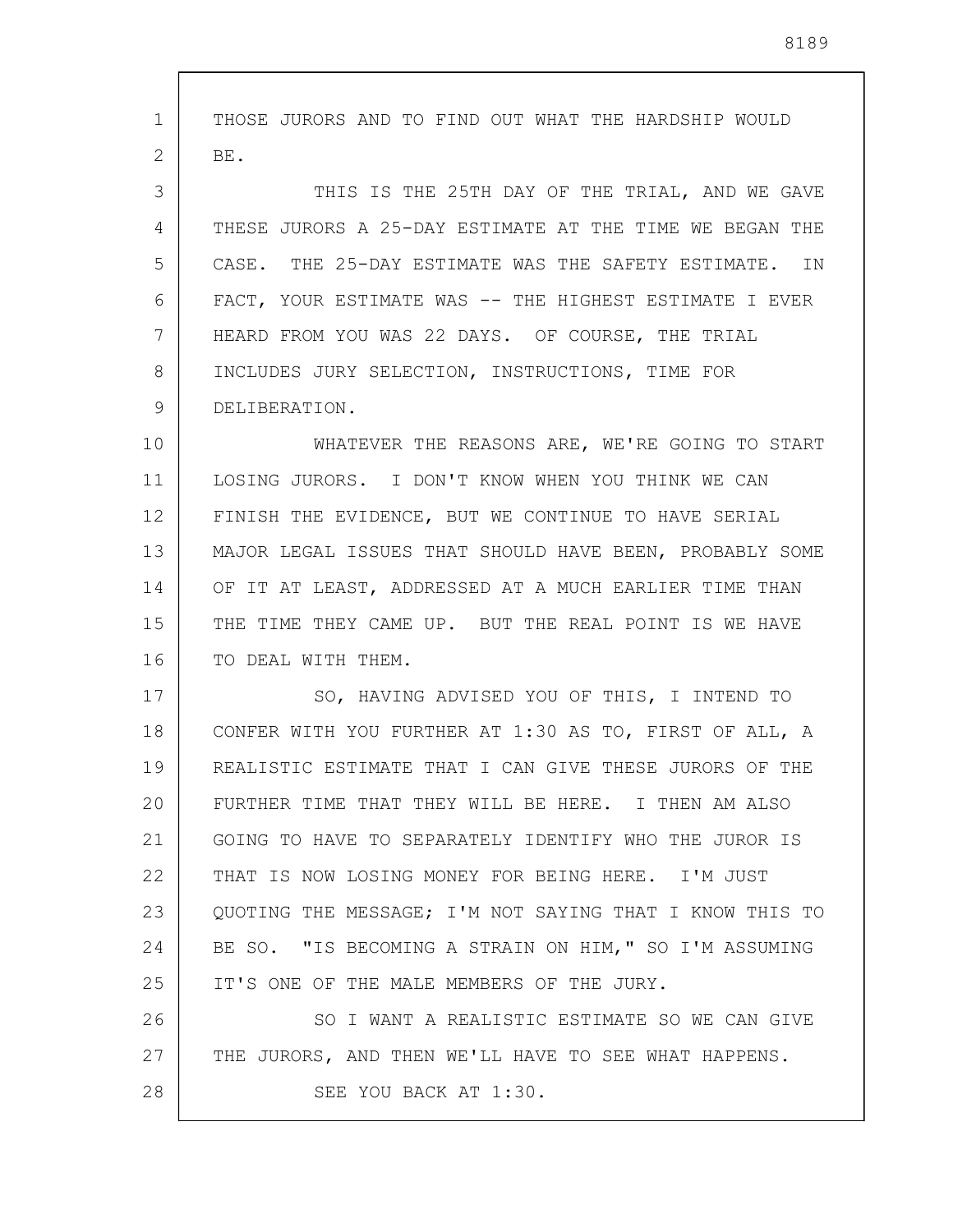THOSE JURORS AND TO FIND OUT WHAT THE HARDSHIP WOULD BE.

THIS IS THE 25TH DAY OF THE TRIAL, AND WE GAVE THESE JURORS A 25-DAY ESTIMATE AT THE TIME WE BEGAN THE CASE. THE 25-DAY ESTIMATE WAS THE SAFETY ESTIMATE. IN FACT, YOUR ESTIMATE WAS -- THE HIGHEST ESTIMATE I EVER HEARD FROM YOU WAS 22 DAYS. OF COURSE, THE TRIAL INCLUDES JURY SELECTION, INSTRUCTIONS, TIME FOR DELIBERATION.

WHATEVER THE REASONS ARE, WE'RE GOING TO START LOSING JURORS. I DON'T KNOW WHEN YOU THINK WE CAN FINISH THE EVIDENCE, BUT WE CONTINUE TO HAVE SERIAL MAJOR LEGAL ISSUES THAT SHOULD HAVE BEEN, PROBABLY SOME OF IT AT LEAST, ADDRESSED AT A MUCH EARLIER TIME THAN THE TIME THEY CAME UP. BUT THE REAL POINT IS WE HAVE TO DEAL WITH THEM.

SO, HAVING ADVISED YOU OF THIS, I INTEND TO CONFER WITH YOU FURTHER AT 1:30 AS TO, FIRST OF ALL, A REALISTIC ESTIMATE THAT I CAN GIVE THESE JURORS OF THE FURTHER TIME THAT THEY WILL BE HERE. I THEN AM ALSO GOING TO HAVE TO SEPARATELY IDENTIFY WHO THE JUROR IS THAT IS NOW LOSING MONEY FOR BEING HERE. I'M JUST QUOTING THE MESSAGE; I'M NOT SAYING THAT I KNOW THIS TO BE SO. "IS BECOMING A STRAIN ON HIM," SO I'M ASSUMING IT'S ONE OF THE MALE MEMBERS OF THE JURY.

SO I WANT A REALISTIC ESTIMATE SO WE CAN GIVE THE JURORS, AND THEN WE'LL HAVE TO SEE WHAT HAPPENS.

SEE YOU BACK AT 1:30.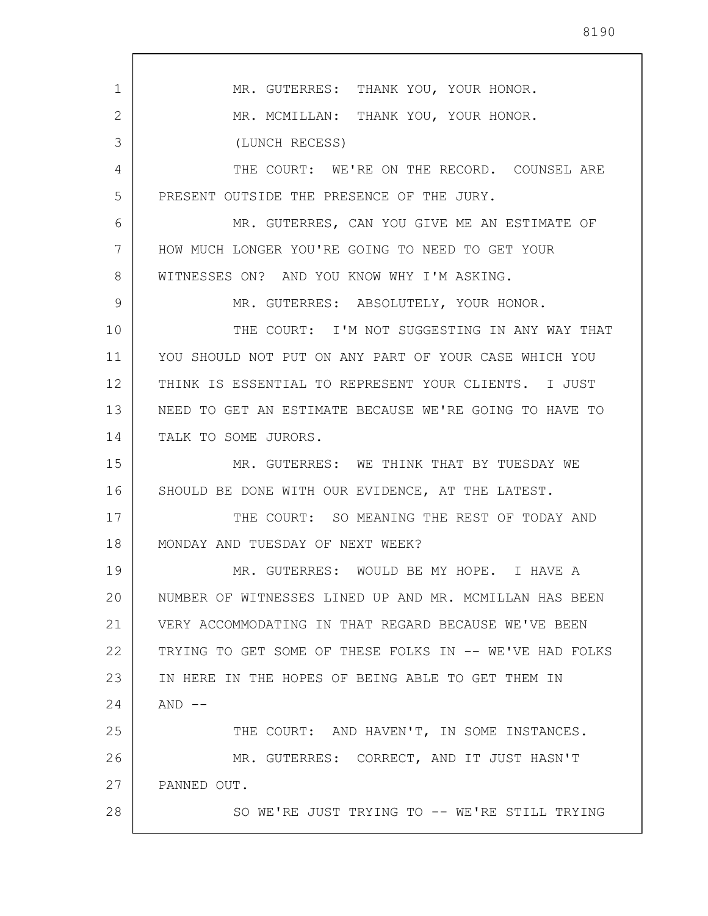MR. GUTERRES: THANK YOU, YOUR HONOR.

MR. MCMILLAN: THANK YOU, YOUR HONOR.

(LUNCH RECESS)

THE COURT: WE'RE ON THE RECORD. COUNSEL ARE PRESENT OUTSIDE THE PRESENCE OF THE JURY.

MR. GUTERRES, CAN YOU GIVE ME AN ESTIMATE OF HOW MUCH LONGER YOU'RE GOING TO NEED TO GET YOUR WITNESSES ON? AND YOU KNOW WHY I'M ASKING.

MR. GUTERRES: ABSOLUTELY, YOUR HONOR.

THE COURT: I'M NOT SUGGESTING IN ANY WAY THAT YOU SHOULD NOT PUT ON ANY PART OF YOUR CASE WHICH YOU THINK IS ESSENTIAL TO REPRESENT YOUR CLIENTS. I JUST NEED TO GET AN ESTIMATE BECAUSE WE'RE GOING TO HAVE TO TALK TO SOME JURORS.

MR. GUTERRES: WE THINK THAT BY TUESDAY WE SHOULD BE DONE WITH OUR EVIDENCE, AT THE LATEST.

THE COURT: SO MEANING THE REST OF TODAY AND MONDAY AND TUESDAY OF NEXT WEEK?

MR. GUTERRES: WOULD BE MY HOPE. I HAVE A NUMBER OF WITNESSES LINED UP AND MR. MCMILLAN HAS BEEN VERY ACCOMMODATING IN THAT REGARD BECAUSE WE'VE BEEN TRYING TO GET SOME OF THESE FOLKS IN -- WE'VE HAD FOLKS IN HERE IN THE HOPES OF BEING ABLE TO GET THEM IN AND --

THE COURT: AND HAVEN'T, IN SOME INSTANCES.

MR. GUTERRES: CORRECT, AND IT JUST HASN'T PANNED OUT.

SO WE'RE JUST TRYING TO -- WE'RE STILL TRYING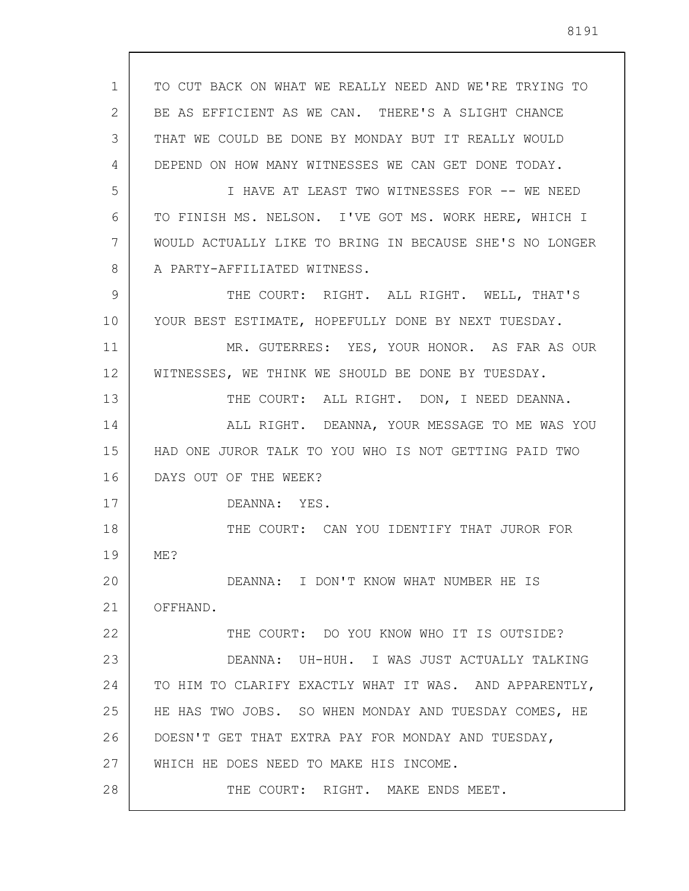TO CUT BACK ON WHAT WE REALLY NEED AND WE'RE TRYING TO BE AS EFFICIENT AS WE CAN. THERE'S A SLIGHT CHANCE THAT WE COULD BE DONE BY MONDAY BUT IT REALLY WOULD DEPEND ON HOW MANY WITNESSES WE CAN GET DONE TODAY.

I HAVE AT LEAST TWO WITNESSES FOR -- WE NEED TO FINISH MS. NELSON. I'VE GOT MS. WORK HERE, WHICH I WOULD ACTUALLY LIKE TO BRING IN BECAUSE SHE'S NO LONGER A PARTY-AFFILIATED WITNESS.

THE COURT: RIGHT. ALL RIGHT. WELL, THAT'S YOUR BEST ESTIMATE, HOPEFULLY DONE BY NEXT TUESDAY.

MR. GUTERRES: YES, YOUR HONOR. AS FAR AS OUR WITNESSES, WE THINK WE SHOULD BE DONE BY TUESDAY.

THE COURT: ALL RIGHT. DON, I NEED DEANNA.

ALL RIGHT. DEANNA, YOUR MESSAGE TO ME WAS YOU HAD ONE JUROR TALK TO YOU WHO IS NOT GETTING PAID TWO DAYS OUT OF THE WEEK?

DEANNA: YES.

THE COURT: CAN YOU IDENTIFY THAT JUROR FOR ME?

DEANNA: I DON'T KNOW WHAT NUMBER HE IS OFFHAND.

THE COURT: DO YOU KNOW WHO IT IS OUTSIDE?

DEANNA: UH-HUH. I WAS JUST ACTUALLY TALKING TO HIM TO CLARIFY EXACTLY WHAT IT WAS. AND APPARENTLY, HE HAS TWO JOBS. SO WHEN MONDAY AND TUESDAY COMES, HE DOESN'T GET THAT EXTRA PAY FOR MONDAY AND TUESDAY, WHICH HE DOES NEED TO MAKE HIS INCOME.

THE COURT: RIGHT. MAKE ENDS MEET.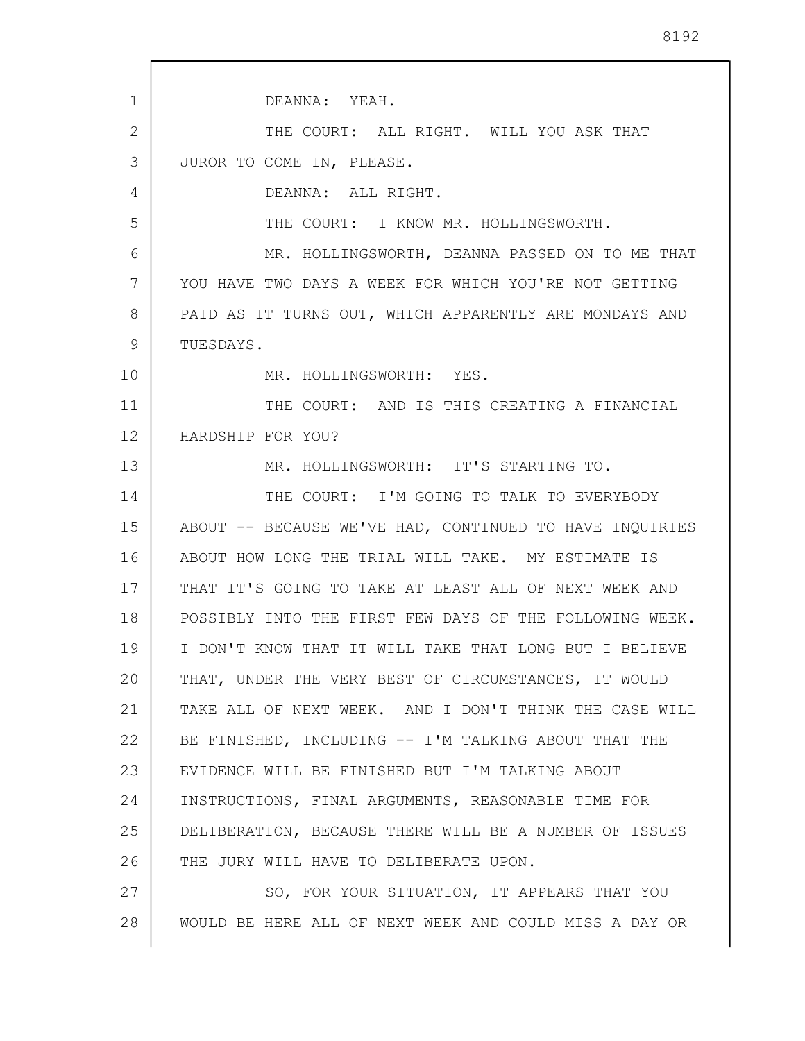DEANNA: YEAH.

THE COURT: ALL RIGHT. WILL YOU ASK THAT JUROR TO COME IN, PLEASE.

DEANNA: ALL RIGHT.

THE COURT: I KNOW MR. HOLLINGSWORTH.

MR. HOLLINGSWORTH, DEANNA PASSED ON TO ME THAT YOU HAVE TWO DAYS A WEEK FOR WHICH YOU'RE NOT GETTING PAID AS IT TURNS OUT, WHICH APPARENTLY ARE MONDAYS AND TUESDAYS.

MR. HOLLINGSWORTH: YES.

THE COURT: AND IS THIS CREATING A FINANCIAL HARDSHIP FOR YOU?

MR. HOLLINGSWORTH: IT'S STARTING TO.

THE COURT: I'M GOING TO TALK TO EVERYBODY ABOUT -- BECAUSE WE'VE HAD, CONTINUED TO HAVE INQUIRIES ABOUT HOW LONG THE TRIAL WILL TAKE. MY ESTIMATE IS THAT IT'S GOING TO TAKE AT LEAST ALL OF NEXT WEEK AND POSSIBLY INTO THE FIRST FEW DAYS OF THE FOLLOWING WEEK. I DON'T KNOW THAT IT WILL TAKE THAT LONG BUT I BELIEVE THAT, UNDER THE VERY BEST OF CIRCUMSTANCES, IT WOULD TAKE ALL OF NEXT WEEK. AND I DON'T THINK THE CASE WILL BE FINISHED, INCLUDING -- I'M TALKING ABOUT THAT THE EVIDENCE WILL BE FINISHED BUT I'M TALKING ABOUT INSTRUCTIONS, FINAL ARGUMENTS, REASONABLE TIME FOR DELIBERATION, BECAUSE THERE WILL BE A NUMBER OF ISSUES THE JURY WILL HAVE TO DELIBERATE UPON.

SO, FOR YOUR SITUATION, IT APPEARS THAT YOU WOULD BE HERE ALL OF NEXT WEEK AND COULD MISS A DAY OR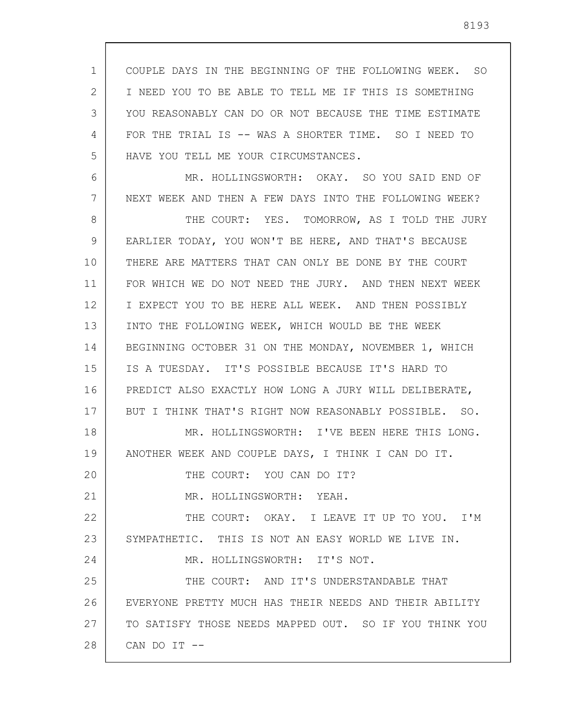COUPLE DAYS IN THE BEGINNING OF THE FOLLOWING WEEK. SO I NEED YOU TO BE ABLE TO TELL ME IF THIS IS SOMETHING YOU REASONABLY CAN DO OR NOT BECAUSE THE TIME ESTIMATE FOR THE TRIAL IS -- WAS A SHORTER TIME. SO I NEED TO HAVE YOU TELL ME YOUR CIRCUMSTANCES.

MR. HOLLINGSWORTH: OKAY. SO YOU SAID END OF NEXT WEEK AND THEN A FEW DAYS INTO THE FOLLOWING WEEK?

THE COURT: YES. TOMORROW, AS I TOLD THE JURY EARLIER TODAY, YOU WON'T BE HERE, AND THAT'S BECAUSE THERE ARE MATTERS THAT CAN ONLY BE DONE BY THE COURT FOR WHICH WE DO NOT NEED THE JURY. AND THEN NEXT WEEK I EXPECT YOU TO BE HERE ALL WEEK. AND THEN POSSIBLY INTO THE FOLLOWING WEEK, WHICH WOULD BE THE WEEK BEGINNING OCTOBER 31 ON THE MONDAY, NOVEMBER 1, WHICH IS A TUESDAY. IT'S POSSIBLE BECAUSE IT'S HARD TO PREDICT ALSO EXACTLY HOW LONG A JURY WILL DELIBERATE, BUT I THINK THAT'S RIGHT NOW REASONABLY POSSIBLE. SO.

MR. HOLLINGSWORTH: I'VE BEEN HERE THIS LONG. ANOTHER WEEK AND COUPLE DAYS, I THINK I CAN DO IT.

THE COURT: YOU CAN DO IT?

MR. HOLLINGSWORTH: YEAH.

THE COURT: OKAY. I LEAVE IT UP TO YOU. I'M SYMPATHETIC. THIS IS NOT AN EASY WORLD WE LIVE IN.

MR. HOLLINGSWORTH: IT'S NOT.

THE COURT: AND IT'S UNDERSTANDABLE THAT EVERYONE PRETTY MUCH HAS THEIR NEEDS AND THEIR ABILITY TO SATISFY THOSE NEEDS MAPPED OUT. SO IF YOU THINK YOU CAN DO IT --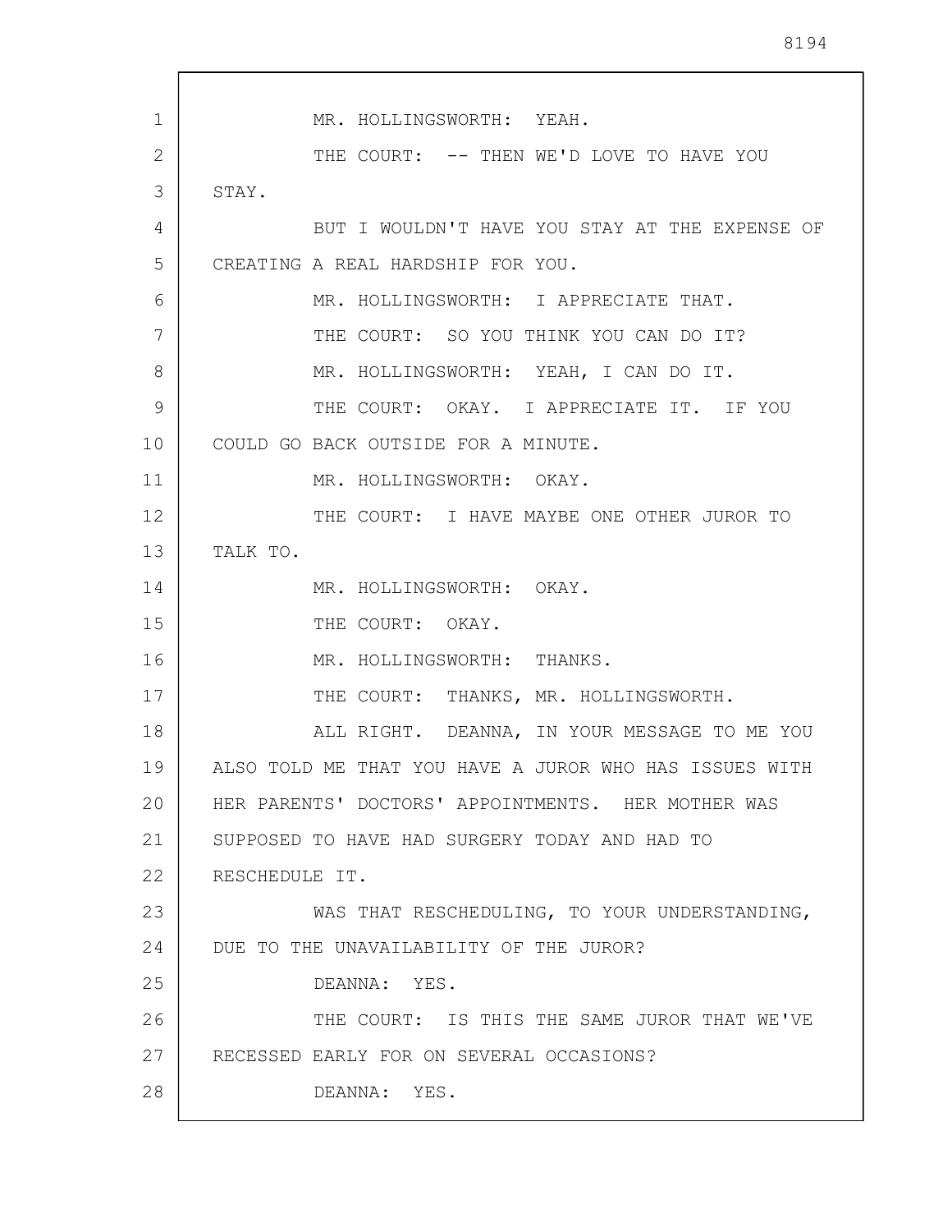MR. HOLLINGSWORTH: YEAH.

THE COURT: -- THEN WE'D LOVE TO HAVE YOU STAY.

BUT I WOULDN'T HAVE YOU STAY AT THE EXPENSE OF CREATING A REAL HARDSHIP FOR YOU.

MR. HOLLINGSWORTH: I APPRECIATE THAT.

THE COURT: SO YOU THINK YOU CAN DO IT?

MR. HOLLINGSWORTH: YEAH, I CAN DO IT.

THE COURT: OKAY. I APPRECIATE IT. IF YOU COULD GO BACK OUTSIDE FOR A MINUTE.

MR. HOLLINGSWORTH: OKAY.

THE COURT: I HAVE MAYBE ONE OTHER JUROR TO TALK TO.

MR. HOLLINGSWORTH: OKAY.

THE COURT: OKAY.

MR. HOLLINGSWORTH: THANKS.

THE COURT: THANKS, MR. HOLLINGSWORTH.

ALL RIGHT. DEANNA, IN YOUR MESSAGE TO ME YOU ALSO TOLD ME THAT YOU HAVE A JUROR WHO HAS ISSUES WITH HER PARENTS' DOCTORS' APPOINTMENTS. HER MOTHER WAS SUPPOSED TO HAVE HAD SURGERY TODAY AND HAD TO RESCHEDULE IT.

WAS THAT RESCHEDULING, TO YOUR UNDERSTANDING, DUE TO THE UNAVAILABILITY OF THE JUROR?

DEANNA: YES.

THE COURT: IS THIS THE SAME JUROR THAT WE'VE RECESSED EARLY FOR ON SEVERAL OCCASIONS?

DEANNA: YES.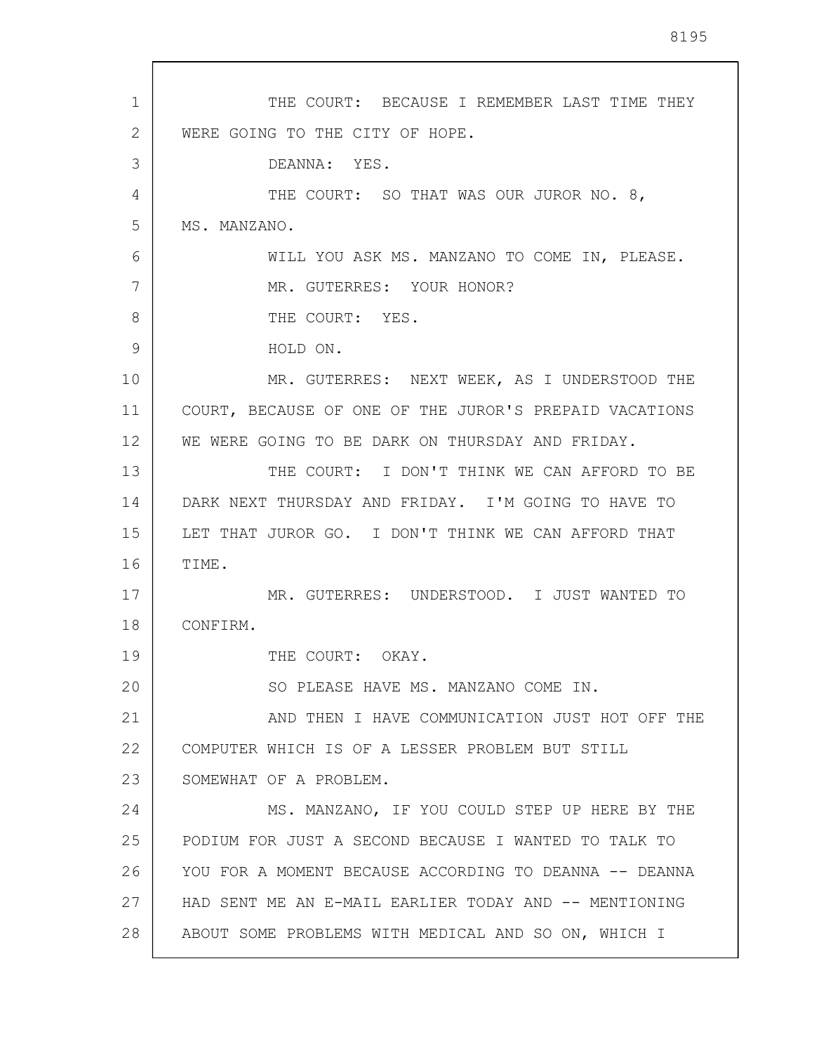THE COURT: BECAUSE I REMEMBER LAST TIME THEY WERE GOING TO THE CITY OF HOPE.

DEANNA: YES.

THE COURT: SO THAT WAS OUR JUROR NO. 8, MS. MANZANO.

WILL YOU ASK MS. MANZANO TO COME IN, PLEASE.

MR. GUTERRES: YOUR HONOR?

THE COURT: YES.

HOLD ON.

MR. GUTERRES: NEXT WEEK, AS I UNDERSTOOD THE COURT, BECAUSE OF ONE OF THE JUROR'S PREPAID VACATIONS WE WERE GOING TO BE DARK ON THURSDAY AND FRIDAY.

THE COURT: I DON'T THINK WE CAN AFFORD TO BE DARK NEXT THURSDAY AND FRIDAY. I'M GOING TO HAVE TO LET THAT JUROR GO. I DON'T THINK WE CAN AFFORD THAT TIME.

MR. GUTERRES: UNDERSTOOD. I JUST WANTED TO CONFIRM.

THE COURT: OKAY.

SO PLEASE HAVE MS. MANZANO COME IN.

AND THEN I HAVE COMMUNICATION JUST HOT OFF THE COMPUTER WHICH IS OF A LESSER PROBLEM BUT STILL SOMEWHAT OF A PROBLEM.

MS. MANZANO, IF YOU COULD STEP UP HERE BY THE PODIUM FOR JUST A SECOND BECAUSE I WANTED TO TALK TO YOU FOR A MOMENT BECAUSE ACCORDING TO DEANNA -- DEANNA HAD SENT ME AN E-MAIL EARLIER TODAY AND -- MENTIONING ABOUT SOME PROBLEMS WITH MEDICAL AND SO ON, WHICH I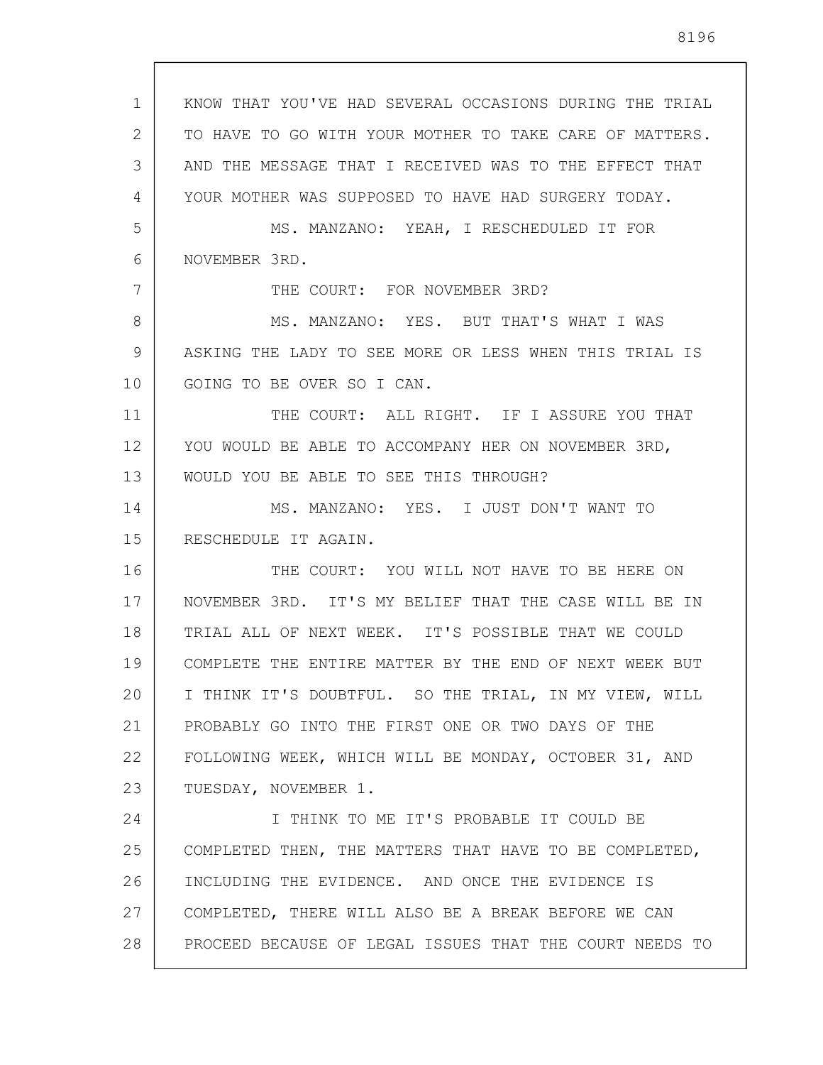KNOW THAT YOU'VE HAD SEVERAL OCCASIONS DURING THE TRIAL TO HAVE TO GO WITH YOUR MOTHER TO TAKE CARE OF MATTERS. AND THE MESSAGE THAT I RECEIVED WAS TO THE EFFECT THAT YOUR MOTHER WAS SUPPOSED TO HAVE HAD SURGERY TODAY.

MS. MANZANO: YEAH, I RESCHEDULED IT FOR NOVEMBER 3RD.

THE COURT: FOR NOVEMBER 3RD?

MS. MANZANO: YES. BUT THAT'S WHAT I WAS ASKING THE LADY TO SEE MORE OR LESS WHEN THIS TRIAL IS GOING TO BE OVER SO I CAN.

THE COURT: ALL RIGHT. IF I ASSURE YOU THAT YOU WOULD BE ABLE TO ACCOMPANY HER ON NOVEMBER 3RD, WOULD YOU BE ABLE TO SEE THIS THROUGH?

MS. MANZANO: YES. I JUST DON'T WANT TO RESCHEDULE IT AGAIN.

THE COURT: YOU WILL NOT HAVE TO BE HERE ON NOVEMBER 3RD. IT'S MY BELIEF THAT THE CASE WILL BE IN TRIAL ALL OF NEXT WEEK. IT'S POSSIBLE THAT WE COULD COMPLETE THE ENTIRE MATTER BY THE END OF NEXT WEEK BUT I THINK IT'S DOUBTFUL. SO THE TRIAL, IN MY VIEW, WILL PROBABLY GO INTO THE FIRST ONE OR TWO DAYS OF THE FOLLOWING WEEK, WHICH WILL BE MONDAY, OCTOBER 31, AND TUESDAY, NOVEMBER 1.

I THINK TO ME IT'S PROBABLE IT COULD BE COMPLETED THEN, THE MATTERS THAT HAVE TO BE COMPLETED, INCLUDING THE EVIDENCE. AND ONCE THE EVIDENCE IS COMPLETED, THERE WILL ALSO BE A BREAK BEFORE WE CAN PROCEED BECAUSE OF LEGAL ISSUES THAT THE COURT NEEDS TO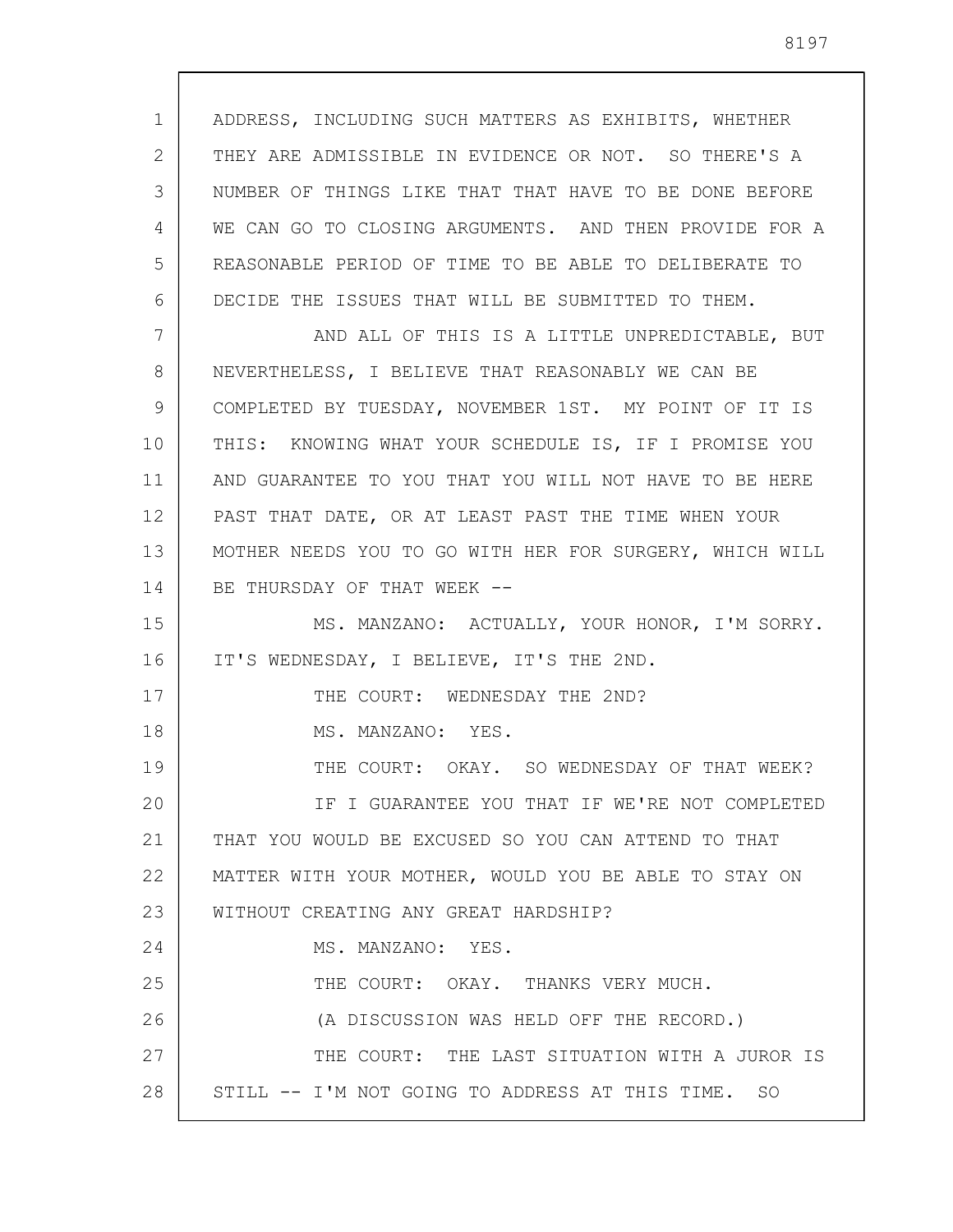ADDRESS, INCLUDING SUCH MATTERS AS EXHIBITS, WHETHER THEY ARE ADMISSIBLE IN EVIDENCE OR NOT. SO THERE'S A NUMBER OF THINGS LIKE THAT THAT HAVE TO BE DONE BEFORE WE CAN GO TO CLOSING ARGUMENTS. AND THEN PROVIDE FOR A REASONABLE PERIOD OF TIME TO BE ABLE TO DELIBERATE TO DECIDE THE ISSUES THAT WILL BE SUBMITTED TO THEM.

AND ALL OF THIS IS A LITTLE UNPREDICTABLE, BUT NEVERTHELESS, I BELIEVE THAT REASONABLY WE CAN BE COMPLETED BY TUESDAY, NOVEMBER 1ST. MY POINT OF IT IS THIS: KNOWING WHAT YOUR SCHEDULE IS, IF I PROMISE YOU AND GUARANTEE TO YOU THAT YOU WILL NOT HAVE TO BE HERE PAST THAT DATE, OR AT LEAST PAST THE TIME WHEN YOUR MOTHER NEEDS YOU TO GO WITH HER FOR SURGERY, WHICH WILL BE THURSDAY OF THAT WEEK --

MS. MANZANO: ACTUALLY, YOUR HONOR, I'M SORRY. IT'S WEDNESDAY, I BELIEVE, IT'S THE 2ND.

THE COURT: WEDNESDAY THE 2ND?

MS. MANZANO: YES.

THE COURT: OKAY. SO WEDNESDAY OF THAT WEEK?

IF I GUARANTEE YOU THAT IF WE'RE NOT COMPLETED THAT YOU WOULD BE EXCUSED SO YOU CAN ATTEND TO THAT MATTER WITH YOUR MOTHER, WOULD YOU BE ABLE TO STAY ON WITHOUT CREATING ANY GREAT HARDSHIP?

MS. MANZANO: YES.

THE COURT: OKAY. THANKS VERY MUCH.

(A DISCUSSION WAS HELD OFF THE RECORD.)

THE COURT: THE LAST SITUATION WITH A JUROR IS STILL -- I'M NOT GOING TO ADDRESS AT THIS TIME. SO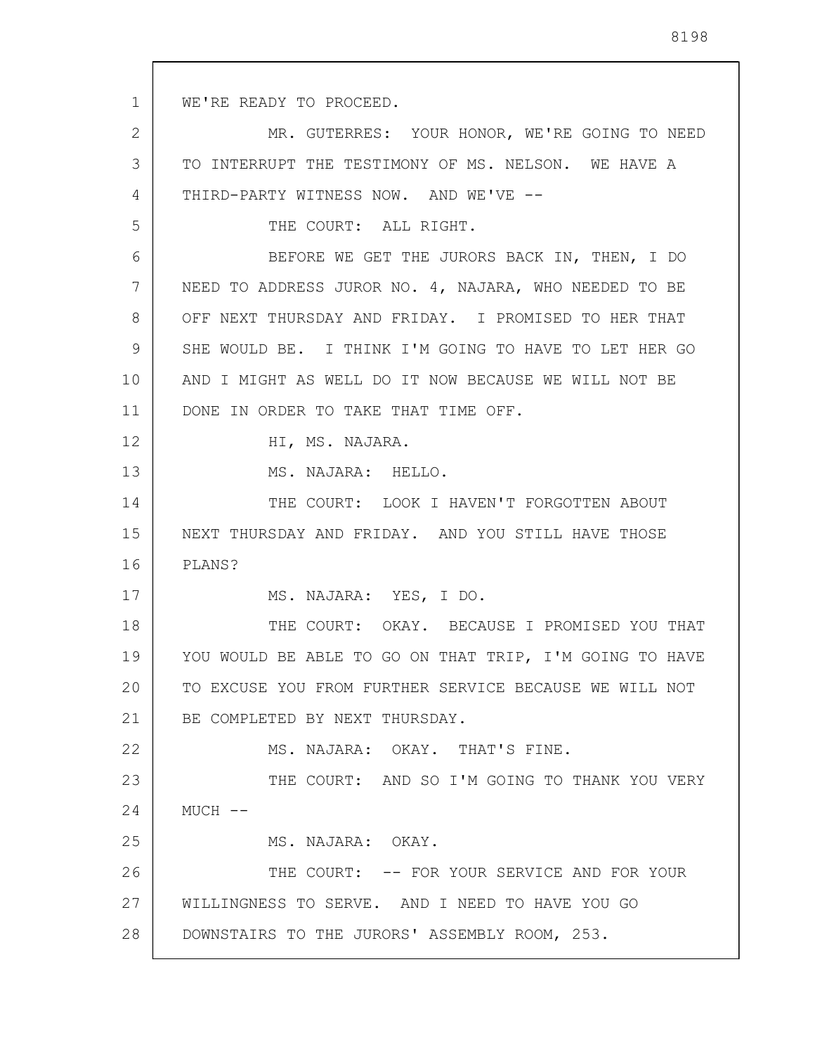WE'RE READY TO PROCEED.

MR. GUTERRES: YOUR HONOR, WE'RE GOING TO NEED TO INTERRUPT THE TESTIMONY OF MS. NELSON. WE HAVE A THIRD-PARTY WITNESS NOW. AND WE'VE --

THE COURT: ALL RIGHT.

BEFORE WE GET THE JURORS BACK IN, THEN, I DO NEED TO ADDRESS JUROR NO. 4, NAJARA, WHO NEEDED TO BE OFF NEXT THURSDAY AND FRIDAY. I PROMISED TO HER THAT SHE WOULD BE. I THINK I'M GOING TO HAVE TO LET HER GO AND I MIGHT AS WELL DO IT NOW BECAUSE WE WILL NOT BE DONE IN ORDER TO TAKE THAT TIME OFF.

HI, MS. NAJARA.

MS. NAJARA: HELLO.

THE COURT: LOOK I HAVEN'T FORGOTTEN ABOUT NEXT THURSDAY AND FRIDAY. AND YOU STILL HAVE THOSE PLANS?

MS. NAJARA: YES, I DO.

THE COURT: OKAY. BECAUSE I PROMISED YOU THAT YOU WOULD BE ABLE TO GO ON THAT TRIP, I'M GOING TO HAVE TO EXCUSE YOU FROM FURTHER SERVICE BECAUSE WE WILL NOT BE COMPLETED BY NEXT THURSDAY.

MS. NAJARA: OKAY. THAT'S FINE.

THE COURT: AND SO I'M GOING TO THANK YOU VERY MUCH --

MS. NAJARA: OKAY.

THE COURT: -- FOR YOUR SERVICE AND FOR YOUR WILLINGNESS TO SERVE. AND I NEED TO HAVE YOU GO DOWNSTAIRS TO THE JURORS' ASSEMBLY ROOM, 253.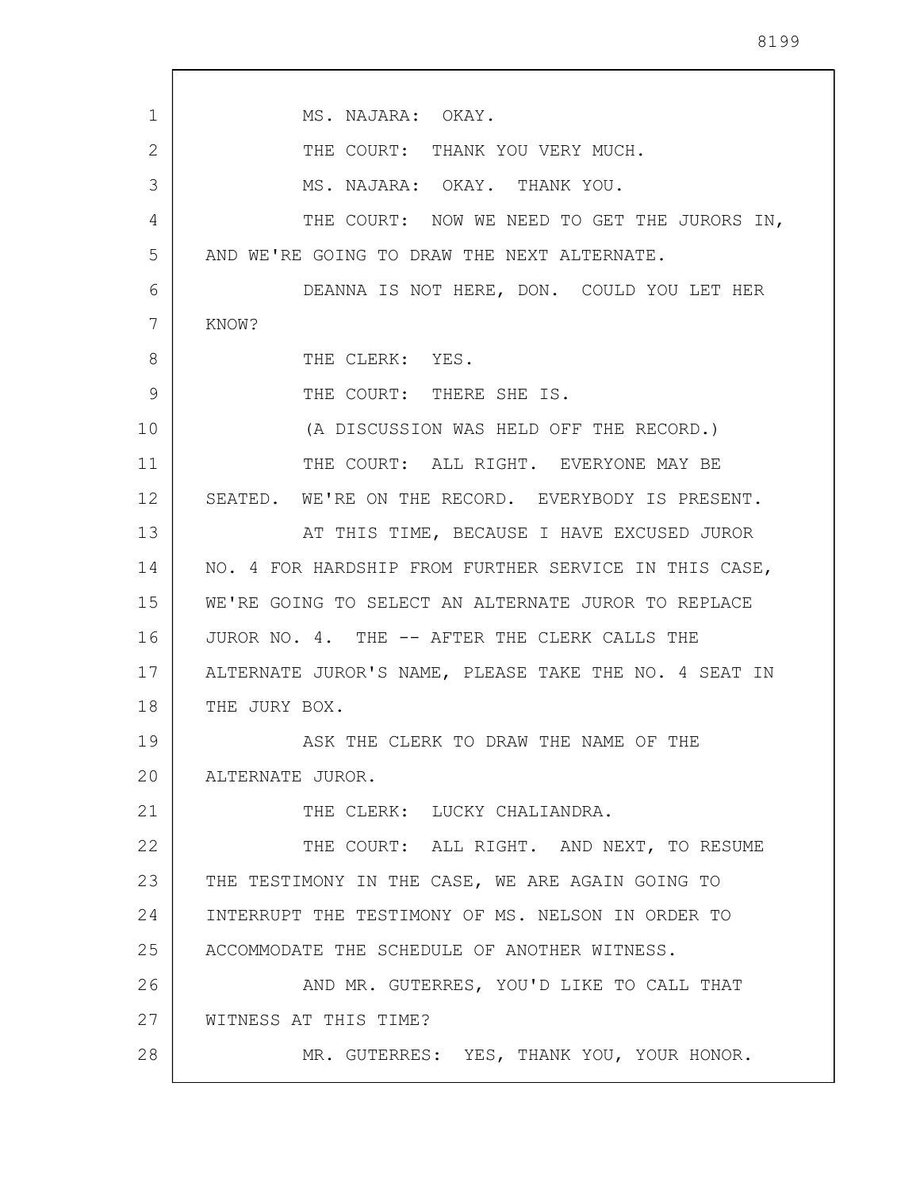MS. NAJARA: OKAY.

THE COURT: THANK YOU VERY MUCH.

MS. NAJARA: OKAY. THANK YOU.

THE COURT: NOW WE NEED TO GET THE JURORS IN, AND WE'RE GOING TO DRAW THE NEXT ALTERNATE.

DEANNA IS NOT HERE, DON. COULD YOU LET HER KNOW?

THE CLERK: YES.

THE COURT: THERE SHE IS.

(A DISCUSSION WAS HELD OFF THE RECORD.)

THE COURT: ALL RIGHT. EVERYONE MAY BE SEATED. WE'RE ON THE RECORD. EVERYBODY IS PRESENT.

AT THIS TIME, BECAUSE I HAVE EXCUSED JUROR NO. 4 FOR HARDSHIP FROM FURTHER SERVICE IN THIS CASE, WE'RE GOING TO SELECT AN ALTERNATE JUROR TO REPLACE JUROR NO. 4. THE -- AFTER THE CLERK CALLS THE ALTERNATE JUROR'S NAME, PLEASE TAKE THE NO. 4 SEAT IN THE JURY BOX.

ASK THE CLERK TO DRAW THE NAME OF THE ALTERNATE JUROR.

THE CLERK: LUCKY CHALIANDRA.

THE COURT: ALL RIGHT. AND NEXT, TO RESUME THE TESTIMONY IN THE CASE, WE ARE AGAIN GOING TO INTERRUPT THE TESTIMONY OF MS. NELSON IN ORDER TO ACCOMMODATE THE SCHEDULE OF ANOTHER WITNESS.

AND MR. GUTERRES, YOU'D LIKE TO CALL THAT WITNESS AT THIS TIME?

MR. GUTERRES: YES, THANK YOU, YOUR HONOR.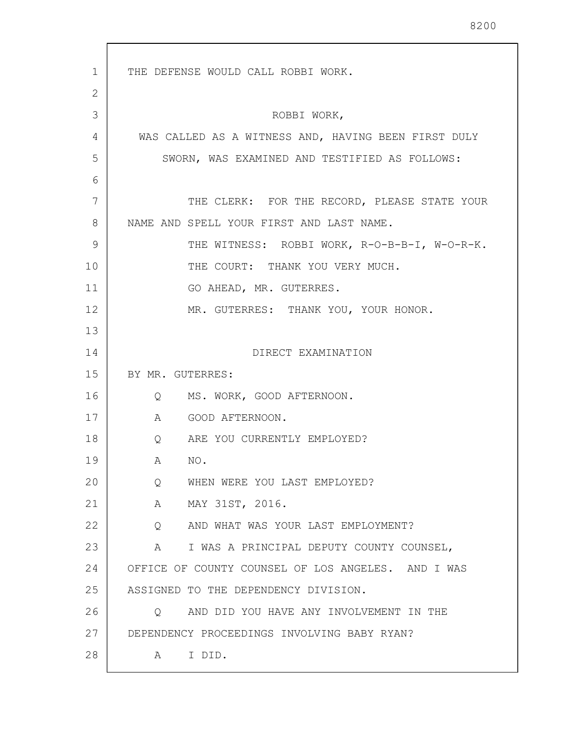THE DEFENSE WOULD CALL ROBBI WORK.

ROBBI WORK,

WAS CALLED AS A WITNESS AND, HAVING BEEN FIRST DULY SWORN, WAS EXAMINED AND TESTIFIED AS FOLLOWS:

THE CLERK: FOR THE RECORD, PLEASE STATE YOUR NAME AND SPELL YOUR FIRST AND LAST NAME.

THE WITNESS: ROBBI WORK, R-O-B-B-I, W-O-R-K.

THE COURT: THANK YOU VERY MUCH.

GO AHEAD, MR. GUTERRES.

MR. GUTERRES: THANK YOU, YOUR HONOR.

DIRECT EXAMINATION

BY MR. GUTERRES:

Q MS. WORK, GOOD AFTERNOON.

A GOOD AFTERNOON.

Q ARE YOU CURRENTLY EMPLOYED?

A NO.

Q WHEN WERE YOU LAST EMPLOYED?

A MAY 31ST, 2016.

Q AND WHAT WAS YOUR LAST EMPLOYMENT?

A I WAS A PRINCIPAL DEPUTY COUNTY COUNSEL, OFFICE OF COUNTY COUNSEL OF LOS ANGELES. AND I WAS ASSIGNED TO THE DEPENDENCY DIVISION.

Q AND DID YOU HAVE ANY INVOLVEMENT IN THE DEPENDENCY PROCEEDINGS INVOLVING BABY RYAN?

A I DID.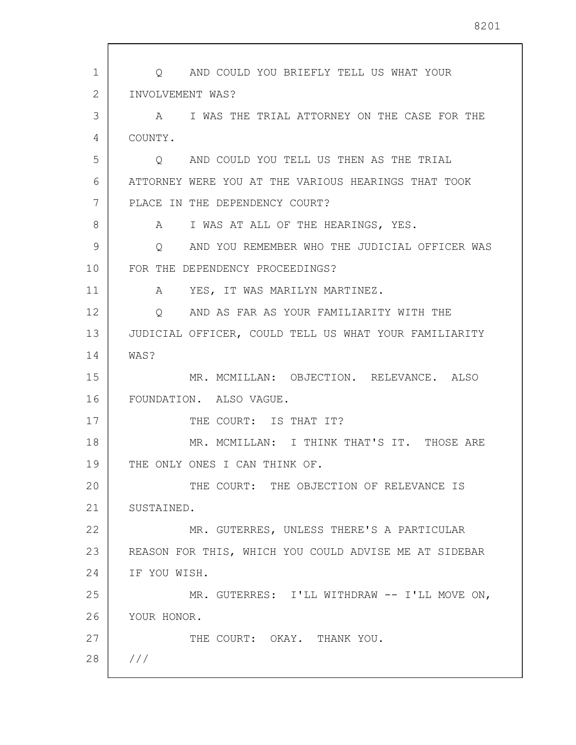Q AND COULD YOU BRIEFLY TELL US WHAT YOUR INVOLVEMENT WAS?

A I WAS THE TRIAL ATTORNEY ON THE CASE FOR THE COUNTY.

Q AND COULD YOU TELL US THEN AS THE TRIAL ATTORNEY WERE YOU AT THE VARIOUS HEARINGS THAT TOOK PLACE IN THE DEPENDENCY COURT?

A I WAS AT ALL OF THE HEARINGS, YES.

Q AND YOU REMEMBER WHO THE JUDICIAL OFFICER WAS FOR THE DEPENDENCY PROCEEDINGS?

A YES, IT WAS MARILYN MARTINEZ.

Q AND AS FAR AS YOUR FAMILIARITY WITH THE JUDICIAL OFFICER, COULD TELL US WHAT YOUR FAMILIARITY WAS?

MR. MCMILLAN: OBJECTION. RELEVANCE. ALSO FOUNDATION. ALSO VAGUE.

THE COURT: IS THAT IT?

MR. MCMILLAN: I THINK THAT'S IT. THOSE ARE THE ONLY ONES I CAN THINK OF.

THE COURT: THE OBJECTION OF RELEVANCE IS SUSTAINED.

MR. GUTERRES, UNLESS THERE'S A PARTICULAR REASON FOR THIS, WHICH YOU COULD ADVISE ME AT SIDEBAR IF YOU WISH.

MR. GUTERRES: I'LL WITHDRAW -- I'LL MOVE ON, YOUR HONOR.

THE COURT: OKAY. THANK YOU.

///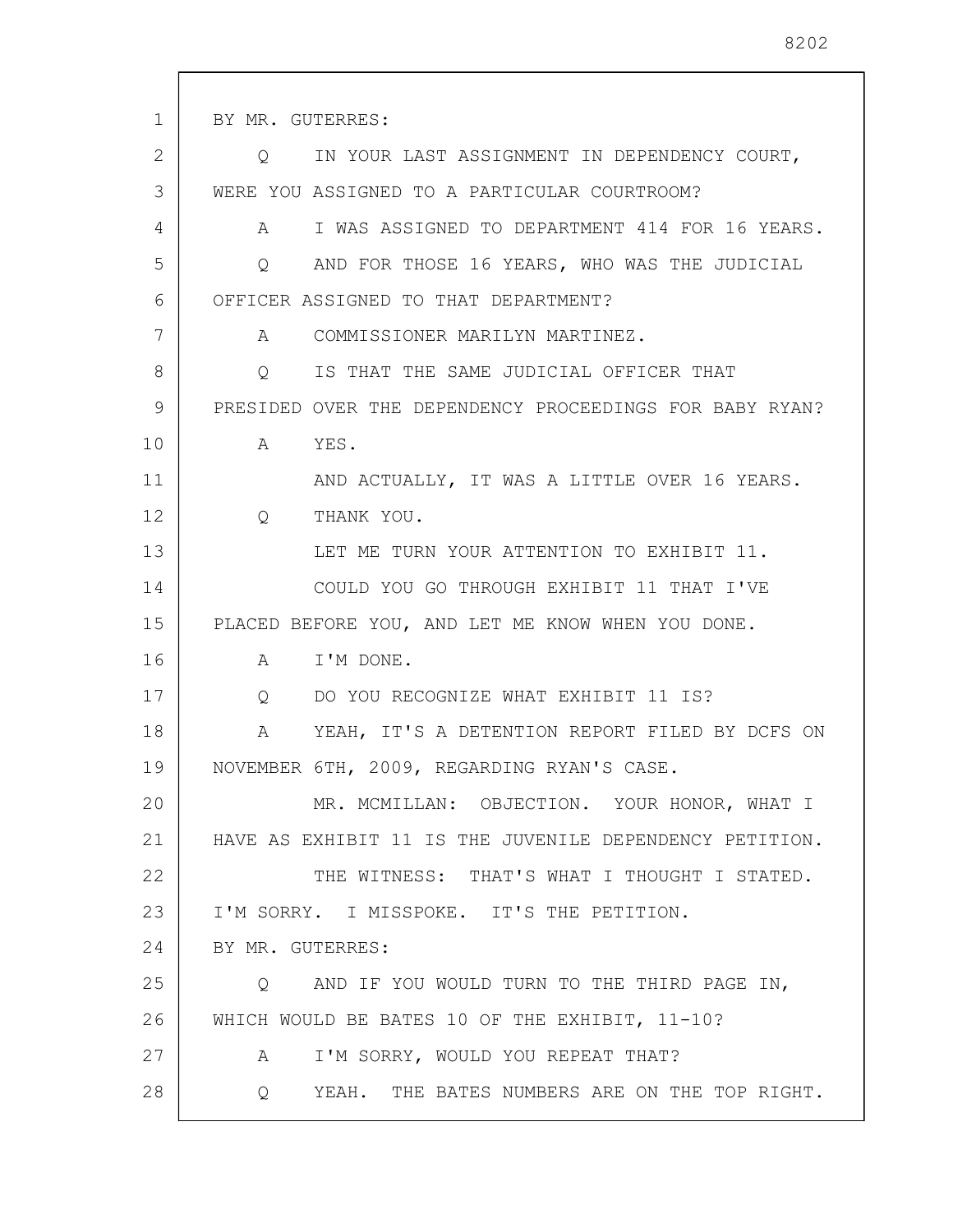BY MR. GUTERRES:

Q IN YOUR LAST ASSIGNMENT IN DEPENDENCY COURT, WERE YOU ASSIGNED TO A PARTICULAR COURTROOM?

A I WAS ASSIGNED TO DEPARTMENT 414 FOR 16 YEARS.

Q AND FOR THOSE 16 YEARS, WHO WAS THE JUDICIAL OFFICER ASSIGNED TO THAT DEPARTMENT?

A COMMISSIONER MARILYN MARTINEZ.

Q IS THAT THE SAME JUDICIAL OFFICER THAT PRESIDED OVER THE DEPENDENCY PROCEEDINGS FOR BABY RYAN?

A YES.

AND ACTUALLY, IT WAS A LITTLE OVER 16 YEARS.

Q THANK YOU.

LET ME TURN YOUR ATTENTION TO EXHIBIT 11.

COULD YOU GO THROUGH EXHIBIT 11 THAT I'VE PLACED BEFORE YOU, AND LET ME KNOW WHEN YOU DONE.

A I'M DONE.

Q DO YOU RECOGNIZE WHAT EXHIBIT 11 IS?

A YEAH, IT'S A DETENTION REPORT FILED BY DCFS ON NOVEMBER 6TH, 2009, REGARDING RYAN'S CASE.

MR. MCMILLAN: OBJECTION. YOUR HONOR, WHAT I HAVE AS EXHIBIT 11 IS THE JUVENILE DEPENDENCY PETITION.

THE WITNESS: THAT'S WHAT I THOUGHT I STATED. I'M SORRY. I MISSPOKE. IT'S THE PETITION.

BY MR. GUTERRES:

Q AND IF YOU WOULD TURN TO THE THIRD PAGE IN, WHICH WOULD BE BATES 10 OF THE EXHIBIT, 11-10?

A I'M SORRY, WOULD YOU REPEAT THAT?

Q YEAH. THE BATES NUMBERS ARE ON THE TOP RIGHT.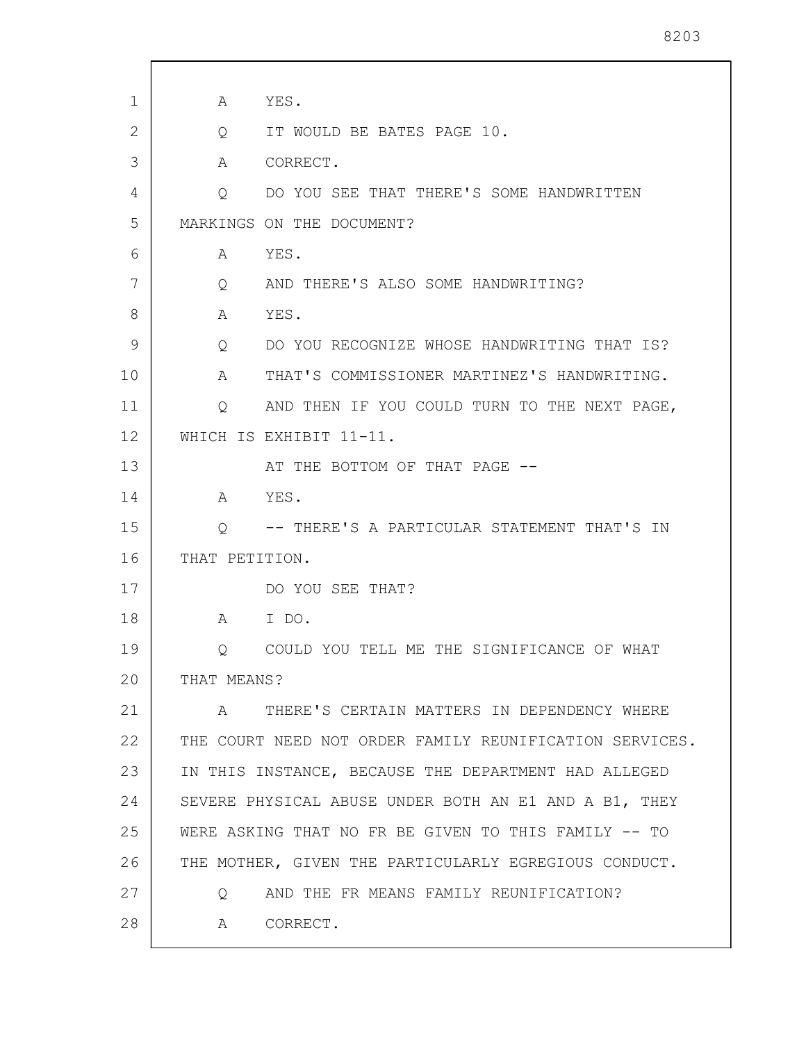A YES.

Q IT WOULD BE BATES PAGE 10.

A CORRECT.

Q DO YOU SEE THAT THERE'S SOME HANDWRITTEN MARKINGS ON THE DOCUMENT?

A YES.

Q AND THERE'S ALSO SOME HANDWRITING?

A YES.

Q DO YOU RECOGNIZE WHOSE HANDWRITING THAT IS?

A THAT'S COMMISSIONER MARTINEZ'S HANDWRITING.

Q AND THEN IF YOU COULD TURN TO THE NEXT PAGE, WHICH IS EXHIBIT 11-11.

AT THE BOTTOM OF THAT PAGE --

A YES.

Q -- THERE'S A PARTICULAR STATEMENT THAT'S IN THAT PETITION.

DO YOU SEE THAT?

A I DO.

Q COULD YOU TELL ME THE SIGNIFICANCE OF WHAT THAT MEANS?

A THERE'S CERTAIN MATTERS IN DEPENDENCY WHERE THE COURT NEED NOT ORDER FAMILY REUNIFICATION SERVICES. IN THIS INSTANCE, BECAUSE THE DEPARTMENT HAD ALLEGED SEVERE PHYSICAL ABUSE UNDER BOTH AN E1 AND A B1, THEY WERE ASKING THAT NO FR BE GIVEN TO THIS FAMILY -- TO THE MOTHER, GIVEN THE PARTICULARLY EGREGIOUS CONDUCT.

Q AND THE FR MEANS FAMILY REUNIFICATION?

A CORRECT.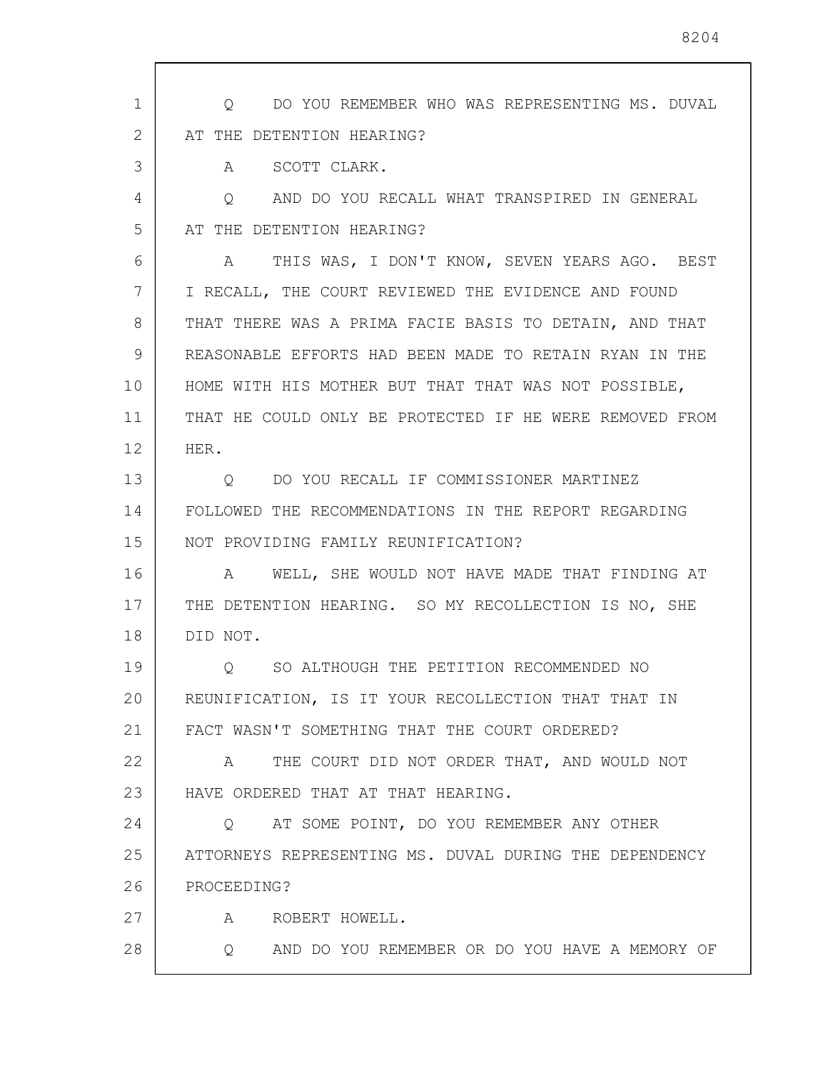Q DO YOU REMEMBER WHO WAS REPRESENTING MS. DUVAL AT THE DETENTION HEARING?

A SCOTT CLARK.

Q AND DO YOU RECALL WHAT TRANSPIRED IN GENERAL AT THE DETENTION HEARING?

A THIS WAS, I DON'T KNOW, SEVEN YEARS AGO. BEST I RECALL, THE COURT REVIEWED THE EVIDENCE AND FOUND THAT THERE WAS A PRIMA FACIE BASIS TO DETAIN, AND THAT REASONABLE EFFORTS HAD BEEN MADE TO RETAIN RYAN IN THE HOME WITH HIS MOTHER BUT THAT THAT WAS NOT POSSIBLE, THAT HE COULD ONLY BE PROTECTED IF HE WERE REMOVED FROM HER.

Q DO YOU RECALL IF COMMISSIONER MARTINEZ FOLLOWED THE RECOMMENDATIONS IN THE REPORT REGARDING NOT PROVIDING FAMILY REUNIFICATION?

A WELL, SHE WOULD NOT HAVE MADE THAT FINDING AT THE DETENTION HEARING. SO MY RECOLLECTION IS NO, SHE DID NOT.

Q SO ALTHOUGH THE PETITION RECOMMENDED NO REUNIFICATION, IS IT YOUR RECOLLECTION THAT THAT IN FACT WASN'T SOMETHING THAT THE COURT ORDERED?

A THE COURT DID NOT ORDER THAT, AND WOULD NOT HAVE ORDERED THAT AT THAT HEARING.

Q AT SOME POINT, DO YOU REMEMBER ANY OTHER ATTORNEYS REPRESENTING MS. DUVAL DURING THE DEPENDENCY PROCEEDING?

A ROBERT HOWELL.

Q AND DO YOU REMEMBER OR DO YOU HAVE A MEMORY OF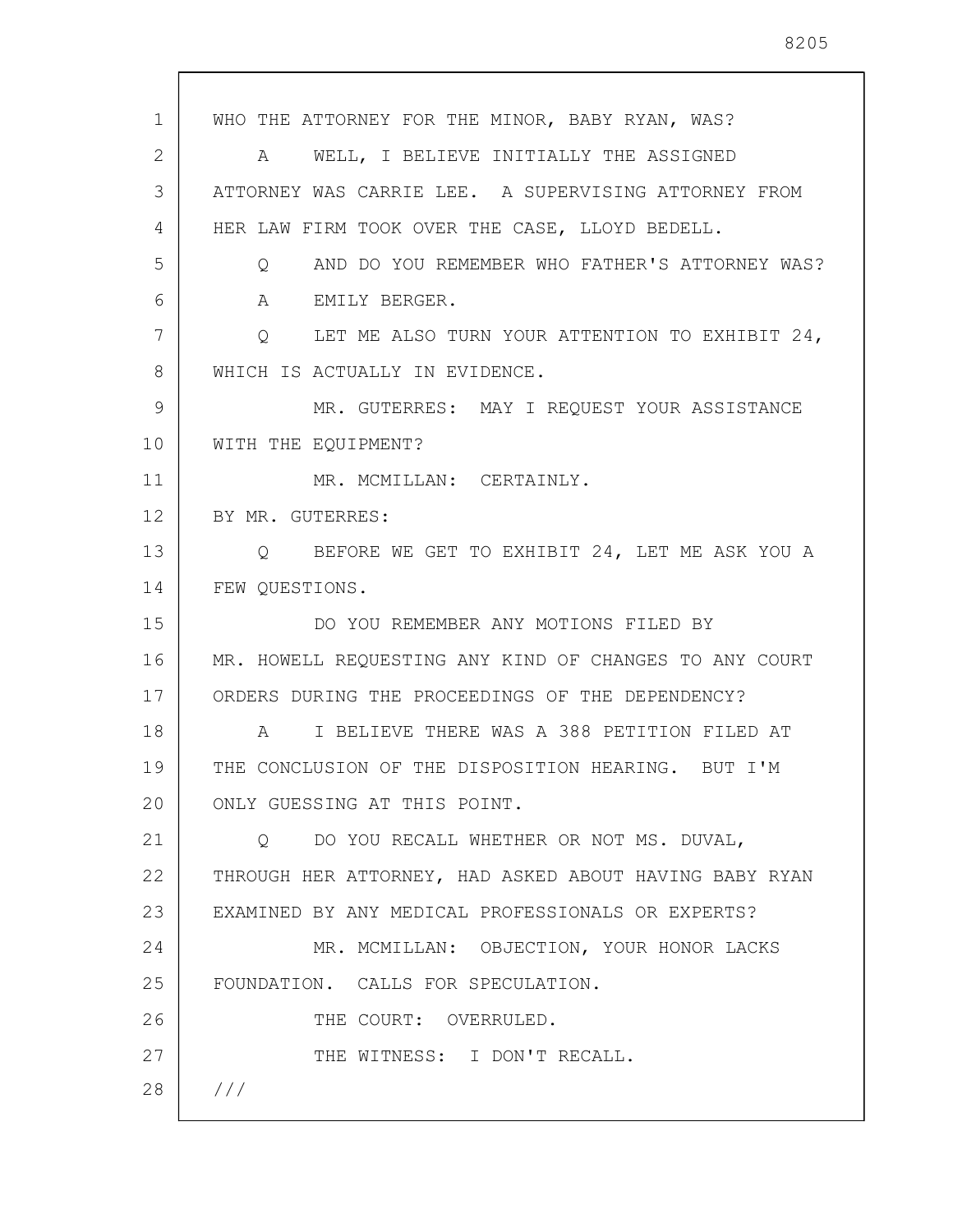WHO THE ATTORNEY FOR THE MINOR, BABY RYAN, WAS?

A WELL, I BELIEVE INITIALLY THE ASSIGNED ATTORNEY WAS CARRIE LEE. A SUPERVISING ATTORNEY FROM HER LAW FIRM TOOK OVER THE CASE, LLOYD BEDELL.

Q AND DO YOU REMEMBER WHO FATHER'S ATTORNEY WAS?

A EMILY BERGER.

Q LET ME ALSO TURN YOUR ATTENTION TO EXHIBIT 24, WHICH IS ACTUALLY IN EVIDENCE.

MR. GUTERRES: MAY I REQUEST YOUR ASSISTANCE WITH THE EQUIPMENT?

MR. MCMILLAN: CERTAINLY.

BY MR. GUTERRES:

Q BEFORE WE GET TO EXHIBIT 24, LET ME ASK YOU A FEW QUESTIONS.

DO YOU REMEMBER ANY MOTIONS FILED BY MR. HOWELL REQUESTING ANY KIND OF CHANGES TO ANY COURT ORDERS DURING THE PROCEEDINGS OF THE DEPENDENCY?

A I BELIEVE THERE WAS A 388 PETITION FILED AT THE CONCLUSION OF THE DISPOSITION HEARING. BUT I'M ONLY GUESSING AT THIS POINT.

Q DO YOU RECALL WHETHER OR NOT MS. DUVAL, THROUGH HER ATTORNEY, HAD ASKED ABOUT HAVING BABY RYAN EXAMINED BY ANY MEDICAL PROFESSIONALS OR EXPERTS?

MR. MCMILLAN: OBJECTION, YOUR HONOR LACKS FOUNDATION. CALLS FOR SPECULATION.

THE COURT: OVERRULED.

THE WITNESS: I DON'T RECALL.

///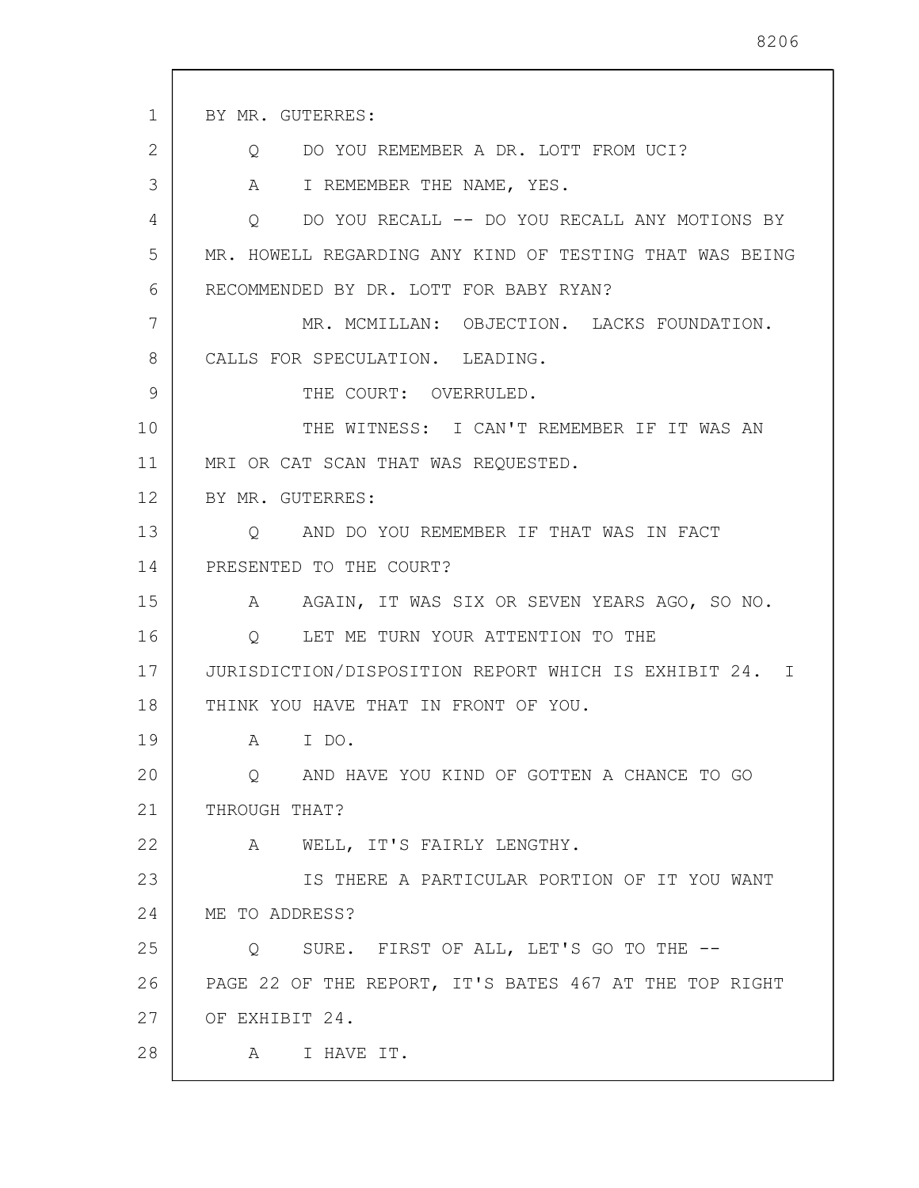BY MR. GUTERRES:

Q DO YOU REMEMBER A DR. LOTT FROM UCI?

A I REMEMBER THE NAME, YES.

Q DO YOU RECALL -- DO YOU RECALL ANY MOTIONS BY MR. HOWELL REGARDING ANY KIND OF TESTING THAT WAS BEING RECOMMENDED BY DR. LOTT FOR BABY RYAN?

MR. MCMILLAN: OBJECTION. LACKS FOUNDATION. CALLS FOR SPECULATION. LEADING.

THE COURT: OVERRULED.

THE WITNESS: I CAN'T REMEMBER IF IT WAS AN MRI OR CAT SCAN THAT WAS REQUESTED.

BY MR. GUTERRES:

Q AND DO YOU REMEMBER IF THAT WAS IN FACT PRESENTED TO THE COURT?

A AGAIN, IT WAS SIX OR SEVEN YEARS AGO, SO NO.

Q LET ME TURN YOUR ATTENTION TO THE JURISDICTION/DISPOSITION REPORT WHICH IS EXHIBIT 24. I THINK YOU HAVE THAT IN FRONT OF YOU.

A I DO.

Q AND HAVE YOU KIND OF GOTTEN A CHANCE TO GO THROUGH THAT?

A WELL, IT'S FAIRLY LENGTHY.

IS THERE A PARTICULAR PORTION OF IT YOU WANT ME TO ADDRESS?

Q SURE. FIRST OF ALL, LET'S GO TO THE -- PAGE 22 OF THE REPORT, IT'S BATES 467 AT THE TOP RIGHT OF EXHIBIT 24.

A I HAVE IT.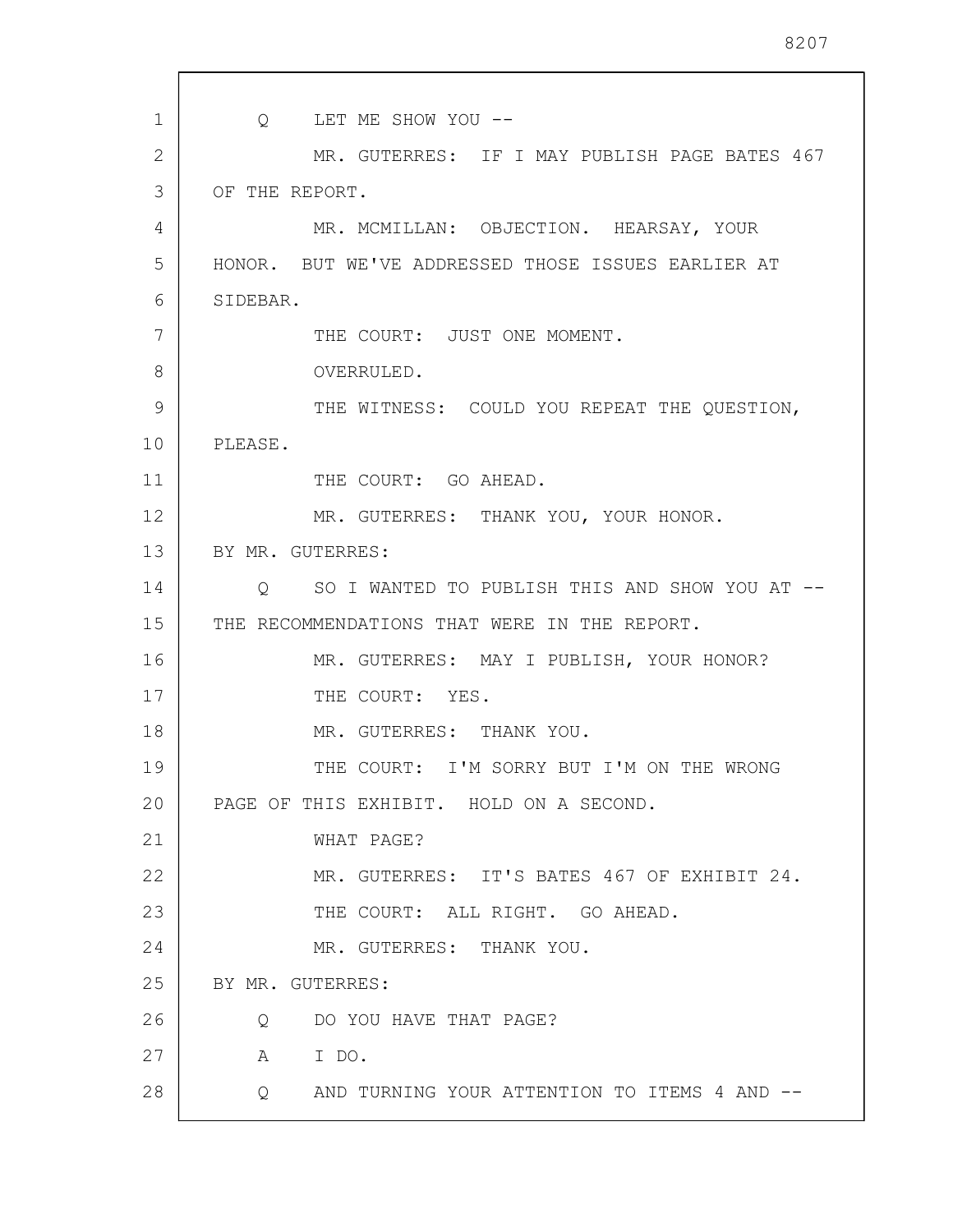Q LET ME SHOW YOU --

MR. GUTERRES: IF I MAY PUBLISH PAGE BATES 467 OF THE REPORT.

MR. MCMILLAN: OBJECTION. HEARSAY, YOUR HONOR. BUT WE'VE ADDRESSED THOSE ISSUES EARLIER AT SIDEBAR.

THE COURT: JUST ONE MOMENT.

OVERRULED.

THE WITNESS: COULD YOU REPEAT THE QUESTION, PLEASE.

THE COURT: GO AHEAD.

MR. GUTERRES: THANK YOU, YOUR HONOR.

BY MR. GUTERRES:

Q SO I WANTED TO PUBLISH THIS AND SHOW YOU AT -- THE RECOMMENDATIONS THAT WERE IN THE REPORT.

MR. GUTERRES: MAY I PUBLISH, YOUR HONOR?

THE COURT: YES.

MR. GUTERRES: THANK YOU.

THE COURT: I'M SORRY BUT I'M ON THE WRONG PAGE OF THIS EXHIBIT. HOLD ON A SECOND.

WHAT PAGE?

MR. GUTERRES: IT'S BATES 467 OF EXHIBIT 24.

THE COURT: ALL RIGHT. GO AHEAD.

MR. GUTERRES: THANK YOU.

BY MR. GUTERRES:

Q DO YOU HAVE THAT PAGE?

A I DO.

Q AND TURNING YOUR ATTENTION TO ITEMS 4 AND --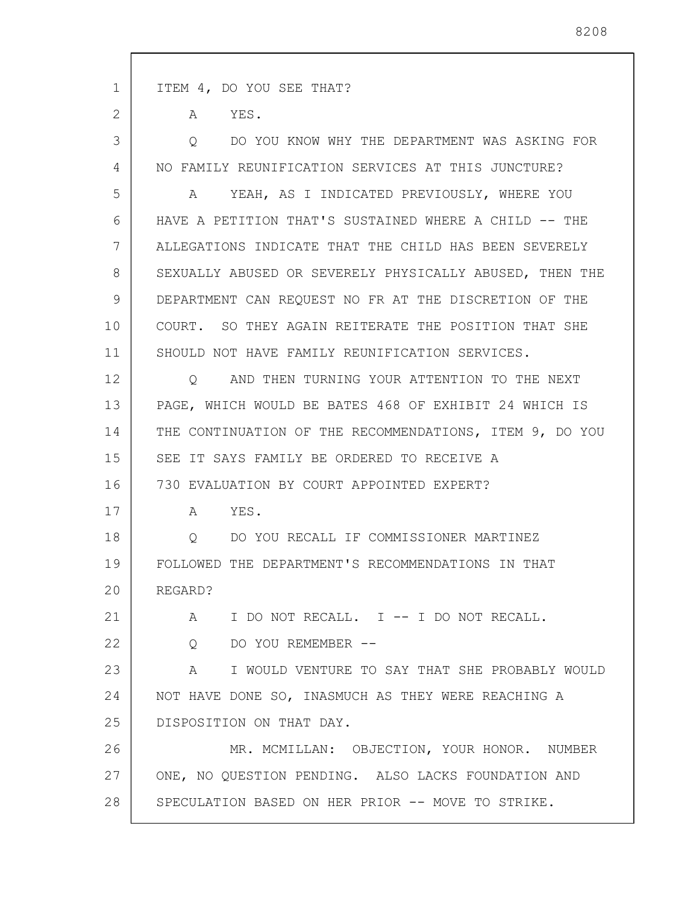ITEM 4, DO YOU SEE THAT?

A YES.

Q DO YOU KNOW WHY THE DEPARTMENT WAS ASKING FOR NO FAMILY REUNIFICATION SERVICES AT THIS JUNCTURE?

A YEAH, AS I INDICATED PREVIOUSLY, WHERE YOU HAVE A PETITION THAT'S SUSTAINED WHERE A CHILD -- THE ALLEGATIONS INDICATE THAT THE CHILD HAS BEEN SEVERELY SEXUALLY ABUSED OR SEVERELY PHYSICALLY ABUSED, THEN THE DEPARTMENT CAN REQUEST NO FR AT THE DISCRETION OF THE COURT. SO THEY AGAIN REITERATE THE POSITION THAT SHE SHOULD NOT HAVE FAMILY REUNIFICATION SERVICES.

Q AND THEN TURNING YOUR ATTENTION TO THE NEXT PAGE, WHICH WOULD BE BATES 468 OF EXHIBIT 24 WHICH IS THE CONTINUATION OF THE RECOMMENDATIONS, ITEM 9, DO YOU SEE IT SAYS FAMILY BE ORDERED TO RECEIVE A 730 EVALUATION BY COURT APPOINTED EXPERT?

A YES.

Q DO YOU RECALL IF COMMISSIONER MARTINEZ FOLLOWED THE DEPARTMENT'S RECOMMENDATIONS IN THAT REGARD?

A I DO NOT RECALL. I -- I DO NOT RECALL.

Q DO YOU REMEMBER --

A I WOULD VENTURE TO SAY THAT SHE PROBABLY WOULD NOT HAVE DONE SO, INASMUCH AS THEY WERE REACHING A DISPOSITION ON THAT DAY.

MR. MCMILLAN: OBJECTION, YOUR HONOR. NUMBER ONE, NO QUESTION PENDING. ALSO LACKS FOUNDATION AND SPECULATION BASED ON HER PRIOR -- MOVE TO STRIKE.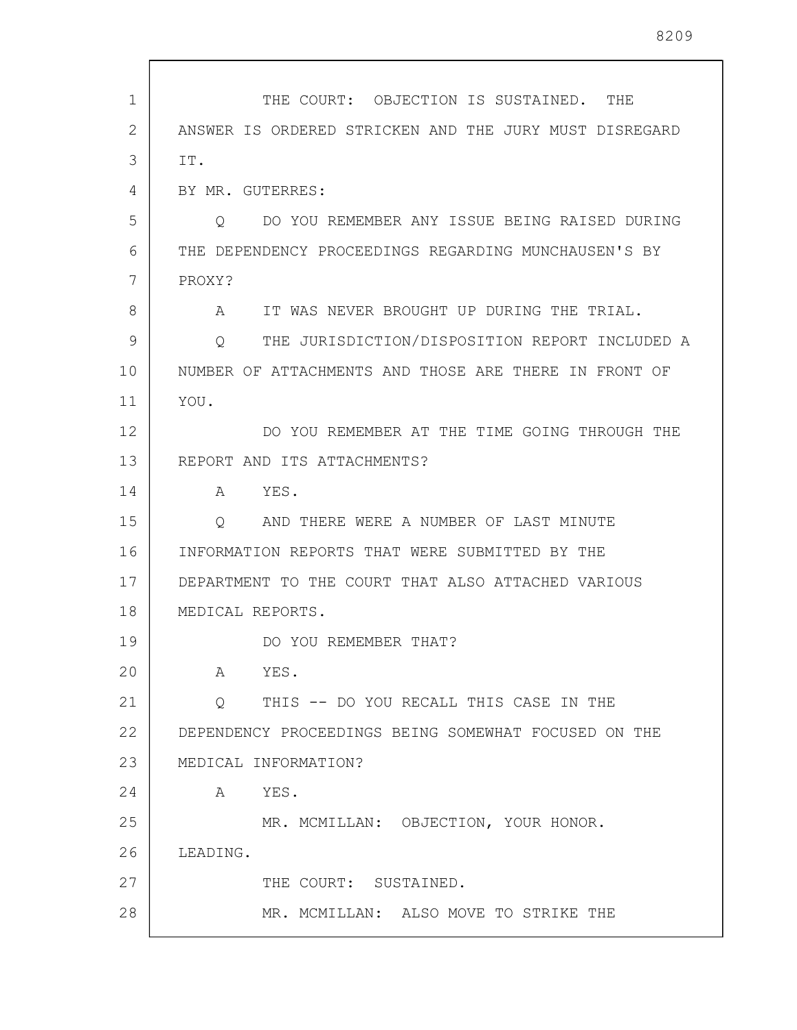THE COURT: OBJECTION IS SUSTAINED. THE ANSWER IS ORDERED STRICKEN AND THE JURY MUST DISREGARD IT.

BY MR. GUTERRES:

Q DO YOU REMEMBER ANY ISSUE BEING RAISED DURING THE DEPENDENCY PROCEEDINGS REGARDING MUNCHAUSEN'S BY PROXY?

A IT WAS NEVER BROUGHT UP DURING THE TRIAL.

Q THE JURISDICTION/DISPOSITION REPORT INCLUDED A NUMBER OF ATTACHMENTS AND THOSE ARE THERE IN FRONT OF YOU.

DO YOU REMEMBER AT THE TIME GOING THROUGH THE REPORT AND ITS ATTACHMENTS?

A YES.

Q AND THERE WERE A NUMBER OF LAST MINUTE INFORMATION REPORTS THAT WERE SUBMITTED BY THE DEPARTMENT TO THE COURT THAT ALSO ATTACHED VARIOUS MEDICAL REPORTS.

DO YOU REMEMBER THAT?

A YES.

Q THIS -- DO YOU RECALL THIS CASE IN THE DEPENDENCY PROCEEDINGS BEING SOMEWHAT FOCUSED ON THE MEDICAL INFORMATION?

A YES.

MR. MCMILLAN: OBJECTION, YOUR HONOR. LEADING.

THE COURT: SUSTAINED.

MR. MCMILLAN: ALSO MOVE TO STRIKE THE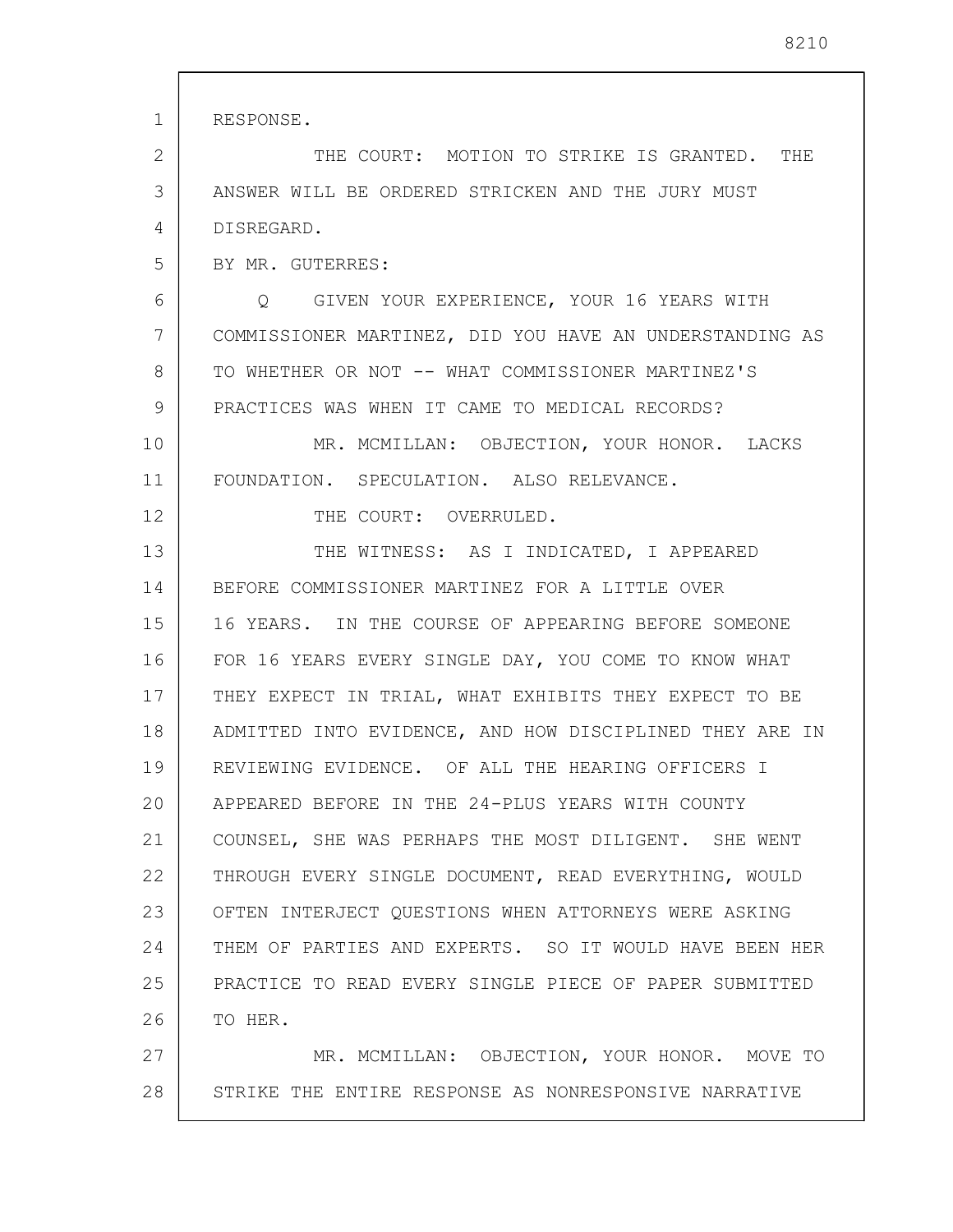RESPONSE.

THE COURT: MOTION TO STRIKE IS GRANTED. THE ANSWER WILL BE ORDERED STRICKEN AND THE JURY MUST DISREGARD.

BY MR. GUTERRES:

Q GIVEN YOUR EXPERIENCE, YOUR 16 YEARS WITH COMMISSIONER MARTINEZ, DID YOU HAVE AN UNDERSTANDING AS TO WHETHER OR NOT -- WHAT COMMISSIONER MARTINEZ'S PRACTICES WAS WHEN IT CAME TO MEDICAL RECORDS?

MR. MCMILLAN: OBJECTION, YOUR HONOR. LACKS FOUNDATION. SPECULATION. ALSO RELEVANCE.

THE COURT: OVERRULED.

THE WITNESS: AS I INDICATED, I APPEARED BEFORE COMMISSIONER MARTINEZ FOR A LITTLE OVER 16 YEARS. IN THE COURSE OF APPEARING BEFORE SOMEONE FOR 16 YEARS EVERY SINGLE DAY, YOU COME TO KNOW WHAT THEY EXPECT IN TRIAL, WHAT EXHIBITS THEY EXPECT TO BE ADMITTED INTO EVIDENCE, AND HOW DISCIPLINED THEY ARE IN REVIEWING EVIDENCE. OF ALL THE HEARING OFFICERS I APPEARED BEFORE IN THE 24-PLUS YEARS WITH COUNTY COUNSEL, SHE WAS PERHAPS THE MOST DILIGENT. SHE WENT THROUGH EVERY SINGLE DOCUMENT, READ EVERYTHING, WOULD OFTEN INTERJECT QUESTIONS WHEN ATTORNEYS WERE ASKING THEM OF PARTIES AND EXPERTS. SO IT WOULD HAVE BEEN HER PRACTICE TO READ EVERY SINGLE PIECE OF PAPER SUBMITTED TO HER.

MR. MCMILLAN: OBJECTION, YOUR HONOR. MOVE TO STRIKE THE ENTIRE RESPONSE AS NONRESPONSIVE NARRATIVE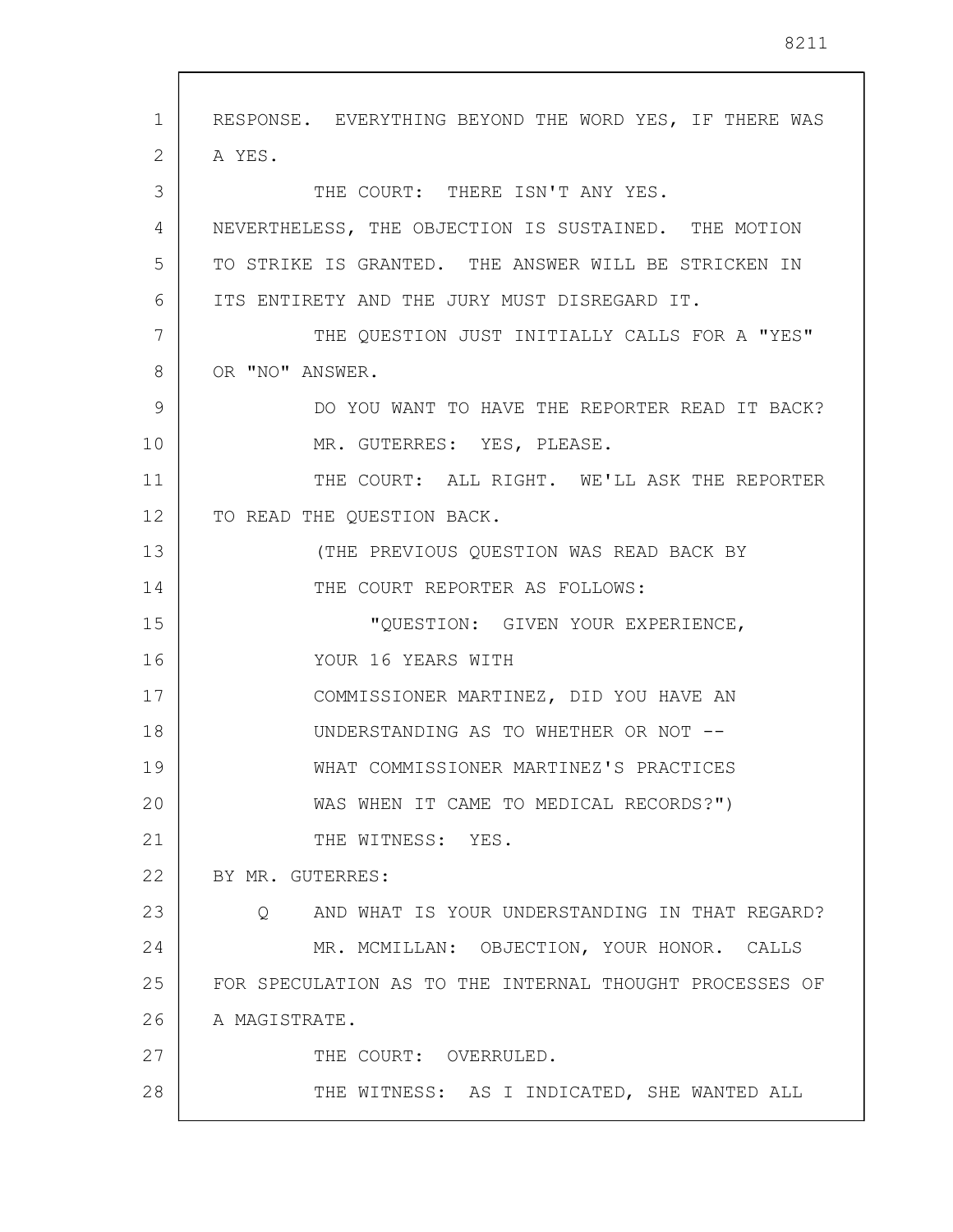RESPONSE. EVERYTHING BEYOND THE WORD YES, IF THERE WAS A YES.

THE COURT: THERE ISN'T ANY YES. NEVERTHELESS, THE OBJECTION IS SUSTAINED. THE MOTION TO STRIKE IS GRANTED. THE ANSWER WILL BE STRICKEN IN ITS ENTIRETY AND THE JURY MUST DISREGARD IT.

THE QUESTION JUST INITIALLY CALLS FOR A "YES" OR "NO" ANSWER.

DO YOU WANT TO HAVE THE REPORTER READ IT BACK?

MR. GUTERRES: YES, PLEASE.

THE COURT: ALL RIGHT. WE'LL ASK THE REPORTER TO READ THE QUESTION BACK.

(THE PREVIOUS QUESTION WAS READ BACK BY THE COURT REPORTER AS FOLLOWS:

"QUESTION: GIVEN YOUR EXPERIENCE, YOUR 16 YEARS WITH COMMISSIONER MARTINEZ, DID YOU HAVE AN UNDERSTANDING AS TO WHETHER OR NOT -- WHAT COMMISSIONER MARTINEZ'S PRACTICES WAS WHEN IT CAME TO MEDICAL RECORDS?")

THE WITNESS: YES.

BY MR. GUTERRES:

Q AND WHAT IS YOUR UNDERSTANDING IN THAT REGARD?

MR. MCMILLAN: OBJECTION, YOUR HONOR. CALLS FOR SPECULATION AS TO THE INTERNAL THOUGHT PROCESSES OF A MAGISTRATE.

THE COURT: OVERRULED.

THE WITNESS: AS I INDICATED, SHE WANTED ALL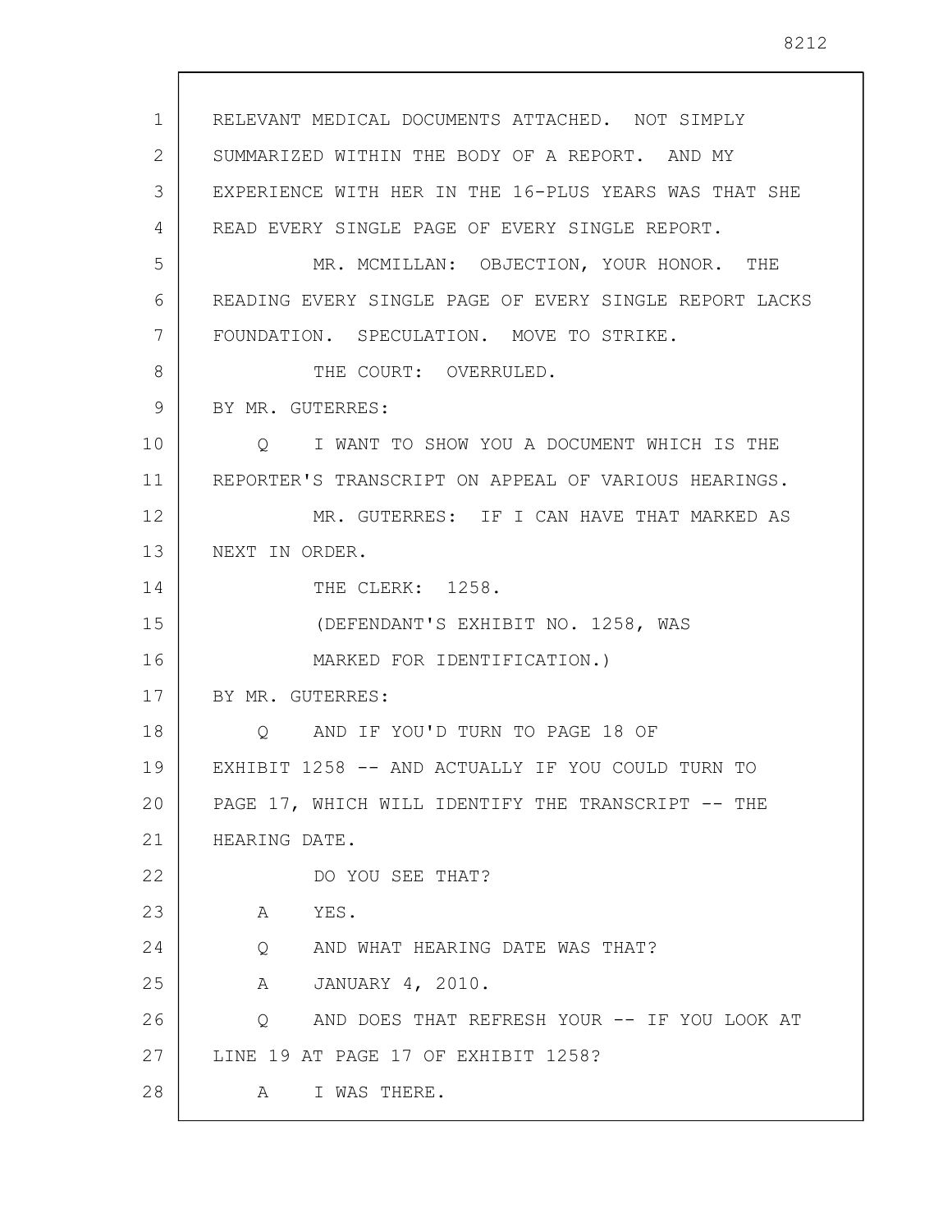RELEVANT MEDICAL DOCUMENTS ATTACHED. NOT SIMPLY SUMMARIZED WITHIN THE BODY OF A REPORT. AND MY EXPERIENCE WITH HER IN THE 16-PLUS YEARS WAS THAT SHE READ EVERY SINGLE PAGE OF EVERY SINGLE REPORT.

MR. MCMILLAN: OBJECTION, YOUR HONOR. THE READING EVERY SINGLE PAGE OF EVERY SINGLE REPORT LACKS FOUNDATION. SPECULATION. MOVE TO STRIKE.

THE COURT: OVERRULED.

BY MR. GUTERRES:

Q I WANT TO SHOW YOU A DOCUMENT WHICH IS THE REPORTER'S TRANSCRIPT ON APPEAL OF VARIOUS HEARINGS.

MR. GUTERRES: IF I CAN HAVE THAT MARKED AS NEXT IN ORDER.

THE CLERK: 1258.

(DEFENDANT'S EXHIBIT NO. 1258, WAS MARKED FOR IDENTIFICATION.)

BY MR. GUTERRES:

Q AND IF YOU'D TURN TO PAGE 18 OF EXHIBIT 1258 -- AND ACTUALLY IF YOU COULD TURN TO PAGE 17, WHICH WILL IDENTIFY THE TRANSCRIPT -- THE HEARING DATE.

DO YOU SEE THAT?

A YES.

Q AND WHAT HEARING DATE WAS THAT?

A JANUARY 4, 2010.

Q AND DOES THAT REFRESH YOUR -- IF YOU LOOK AT LINE 19 AT PAGE 17 OF EXHIBIT 1258?

A I WAS THERE.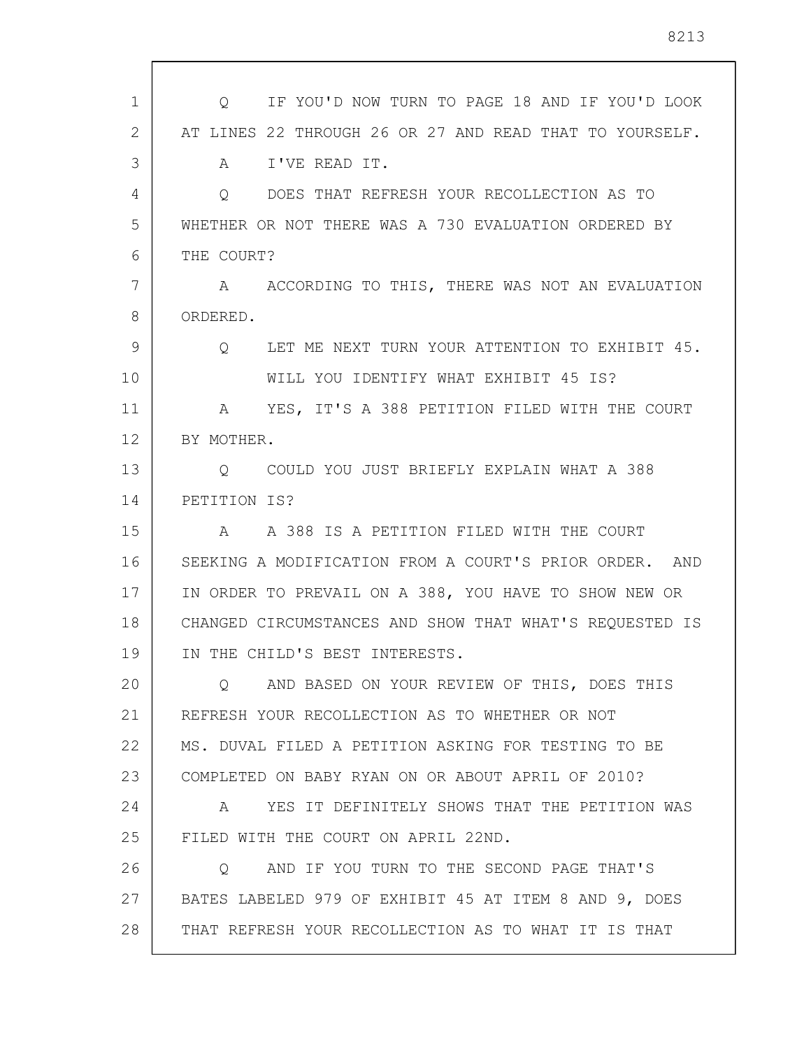Q IF YOU'D NOW TURN TO PAGE 18 AND IF YOU'D LOOK AT LINES 22 THROUGH 26 OR 27 AND READ THAT TO YOURSELF.

A I'VE READ IT.

Q DOES THAT REFRESH YOUR RECOLLECTION AS TO WHETHER OR NOT THERE WAS A 730 EVALUATION ORDERED BY THE COURT?

A ACCORDING TO THIS, THERE WAS NOT AN EVALUATION ORDERED.

Q LET ME NEXT TURN YOUR ATTENTION TO EXHIBIT 45.

WILL YOU IDENTIFY WHAT EXHIBIT 45 IS?

A YES, IT'S A 388 PETITION FILED WITH THE COURT BY MOTHER.

Q COULD YOU JUST BRIEFLY EXPLAIN WHAT A 388 PETITION IS?

A A 388 IS A PETITION FILED WITH THE COURT SEEKING A MODIFICATION FROM A COURT'S PRIOR ORDER. AND IN ORDER TO PREVAIL ON A 388, YOU HAVE TO SHOW NEW OR CHANGED CIRCUMSTANCES AND SHOW THAT WHAT'S REQUESTED IS IN THE CHILD'S BEST INTERESTS.

Q AND BASED ON YOUR REVIEW OF THIS, DOES THIS REFRESH YOUR RECOLLECTION AS TO WHETHER OR NOT MS. DUVAL FILED A PETITION ASKING FOR TESTING TO BE COMPLETED ON BABY RYAN ON OR ABOUT APRIL OF 2010?

A YES IT DEFINITELY SHOWS THAT THE PETITION WAS FILED WITH THE COURT ON APRIL 22ND.

Q AND IF YOU TURN TO THE SECOND PAGE THAT'S BATES LABELED 979 OF EXHIBIT 45 AT ITEM 8 AND 9, DOES THAT REFRESH YOUR RECOLLECTION AS TO WHAT IT IS THAT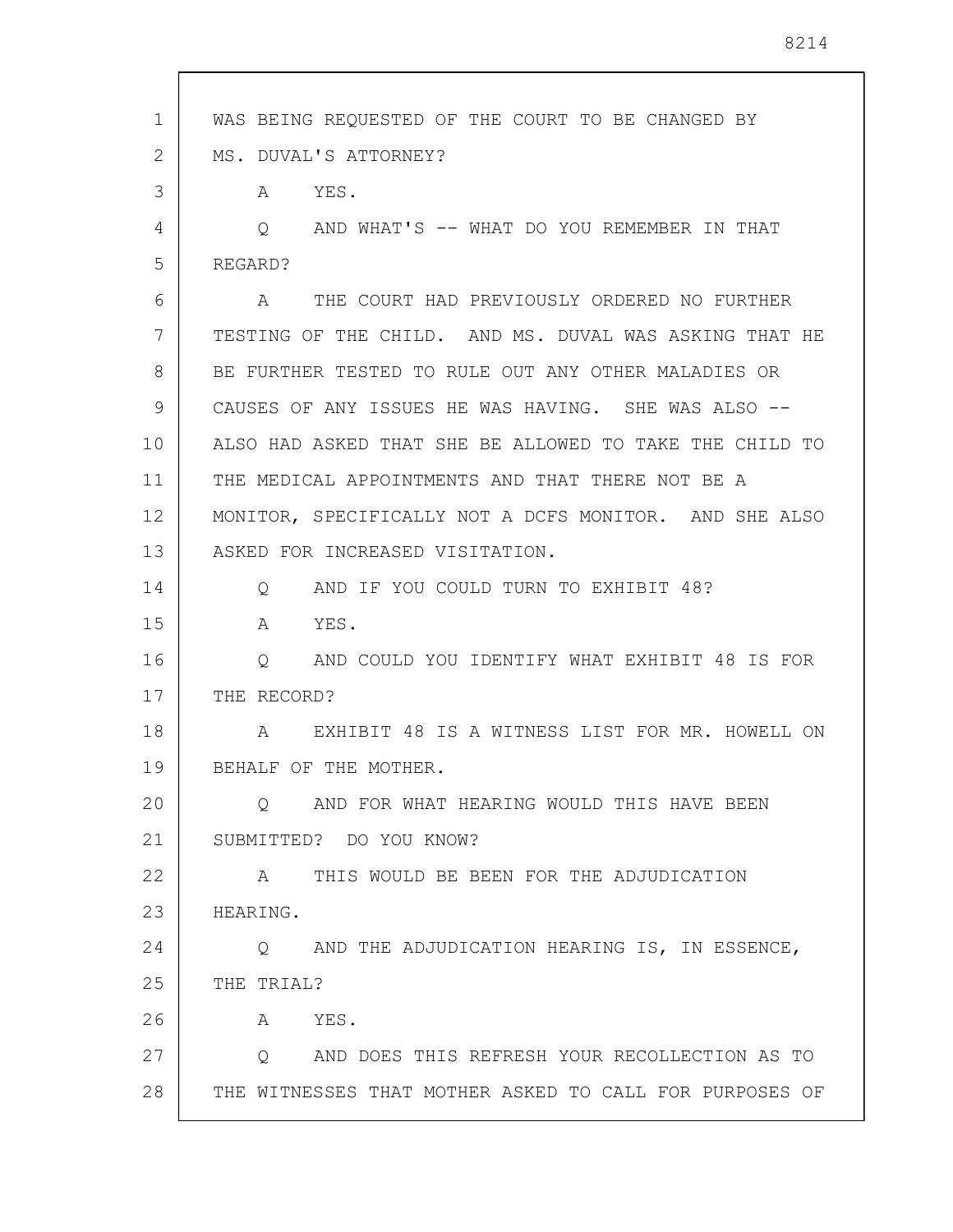WAS BEING REQUESTED OF THE COURT TO BE CHANGED BY MS. DUVAL'S ATTORNEY?

A YES.

Q AND WHAT'S -- WHAT DO YOU REMEMBER IN THAT REGARD?

A THE COURT HAD PREVIOUSLY ORDERED NO FURTHER TESTING OF THE CHILD. AND MS. DUVAL WAS ASKING THAT HE BE FURTHER TESTED TO RULE OUT ANY OTHER MALADIES OR CAUSES OF ANY ISSUES HE WAS HAVING. SHE WAS ALSO -- ALSO HAD ASKED THAT SHE BE ALLOWED TO TAKE THE CHILD TO THE MEDICAL APPOINTMENTS AND THAT THERE NOT BE A MONITOR, SPECIFICALLY NOT A DCFS MONITOR. AND SHE ALSO ASKED FOR INCREASED VISITATION.

Q AND IF YOU COULD TURN TO EXHIBIT 48?

A YES.

Q AND COULD YOU IDENTIFY WHAT EXHIBIT 48 IS FOR THE RECORD?

A EXHIBIT 48 IS A WITNESS LIST FOR MR. HOWELL ON BEHALF OF THE MOTHER.

Q AND FOR WHAT HEARING WOULD THIS HAVE BEEN SUBMITTED? DO YOU KNOW?

A THIS WOULD BE BEEN FOR THE ADJUDICATION HEARING.

Q AND THE ADJUDICATION HEARING IS, IN ESSENCE, THE TRIAL?

A YES.

Q AND DOES THIS REFRESH YOUR RECOLLECTION AS TO THE WITNESSES THAT MOTHER ASKED TO CALL FOR PURPOSES OF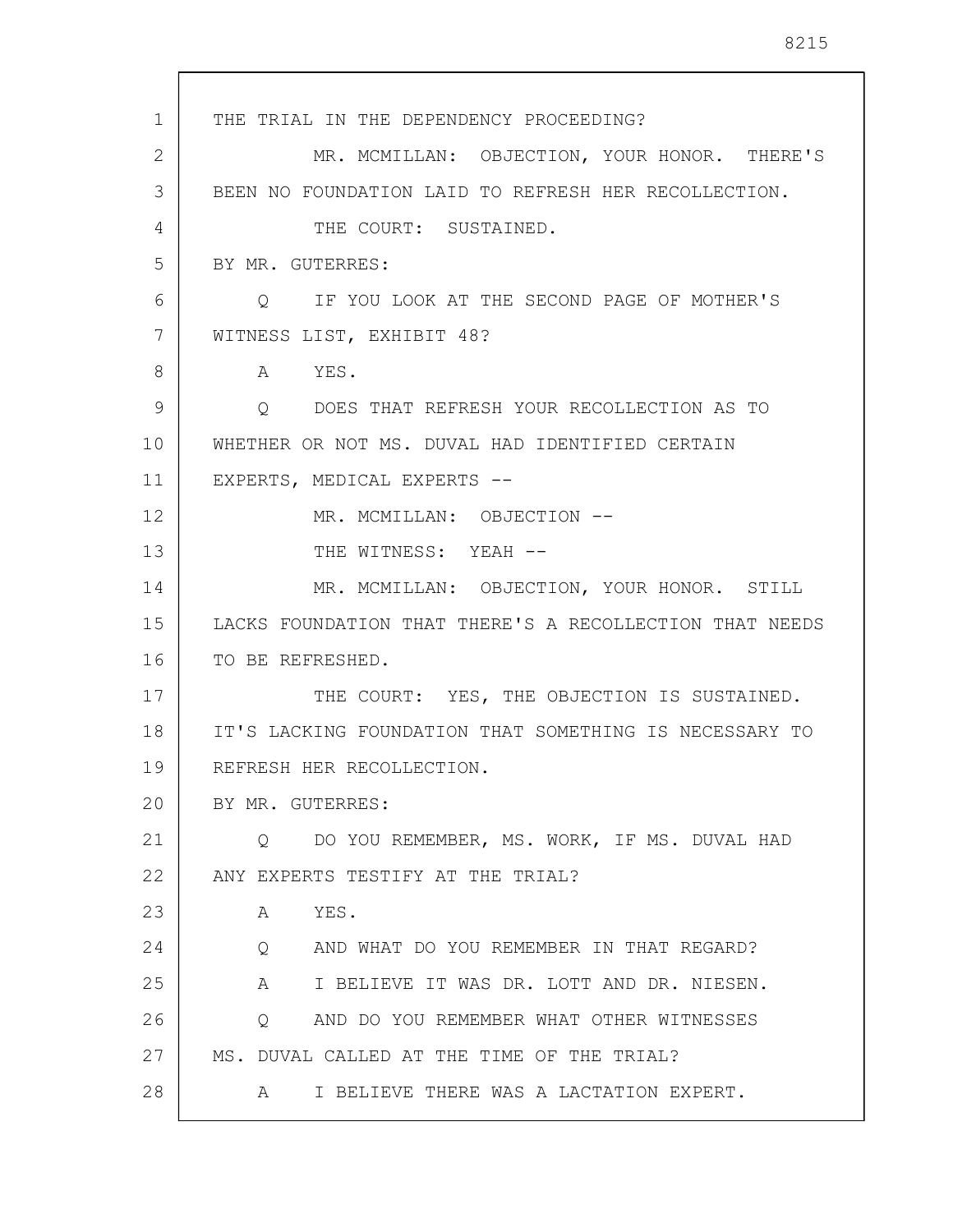THE TRIAL IN THE DEPENDENCY PROCEEDING?

MR. MCMILLAN: OBJECTION, YOUR HONOR. THERE'S BEEN NO FOUNDATION LAID TO REFRESH HER RECOLLECTION.

THE COURT: SUSTAINED.

BY MR. GUTERRES:

Q IF YOU LOOK AT THE SECOND PAGE OF MOTHER'S WITNESS LIST, EXHIBIT 48?

A YES.

Q DOES THAT REFRESH YOUR RECOLLECTION AS TO WHETHER OR NOT MS. DUVAL HAD IDENTIFIED CERTAIN EXPERTS, MEDICAL EXPERTS --

MR. MCMILLAN: OBJECTION --

THE WITNESS: YEAH --

MR. MCMILLAN: OBJECTION, YOUR HONOR. STILL LACKS FOUNDATION THAT THERE'S A RECOLLECTION THAT NEEDS TO BE REFRESHED.

THE COURT: YES, THE OBJECTION IS SUSTAINED. IT'S LACKING FOUNDATION THAT SOMETHING IS NECESSARY TO REFRESH HER RECOLLECTION.

BY MR. GUTERRES:

Q DO YOU REMEMBER, MS. WORK, IF MS. DUVAL HAD ANY EXPERTS TESTIFY AT THE TRIAL?

A YES.

Q AND WHAT DO YOU REMEMBER IN THAT REGARD?

A I BELIEVE IT WAS DR. LOTT AND DR. NIESEN.

Q AND DO YOU REMEMBER WHAT OTHER WITNESSES MS. DUVAL CALLED AT THE TIME OF THE TRIAL?

A I BELIEVE THERE WAS A LACTATION EXPERT.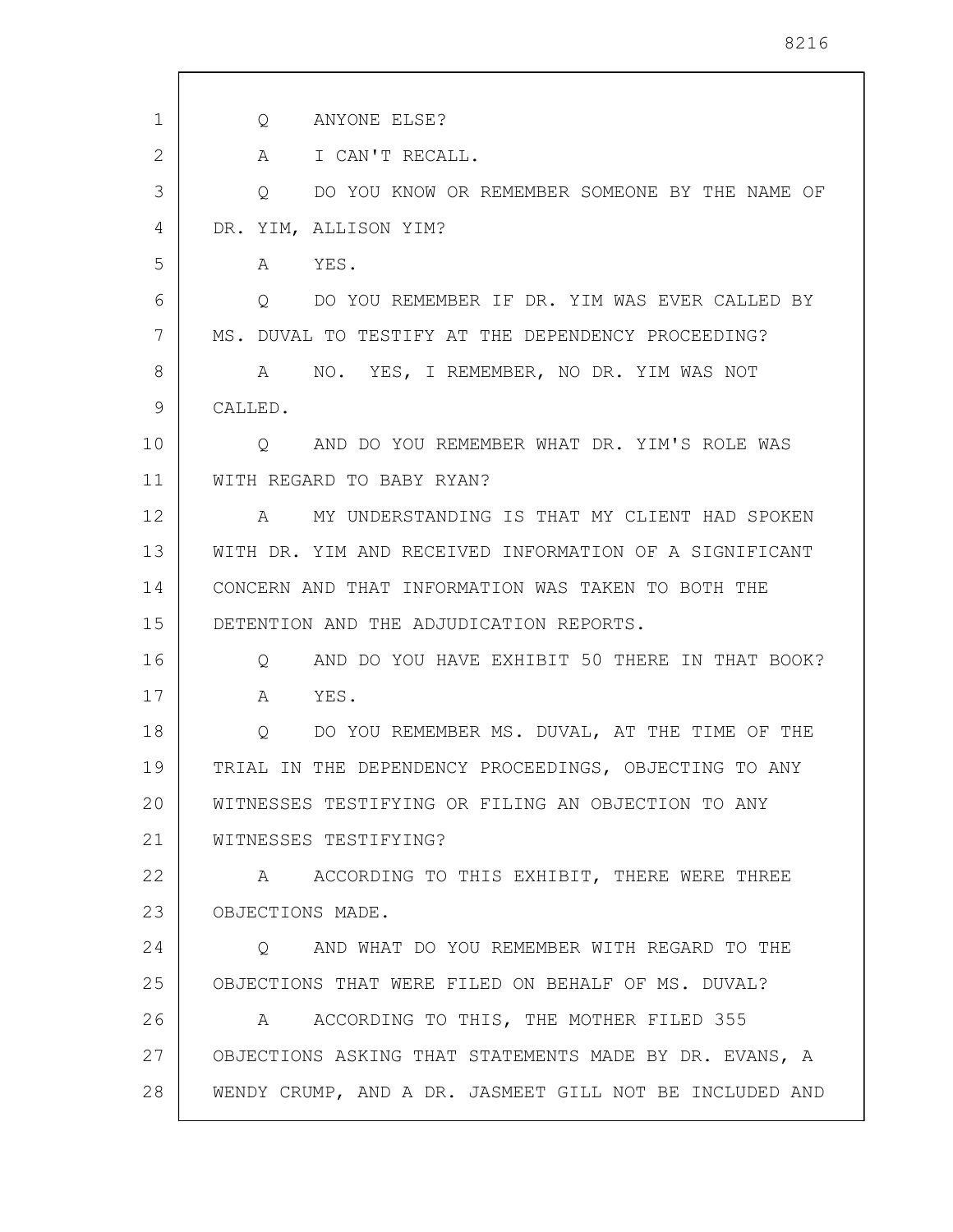Q ANYONE ELSE?

A I CAN'T RECALL.

Q DO YOU KNOW OR REMEMBER SOMEONE BY THE NAME OF DR. YIM, ALLISON YIM?

A YES.

Q DO YOU REMEMBER IF DR. YIM WAS EVER CALLED BY MS. DUVAL TO TESTIFY AT THE DEPENDENCY PROCEEDING?

A NO. YES, I REMEMBER, NO DR. YIM WAS NOT CALLED.

Q AND DO YOU REMEMBER WHAT DR. YIM'S ROLE WAS WITH REGARD TO BABY RYAN?

A MY UNDERSTANDING IS THAT MY CLIENT HAD SPOKEN WITH DR. YIM AND RECEIVED INFORMATION OF A SIGNIFICANT CONCERN AND THAT INFORMATION WAS TAKEN TO BOTH THE DETENTION AND THE ADJUDICATION REPORTS.

Q AND DO YOU HAVE EXHIBIT 50 THERE IN THAT BOOK?

A YES.

Q DO YOU REMEMBER MS. DUVAL, AT THE TIME OF THE TRIAL IN THE DEPENDENCY PROCEEDINGS, OBJECTING TO ANY WITNESSES TESTIFYING OR FILING AN OBJECTION TO ANY WITNESSES TESTIFYING?

A ACCORDING TO THIS EXHIBIT, THERE WERE THREE OBJECTIONS MADE.

Q AND WHAT DO YOU REMEMBER WITH REGARD TO THE OBJECTIONS THAT WERE FILED ON BEHALF OF MS. DUVAL?

A ACCORDING TO THIS, THE MOTHER FILED 355 OBJECTIONS ASKING THAT STATEMENTS MADE BY DR. EVANS, A WENDY CRUMP, AND A DR. JASMEET GILL NOT BE INCLUDED AND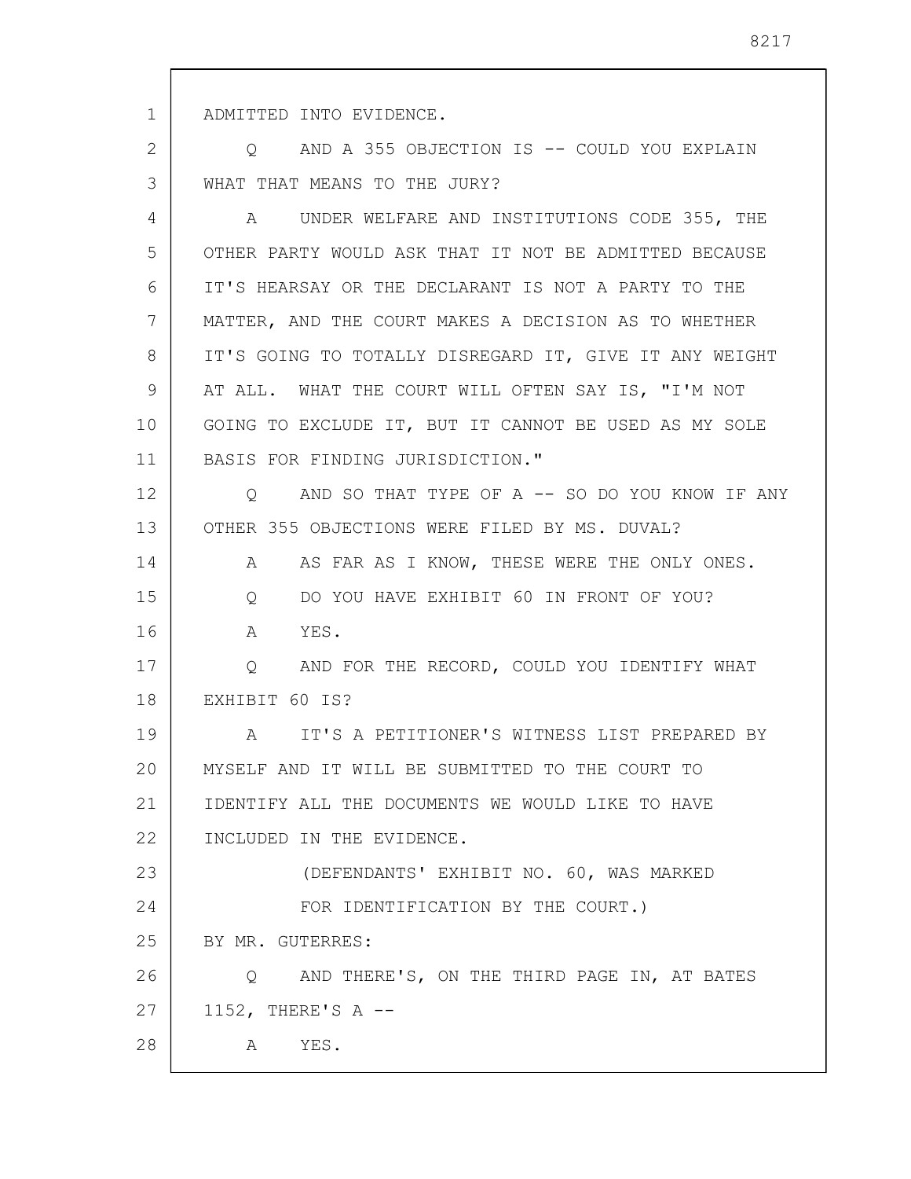ADMITTED INTO EVIDENCE.

Q AND A 355 OBJECTION IS -- COULD YOU EXPLAIN WHAT THAT MEANS TO THE JURY?

A UNDER WELFARE AND INSTITUTIONS CODE 355, THE OTHER PARTY WOULD ASK THAT IT NOT BE ADMITTED BECAUSE IT'S HEARSAY OR THE DECLARANT IS NOT A PARTY TO THE MATTER, AND THE COURT MAKES A DECISION AS TO WHETHER IT'S GOING TO TOTALLY DISREGARD IT, GIVE IT ANY WEIGHT AT ALL. WHAT THE COURT WILL OFTEN SAY IS, "I'M NOT GOING TO EXCLUDE IT, BUT IT CANNOT BE USED AS MY SOLE BASIS FOR FINDING JURISDICTION."

Q AND SO THAT TYPE OF A -- SO DO YOU KNOW IF ANY OTHER 355 OBJECTIONS WERE FILED BY MS. DUVAL?

A AS FAR AS I KNOW, THESE WERE THE ONLY ONES.

Q DO YOU HAVE EXHIBIT 60 IN FRONT OF YOU?

A YES.

Q AND FOR THE RECORD, COULD YOU IDENTIFY WHAT EXHIBIT 60 IS?

A IT'S A PETITIONER'S WITNESS LIST PREPARED BY MYSELF AND IT WILL BE SUBMITTED TO THE COURT TO IDENTIFY ALL THE DOCUMENTS WE WOULD LIKE TO HAVE INCLUDED IN THE EVIDENCE.

(DEFENDANTS' EXHIBIT NO. 60, WAS MARKED FOR IDENTIFICATION BY THE COURT.)

BY MR. GUTERRES:

Q AND THERE'S, ON THE THIRD PAGE IN, AT BATES 1152, THERE'S A --

A YES.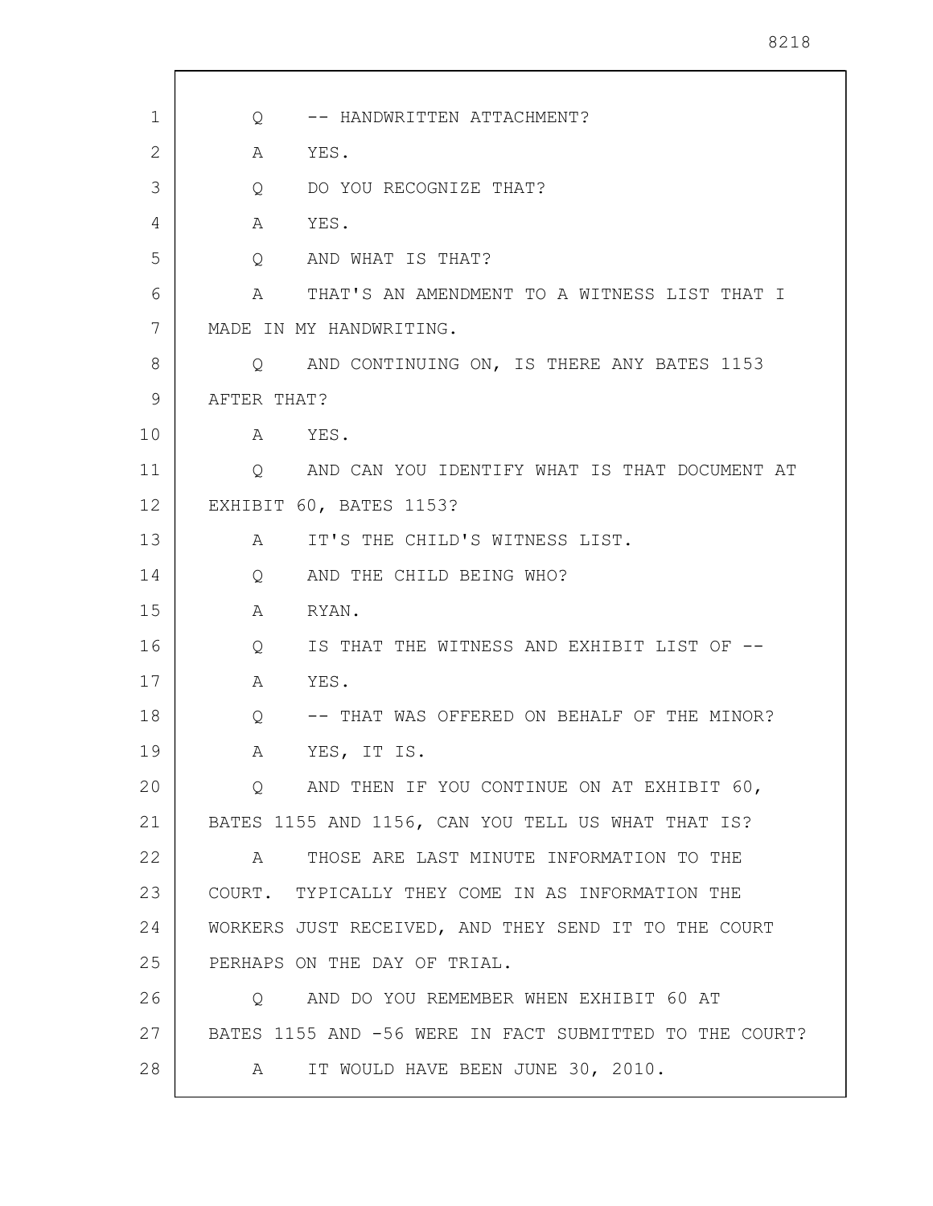Q -- HANDWRITTEN ATTACHMENT?

A YES.

Q DO YOU RECOGNIZE THAT?

A YES.

Q AND WHAT IS THAT?

A THAT'S AN AMENDMENT TO A WITNESS LIST THAT I MADE IN MY HANDWRITING.

Q AND CONTINUING ON, IS THERE ANY BATES 1153 AFTER THAT?

A YES.

Q AND CAN YOU IDENTIFY WHAT IS THAT DOCUMENT AT EXHIBIT 60, BATES 1153?

A IT'S THE CHILD'S WITNESS LIST.

Q AND THE CHILD BEING WHO?

A RYAN.

Q IS THAT THE WITNESS AND EXHIBIT LIST OF --

A YES.

Q -- THAT WAS OFFERED ON BEHALF OF THE MINOR?

A YES, IT IS.

Q AND THEN IF YOU CONTINUE ON AT EXHIBIT 60, BATES 1155 AND 1156, CAN YOU TELL US WHAT THAT IS?

A THOSE ARE LAST MINUTE INFORMATION TO THE COURT. TYPICALLY THEY COME IN AS INFORMATION THE WORKERS JUST RECEIVED, AND THEY SEND IT TO THE COURT PERHAPS ON THE DAY OF TRIAL.

Q AND DO YOU REMEMBER WHEN EXHIBIT 60 AT BATES 1155 AND -56 WERE IN FACT SUBMITTED TO THE COURT?

A IT WOULD HAVE BEEN JUNE 30, 2010.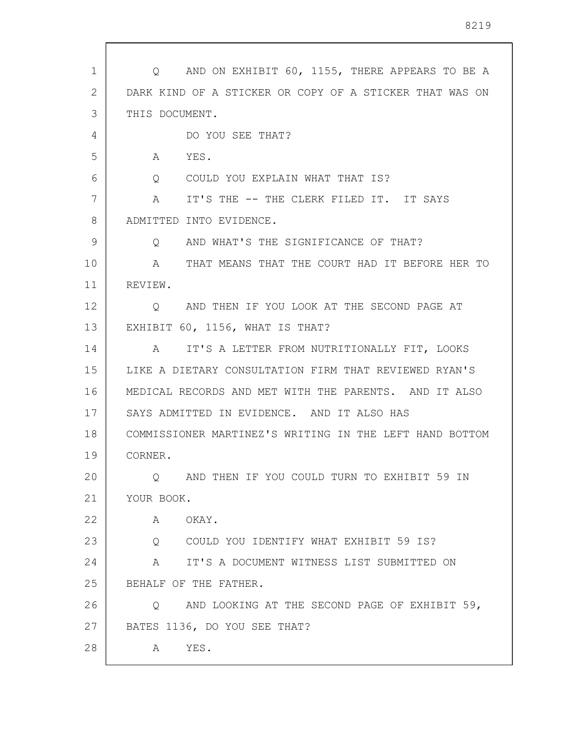Q AND ON EXHIBIT 60, 1155, THERE APPEARS TO BE A DARK KIND OF A STICKER OR COPY OF A STICKER THAT WAS ON THIS DOCUMENT.

DO YOU SEE THAT?

A YES.

Q COULD YOU EXPLAIN WHAT THAT IS?

A IT'S THE -- THE CLERK FILED IT. IT SAYS ADMITTED INTO EVIDENCE.

Q AND WHAT'S THE SIGNIFICANCE OF THAT?

A THAT MEANS THAT THE COURT HAD IT BEFORE HER TO REVIEW.

Q AND THEN IF YOU LOOK AT THE SECOND PAGE AT EXHIBIT 60, 1156, WHAT IS THAT?

A IT'S A LETTER FROM NUTRITIONALLY FIT, LOOKS LIKE A DIETARY CONSULTATION FIRM THAT REVIEWED RYAN'S MEDICAL RECORDS AND MET WITH THE PARENTS. AND IT ALSO SAYS ADMITTED IN EVIDENCE. AND IT ALSO HAS COMMISSIONER MARTINEZ'S WRITING IN THE LEFT HAND BOTTOM CORNER.

Q AND THEN IF YOU COULD TURN TO EXHIBIT 59 IN YOUR BOOK.

A OKAY.

Q COULD YOU IDENTIFY WHAT EXHIBIT 59 IS?

A IT'S A DOCUMENT WITNESS LIST SUBMITTED ON BEHALF OF THE FATHER.

Q AND LOOKING AT THE SECOND PAGE OF EXHIBIT 59, BATES 1136, DO YOU SEE THAT?

A YES.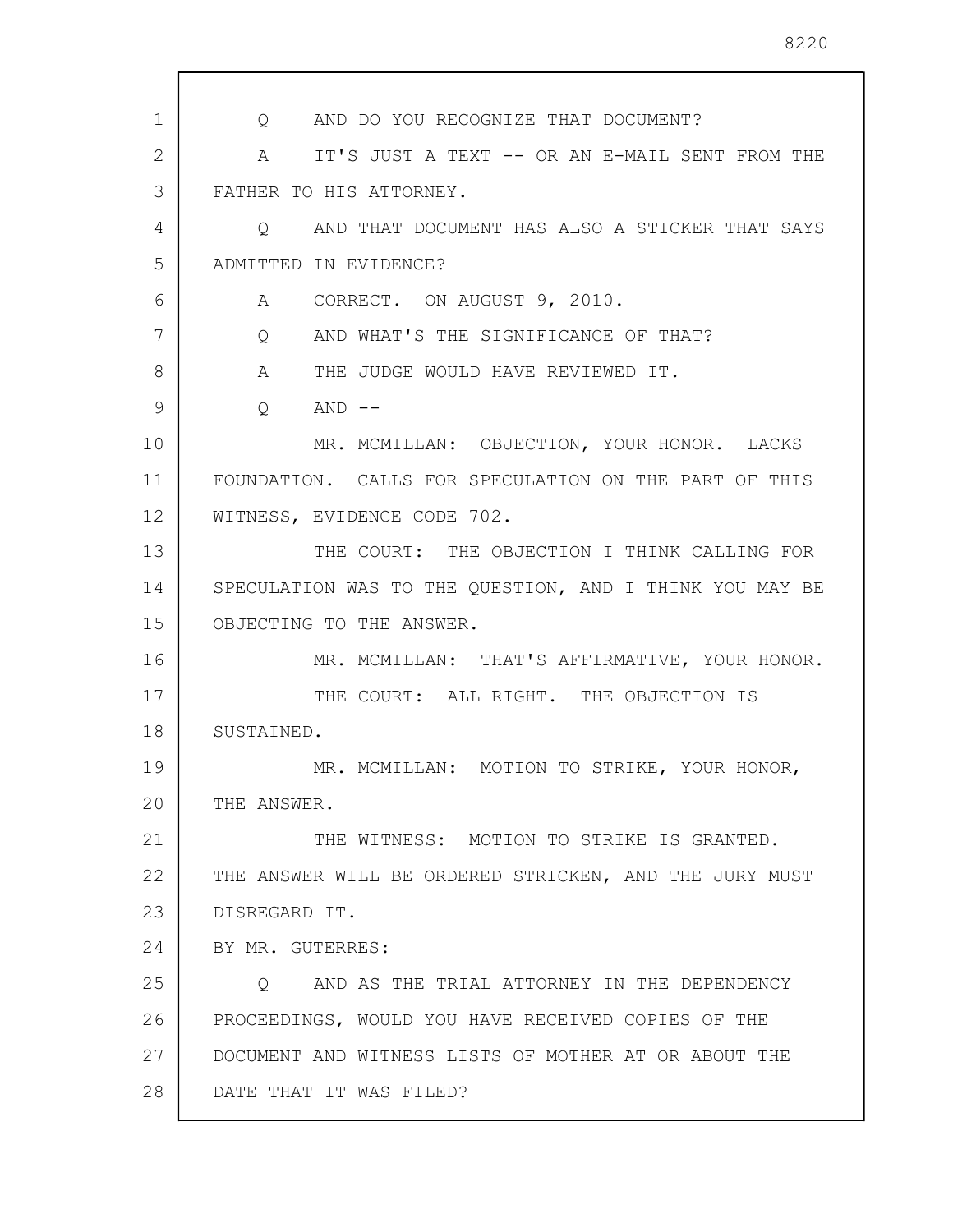Q AND DO YOU RECOGNIZE THAT DOCUMENT?

A IT'S JUST A TEXT -- OR AN E-MAIL SENT FROM THE FATHER TO HIS ATTORNEY.

Q AND THAT DOCUMENT HAS ALSO A STICKER THAT SAYS ADMITTED IN EVIDENCE?

A CORRECT. ON AUGUST 9, 2010.

Q AND WHAT'S THE SIGNIFICANCE OF THAT?

A THE JUDGE WOULD HAVE REVIEWED IT.

Q AND --

MR. MCMILLAN: OBJECTION, YOUR HONOR. LACKS FOUNDATION. CALLS FOR SPECULATION ON THE PART OF THIS WITNESS, EVIDENCE CODE 702.

THE COURT: THE OBJECTION I THINK CALLING FOR SPECULATION WAS TO THE QUESTION, AND I THINK YOU MAY BE OBJECTING TO THE ANSWER.

MR. MCMILLAN: THAT'S AFFIRMATIVE, YOUR HONOR.

THE COURT: ALL RIGHT. THE OBJECTION IS SUSTAINED.

MR. MCMILLAN: MOTION TO STRIKE, YOUR HONOR, THE ANSWER.

THE WITNESS: MOTION TO STRIKE IS GRANTED. THE ANSWER WILL BE ORDERED STRICKEN, AND THE JURY MUST DISREGARD IT.

BY MR. GUTERRES:

Q AND AS THE TRIAL ATTORNEY IN THE DEPENDENCY PROCEEDINGS, WOULD YOU HAVE RECEIVED COPIES OF THE DOCUMENT AND WITNESS LISTS OF MOTHER AT OR ABOUT THE DATE THAT IT WAS FILED?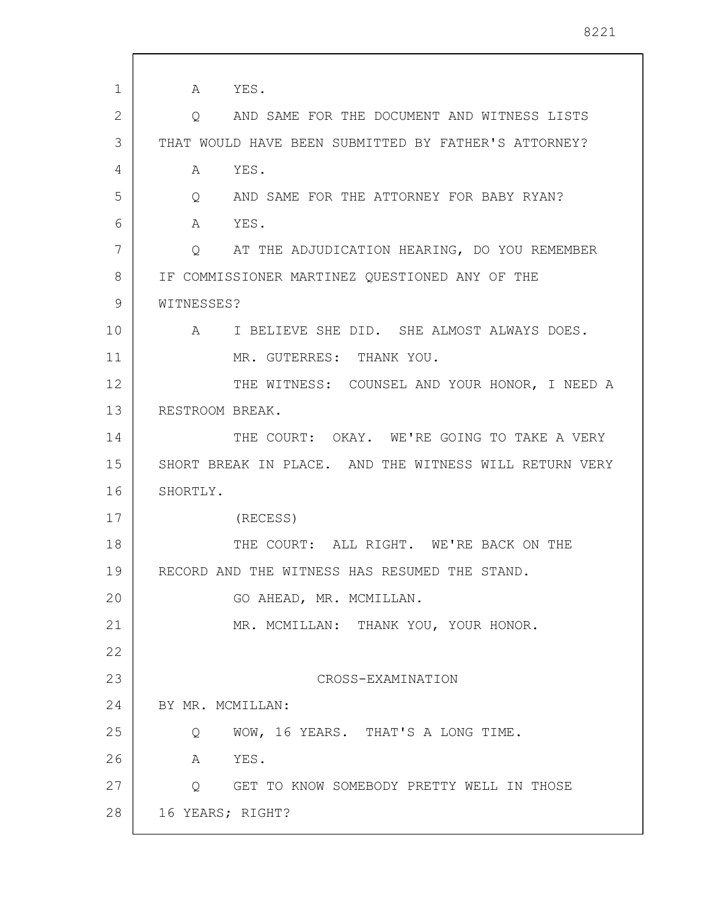A YES.

Q AND SAME FOR THE DOCUMENT AND WITNESS LISTS THAT WOULD HAVE BEEN SUBMITTED BY FATHER'S ATTORNEY?

A YES.

Q AND SAME FOR THE ATTORNEY FOR BABY RYAN?

A YES.

Q AT THE ADJUDICATION HEARING, DO YOU REMEMBER IF COMMISSIONER MARTINEZ QUESTIONED ANY OF THE WITNESSES?

A I BELIEVE SHE DID. SHE ALMOST ALWAYS DOES.

MR. GUTERRES: THANK YOU.

THE WITNESS: COUNSEL AND YOUR HONOR, I NEED A RESTROOM BREAK.

THE COURT: OKAY. WE'RE GOING TO TAKE A VERY SHORT BREAK IN PLACE. AND THE WITNESS WILL RETURN VERY SHORTLY.

(RECESS)

THE COURT: ALL RIGHT. WE'RE BACK ON THE RECORD AND THE WITNESS HAS RESUMED THE STAND.

GO AHEAD, MR. MCMILLAN.

MR. MCMILLAN: THANK YOU, YOUR HONOR.

## CROSS-EXAMINATION

BY MR. MCMILLAN:

Q WOW, 16 YEARS. THAT'S A LONG TIME.

A YES.

Q GET TO KNOW SOMEBODY PRETTY WELL IN THOSE 16 YEARS; RIGHT?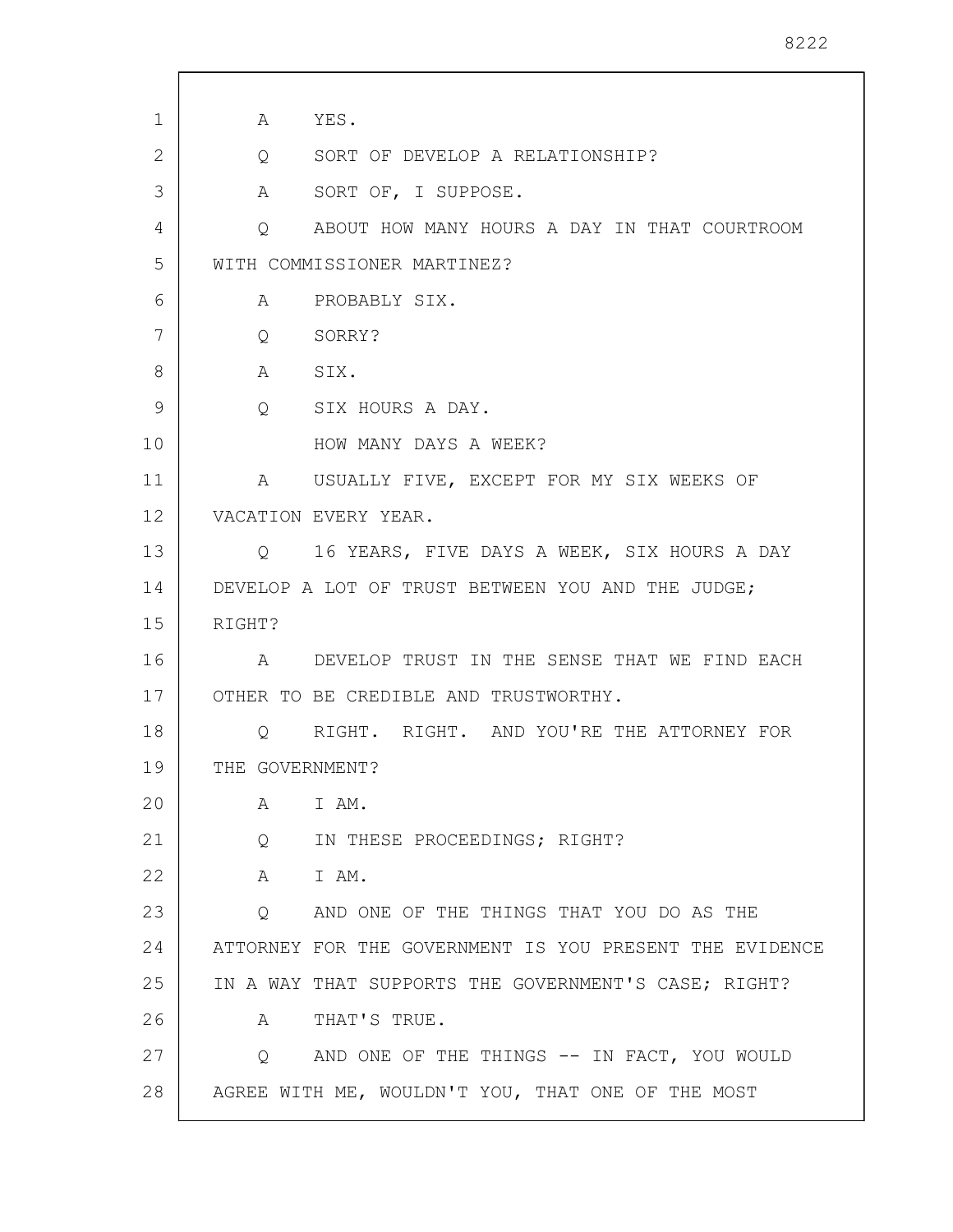A YES.

Q SORT OF DEVELOP A RELATIONSHIP?

A SORT OF, I SUPPOSE.

Q ABOUT HOW MANY HOURS A DAY IN THAT COURTROOM WITH COMMISSIONER MARTINEZ?

A PROBABLY SIX.

Q SORRY?

A SIX.

Q SIX HOURS A DAY.

HOW MANY DAYS A WEEK?

A USUALLY FIVE, EXCEPT FOR MY SIX WEEKS OF VACATION EVERY YEAR.

Q 16 YEARS, FIVE DAYS A WEEK, SIX HOURS A DAY DEVELOP A LOT OF TRUST BETWEEN YOU AND THE JUDGE; RIGHT?

A DEVELOP TRUST IN THE SENSE THAT WE FIND EACH OTHER TO BE CREDIBLE AND TRUSTWORTHY.

Q RIGHT. RIGHT. AND YOU'RE THE ATTORNEY FOR THE GOVERNMENT?

A I AM.

Q IN THESE PROCEEDINGS; RIGHT?

A I AM.

Q AND ONE OF THE THINGS THAT YOU DO AS THE ATTORNEY FOR THE GOVERNMENT IS YOU PRESENT THE EVIDENCE IN A WAY THAT SUPPORTS THE GOVERNMENT'S CASE; RIGHT?

A THAT'S TRUE.

Q AND ONE OF THE THINGS -- IN FACT, YOU WOULD AGREE WITH ME, WOULDN'T YOU, THAT ONE OF THE MOST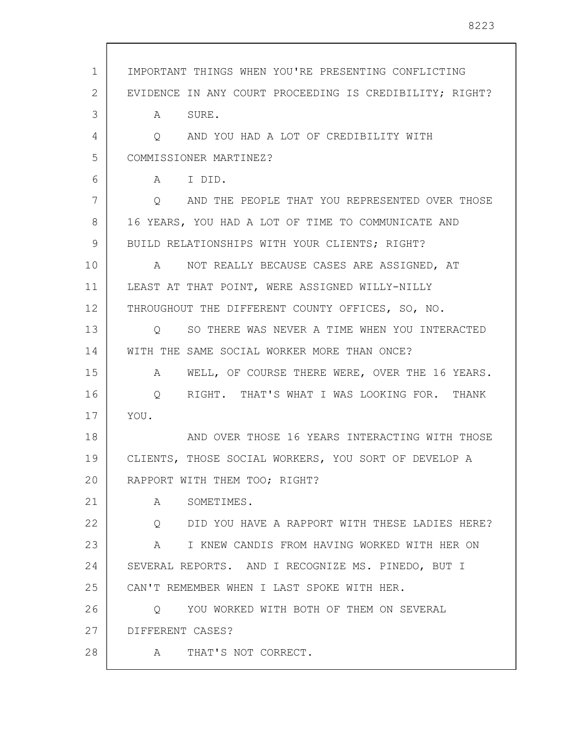IMPORTANT THINGS WHEN YOU'RE PRESENTING CONFLICTING EVIDENCE IN ANY COURT PROCEEDING IS CREDIBILITY; RIGHT?

A SURE.

Q AND YOU HAD A LOT OF CREDIBILITY WITH COMMISSIONER MARTINEZ?

A I DID.

Q AND THE PEOPLE THAT YOU REPRESENTED OVER THOSE 16 YEARS, YOU HAD A LOT OF TIME TO COMMUNICATE AND BUILD RELATIONSHIPS WITH YOUR CLIENTS; RIGHT?

A NOT REALLY BECAUSE CASES ARE ASSIGNED, AT LEAST AT THAT POINT, WERE ASSIGNED WILLY-NILLY THROUGHOUT THE DIFFERENT COUNTY OFFICES, SO, NO.

Q SO THERE WAS NEVER A TIME WHEN YOU INTERACTED WITH THE SAME SOCIAL WORKER MORE THAN ONCE?

A WELL, OF COURSE THERE WERE, OVER THE 16 YEARS.

Q RIGHT. THAT'S WHAT I WAS LOOKING FOR. THANK YOU.

AND OVER THOSE 16 YEARS INTERACTING WITH THOSE CLIENTS, THOSE SOCIAL WORKERS, YOU SORT OF DEVELOP A RAPPORT WITH THEM TOO; RIGHT?

A SOMETIMES.

Q DID YOU HAVE A RAPPORT WITH THESE LADIES HERE?

A I KNEW CANDIS FROM HAVING WORKED WITH HER ON SEVERAL REPORTS. AND I RECOGNIZE MS. PINEDO, BUT I CAN'T REMEMBER WHEN I LAST SPOKE WITH HER.

Q YOU WORKED WITH BOTH OF THEM ON SEVERAL DIFFERENT CASES?

A THAT'S NOT CORRECT.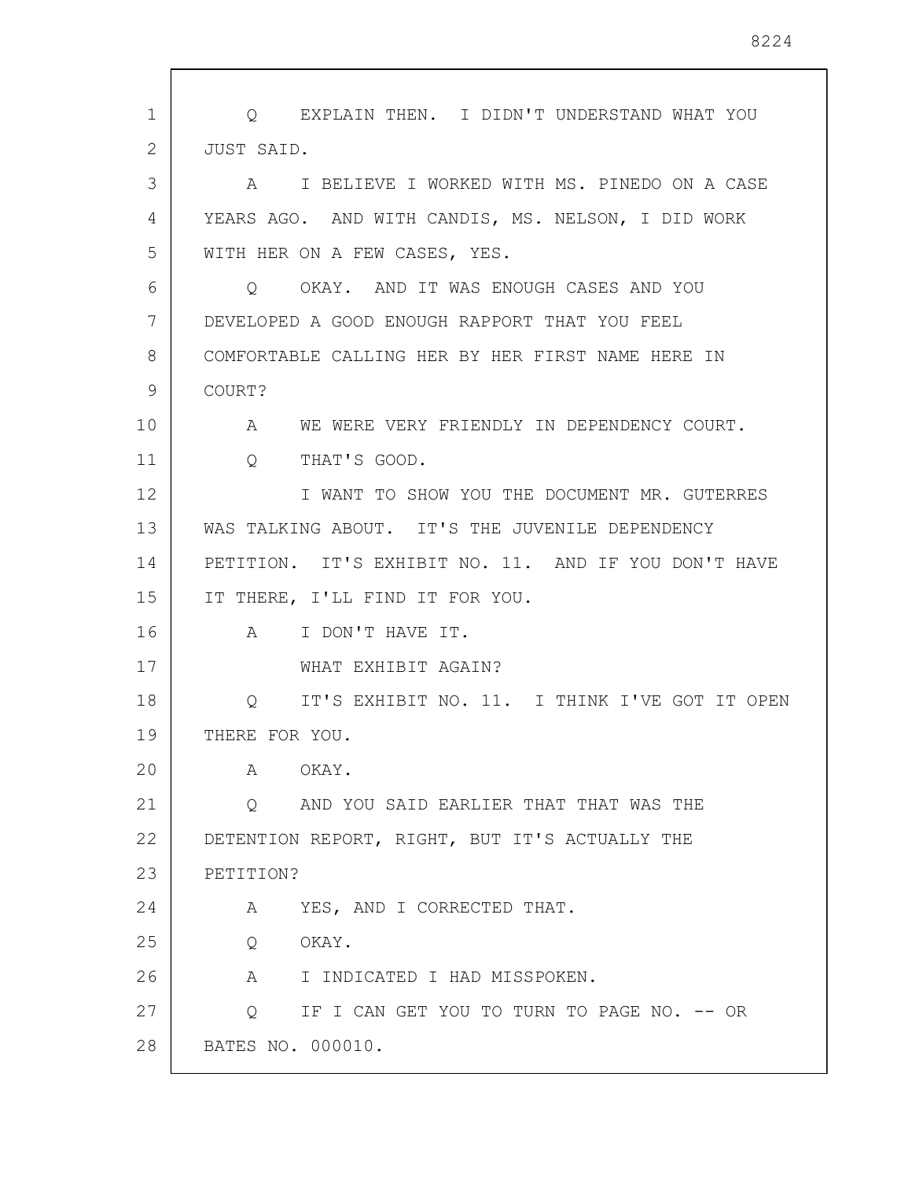Q EXPLAIN THEN. I DIDN'T UNDERSTAND WHAT YOU JUST SAID.

A I BELIEVE I WORKED WITH MS. PINEDO ON A CASE YEARS AGO. AND WITH CANDIS, MS. NELSON, I DID WORK WITH HER ON A FEW CASES, YES.

Q OKAY. AND IT WAS ENOUGH CASES AND YOU DEVELOPED A GOOD ENOUGH RAPPORT THAT YOU FEEL COMFORTABLE CALLING HER BY HER FIRST NAME HERE IN COURT?

A WE WERE VERY FRIENDLY IN DEPENDENCY COURT.

Q THAT'S GOOD.

I WANT TO SHOW YOU THE DOCUMENT MR. GUTERRES WAS TALKING ABOUT. IT'S THE JUVENILE DEPENDENCY PETITION. IT'S EXHIBIT NO. 11. AND IF YOU DON'T HAVE IT THERE, I'LL FIND IT FOR YOU.

A I DON'T HAVE IT.

WHAT EXHIBIT AGAIN?

Q IT'S EXHIBIT NO. 11. I THINK I'VE GOT IT OPEN THERE FOR YOU.

A OKAY.

Q AND YOU SAID EARLIER THAT THAT WAS THE DETENTION REPORT, RIGHT, BUT IT'S ACTUALLY THE PETITION?

A YES, AND I CORRECTED THAT.

Q OKAY.

A I INDICATED I HAD MISSPOKEN.

Q IF I CAN GET YOU TO TURN TO PAGE NO. -- OR BATES NO. 000010.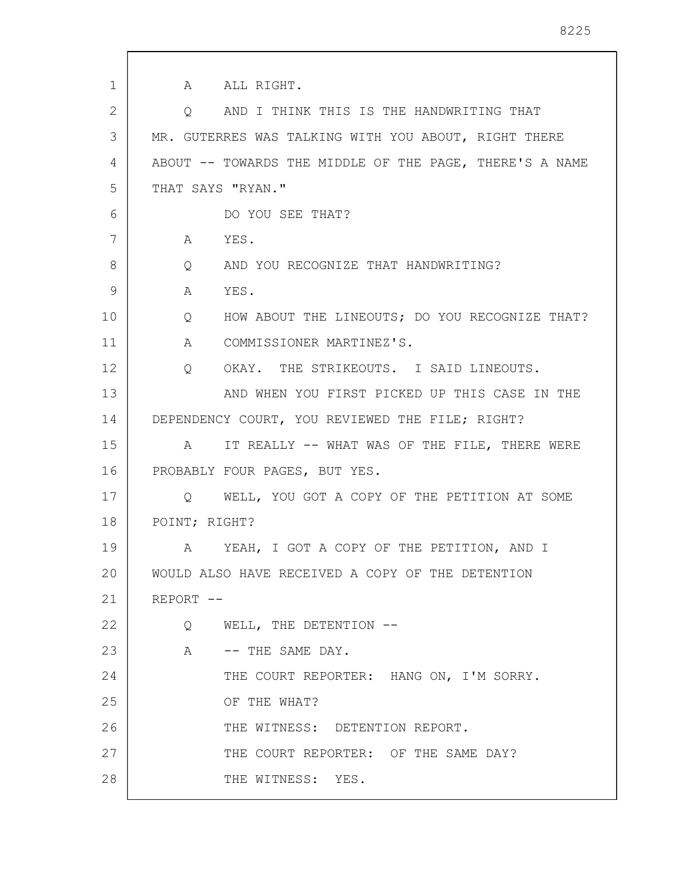A ALL RIGHT.

Q AND I THINK THIS IS THE HANDWRITING THAT MR. GUTERRES WAS TALKING WITH YOU ABOUT, RIGHT THERE ABOUT -- TOWARDS THE MIDDLE OF THE PAGE, THERE'S A NAME THAT SAYS "RYAN."

DO YOU SEE THAT?

A YES.

Q AND YOU RECOGNIZE THAT HANDWRITING?

A YES.

Q HOW ABOUT THE LINEOUTS; DO YOU RECOGNIZE THAT?

A COMMISSIONER MARTINEZ'S.

Q OKAY. THE STRIKEOUTS. I SAID LINEOUTS.

AND WHEN YOU FIRST PICKED UP THIS CASE IN THE DEPENDENCY COURT, YOU REVIEWED THE FILE; RIGHT?

A IT REALLY -- WHAT WAS OF THE FILE, THERE WERE PROBABLY FOUR PAGES, BUT YES.

Q WELL, YOU GOT A COPY OF THE PETITION AT SOME POINT; RIGHT?

A YEAH, I GOT A COPY OF THE PETITION, AND I WOULD ALSO HAVE RECEIVED A COPY OF THE DETENTION REPORT --

Q WELL, THE DETENTION --

A -- THE SAME DAY.

THE COURT REPORTER: HANG ON, I'M SORRY.

OF THE WHAT?

THE WITNESS: DETENTION REPORT.

THE COURT REPORTER: OF THE SAME DAY?

THE WITNESS: YES.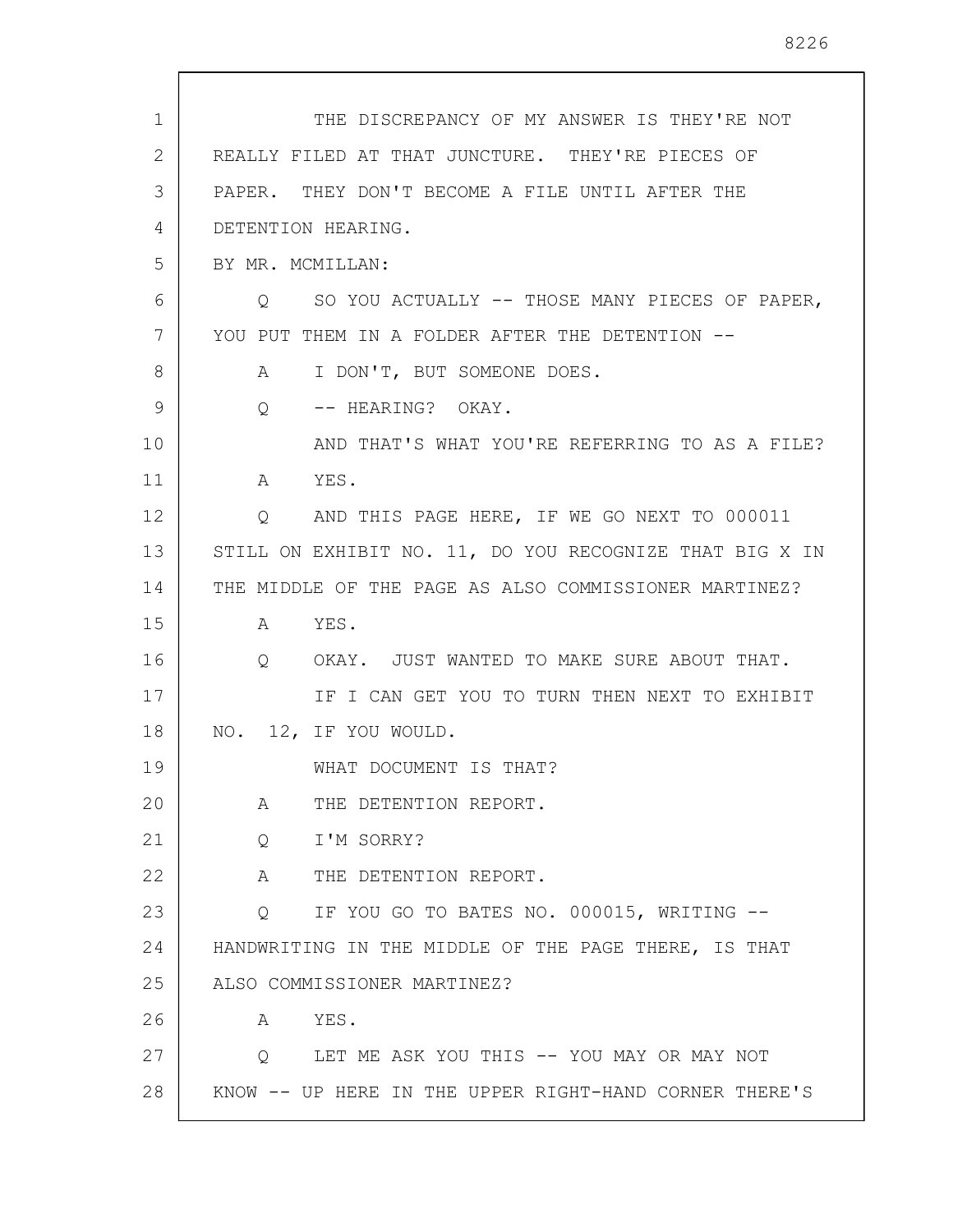THE DISCREPANCY OF MY ANSWER IS THEY'RE NOT REALLY FILED AT THAT JUNCTURE. THEY'RE PIECES OF PAPER. THEY DON'T BECOME A FILE UNTIL AFTER THE DETENTION HEARING.

BY MR. MCMILLAN:

Q SO YOU ACTUALLY -- THOSE MANY PIECES OF PAPER, YOU PUT THEM IN A FOLDER AFTER THE DETENTION --

A I DON'T, BUT SOMEONE DOES.

Q -- HEARING? OKAY.

AND THAT'S WHAT YOU'RE REFERRING TO AS A FILE?

A YES.

Q AND THIS PAGE HERE, IF WE GO NEXT TO 000011 STILL ON EXHIBIT NO. 11, DO YOU RECOGNIZE THAT BIG X IN THE MIDDLE OF THE PAGE AS ALSO COMMISSIONER MARTINEZ?

A YES.

Q OKAY. JUST WANTED TO MAKE SURE ABOUT THAT.

IF I CAN GET YOU TO TURN THEN NEXT TO EXHIBIT NO. 12, IF YOU WOULD.

WHAT DOCUMENT IS THAT?

A THE DETENTION REPORT.

Q I'M SORRY?

A THE DETENTION REPORT.

Q IF YOU GO TO BATES NO. 000015, WRITING -- HANDWRITING IN THE MIDDLE OF THE PAGE THERE, IS THAT ALSO COMMISSIONER MARTINEZ?

A YES.

Q LET ME ASK YOU THIS -- YOU MAY OR MAY NOT KNOW -- UP HERE IN THE UPPER RIGHT-HAND CORNER THERE'S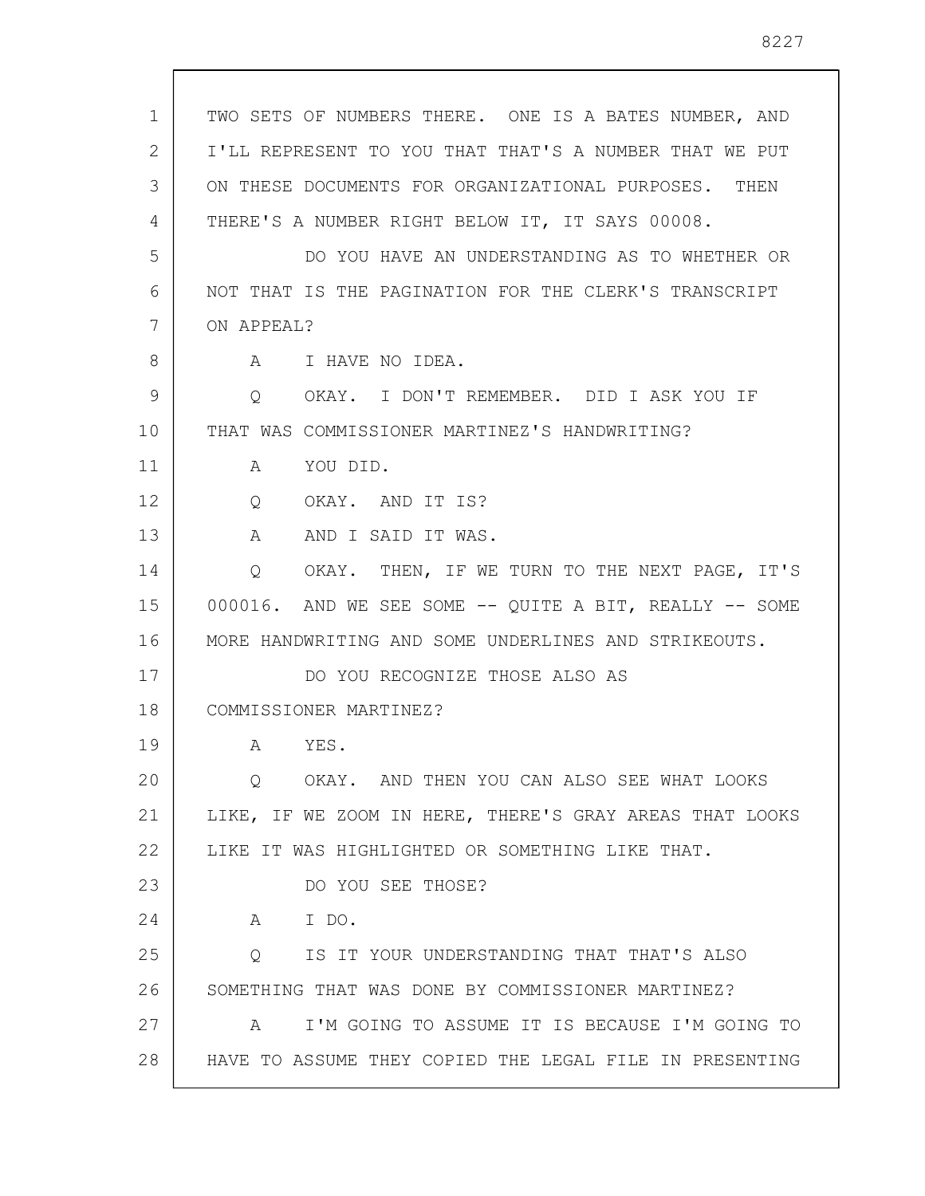TWO SETS OF NUMBERS THERE. ONE IS A BATES NUMBER, AND I'LL REPRESENT TO YOU THAT THAT'S A NUMBER THAT WE PUT ON THESE DOCUMENTS FOR ORGANIZATIONAL PURPOSES. THEN THERE'S A NUMBER RIGHT BELOW IT, IT SAYS 00008.

DO YOU HAVE AN UNDERSTANDING AS TO WHETHER OR NOT THAT IS THE PAGINATION FOR THE CLERK'S TRANSCRIPT ON APPEAL?

A I HAVE NO IDEA.

Q OKAY. I DON'T REMEMBER. DID I ASK YOU IF THAT WAS COMMISSIONER MARTINEZ'S HANDWRITING?

A YOU DID.

Q OKAY. AND IT IS?

A AND I SAID IT WAS.

Q OKAY. THEN, IF WE TURN TO THE NEXT PAGE, IT'S 000016. AND WE SEE SOME -- QUITE A BIT, REALLY -- SOME MORE HANDWRITING AND SOME UNDERLINES AND STRIKEOUTS.

DO YOU RECOGNIZE THOSE ALSO AS COMMISSIONER MARTINEZ?

A YES.

Q OKAY. AND THEN YOU CAN ALSO SEE WHAT LOOKS LIKE, IF WE ZOOM IN HERE, THERE'S GRAY AREAS THAT LOOKS LIKE IT WAS HIGHLIGHTED OR SOMETHING LIKE THAT.

DO YOU SEE THOSE?

A I DO.

Q IS IT YOUR UNDERSTANDING THAT THAT'S ALSO SOMETHING THAT WAS DONE BY COMMISSIONER MARTINEZ?

A I'M GOING TO ASSUME IT IS BECAUSE I'M GOING TO HAVE TO ASSUME THEY COPIED THE LEGAL FILE IN PRESENTING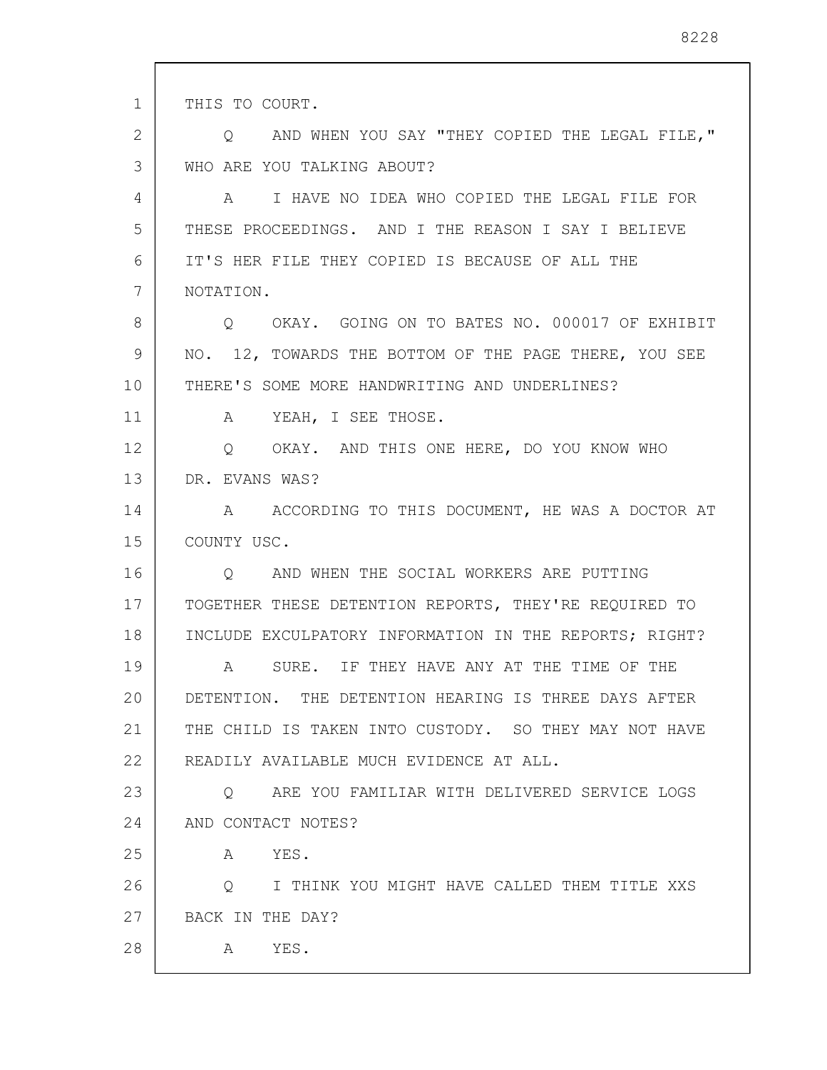THIS TO COURT.

Q AND WHEN YOU SAY "THEY COPIED THE LEGAL FILE," WHO ARE YOU TALKING ABOUT?

A I HAVE NO IDEA WHO COPIED THE LEGAL FILE FOR THESE PROCEEDINGS. AND I THE REASON I SAY I BELIEVE IT'S HER FILE THEY COPIED IS BECAUSE OF ALL THE NOTATION.

Q OKAY. GOING ON TO BATES NO. 000017 OF EXHIBIT NO. 12, TOWARDS THE BOTTOM OF THE PAGE THERE, YOU SEE THERE'S SOME MORE HANDWRITING AND UNDERLINES?

A YEAH, I SEE THOSE.

Q OKAY. AND THIS ONE HERE, DO YOU KNOW WHO DR. EVANS WAS?

A ACCORDING TO THIS DOCUMENT, HE WAS A DOCTOR AT COUNTY USC.

Q AND WHEN THE SOCIAL WORKERS ARE PUTTING TOGETHER THESE DETENTION REPORTS, THEY'RE REQUIRED TO INCLUDE EXCULPATORY INFORMATION IN THE REPORTS; RIGHT?

A SURE. IF THEY HAVE ANY AT THE TIME OF THE DETENTION. THE DETENTION HEARING IS THREE DAYS AFTER THE CHILD IS TAKEN INTO CUSTODY. SO THEY MAY NOT HAVE READILY AVAILABLE MUCH EVIDENCE AT ALL.

Q ARE YOU FAMILIAR WITH DELIVERED SERVICE LOGS AND CONTACT NOTES?

A YES.

Q I THINK YOU MIGHT HAVE CALLED THEM TITLE XXS BACK IN THE DAY?

A YES.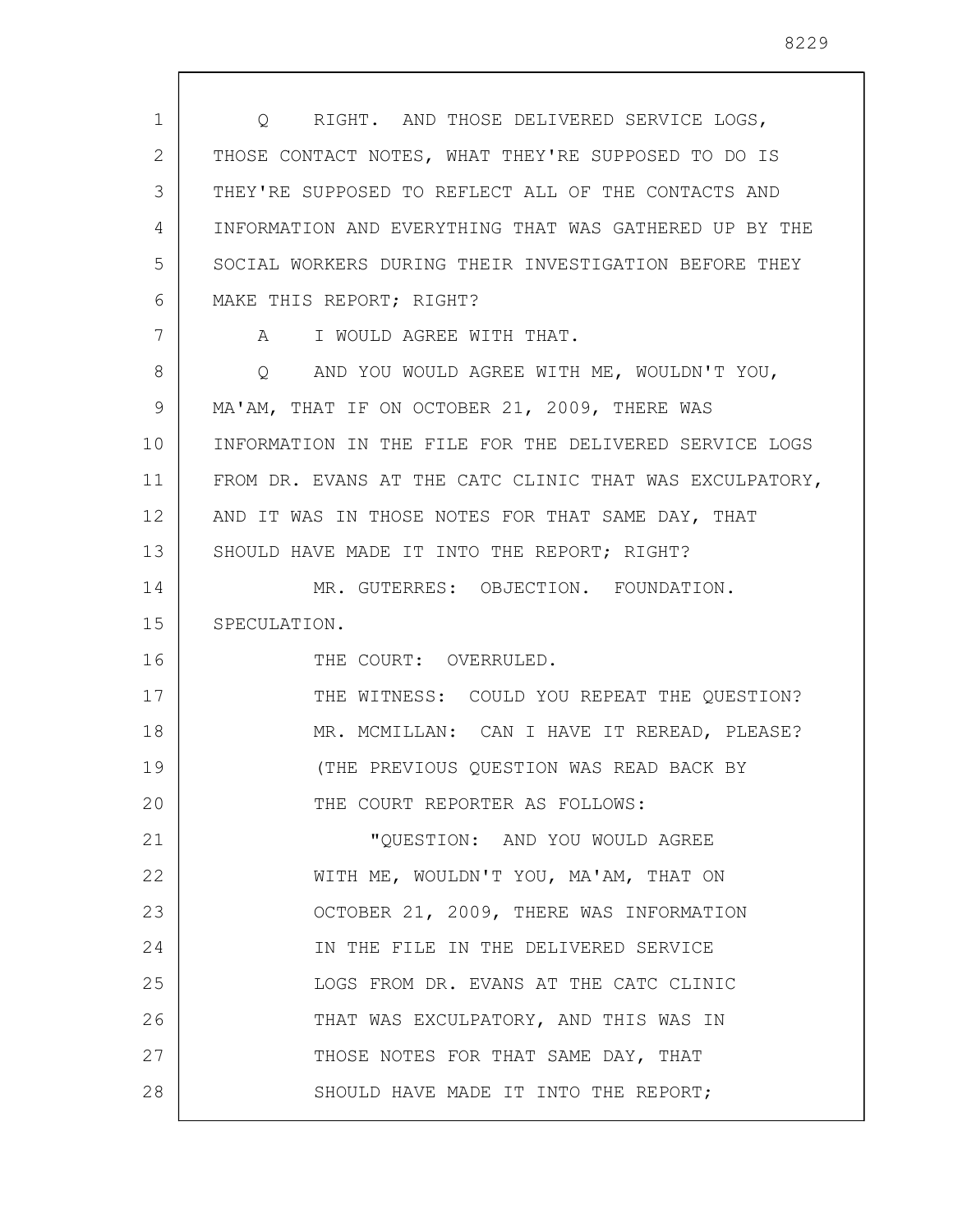Q RIGHT. AND THOSE DELIVERED SERVICE LOGS, THOSE CONTACT NOTES, WHAT THEY'RE SUPPOSED TO DO IS THEY'RE SUPPOSED TO REFLECT ALL OF THE CONTACTS AND INFORMATION AND EVERYTHING THAT WAS GATHERED UP BY THE SOCIAL WORKERS DURING THEIR INVESTIGATION BEFORE THEY MAKE THIS REPORT; RIGHT?

A I WOULD AGREE WITH THAT.

Q AND YOU WOULD AGREE WITH ME, WOULDN'T YOU, MA'AM, THAT IF ON OCTOBER 21, 2009, THERE WAS INFORMATION IN THE FILE FOR THE DELIVERED SERVICE LOGS FROM DR. EVANS AT THE CATC CLINIC THAT WAS EXCULPATORY, AND IT WAS IN THOSE NOTES FOR THAT SAME DAY, THAT SHOULD HAVE MADE IT INTO THE REPORT; RIGHT?

MR. GUTERRES: OBJECTION. FOUNDATION. SPECULATION.

THE COURT: OVERRULED.

THE WITNESS: COULD YOU REPEAT THE QUESTION?

MR. MCMILLAN: CAN I HAVE IT REREAD, PLEASE?

(THE PREVIOUS QUESTION WAS READ BACK BY THE COURT REPORTER AS FOLLOWS:

"QUESTION: AND YOU WOULD AGREE WITH ME, WOULDN'T YOU, MA'AM, THAT ON OCTOBER 21, 2009, THERE WAS INFORMATION IN THE FILE IN THE DELIVERED SERVICE LOGS FROM DR. EVANS AT THE CATC CLINIC THAT WAS EXCULPATORY, AND THIS WAS IN THOSE NOTES FOR THAT SAME DAY, THAT SHOULD HAVE MADE IT INTO THE REPORT;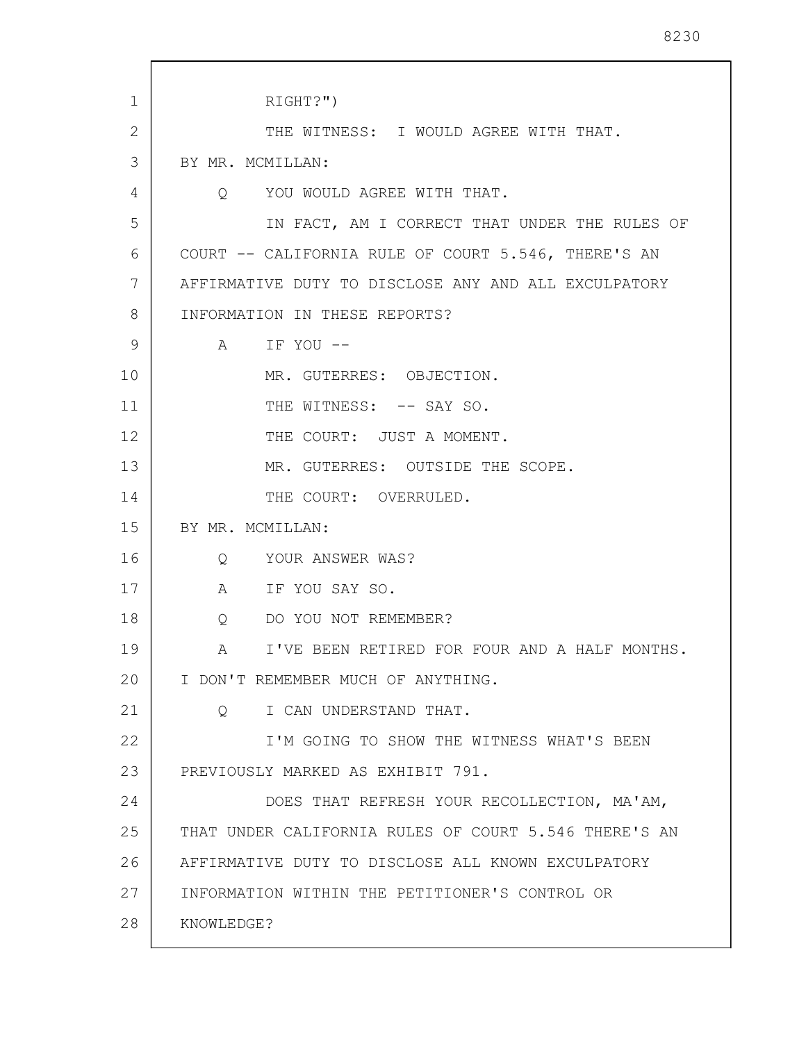RIGHT?")

THE WITNESS: I WOULD AGREE WITH THAT.

BY MR. MCMILLAN:

Q YOU WOULD AGREE WITH THAT.

IN FACT, AM I CORRECT THAT UNDER THE RULES OF COURT -- CALIFORNIA RULE OF COURT 5.546, THERE'S AN AFFIRMATIVE DUTY TO DISCLOSE ANY AND ALL EXCULPATORY INFORMATION IN THESE REPORTS?

A IF YOU --

MR. GUTERRES: OBJECTION.

THE WITNESS: -- SAY SO.

THE COURT: JUST A MOMENT.

MR. GUTERRES: OUTSIDE THE SCOPE.

THE COURT: OVERRULED.

BY MR. MCMILLAN:

Q YOUR ANSWER WAS?

A IF YOU SAY SO.

Q DO YOU NOT REMEMBER?

A I'VE BEEN RETIRED FOR FOUR AND A HALF MONTHS. I DON'T REMEMBER MUCH OF ANYTHING.

Q I CAN UNDERSTAND THAT.

I'M GOING TO SHOW THE WITNESS WHAT'S BEEN PREVIOUSLY MARKED AS EXHIBIT 791.

DOES THAT REFRESH YOUR RECOLLECTION, MA'AM, THAT UNDER CALIFORNIA RULES OF COURT 5.546 THERE'S AN AFFIRMATIVE DUTY TO DISCLOSE ALL KNOWN EXCULPATORY INFORMATION WITHIN THE PETITIONER'S CONTROL OR KNOWLEDGE?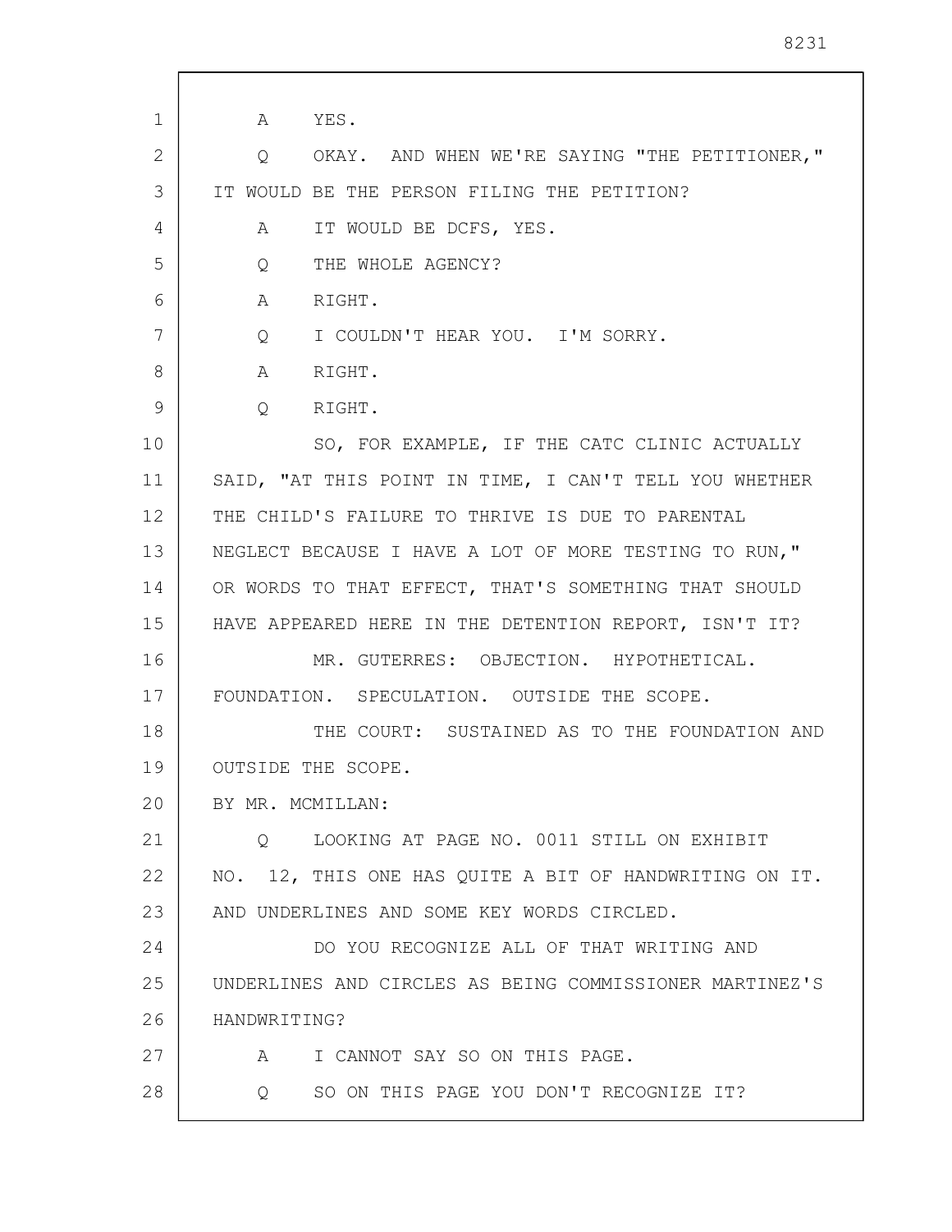A YES.

Q OKAY. AND WHEN WE'RE SAYING "THE PETITIONER," IT WOULD BE THE PERSON FILING THE PETITION?

A IT WOULD BE DCFS, YES.

Q THE WHOLE AGENCY?

A RIGHT.

Q I COULDN'T HEAR YOU. I'M SORRY.

A RIGHT.

Q RIGHT.

SO, FOR EXAMPLE, IF THE CATC CLINIC ACTUALLY SAID, "AT THIS POINT IN TIME, I CAN'T TELL YOU WHETHER THE CHILD'S FAILURE TO THRIVE IS DUE TO PARENTAL NEGLECT BECAUSE I HAVE A LOT OF MORE TESTING TO RUN," OR WORDS TO THAT EFFECT, THAT'S SOMETHING THAT SHOULD HAVE APPEARED HERE IN THE DETENTION REPORT, ISN'T IT?

MR. GUTERRES: OBJECTION. HYPOTHETICAL. FOUNDATION. SPECULATION. OUTSIDE THE SCOPE.

THE COURT: SUSTAINED AS TO THE FOUNDATION AND OUTSIDE THE SCOPE.

BY MR. MCMILLAN:

Q LOOKING AT PAGE NO. 0011 STILL ON EXHIBIT NO. 12, THIS ONE HAS QUITE A BIT OF HANDWRITING ON IT. AND UNDERLINES AND SOME KEY WORDS CIRCLED.

DO YOU RECOGNIZE ALL OF THAT WRITING AND UNDERLINES AND CIRCLES AS BEING COMMISSIONER MARTINEZ'S HANDWRITING?

A I CANNOT SAY SO ON THIS PAGE.

Q SO ON THIS PAGE YOU DON'T RECOGNIZE IT?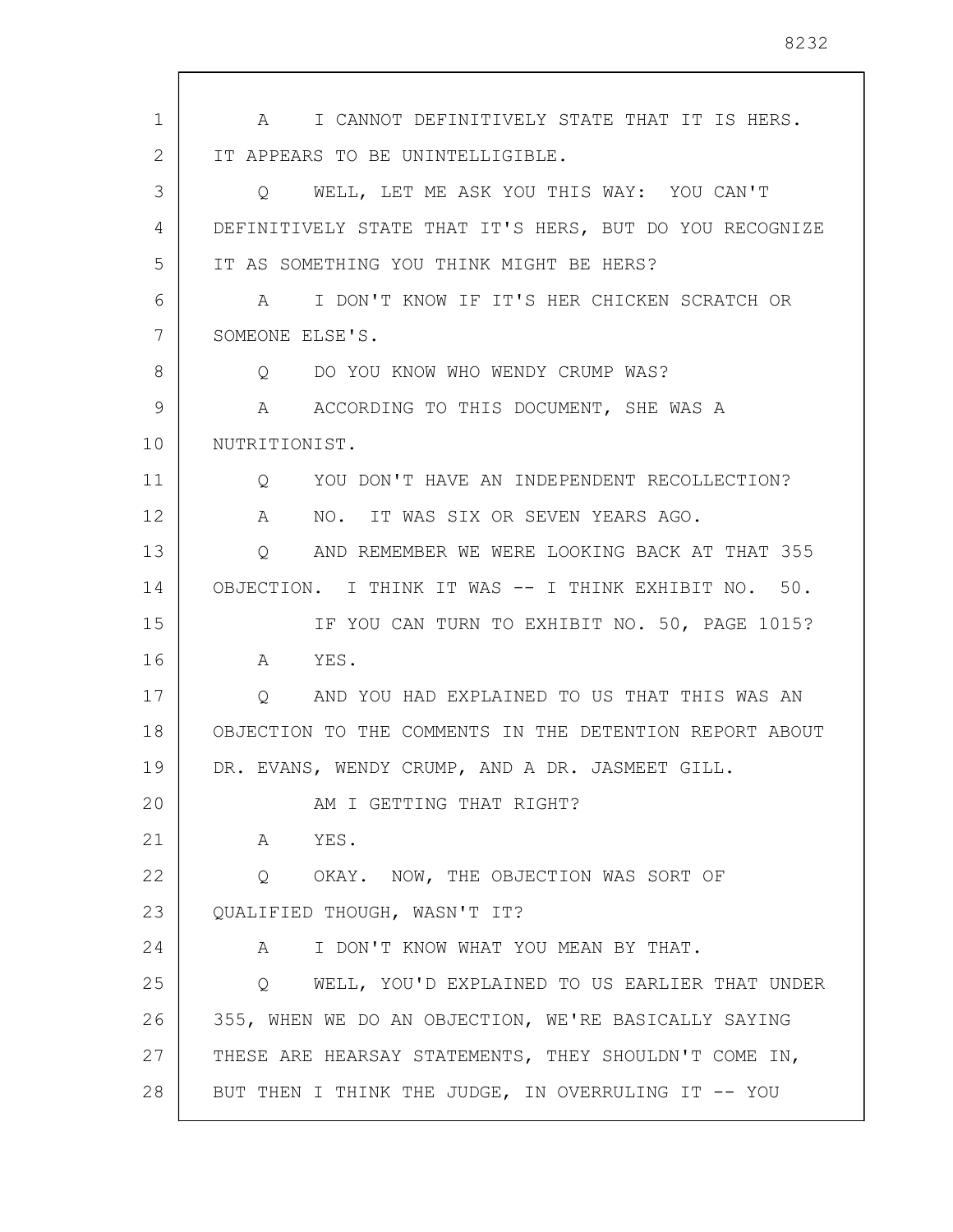A I CANNOT DEFINITIVELY STATE THAT IT IS HERS. IT APPEARS TO BE UNINTELLIGIBLE.

Q WELL, LET ME ASK YOU THIS WAY: YOU CAN'T DEFINITIVELY STATE THAT IT'S HERS, BUT DO YOU RECOGNIZE IT AS SOMETHING YOU THINK MIGHT BE HERS?

A I DON'T KNOW IF IT'S HER CHICKEN SCRATCH OR SOMEONE ELSE'S.

Q DO YOU KNOW WHO WENDY CRUMP WAS?

A ACCORDING TO THIS DOCUMENT, SHE WAS A NUTRITIONIST.

Q YOU DON'T HAVE AN INDEPENDENT RECOLLECTION?

A NO. IT WAS SIX OR SEVEN YEARS AGO.

Q AND REMEMBER WE WERE LOOKING BACK AT THAT 355 OBJECTION. I THINK IT WAS -- I THINK EXHIBIT NO. 50.

IF YOU CAN TURN TO EXHIBIT NO. 50, PAGE 1015?

A YES.

Q AND YOU HAD EXPLAINED TO US THAT THIS WAS AN OBJECTION TO THE COMMENTS IN THE DETENTION REPORT ABOUT DR. EVANS, WENDY CRUMP, AND A DR. JASMEET GILL.

AM I GETTING THAT RIGHT?

A YES.

Q OKAY. NOW, THE OBJECTION WAS SORT OF QUALIFIED THOUGH, WASN'T IT?

A I DON'T KNOW WHAT YOU MEAN BY THAT.

Q WELL, YOU'D EXPLAINED TO US EARLIER THAT UNDER 355, WHEN WE DO AN OBJECTION, WE'RE BASICALLY SAYING THESE ARE HEARSAY STATEMENTS, THEY SHOULDN'T COME IN, BUT THEN I THINK THE JUDGE, IN OVERRULING IT -- YOU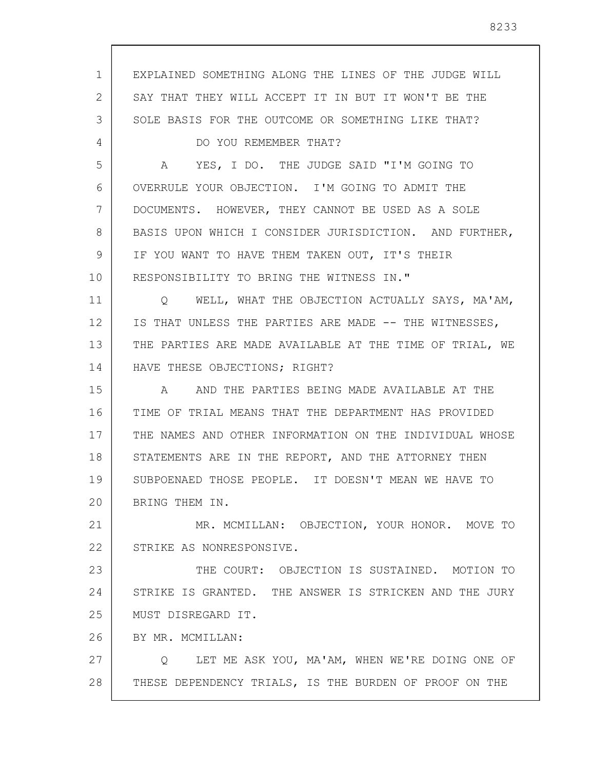EXPLAINED SOMETHING ALONG THE LINES OF THE JUDGE WILL SAY THAT THEY WILL ACCEPT IT IN BUT IT WON'T BE THE SOLE BASIS FOR THE OUTCOME OR SOMETHING LIKE THAT?

DO YOU REMEMBER THAT?

A YES, I DO. THE JUDGE SAID "I'M GOING TO OVERRULE YOUR OBJECTION. I'M GOING TO ADMIT THE DOCUMENTS. HOWEVER, THEY CANNOT BE USED AS A SOLE BASIS UPON WHICH I CONSIDER JURISDICTION. AND FURTHER, IF YOU WANT TO HAVE THEM TAKEN OUT, IT'S THEIR RESPONSIBILITY TO BRING THE WITNESS IN."

Q WELL, WHAT THE OBJECTION ACTUALLY SAYS, MA'AM, IS THAT UNLESS THE PARTIES ARE MADE -- THE WITNESSES, THE PARTIES ARE MADE AVAILABLE AT THE TIME OF TRIAL, WE HAVE THESE OBJECTIONS; RIGHT?

A AND THE PARTIES BEING MADE AVAILABLE AT THE TIME OF TRIAL MEANS THAT THE DEPARTMENT HAS PROVIDED THE NAMES AND OTHER INFORMATION ON THE INDIVIDUAL WHOSE STATEMENTS ARE IN THE REPORT, AND THE ATTORNEY THEN SUBPOENAED THOSE PEOPLE. IT DOESN'T MEAN WE HAVE TO BRING THEM IN.

MR. MCMILLAN: OBJECTION, YOUR HONOR. MOVE TO STRIKE AS NONRESPONSIVE.

THE COURT: OBJECTION IS SUSTAINED. MOTION TO STRIKE IS GRANTED. THE ANSWER IS STRICKEN AND THE JURY MUST DISREGARD IT.

BY MR. MCMILLAN:

Q LET ME ASK YOU, MA'AM, WHEN WE'RE DOING ONE OF THESE DEPENDENCY TRIALS, IS THE BURDEN OF PROOF ON THE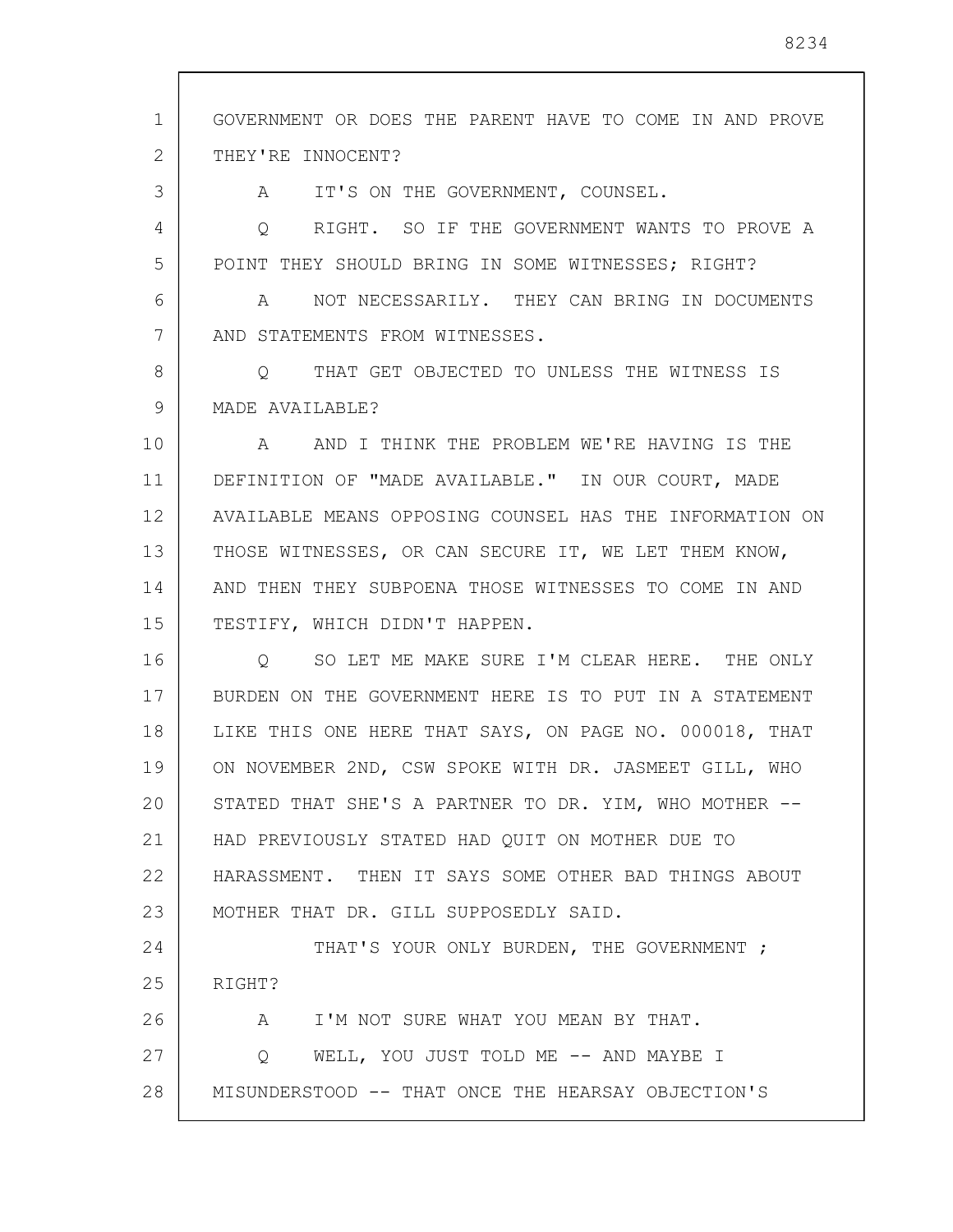GOVERNMENT OR DOES THE PARENT HAVE TO COME IN AND PROVE THEY'RE INNOCENT?

A IT'S ON THE GOVERNMENT, COUNSEL.

Q RIGHT. SO IF THE GOVERNMENT WANTS TO PROVE A POINT THEY SHOULD BRING IN SOME WITNESSES; RIGHT?

A NOT NECESSARILY. THEY CAN BRING IN DOCUMENTS AND STATEMENTS FROM WITNESSES.

Q THAT GET OBJECTED TO UNLESS THE WITNESS IS MADE AVAILABLE?

A AND I THINK THE PROBLEM WE'RE HAVING IS THE DEFINITION OF "MADE AVAILABLE." IN OUR COURT, MADE AVAILABLE MEANS OPPOSING COUNSEL HAS THE INFORMATION ON THOSE WITNESSES, OR CAN SECURE IT, WE LET THEM KNOW, AND THEN THEY SUBPOENA THOSE WITNESSES TO COME IN AND TESTIFY, WHICH DIDN'T HAPPEN.

Q SO LET ME MAKE SURE I'M CLEAR HERE. THE ONLY BURDEN ON THE GOVERNMENT HERE IS TO PUT IN A STATEMENT LIKE THIS ONE HERE THAT SAYS, ON PAGE NO. 000018, THAT ON NOVEMBER 2ND, CSW SPOKE WITH DR. JASMEET GILL, WHO STATED THAT SHE'S A PARTNER TO DR. YIM, WHO MOTHER -- HAD PREVIOUSLY STATED HAD QUIT ON MOTHER DUE TO HARASSMENT. THEN IT SAYS SOME OTHER BAD THINGS ABOUT MOTHER THAT DR. GILL SUPPOSEDLY SAID.

THAT'S YOUR ONLY BURDEN, THE GOVERNMENT ; RIGHT?

A I'M NOT SURE WHAT YOU MEAN BY THAT.

Q WELL, YOU JUST TOLD ME -- AND MAYBE I MISUNDERSTOOD -- THAT ONCE THE HEARSAY OBJECTION'S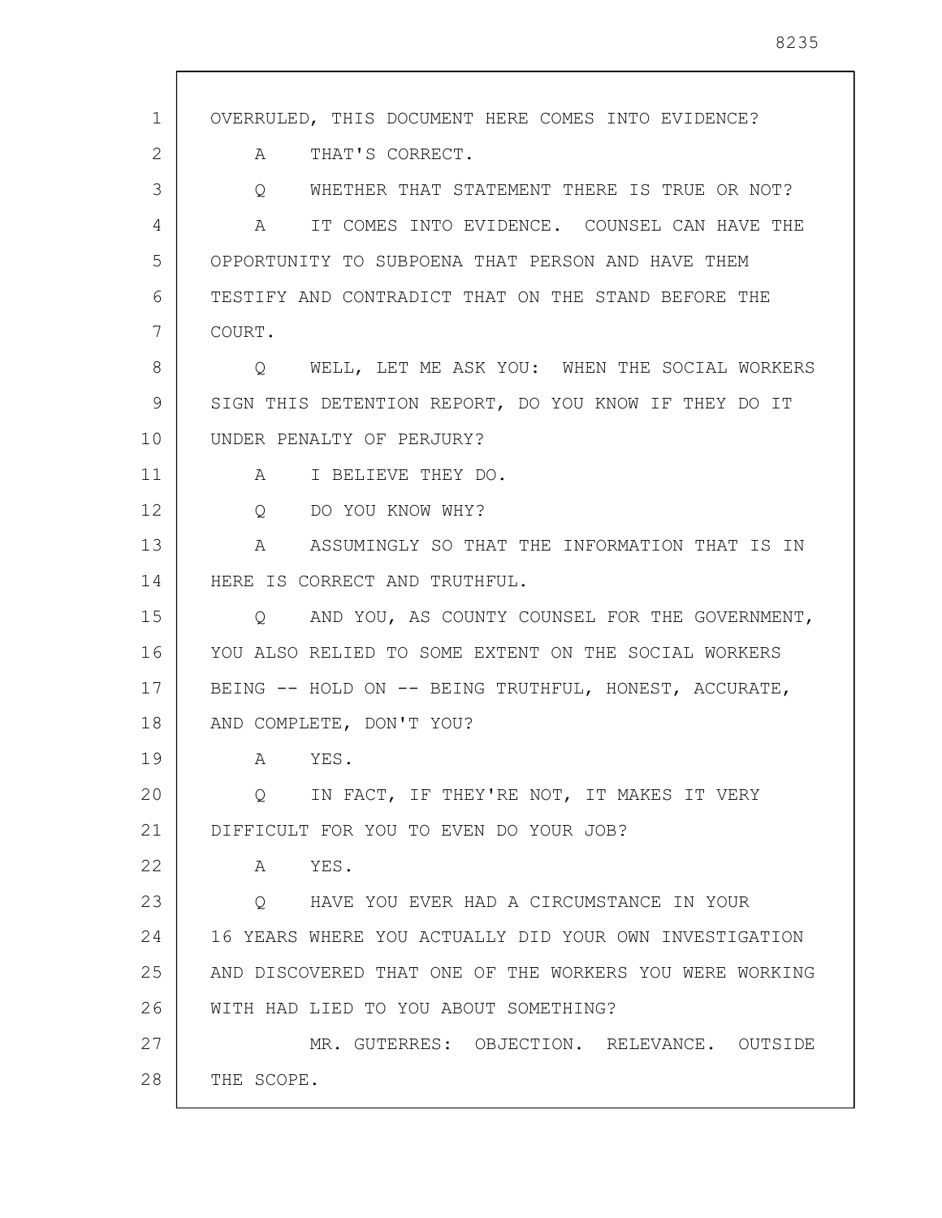OVERRULED, THIS DOCUMENT HERE COMES INTO EVIDENCE?

A THAT'S CORRECT.

Q WHETHER THAT STATEMENT THERE IS TRUE OR NOT?

A IT COMES INTO EVIDENCE. COUNSEL CAN HAVE THE OPPORTUNITY TO SUBPOENA THAT PERSON AND HAVE THEM TESTIFY AND CONTRADICT THAT ON THE STAND BEFORE THE COURT.

Q WELL, LET ME ASK YOU: WHEN THE SOCIAL WORKERS SIGN THIS DETENTION REPORT, DO YOU KNOW IF THEY DO IT UNDER PENALTY OF PERJURY?

A I BELIEVE THEY DO.

Q DO YOU KNOW WHY?

A ASSUMINGLY SO THAT THE INFORMATION THAT IS IN HERE IS CORRECT AND TRUTHFUL.

Q AND YOU, AS COUNTY COUNSEL FOR THE GOVERNMENT, YOU ALSO RELIED TO SOME EXTENT ON THE SOCIAL WORKERS BEING -- HOLD ON -- BEING TRUTHFUL, HONEST, ACCURATE, AND COMPLETE, DON'T YOU?

A YES.

Q IN FACT, IF THEY'RE NOT, IT MAKES IT VERY DIFFICULT FOR YOU TO EVEN DO YOUR JOB?

A YES.

Q HAVE YOU EVER HAD A CIRCUMSTANCE IN YOUR 16 YEARS WHERE YOU ACTUALLY DID YOUR OWN INVESTIGATION AND DISCOVERED THAT ONE OF THE WORKERS YOU WERE WORKING WITH HAD LIED TO YOU ABOUT SOMETHING?

MR. GUTERRES: OBJECTION. RELEVANCE. OUTSIDE THE SCOPE.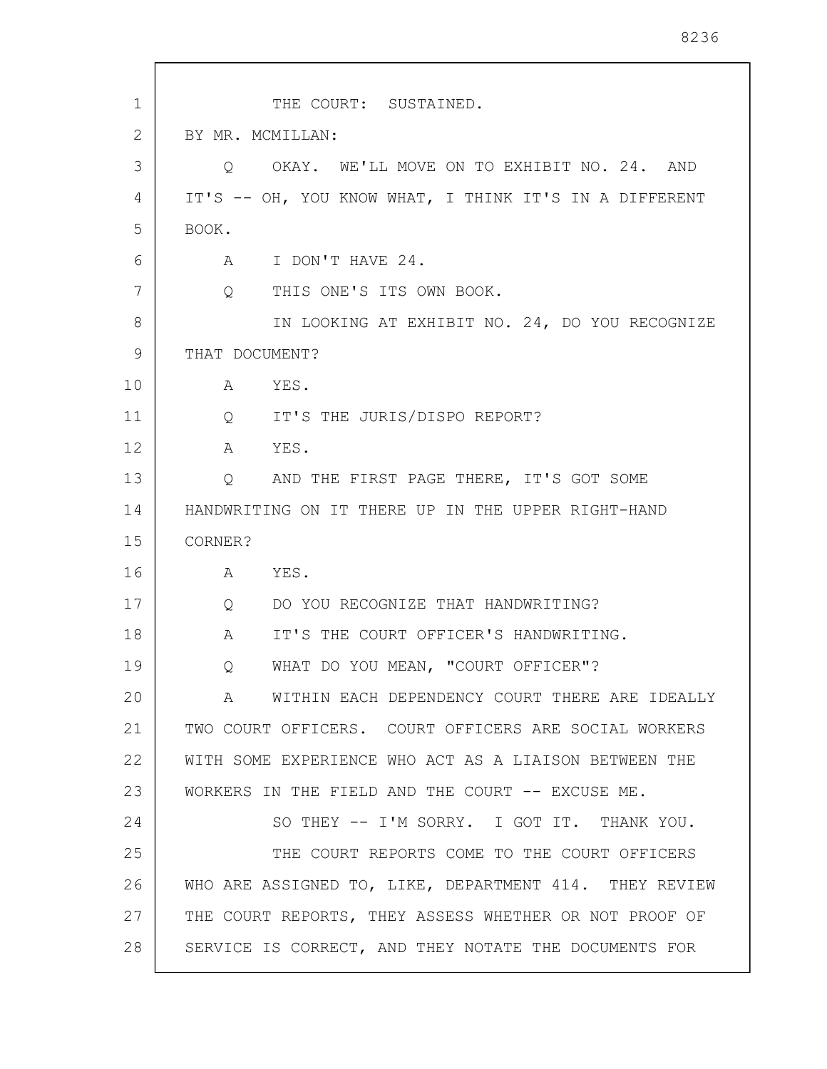THE COURT: SUSTAINED.

BY MR. MCMILLAN:

Q OKAY. WE'LL MOVE ON TO EXHIBIT NO. 24. AND IT'S -- OH, YOU KNOW WHAT, I THINK IT'S IN A DIFFERENT BOOK.

A I DON'T HAVE 24.

Q THIS ONE'S ITS OWN BOOK.

IN LOOKING AT EXHIBIT NO. 24, DO YOU RECOGNIZE THAT DOCUMENT?

A YES.

Q IT'S THE JURIS/DISPO REPORT?

A YES.

Q AND THE FIRST PAGE THERE, IT'S GOT SOME HANDWRITING ON IT THERE UP IN THE UPPER RIGHT-HAND CORNER?

A YES.

Q DO YOU RECOGNIZE THAT HANDWRITING?

A IT'S THE COURT OFFICER'S HANDWRITING.

Q WHAT DO YOU MEAN, "COURT OFFICER"?

A WITHIN EACH DEPENDENCY COURT THERE ARE IDEALLY TWO COURT OFFICERS. COURT OFFICERS ARE SOCIAL WORKERS WITH SOME EXPERIENCE WHO ACT AS A LIAISON BETWEEN THE WORKERS IN THE FIELD AND THE COURT -- EXCUSE ME.

SO THEY -- I'M SORRY. I GOT IT. THANK YOU.

THE COURT REPORTS COME TO THE COURT OFFICERS WHO ARE ASSIGNED TO, LIKE, DEPARTMENT 414. THEY REVIEW THE COURT REPORTS, THEY ASSESS WHETHER OR NOT PROOF OF SERVICE IS CORRECT, AND THEY NOTATE THE DOCUMENTS FOR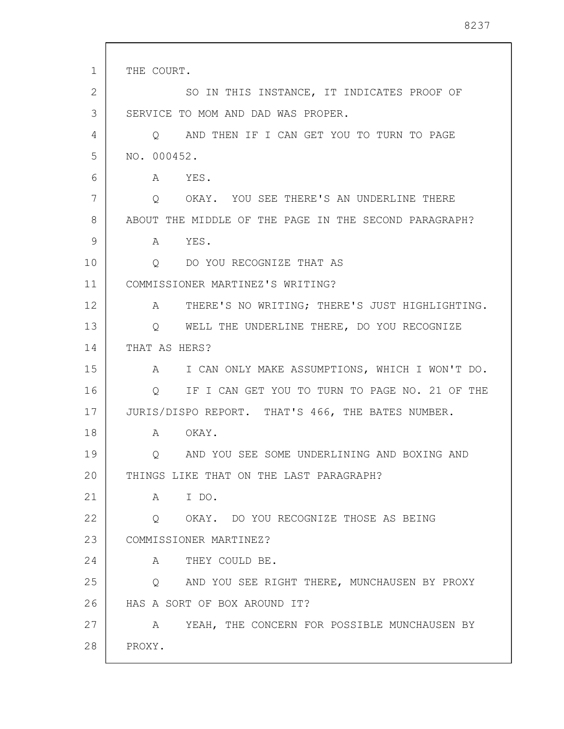THE COURT.

SO IN THIS INSTANCE, IT INDICATES PROOF OF SERVICE TO MOM AND DAD WAS PROPER.

Q AND THEN IF I CAN GET YOU TO TURN TO PAGE NO. 000452.

A YES.

Q OKAY. YOU SEE THERE'S AN UNDERLINE THERE ABOUT THE MIDDLE OF THE PAGE IN THE SECOND PARAGRAPH?

A YES.

Q DO YOU RECOGNIZE THAT AS COMMISSIONER MARTINEZ'S WRITING?

A THERE'S NO WRITING; THERE'S JUST HIGHLIGHTING.

Q WELL THE UNDERLINE THERE, DO YOU RECOGNIZE THAT AS HERS?

A I CAN ONLY MAKE ASSUMPTIONS, WHICH I WON'T DO.

Q IF I CAN GET YOU TO TURN TO PAGE NO. 21 OF THE JURIS/DISPO REPORT. THAT'S 466, THE BATES NUMBER.

A OKAY.

Q AND YOU SEE SOME UNDERLINING AND BOXING AND THINGS LIKE THAT ON THE LAST PARAGRAPH?

A I DO.

Q OKAY. DO YOU RECOGNIZE THOSE AS BEING COMMISSIONER MARTINEZ?

A THEY COULD BE.

Q AND YOU SEE RIGHT THERE, MUNCHAUSEN BY PROXY HAS A SORT OF BOX AROUND IT?

A YEAH, THE CONCERN FOR POSSIBLE MUNCHAUSEN BY PROXY.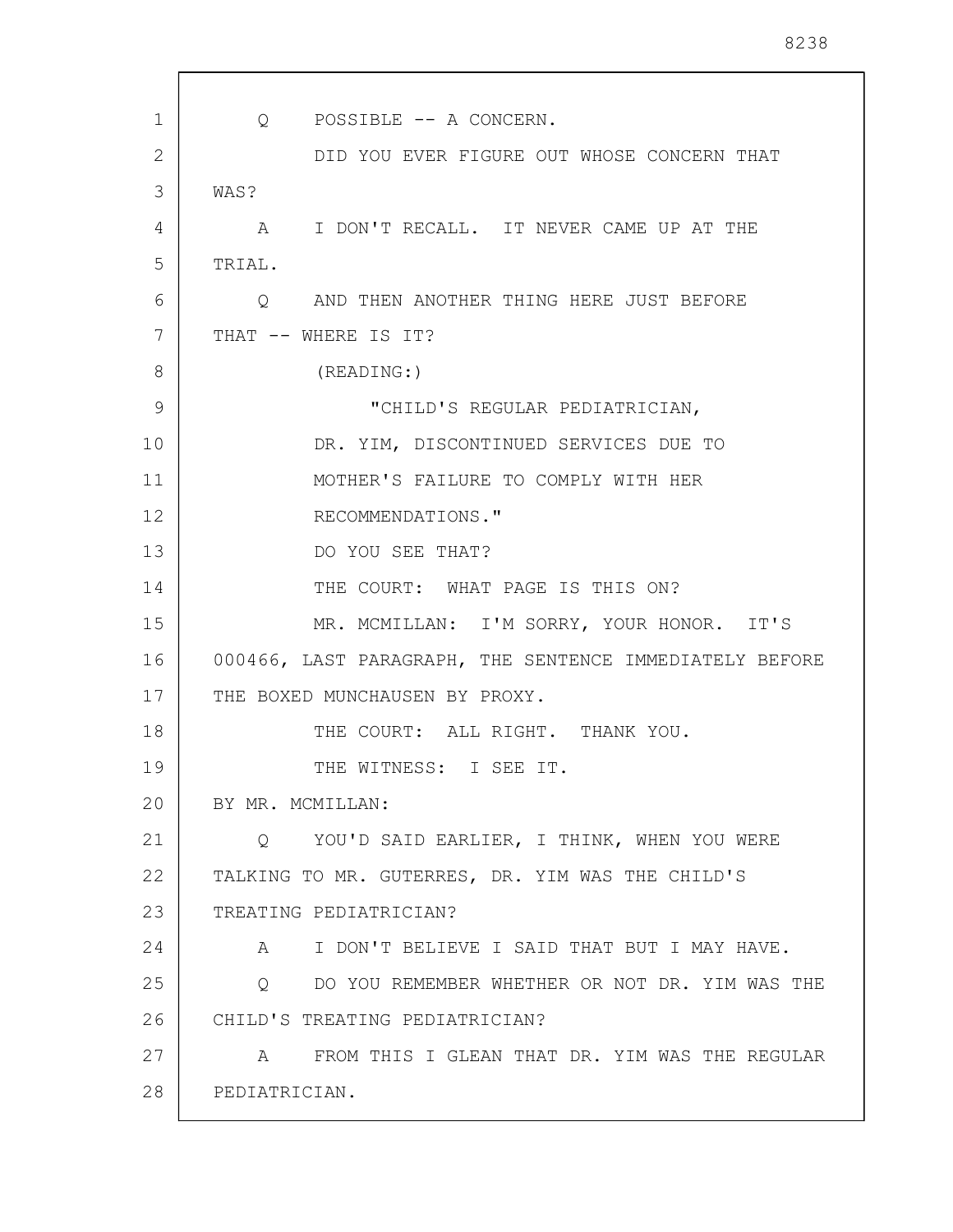Q POSSIBLE -- A CONCERN.

DID YOU EVER FIGURE OUT WHOSE CONCERN THAT WAS?

A I DON'T RECALL. IT NEVER CAME UP AT THE TRIAL.

Q AND THEN ANOTHER THING HERE JUST BEFORE THAT -- WHERE IS IT?

(READING:)

"CHILD'S REGULAR PEDIATRICIAN, DR. YIM, DISCONTINUED SERVICES DUE TO MOTHER'S FAILURE TO COMPLY WITH HER RECOMMENDATIONS."

DO YOU SEE THAT?

THE COURT: WHAT PAGE IS THIS ON?

MR. MCMILLAN: I'M SORRY, YOUR HONOR. IT'S 000466, LAST PARAGRAPH, THE SENTENCE IMMEDIATELY BEFORE THE BOXED MUNCHAUSEN BY PROXY.

THE COURT: ALL RIGHT. THANK YOU.

THE WITNESS: I SEE IT.

BY MR. MCMILLAN:

Q YOU'D SAID EARLIER, I THINK, WHEN YOU WERE TALKING TO MR. GUTERRES, DR. YIM WAS THE CHILD'S TREATING PEDIATRICIAN?

A I DON'T BELIEVE I SAID THAT BUT I MAY HAVE.

Q DO YOU REMEMBER WHETHER OR NOT DR. YIM WAS THE CHILD'S TREATING PEDIATRICIAN?

A FROM THIS I GLEAN THAT DR. YIM WAS THE REGULAR PEDIATRICIAN.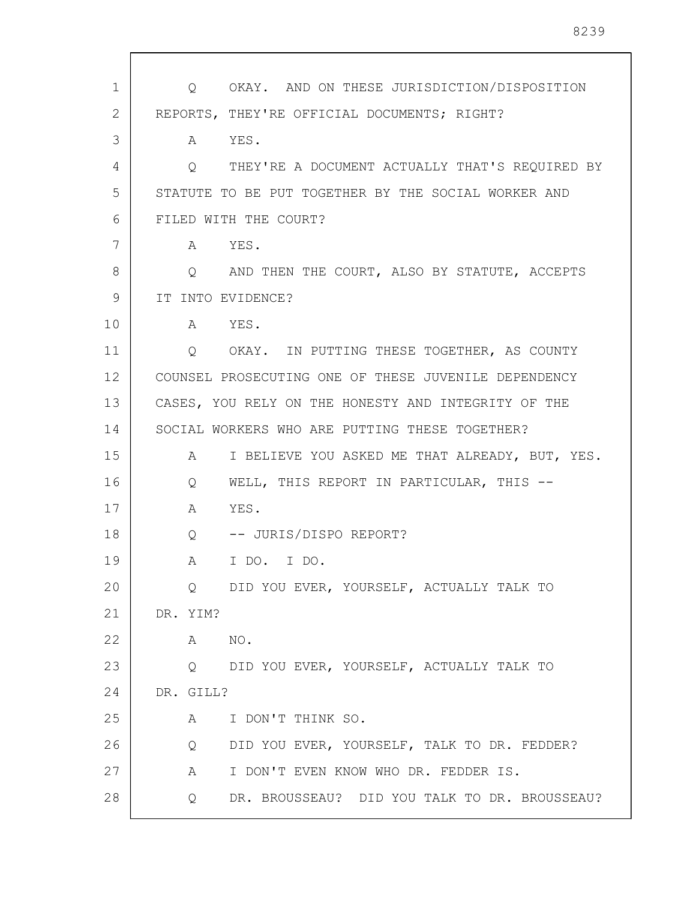Q OKAY. AND ON THESE JURISDICTION/DISPOSITION REPORTS, THEY'RE OFFICIAL DOCUMENTS; RIGHT?

A YES.

Q THEY'RE A DOCUMENT ACTUALLY THAT'S REQUIRED BY STATUTE TO BE PUT TOGETHER BY THE SOCIAL WORKER AND FILED WITH THE COURT?

A YES.

Q AND THEN THE COURT, ALSO BY STATUTE, ACCEPTS IT INTO EVIDENCE?

A YES.

Q OKAY. IN PUTTING THESE TOGETHER, AS COUNTY COUNSEL PROSECUTING ONE OF THESE JUVENILE DEPENDENCY CASES, YOU RELY ON THE HONESTY AND INTEGRITY OF THE SOCIAL WORKERS WHO ARE PUTTING THESE TOGETHER?

A I BELIEVE YOU ASKED ME THAT ALREADY, BUT, YES.

Q WELL, THIS REPORT IN PARTICULAR, THIS --

A YES.

Q -- JURIS/DISPO REPORT?

A I DO. I DO.

Q DID YOU EVER, YOURSELF, ACTUALLY TALK TO DR. YIM?

A NO.

Q DID YOU EVER, YOURSELF, ACTUALLY TALK TO DR. GILL?

A I DON'T THINK SO.

Q DID YOU EVER, YOURSELF, TALK TO DR. FEDDER?

A I DON'T EVEN KNOW WHO DR. FEDDER IS.

Q DR. BROUSSEAU? DID YOU TALK TO DR. BROUSSEAU?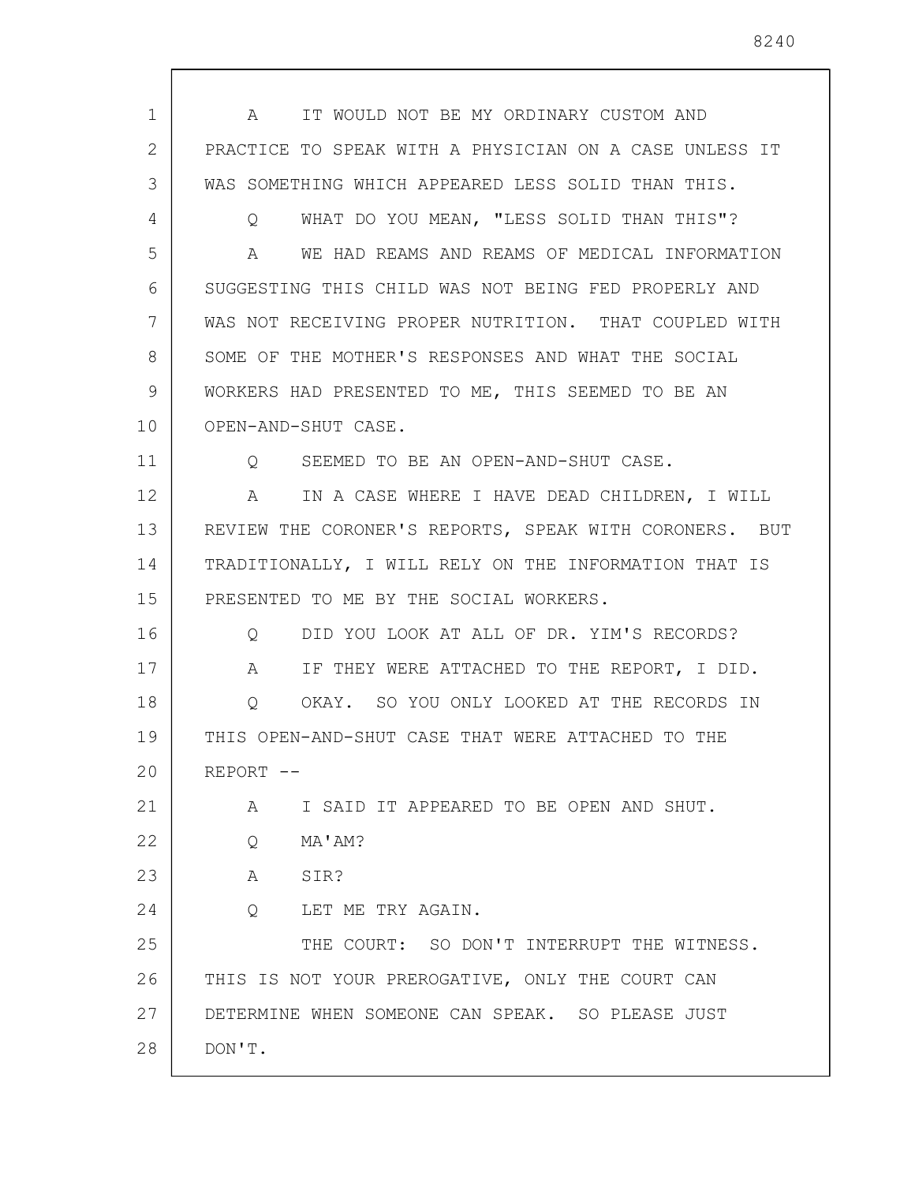A IT WOULD NOT BE MY ORDINARY CUSTOM AND PRACTICE TO SPEAK WITH A PHYSICIAN ON A CASE UNLESS IT WAS SOMETHING WHICH APPEARED LESS SOLID THAN THIS.

Q WHAT DO YOU MEAN, "LESS SOLID THAN THIS"?

A WE HAD REAMS AND REAMS OF MEDICAL INFORMATION SUGGESTING THIS CHILD WAS NOT BEING FED PROPERLY AND WAS NOT RECEIVING PROPER NUTRITION. THAT COUPLED WITH SOME OF THE MOTHER'S RESPONSES AND WHAT THE SOCIAL WORKERS HAD PRESENTED TO ME, THIS SEEMED TO BE AN OPEN-AND-SHUT CASE.

Q SEEMED TO BE AN OPEN-AND-SHUT CASE.

A IN A CASE WHERE I HAVE DEAD CHILDREN, I WILL REVIEW THE CORONER'S REPORTS, SPEAK WITH CORONERS. BUT TRADITIONALLY, I WILL RELY ON THE INFORMATION THAT IS PRESENTED TO ME BY THE SOCIAL WORKERS.

Q DID YOU LOOK AT ALL OF DR. YIM'S RECORDS?

A IF THEY WERE ATTACHED TO THE REPORT, I DID.

Q OKAY. SO YOU ONLY LOOKED AT THE RECORDS IN THIS OPEN-AND-SHUT CASE THAT WERE ATTACHED TO THE REPORT --

A I SAID IT APPEARED TO BE OPEN AND SHUT.

Q MA'AM?

A SIR?

Q LET ME TRY AGAIN.

THE COURT: SO DON'T INTERRUPT THE WITNESS. THIS IS NOT YOUR PREROGATIVE, ONLY THE COURT CAN DETERMINE WHEN SOMEONE CAN SPEAK. SO PLEASE JUST DON'T.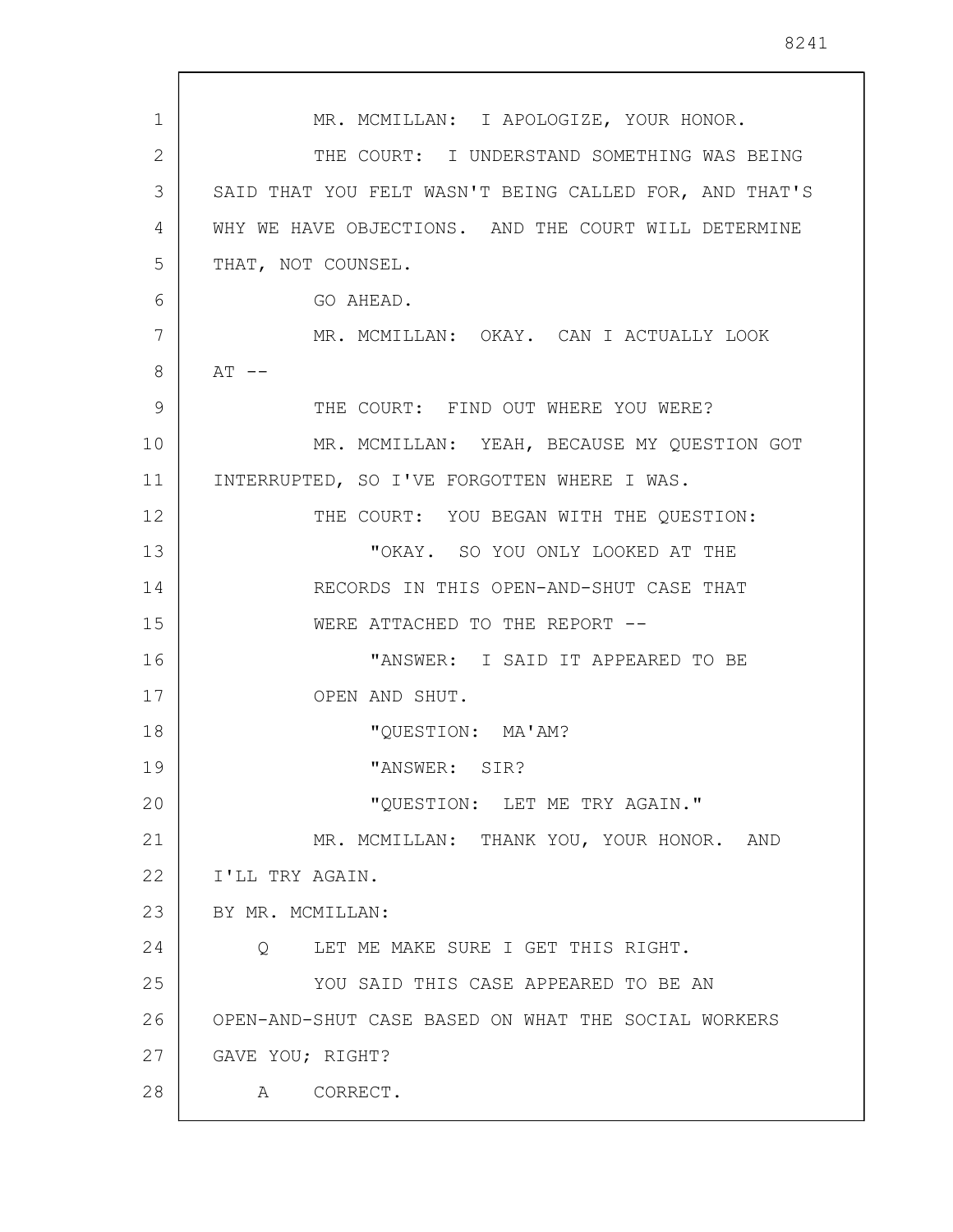MR. MCMILLAN: I APOLOGIZE, YOUR HONOR.

THE COURT: I UNDERSTAND SOMETHING WAS BEING SAID THAT YOU FELT WASN'T BEING CALLED FOR, AND THAT'S WHY WE HAVE OBJECTIONS. AND THE COURT WILL DETERMINE THAT, NOT COUNSEL.

GO AHEAD.

MR. MCMILLAN: OKAY. CAN I ACTUALLY LOOK AT --

THE COURT: FIND OUT WHERE YOU WERE?

MR. MCMILLAN: YEAH, BECAUSE MY QUESTION GOT INTERRUPTED, SO I'VE FORGOTTEN WHERE I WAS.

THE COURT: YOU BEGAN WITH THE QUESTION:

"OKAY. SO YOU ONLY LOOKED AT THE RECORDS IN THIS OPEN-AND-SHUT CASE THAT WERE ATTACHED TO THE REPORT --

"ANSWER: I SAID IT APPEARED TO BE OPEN AND SHUT.

"QUESTION: MA'AM?

"ANSWER: SIR?

"QUESTION: LET ME TRY AGAIN."

MR. MCMILLAN: THANK YOU, YOUR HONOR. AND I'LL TRY AGAIN.

BY MR. MCMILLAN:

Q LET ME MAKE SURE I GET THIS RIGHT.

YOU SAID THIS CASE APPEARED TO BE AN OPEN-AND-SHUT CASE BASED ON WHAT THE SOCIAL WORKERS GAVE YOU; RIGHT?

A CORRECT.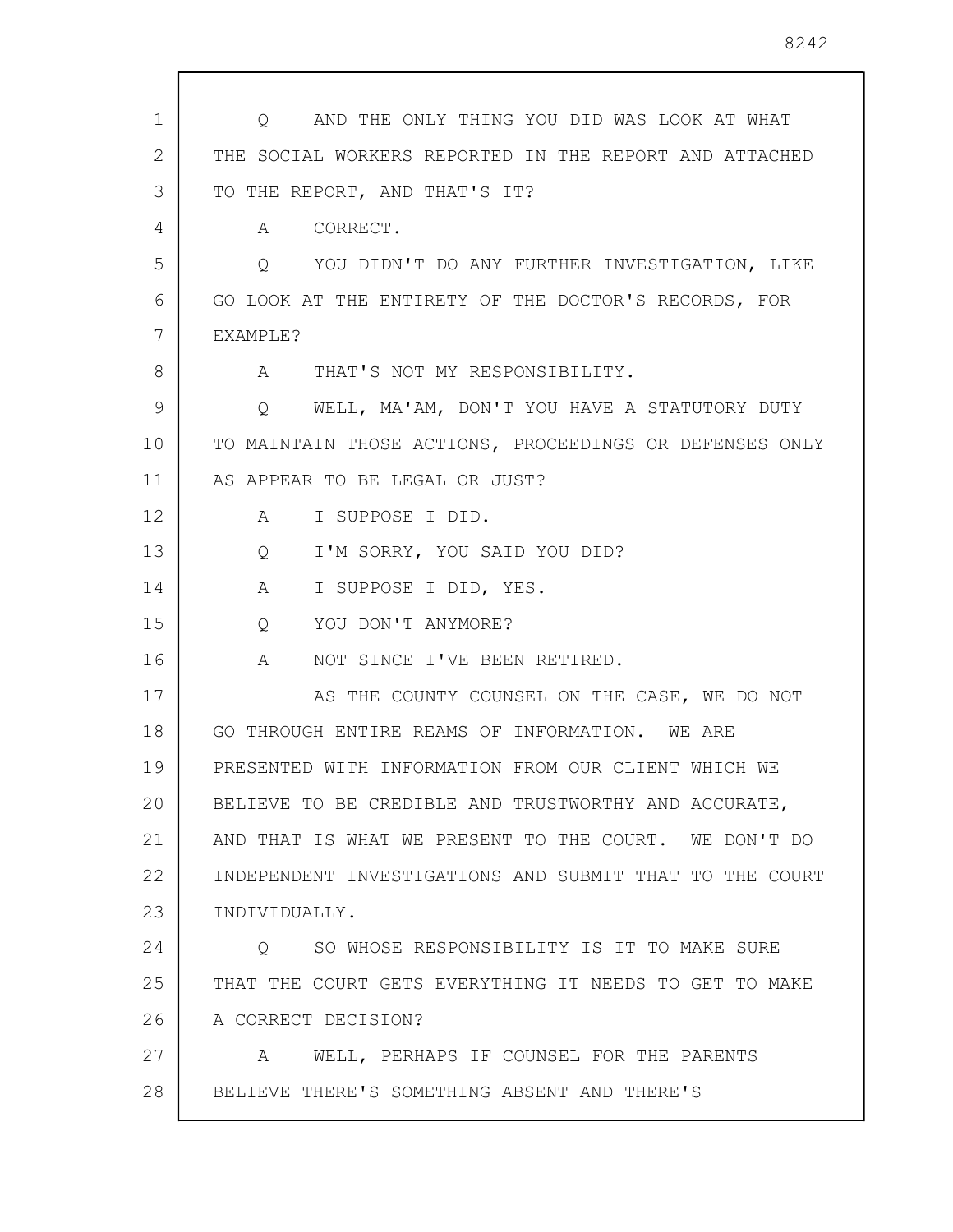Q AND THE ONLY THING YOU DID WAS LOOK AT WHAT THE SOCIAL WORKERS REPORTED IN THE REPORT AND ATTACHED TO THE REPORT, AND THAT'S IT?

A CORRECT.

Q YOU DIDN'T DO ANY FURTHER INVESTIGATION, LIKE GO LOOK AT THE ENTIRETY OF THE DOCTOR'S RECORDS, FOR EXAMPLE?

A THAT'S NOT MY RESPONSIBILITY.

Q WELL, MA'AM, DON'T YOU HAVE A STATUTORY DUTY TO MAINTAIN THOSE ACTIONS, PROCEEDINGS OR DEFENSES ONLY AS APPEAR TO BE LEGAL OR JUST?

A I SUPPOSE I DID.

Q I'M SORRY, YOU SAID YOU DID?

A I SUPPOSE I DID, YES.

Q YOU DON'T ANYMORE?

A NOT SINCE I'VE BEEN RETIRED.

AS THE COUNTY COUNSEL ON THE CASE, WE DO NOT GO THROUGH ENTIRE REAMS OF INFORMATION. WE ARE PRESENTED WITH INFORMATION FROM OUR CLIENT WHICH WE BELIEVE TO BE CREDIBLE AND TRUSTWORTHY AND ACCURATE, AND THAT IS WHAT WE PRESENT TO THE COURT. WE DON'T DO INDEPENDENT INVESTIGATIONS AND SUBMIT THAT TO THE COURT INDIVIDUALLY.

Q SO WHOSE RESPONSIBILITY IS IT TO MAKE SURE THAT THE COURT GETS EVERYTHING IT NEEDS TO GET TO MAKE A CORRECT DECISION?

A WELL, PERHAPS IF COUNSEL FOR THE PARENTS BELIEVE THERE'S SOMETHING ABSENT AND THERE'S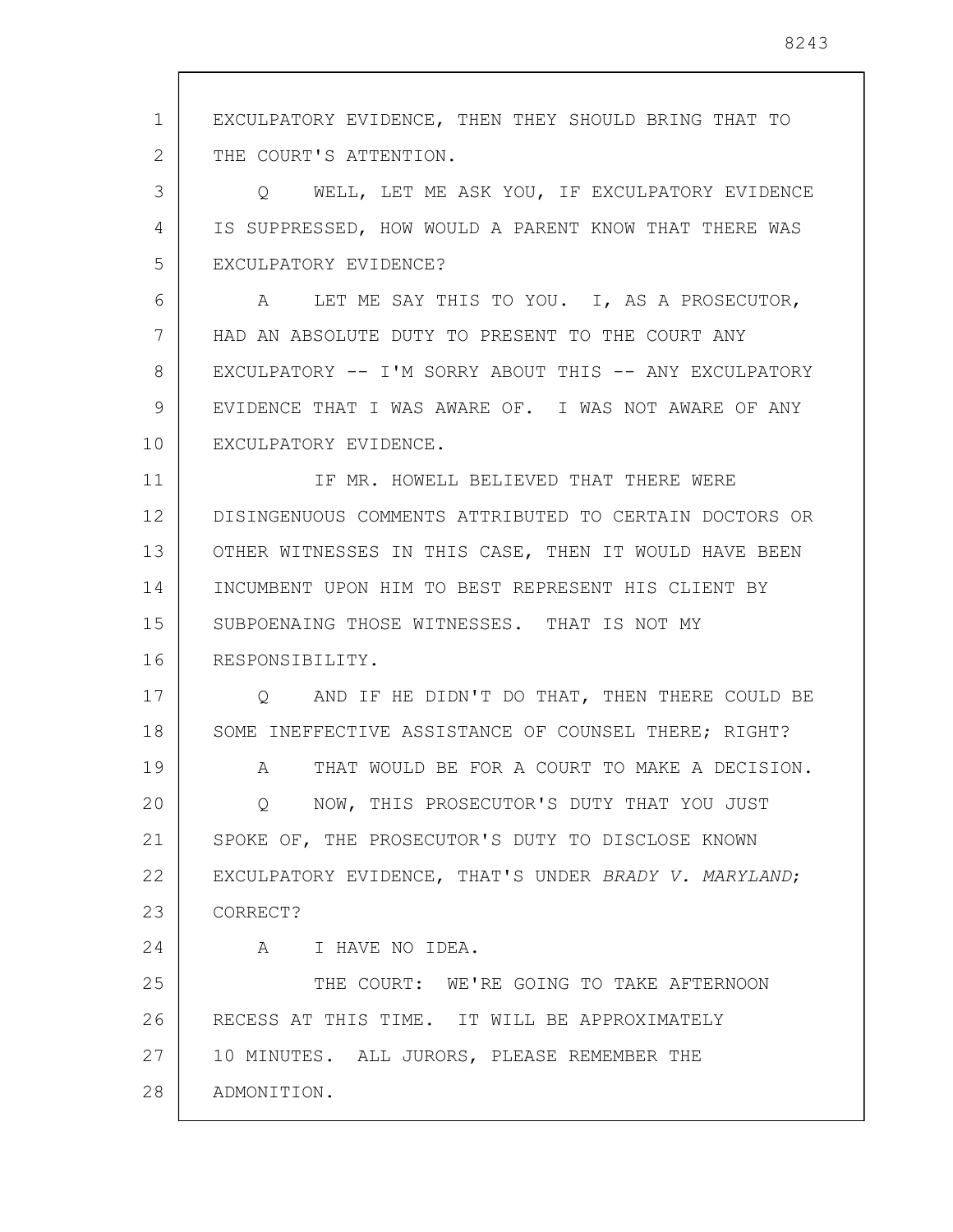EXCULPATORY EVIDENCE, THEN THEY SHOULD BRING THAT TO THE COURT'S ATTENTION.

Q WELL, LET ME ASK YOU, IF EXCULPATORY EVIDENCE IS SUPPRESSED, HOW WOULD A PARENT KNOW THAT THERE WAS EXCULPATORY EVIDENCE?

A LET ME SAY THIS TO YOU. I, AS A PROSECUTOR, HAD AN ABSOLUTE DUTY TO PRESENT TO THE COURT ANY EXCULPATORY -- I'M SORRY ABOUT THIS -- ANY EXCULPATORY EVIDENCE THAT I WAS AWARE OF. I WAS NOT AWARE OF ANY EXCULPATORY EVIDENCE.

IF MR. HOWELL BELIEVED THAT THERE WERE DISINGENUOUS COMMENTS ATTRIBUTED TO CERTAIN DOCTORS OR OTHER WITNESSES IN THIS CASE, THEN IT WOULD HAVE BEEN INCUMBENT UPON HIM TO BEST REPRESENT HIS CLIENT BY SUBPOENAING THOSE WITNESSES. THAT IS NOT MY RESPONSIBILITY.

Q AND IF HE DIDN'T DO THAT, THEN THERE COULD BE SOME INEFFECTIVE ASSISTANCE OF COUNSEL THERE; RIGHT?

A THAT WOULD BE FOR A COURT TO MAKE A DECISION.

Q NOW, THIS PROSECUTOR'S DUTY THAT YOU JUST SPOKE OF, THE PROSECUTOR'S DUTY TO DISCLOSE KNOWN EXCULPATORY EVIDENCE, THAT'S UNDER *BRADY V. MARYLAND*; CORRECT?

A I HAVE NO IDEA.

THE COURT: WE'RE GOING TO TAKE AFTERNOON RECESS AT THIS TIME. IT WILL BE APPROXIMATELY 10 MINUTES. ALL JURORS, PLEASE REMEMBER THE ADMONITION.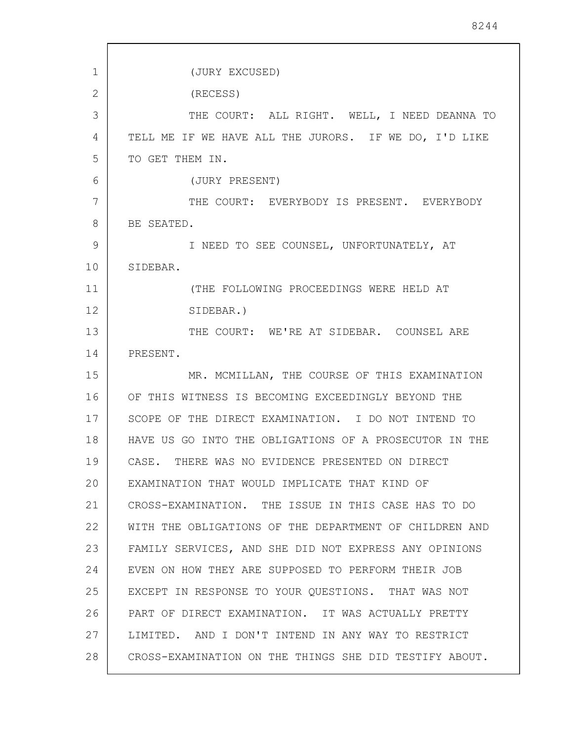(JURY EXCUSED)

(RECESS)

THE COURT: ALL RIGHT. WELL, I NEED DEANNA TO TELL ME IF WE HAVE ALL THE JURORS. IF WE DO, I'D LIKE TO GET THEM IN.

(JURY PRESENT)

THE COURT: EVERYBODY IS PRESENT. EVERYBODY BE SEATED.

I NEED TO SEE COUNSEL, UNFORTUNATELY, AT SIDEBAR.

(THE FOLLOWING PROCEEDINGS WERE HELD AT SIDEBAR.)

THE COURT: WE'RE AT SIDEBAR. COUNSEL ARE PRESENT.

MR. MCMILLAN, THE COURSE OF THIS EXAMINATION OF THIS WITNESS IS BECOMING EXCEEDINGLY BEYOND THE SCOPE OF THE DIRECT EXAMINATION. I DO NOT INTEND TO HAVE US GO INTO THE OBLIGATIONS OF A PROSECUTOR IN THE CASE. THERE WAS NO EVIDENCE PRESENTED ON DIRECT EXAMINATION THAT WOULD IMPLICATE THAT KIND OF CROSS-EXAMINATION. THE ISSUE IN THIS CASE HAS TO DO WITH THE OBLIGATIONS OF THE DEPARTMENT OF CHILDREN AND FAMILY SERVICES, AND SHE DID NOT EXPRESS ANY OPINIONS EVEN ON HOW THEY ARE SUPPOSED TO PERFORM THEIR JOB EXCEPT IN RESPONSE TO YOUR QUESTIONS. THAT WAS NOT PART OF DIRECT EXAMINATION. IT WAS ACTUALLY PRETTY LIMITED. AND I DON'T INTEND IN ANY WAY TO RESTRICT CROSS-EXAMINATION ON THE THINGS SHE DID TESTIFY ABOUT.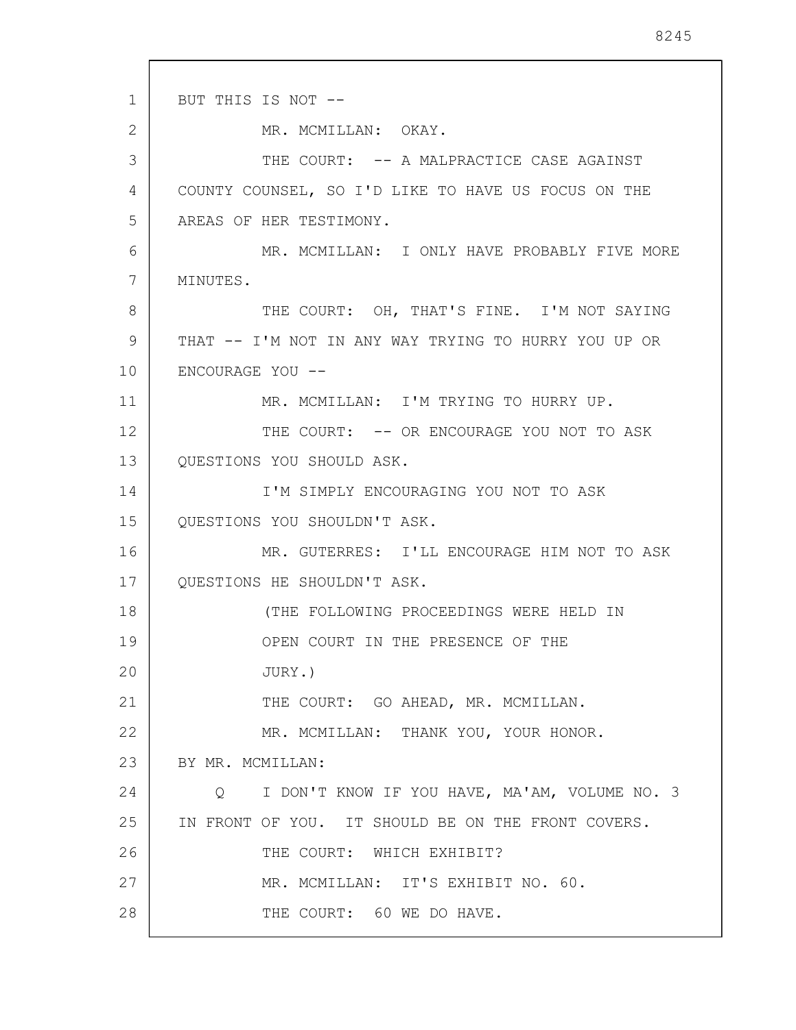BUT THIS IS NOT --

MR. MCMILLAN: OKAY.

THE COURT: -- A MALPRACTICE CASE AGAINST COUNTY COUNSEL, SO I'D LIKE TO HAVE US FOCUS ON THE AREAS OF HER TESTIMONY.

MR. MCMILLAN: I ONLY HAVE PROBABLY FIVE MORE MINUTES.

THE COURT: OH, THAT'S FINE. I'M NOT SAYING THAT -- I'M NOT IN ANY WAY TRYING TO HURRY YOU UP OR ENCOURAGE YOU --

MR. MCMILLAN: I'M TRYING TO HURRY UP.

THE COURT: -- OR ENCOURAGE YOU NOT TO ASK QUESTIONS YOU SHOULD ASK.

I'M SIMPLY ENCOURAGING YOU NOT TO ASK QUESTIONS YOU SHOULDN'T ASK.

MR. GUTERRES: I'LL ENCOURAGE HIM NOT TO ASK QUESTIONS HE SHOULDN'T ASK.

(THE FOLLOWING PROCEEDINGS WERE HELD IN OPEN COURT IN THE PRESENCE OF THE JURY.)

THE COURT: GO AHEAD, MR. MCMILLAN.

MR. MCMILLAN: THANK YOU, YOUR HONOR.

BY MR. MCMILLAN:

Q I DON'T KNOW IF YOU HAVE, MA'AM, VOLUME NO. 3 IN FRONT OF YOU. IT SHOULD BE ON THE FRONT COVERS.

THE COURT: WHICH EXHIBIT?

MR. MCMILLAN: IT'S EXHIBIT NO. 60.

THE COURT: 60 WE DO HAVE.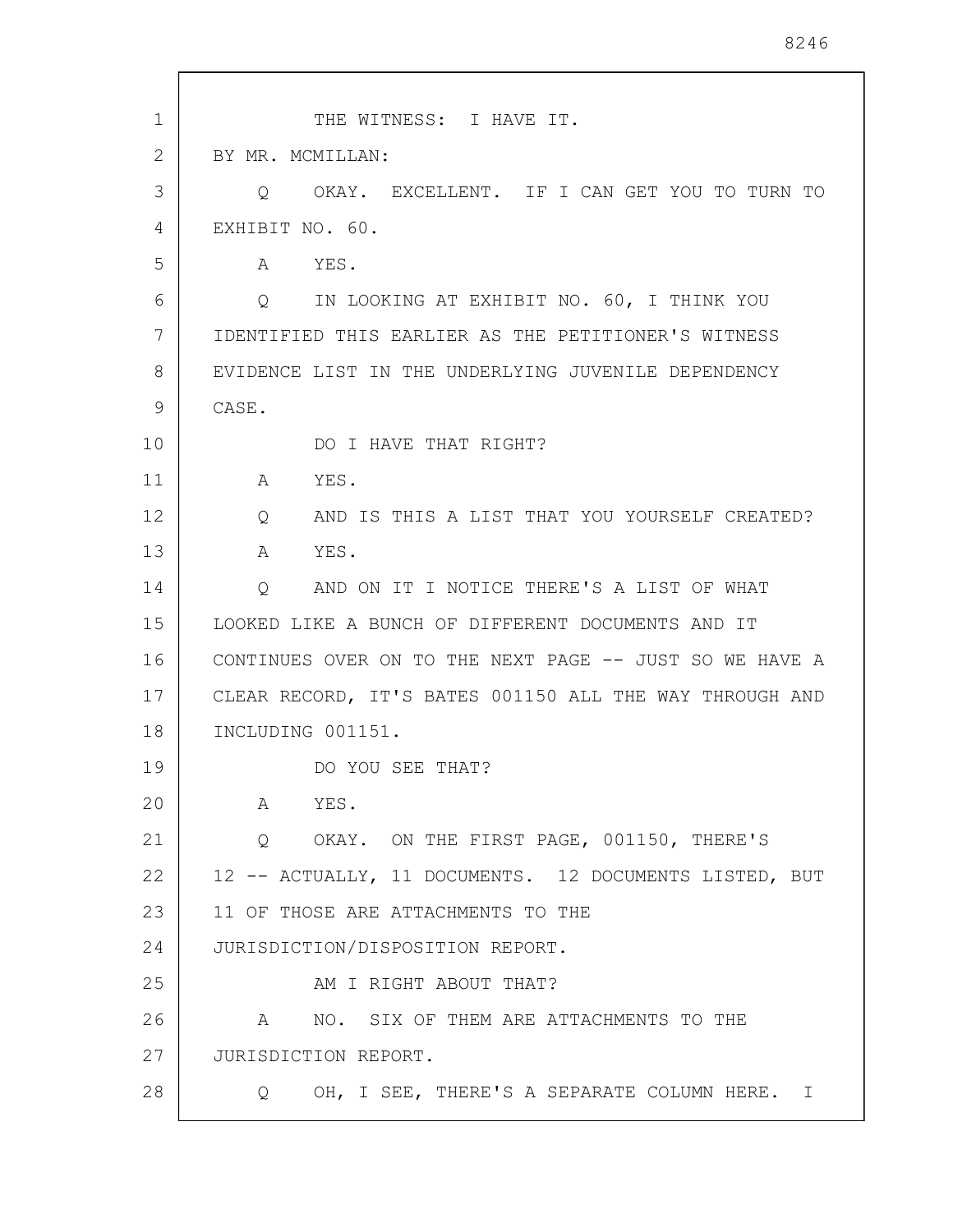THE WITNESS: I HAVE IT.

BY MR. MCMILLAN:

Q OKAY. EXCELLENT. IF I CAN GET YOU TO TURN TO EXHIBIT NO. 60.

A YES.

Q IN LOOKING AT EXHIBIT NO. 60, I THINK YOU IDENTIFIED THIS EARLIER AS THE PETITIONER'S WITNESS EVIDENCE LIST IN THE UNDERLYING JUVENILE DEPENDENCY CASE.

DO I HAVE THAT RIGHT?

A YES.

Q AND IS THIS A LIST THAT YOU YOURSELF CREATED?

A YES.

Q AND ON IT I NOTICE THERE'S A LIST OF WHAT LOOKED LIKE A BUNCH OF DIFFERENT DOCUMENTS AND IT CONTINUES OVER ON TO THE NEXT PAGE -- JUST SO WE HAVE A CLEAR RECORD, IT'S BATES 001150 ALL THE WAY THROUGH AND INCLUDING 001151.

DO YOU SEE THAT?

A YES.

Q OKAY. ON THE FIRST PAGE, 001150, THERE'S 12 -- ACTUALLY, 11 DOCUMENTS. 12 DOCUMENTS LISTED, BUT 11 OF THOSE ARE ATTACHMENTS TO THE JURISDICTION/DISPOSITION REPORT.

AM I RIGHT ABOUT THAT?

A NO. SIX OF THEM ARE ATTACHMENTS TO THE JURISDICTION REPORT.

Q OH, I SEE, THERE'S A SEPARATE COLUMN HERE. I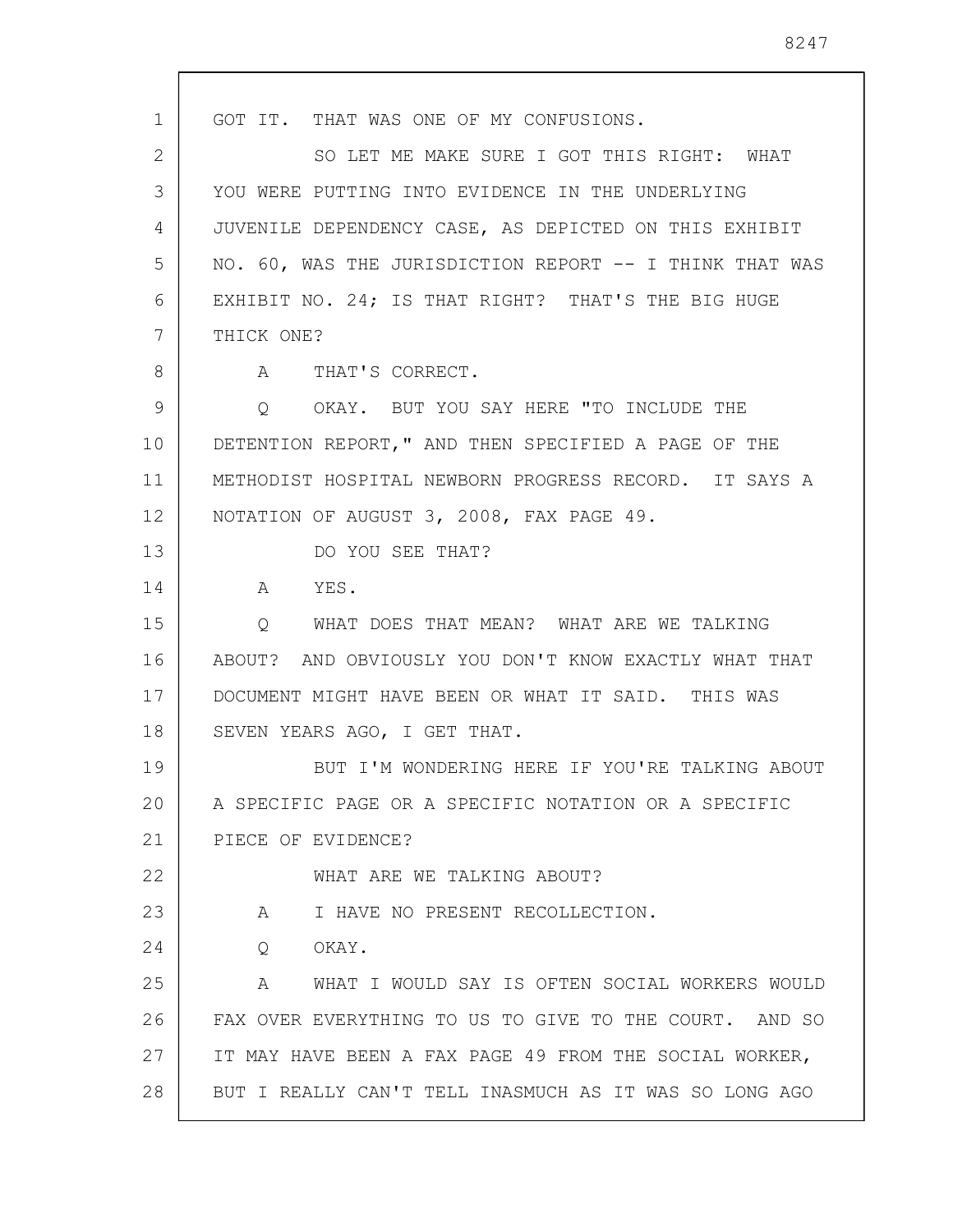GOT IT. THAT WAS ONE OF MY CONFUSIONS.

SO LET ME MAKE SURE I GOT THIS RIGHT: WHAT YOU WERE PUTTING INTO EVIDENCE IN THE UNDERLYING JUVENILE DEPENDENCY CASE, AS DEPICTED ON THIS EXHIBIT NO. 60, WAS THE JURISDICTION REPORT -- I THINK THAT WAS EXHIBIT NO. 24; IS THAT RIGHT? THAT'S THE BIG HUGE THICK ONE?

A THAT'S CORRECT.

Q OKAY. BUT YOU SAY HERE "TO INCLUDE THE DETENTION REPORT," AND THEN SPECIFIED A PAGE OF THE METHODIST HOSPITAL NEWBORN PROGRESS RECORD. IT SAYS A NOTATION OF AUGUST 3, 2008, FAX PAGE 49.

DO YOU SEE THAT?

A YES.

Q WHAT DOES THAT MEAN? WHAT ARE WE TALKING ABOUT? AND OBVIOUSLY YOU DON'T KNOW EXACTLY WHAT THAT DOCUMENT MIGHT HAVE BEEN OR WHAT IT SAID. THIS WAS SEVEN YEARS AGO, I GET THAT.

BUT I'M WONDERING HERE IF YOU'RE TALKING ABOUT A SPECIFIC PAGE OR A SPECIFIC NOTATION OR A SPECIFIC PIECE OF EVIDENCE?

WHAT ARE WE TALKING ABOUT?

A I HAVE NO PRESENT RECOLLECTION.

Q OKAY.

A WHAT I WOULD SAY IS OFTEN SOCIAL WORKERS WOULD FAX OVER EVERYTHING TO US TO GIVE TO THE COURT. AND SO IT MAY HAVE BEEN A FAX PAGE 49 FROM THE SOCIAL WORKER, BUT I REALLY CAN'T TELL INASMUCH AS IT WAS SO LONG AGO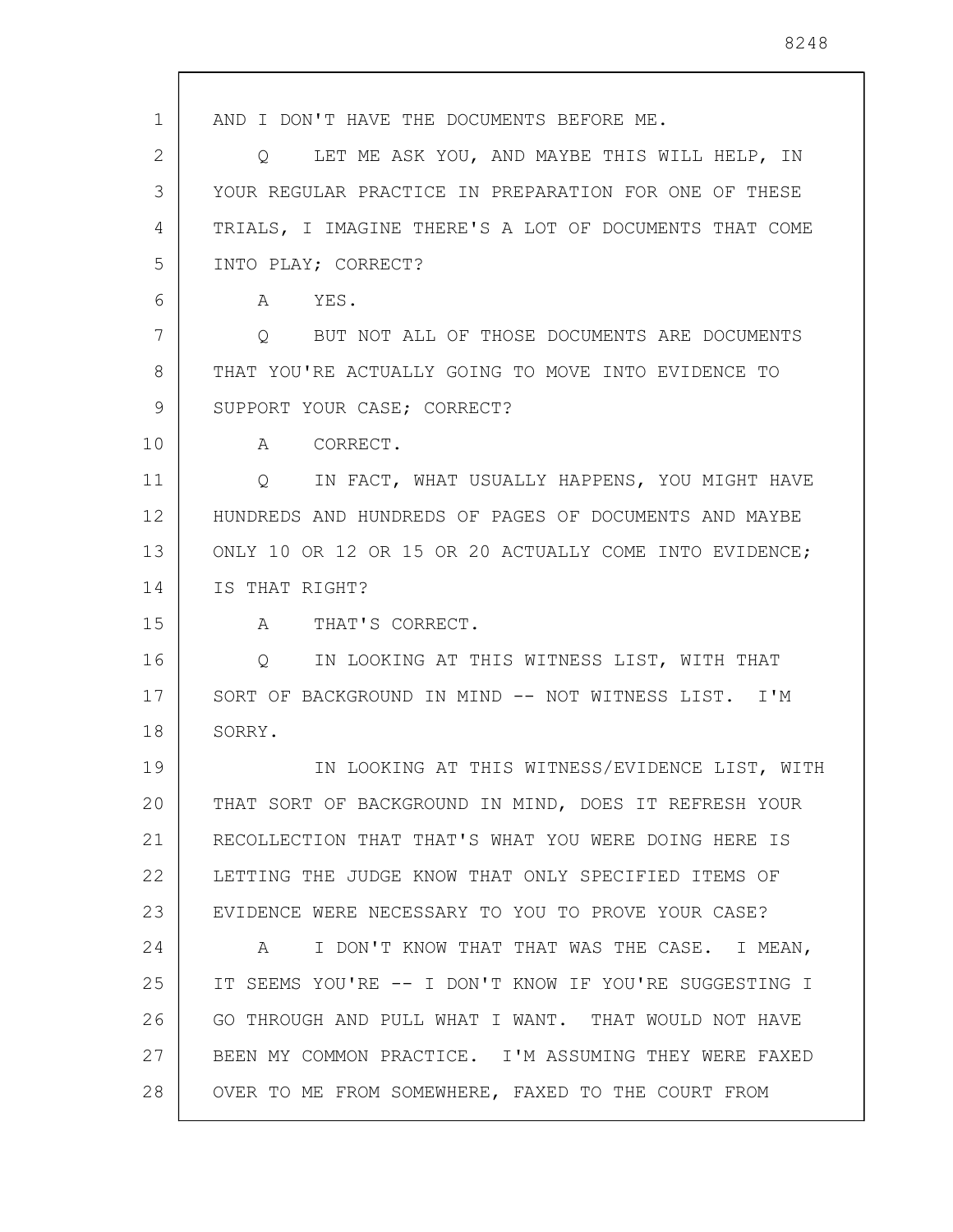AND I DON'T HAVE THE DOCUMENTS BEFORE ME.

Q LET ME ASK YOU, AND MAYBE THIS WILL HELP, IN YOUR REGULAR PRACTICE IN PREPARATION FOR ONE OF THESE TRIALS, I IMAGINE THERE'S A LOT OF DOCUMENTS THAT COME INTO PLAY; CORRECT?

A YES.

Q BUT NOT ALL OF THOSE DOCUMENTS ARE DOCUMENTS THAT YOU'RE ACTUALLY GOING TO MOVE INTO EVIDENCE TO SUPPORT YOUR CASE; CORRECT?

A CORRECT.

Q IN FACT, WHAT USUALLY HAPPENS, YOU MIGHT HAVE HUNDREDS AND HUNDREDS OF PAGES OF DOCUMENTS AND MAYBE ONLY 10 OR 12 OR 15 OR 20 ACTUALLY COME INTO EVIDENCE; IS THAT RIGHT?

A THAT'S CORRECT.

Q IN LOOKING AT THIS WITNESS LIST, WITH THAT SORT OF BACKGROUND IN MIND -- NOT WITNESS LIST. I'M SORRY.

IN LOOKING AT THIS WITNESS/EVIDENCE LIST, WITH THAT SORT OF BACKGROUND IN MIND, DOES IT REFRESH YOUR RECOLLECTION THAT THAT'S WHAT YOU WERE DOING HERE IS LETTING THE JUDGE KNOW THAT ONLY SPECIFIED ITEMS OF EVIDENCE WERE NECESSARY TO YOU TO PROVE YOUR CASE?

A I DON'T KNOW THAT THAT WAS THE CASE. I MEAN, IT SEEMS YOU'RE -- I DON'T KNOW IF YOU'RE SUGGESTING I GO THROUGH AND PULL WHAT I WANT. THAT WOULD NOT HAVE BEEN MY COMMON PRACTICE. I'M ASSUMING THEY WERE FAXED OVER TO ME FROM SOMEWHERE, FAXED TO THE COURT FROM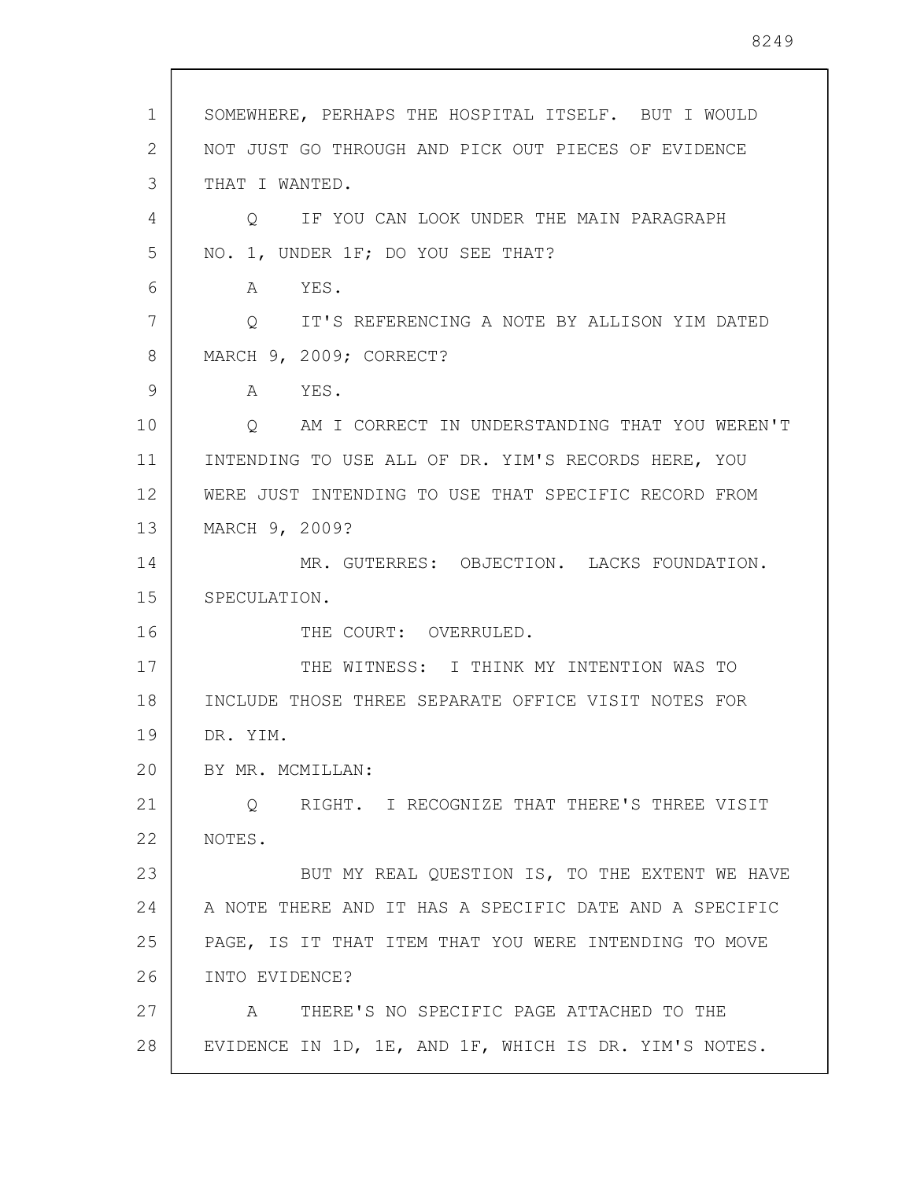SOMEWHERE, PERHAPS THE HOSPITAL ITSELF. BUT I WOULD NOT JUST GO THROUGH AND PICK OUT PIECES OF EVIDENCE THAT I WANTED.

Q IF YOU CAN LOOK UNDER THE MAIN PARAGRAPH NO. 1, UNDER 1F; DO YOU SEE THAT?

A YES.

Q IT'S REFERENCING A NOTE BY ALLISON YIM DATED MARCH 9, 2009; CORRECT?

A YES.

Q AM I CORRECT IN UNDERSTANDING THAT YOU WEREN'T INTENDING TO USE ALL OF DR. YIM'S RECORDS HERE, YOU WERE JUST INTENDING TO USE THAT SPECIFIC RECORD FROM MARCH 9, 2009?

MR. GUTERRES: OBJECTION. LACKS FOUNDATION. SPECULATION.

THE COURT: OVERRULED.

THE WITNESS: I THINK MY INTENTION WAS TO INCLUDE THOSE THREE SEPARATE OFFICE VISIT NOTES FOR DR. YIM.

BY MR. MCMILLAN:

Q RIGHT. I RECOGNIZE THAT THERE'S THREE VISIT NOTES.

BUT MY REAL QUESTION IS, TO THE EXTENT WE HAVE A NOTE THERE AND IT HAS A SPECIFIC DATE AND A SPECIFIC PAGE, IS IT THAT ITEM THAT YOU WERE INTENDING TO MOVE INTO EVIDENCE?

A THERE'S NO SPECIFIC PAGE ATTACHED TO THE EVIDENCE IN 1D, 1E, AND 1F, WHICH IS DR. YIM'S NOTES.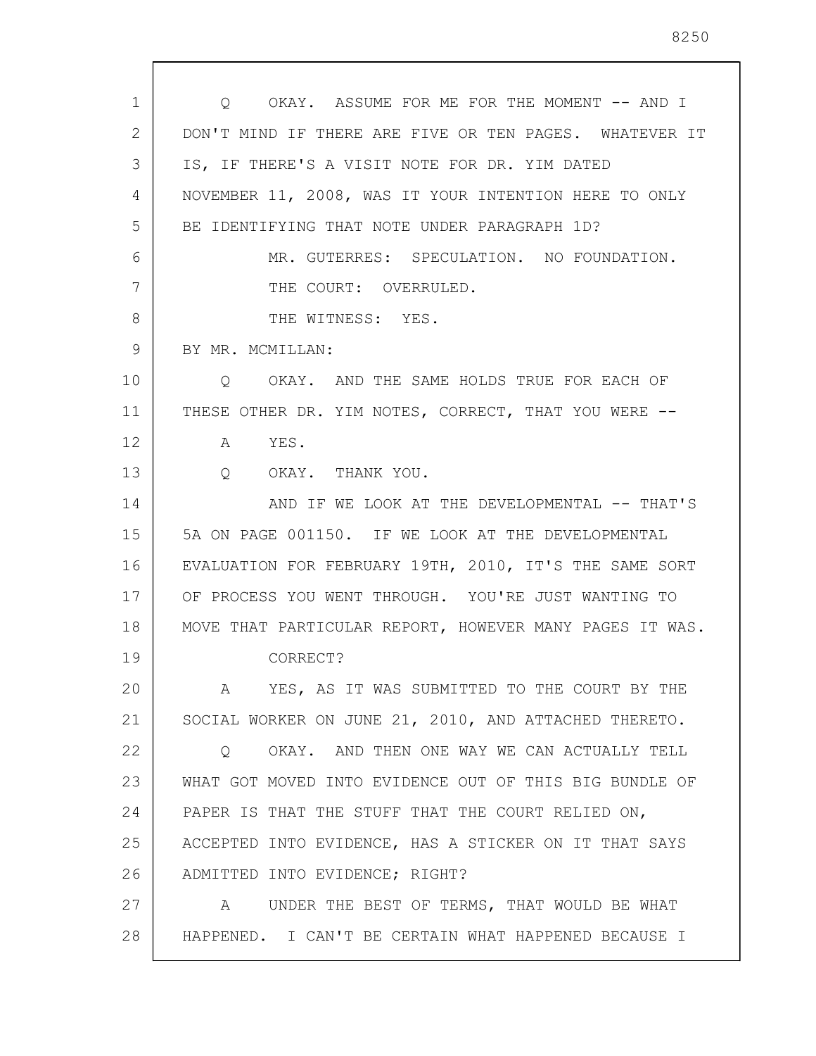Q OKAY. ASSUME FOR ME FOR THE MOMENT -- AND I DON'T MIND IF THERE ARE FIVE OR TEN PAGES. WHATEVER IT IS, IF THERE'S A VISIT NOTE FOR DR. YIM DATED NOVEMBER 11, 2008, WAS IT YOUR INTENTION HERE TO ONLY BE IDENTIFYING THAT NOTE UNDER PARAGRAPH 1D?

MR. GUTERRES: SPECULATION. NO FOUNDATION.

THE COURT: OVERRULED.

THE WITNESS: YES.

BY MR. MCMILLAN:

Q OKAY. AND THE SAME HOLDS TRUE FOR EACH OF THESE OTHER DR. YIM NOTES, CORRECT, THAT YOU WERE --

A YES.

Q OKAY. THANK YOU.

AND IF WE LOOK AT THE DEVELOPMENTAL -- THAT'S 5A ON PAGE 001150. IF WE LOOK AT THE DEVELOPMENTAL EVALUATION FOR FEBRUARY 19TH, 2010, IT'S THE SAME SORT OF PROCESS YOU WENT THROUGH. YOU'RE JUST WANTING TO MOVE THAT PARTICULAR REPORT, HOWEVER MANY PAGES IT WAS. CORRECT?

A YES, AS IT WAS SUBMITTED TO THE COURT BY THE SOCIAL WORKER ON JUNE 21, 2010, AND ATTACHED THERETO.

Q OKAY. AND THEN ONE WAY WE CAN ACTUALLY TELL WHAT GOT MOVED INTO EVIDENCE OUT OF THIS BIG BUNDLE OF PAPER IS THAT THE STUFF THAT THE COURT RELIED ON, ACCEPTED INTO EVIDENCE, HAS A STICKER ON IT THAT SAYS ADMITTED INTO EVIDENCE; RIGHT?

A UNDER THE BEST OF TERMS, THAT WOULD BE WHAT HAPPENED. I CAN'T BE CERTAIN WHAT HAPPENED BECAUSE I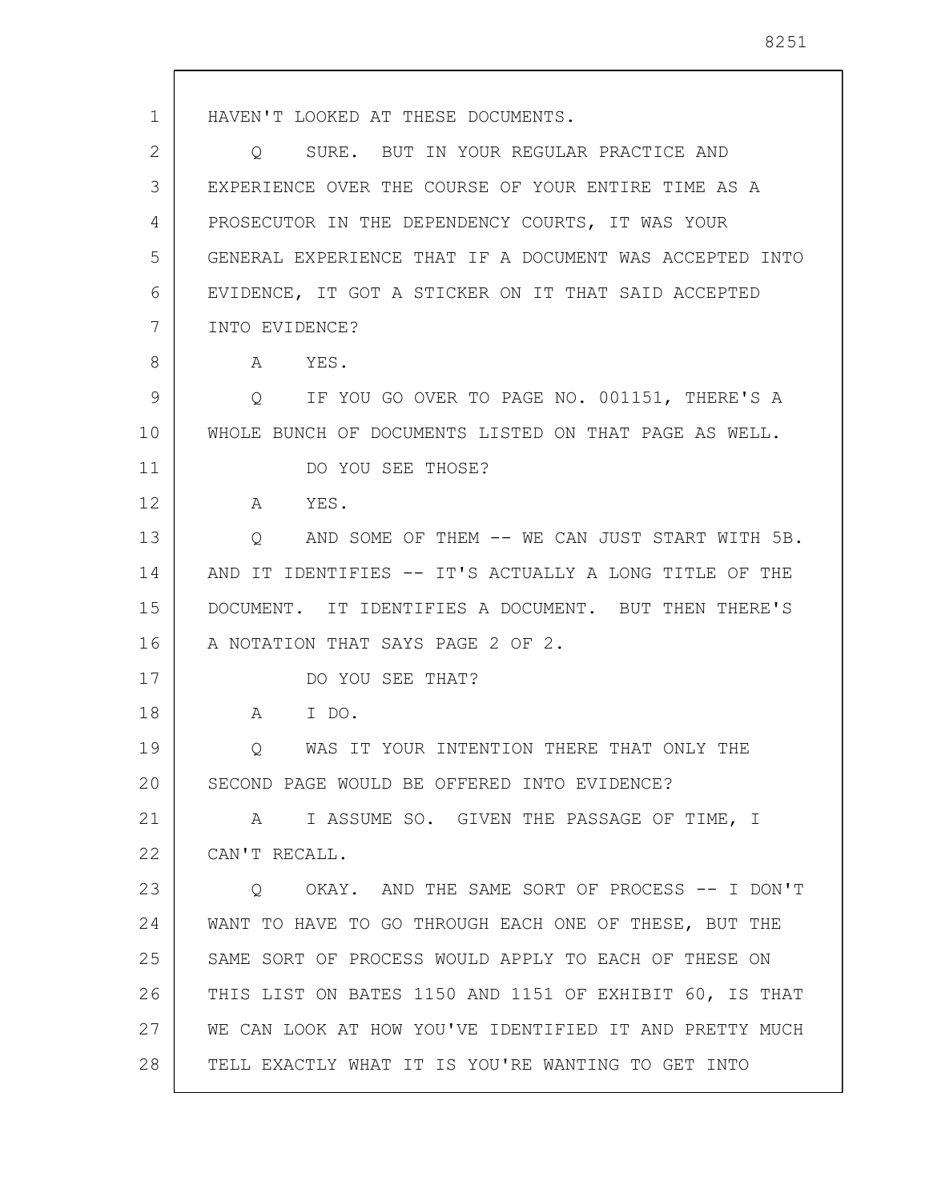HAVEN'T LOOKED AT THESE DOCUMENTS.

Q SURE. BUT IN YOUR REGULAR PRACTICE AND EXPERIENCE OVER THE COURSE OF YOUR ENTIRE TIME AS A PROSECUTOR IN THE DEPENDENCY COURTS, IT WAS YOUR GENERAL EXPERIENCE THAT IF A DOCUMENT WAS ACCEPTED INTO EVIDENCE, IT GOT A STICKER ON IT THAT SAID ACCEPTED INTO EVIDENCE?

A YES.

Q IF YOU GO OVER TO PAGE NO. 001151, THERE'S A WHOLE BUNCH OF DOCUMENTS LISTED ON THAT PAGE AS WELL.

DO YOU SEE THOSE?

A YES.

Q AND SOME OF THEM -- WE CAN JUST START WITH 5B. AND IT IDENTIFIES -- IT'S ACTUALLY A LONG TITLE OF THE DOCUMENT. IT IDENTIFIES A DOCUMENT. BUT THEN THERE'S A NOTATION THAT SAYS PAGE 2 OF 2.

DO YOU SEE THAT?

A I DO.

Q WAS IT YOUR INTENTION THERE THAT ONLY THE SECOND PAGE WOULD BE OFFERED INTO EVIDENCE?

A I ASSUME SO. GIVEN THE PASSAGE OF TIME, I CAN'T RECALL.

Q OKAY. AND THE SAME SORT OF PROCESS -- I DON'T WANT TO HAVE TO GO THROUGH EACH ONE OF THESE, BUT THE SAME SORT OF PROCESS WOULD APPLY TO EACH OF THESE ON THIS LIST ON BATES 1150 AND 1151 OF EXHIBIT 60, IS THAT WE CAN LOOK AT HOW YOU'VE IDENTIFIED IT AND PRETTY MUCH TELL EXACTLY WHAT IT IS YOU'RE WANTING TO GET INTO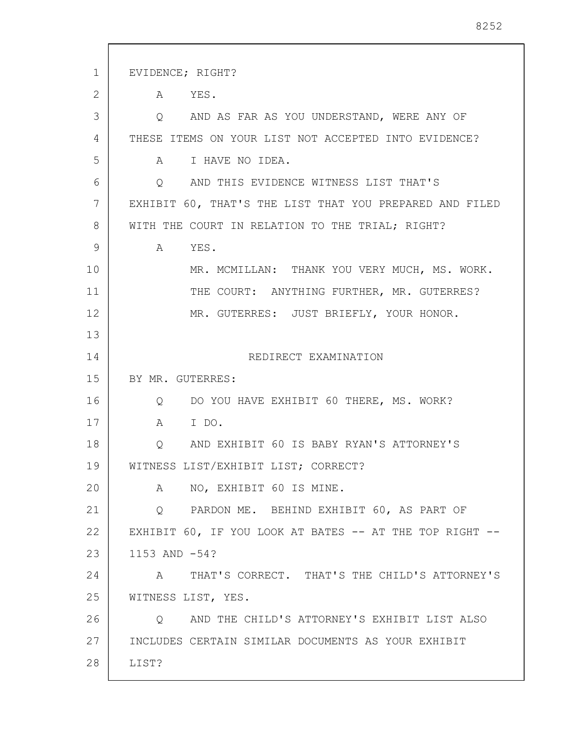EVIDENCE; RIGHT?

A YES.

Q AND AS FAR AS YOU UNDERSTAND, WERE ANY OF THESE ITEMS ON YOUR LIST NOT ACCEPTED INTO EVIDENCE?

A I HAVE NO IDEA.

Q AND THIS EVIDENCE WITNESS LIST THAT'S EXHIBIT 60, THAT'S THE LIST THAT YOU PREPARED AND FILED WITH THE COURT IN RELATION TO THE TRIAL; RIGHT?

A YES.

MR. MCMILLAN: THANK YOU VERY MUCH, MS. WORK.

THE COURT: ANYTHING FURTHER, MR. GUTERRES?

MR. GUTERRES: JUST BRIEFLY, YOUR HONOR.

## REDIRECT EXAMINATION

BY MR. GUTERRES:

Q DO YOU HAVE EXHIBIT 60 THERE, MS. WORK?

A I DO.

Q AND EXHIBIT 60 IS BABY RYAN'S ATTORNEY'S WITNESS LIST/EXHIBIT LIST; CORRECT?

A NO, EXHIBIT 60 IS MINE.

Q PARDON ME. BEHIND EXHIBIT 60, AS PART OF EXHIBIT 60, IF YOU LOOK AT BATES -- AT THE TOP RIGHT -- 1153 AND -54?

A THAT'S CORRECT. THAT'S THE CHILD'S ATTORNEY'S WITNESS LIST, YES.

Q AND THE CHILD'S ATTORNEY'S EXHIBIT LIST ALSO INCLUDES CERTAIN SIMILAR DOCUMENTS AS YOUR EXHIBIT LIST?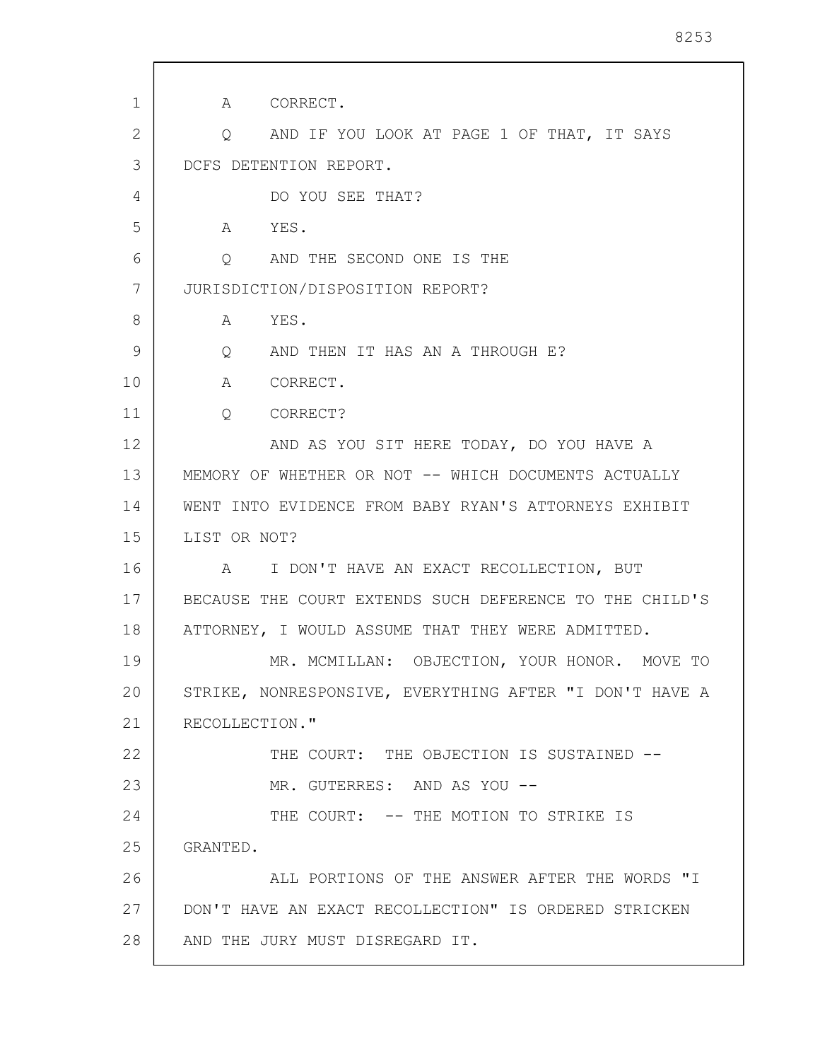A CORRECT.

Q AND IF YOU LOOK AT PAGE 1 OF THAT, IT SAYS DCFS DETENTION REPORT.

DO YOU SEE THAT?

A YES.

Q AND THE SECOND ONE IS THE JURISDICTION/DISPOSITION REPORT?

A YES.

Q AND THEN IT HAS AN A THROUGH E?

A CORRECT.

Q CORRECT?

AND AS YOU SIT HERE TODAY, DO YOU HAVE A MEMORY OF WHETHER OR NOT -- WHICH DOCUMENTS ACTUALLY WENT INTO EVIDENCE FROM BABY RYAN'S ATTORNEYS EXHIBIT LIST OR NOT?

A I DON'T HAVE AN EXACT RECOLLECTION, BUT BECAUSE THE COURT EXTENDS SUCH DEFERENCE TO THE CHILD'S ATTORNEY, I WOULD ASSUME THAT THEY WERE ADMITTED.

MR. MCMILLAN: OBJECTION, YOUR HONOR. MOVE TO STRIKE, NONRESPONSIVE, EVERYTHING AFTER "I DON'T HAVE A RECOLLECTION."

THE COURT: THE OBJECTION IS SUSTAINED --

MR. GUTERRES: AND AS YOU --

THE COURT: -- THE MOTION TO STRIKE IS GRANTED.

ALL PORTIONS OF THE ANSWER AFTER THE WORDS "I DON'T HAVE AN EXACT RECOLLECTION" IS ORDERED STRICKEN AND THE JURY MUST DISREGARD IT.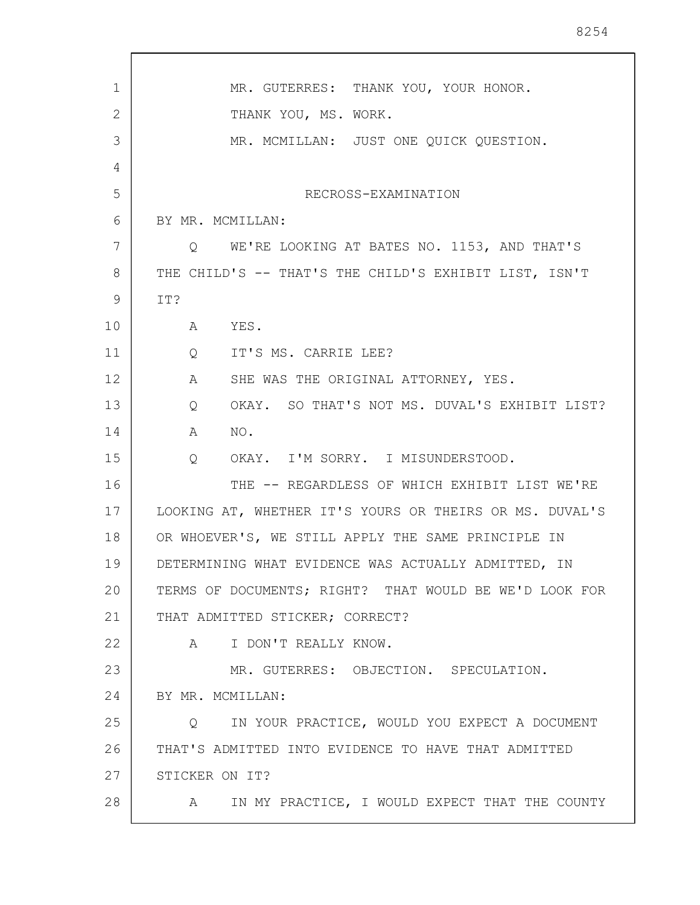MR. GUTERRES: THANK YOU, YOUR HONOR.

THANK YOU, MS. WORK.

MR. MCMILLAN: JUST ONE QUICK QUESTION.

RECROSS-EXAMINATION

BY MR. MCMILLAN:

Q WE'RE LOOKING AT BATES NO. 1153, AND THAT'S THE CHILD'S -- THAT'S THE CHILD'S EXHIBIT LIST, ISN'T IT?

A YES.

Q IT'S MS. CARRIE LEE?

A SHE WAS THE ORIGINAL ATTORNEY, YES.

Q OKAY. SO THAT'S NOT MS. DUVAL'S EXHIBIT LIST?

A NO.

Q OKAY. I'M SORRY. I MISUNDERSTOOD.

THE -- REGARDLESS OF WHICH EXHIBIT LIST WE'RE LOOKING AT, WHETHER IT'S YOURS OR THEIRS OR MS. DUVAL'S OR WHOEVER'S, WE STILL APPLY THE SAME PRINCIPLE IN DETERMINING WHAT EVIDENCE WAS ACTUALLY ADMITTED, IN TERMS OF DOCUMENTS; RIGHT? THAT WOULD BE WE'D LOOK FOR THAT ADMITTED STICKER; CORRECT?

A I DON'T REALLY KNOW.

MR. GUTERRES: OBJECTION. SPECULATION.

BY MR. MCMILLAN:

Q IN YOUR PRACTICE, WOULD YOU EXPECT A DOCUMENT THAT'S ADMITTED INTO EVIDENCE TO HAVE THAT ADMITTED STICKER ON IT?

A IN MY PRACTICE, I WOULD EXPECT THAT THE COUNTY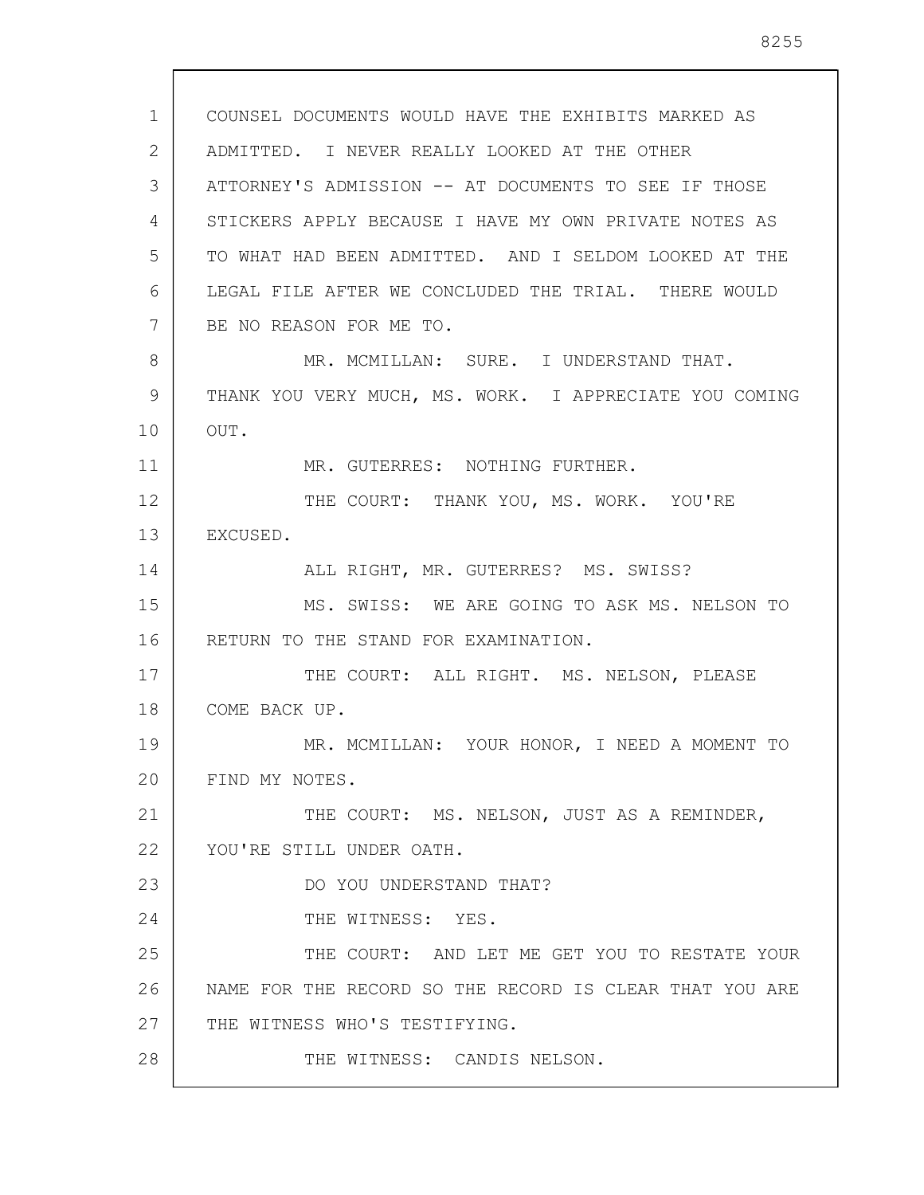COUNSEL DOCUMENTS WOULD HAVE THE EXHIBITS MARKED AS ADMITTED. I NEVER REALLY LOOKED AT THE OTHER ATTORNEY'S ADMISSION -- AT DOCUMENTS TO SEE IF THOSE STICKERS APPLY BECAUSE I HAVE MY OWN PRIVATE NOTES AS TO WHAT HAD BEEN ADMITTED. AND I SELDOM LOOKED AT THE LEGAL FILE AFTER WE CONCLUDED THE TRIAL. THERE WOULD BE NO REASON FOR ME TO.

MR. MCMILLAN: SURE. I UNDERSTAND THAT. THANK YOU VERY MUCH, MS. WORK. I APPRECIATE YOU COMING OUT.

MR. GUTERRES: NOTHING FURTHER.

THE COURT: THANK YOU, MS. WORK. YOU'RE EXCUSED.

ALL RIGHT, MR. GUTERRES? MS. SWISS?

MS. SWISS: WE ARE GOING TO ASK MS. NELSON TO RETURN TO THE STAND FOR EXAMINATION.

THE COURT: ALL RIGHT. MS. NELSON, PLEASE COME BACK UP.

MR. MCMILLAN: YOUR HONOR, I NEED A MOMENT TO FIND MY NOTES.

THE COURT: MS. NELSON, JUST AS A REMINDER, YOU'RE STILL UNDER OATH.

DO YOU UNDERSTAND THAT?

THE WITNESS: YES.

THE COURT: AND LET ME GET YOU TO RESTATE YOUR NAME FOR THE RECORD SO THE RECORD IS CLEAR THAT YOU ARE THE WITNESS WHO'S TESTIFYING.

THE WITNESS: CANDIS NELSON.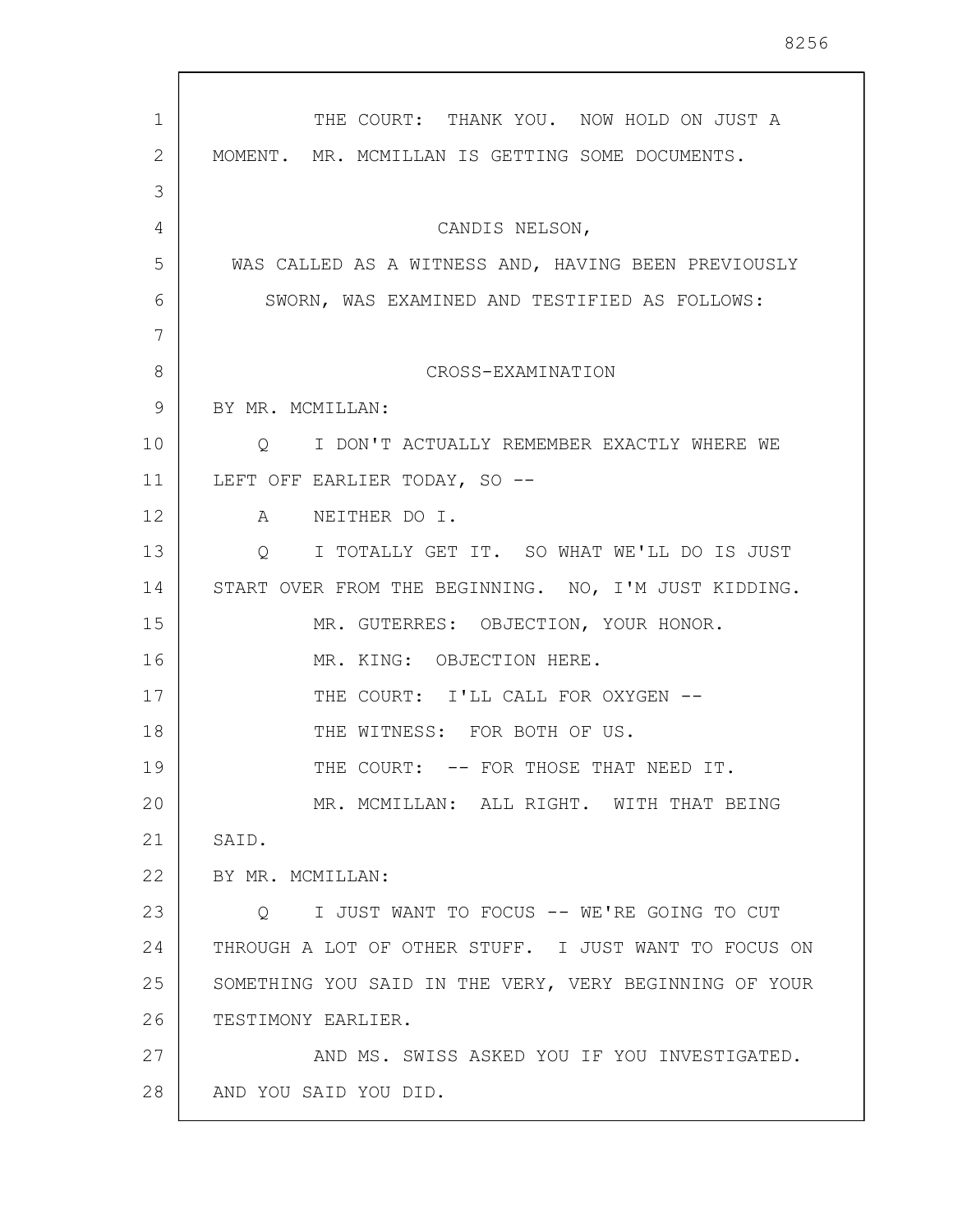THE COURT: THANK YOU. NOW HOLD ON JUST A MOMENT. MR. MCMILLAN IS GETTING SOME DOCUMENTS.

CANDIS NELSON,

WAS CALLED AS A WITNESS AND, HAVING BEEN PREVIOUSLY SWORN, WAS EXAMINED AND TESTIFIED AS FOLLOWS:

CROSS-EXAMINATION

BY MR. MCMILLAN:

Q I DON'T ACTUALLY REMEMBER EXACTLY WHERE WE LEFT OFF EARLIER TODAY, SO --

A NEITHER DO I.

Q I TOTALLY GET IT. SO WHAT WE'LL DO IS JUST START OVER FROM THE BEGINNING. NO, I'M JUST KIDDING.

MR. GUTERRES: OBJECTION, YOUR HONOR.

MR. KING: OBJECTION HERE.

THE COURT: I'LL CALL FOR OXYGEN --

THE WITNESS: FOR BOTH OF US.

THE COURT: -- FOR THOSE THAT NEED IT.

MR. MCMILLAN: ALL RIGHT. WITH THAT BEING SAID.

BY MR. MCMILLAN:

Q I JUST WANT TO FOCUS -- WE'RE GOING TO CUT THROUGH A LOT OF OTHER STUFF. I JUST WANT TO FOCUS ON SOMETHING YOU SAID IN THE VERY, VERY BEGINNING OF YOUR TESTIMONY EARLIER.

AND MS. SWISS ASKED YOU IF YOU INVESTIGATED. AND YOU SAID YOU DID.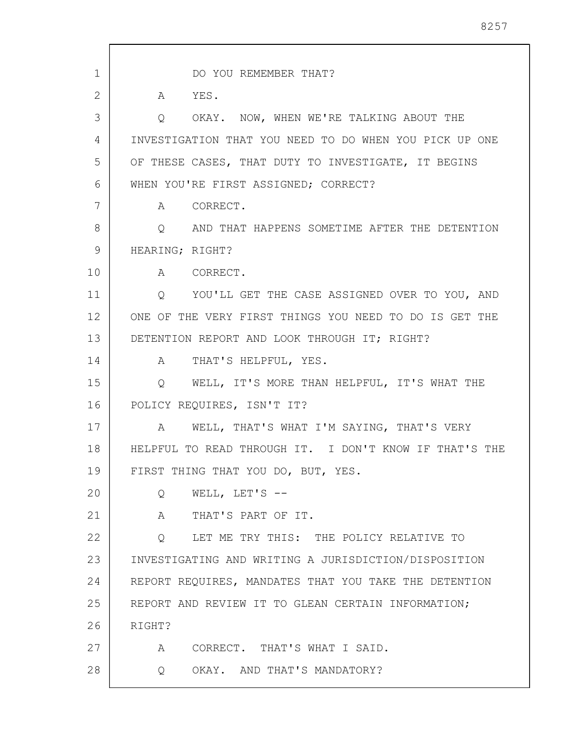DO YOU REMEMBER THAT?

A YES.

Q OKAY. NOW, WHEN WE'RE TALKING ABOUT THE INVESTIGATION THAT YOU NEED TO DO WHEN YOU PICK UP ONE OF THESE CASES, THAT DUTY TO INVESTIGATE, IT BEGINS WHEN YOU'RE FIRST ASSIGNED; CORRECT?

A CORRECT.

Q AND THAT HAPPENS SOMETIME AFTER THE DETENTION HEARING; RIGHT?

A CORRECT.

Q YOU'LL GET THE CASE ASSIGNED OVER TO YOU, AND ONE OF THE VERY FIRST THINGS YOU NEED TO DO IS GET THE DETENTION REPORT AND LOOK THROUGH IT; RIGHT?

A THAT'S HELPFUL, YES.

Q WELL, IT'S MORE THAN HELPFUL, IT'S WHAT THE POLICY REQUIRES, ISN'T IT?

A WELL, THAT'S WHAT I'M SAYING, THAT'S VERY HELPFUL TO READ THROUGH IT. I DON'T KNOW IF THAT'S THE FIRST THING THAT YOU DO, BUT, YES.

Q WELL, LET'S --

A THAT'S PART OF IT.

Q LET ME TRY THIS: THE POLICY RELATIVE TO INVESTIGATING AND WRITING A JURISDICTION/DISPOSITION REPORT REQUIRES, MANDATES THAT YOU TAKE THE DETENTION REPORT AND REVIEW IT TO GLEAN CERTAIN INFORMATION; RIGHT?

A CORRECT. THAT'S WHAT I SAID.

Q OKAY. AND THAT'S MANDATORY?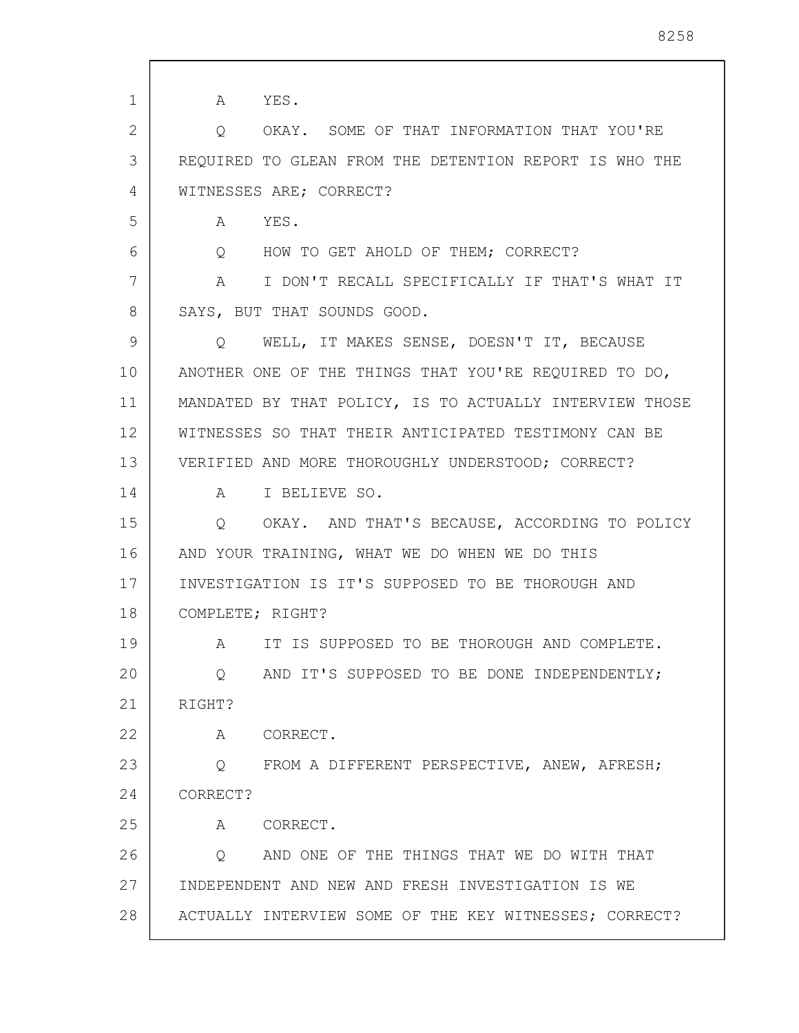A YES.

Q OKAY. SOME OF THAT INFORMATION THAT YOU'RE REQUIRED TO GLEAN FROM THE DETENTION REPORT IS WHO THE WITNESSES ARE; CORRECT?

A YES.

Q HOW TO GET AHOLD OF THEM; CORRECT?

A I DON'T RECALL SPECIFICALLY IF THAT'S WHAT IT SAYS, BUT THAT SOUNDS GOOD.

Q WELL, IT MAKES SENSE, DOESN'T IT, BECAUSE ANOTHER ONE OF THE THINGS THAT YOU'RE REQUIRED TO DO, MANDATED BY THAT POLICY, IS TO ACTUALLY INTERVIEW THOSE WITNESSES SO THAT THEIR ANTICIPATED TESTIMONY CAN BE VERIFIED AND MORE THOROUGHLY UNDERSTOOD; CORRECT?

A I BELIEVE SO.

Q OKAY. AND THAT'S BECAUSE, ACCORDING TO POLICY AND YOUR TRAINING, WHAT WE DO WHEN WE DO THIS INVESTIGATION IS IT'S SUPPOSED TO BE THOROUGH AND COMPLETE; RIGHT?

A IT IS SUPPOSED TO BE THOROUGH AND COMPLETE.

Q AND IT'S SUPPOSED TO BE DONE INDEPENDENTLY; RIGHT?

A CORRECT.

Q FROM A DIFFERENT PERSPECTIVE, ANEW, AFRESH; CORRECT?

A CORRECT.

Q AND ONE OF THE THINGS THAT WE DO WITH THAT INDEPENDENT AND NEW AND FRESH INVESTIGATION IS WE ACTUALLY INTERVIEW SOME OF THE KEY WITNESSES; CORRECT?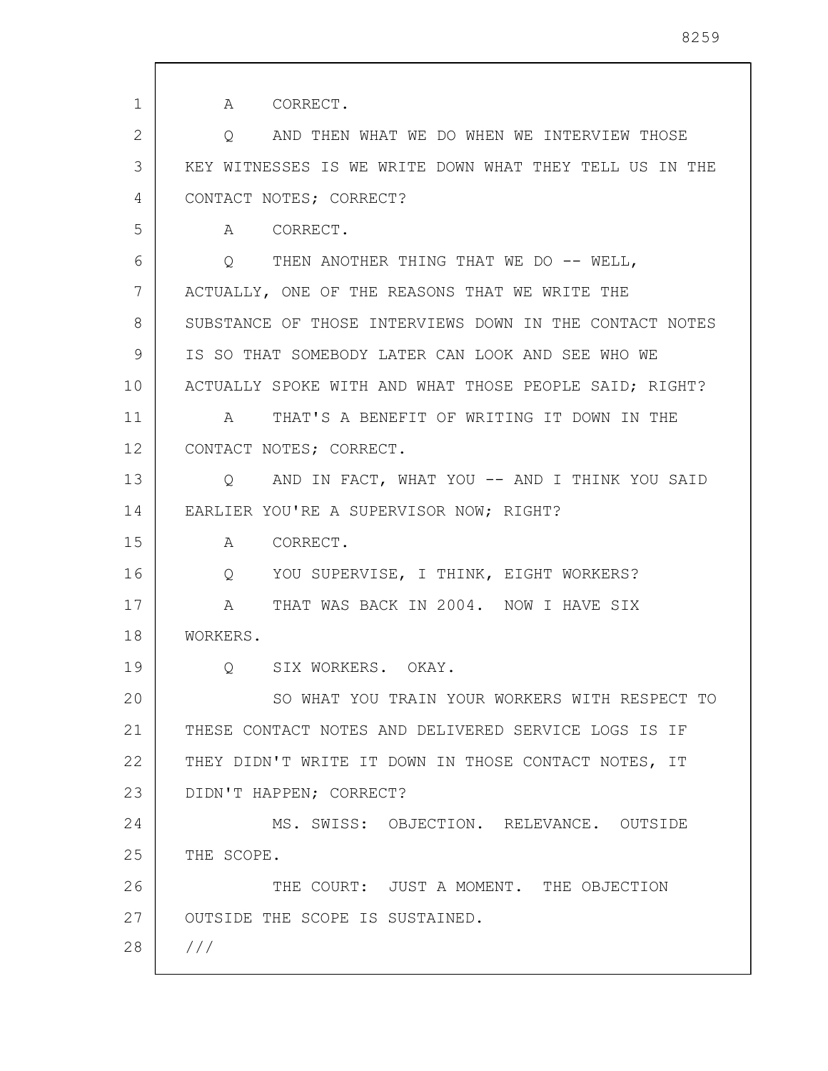A CORRECT.

Q AND THEN WHAT WE DO WHEN WE INTERVIEW THOSE KEY WITNESSES IS WE WRITE DOWN WHAT THEY TELL US IN THE CONTACT NOTES; CORRECT?

A CORRECT.

Q THEN ANOTHER THING THAT WE DO -- WELL, ACTUALLY, ONE OF THE REASONS THAT WE WRITE THE SUBSTANCE OF THOSE INTERVIEWS DOWN IN THE CONTACT NOTES IS SO THAT SOMEBODY LATER CAN LOOK AND SEE WHO WE ACTUALLY SPOKE WITH AND WHAT THOSE PEOPLE SAID; RIGHT?

A THAT'S A BENEFIT OF WRITING IT DOWN IN THE CONTACT NOTES; CORRECT.

Q AND IN FACT, WHAT YOU -- AND I THINK YOU SAID EARLIER YOU'RE A SUPERVISOR NOW; RIGHT?

A CORRECT.

Q YOU SUPERVISE, I THINK, EIGHT WORKERS?

A THAT WAS BACK IN 2004. NOW I HAVE SIX WORKERS.

Q SIX WORKERS. OKAY.

SO WHAT YOU TRAIN YOUR WORKERS WITH RESPECT TO THESE CONTACT NOTES AND DELIVERED SERVICE LOGS IS IF THEY DIDN'T WRITE IT DOWN IN THOSE CONTACT NOTES, IT DIDN'T HAPPEN; CORRECT?

MS. SWISS: OBJECTION. RELEVANCE. OUTSIDE THE SCOPE.

THE COURT: JUST A MOMENT. THE OBJECTION OUTSIDE THE SCOPE IS SUSTAINED.

///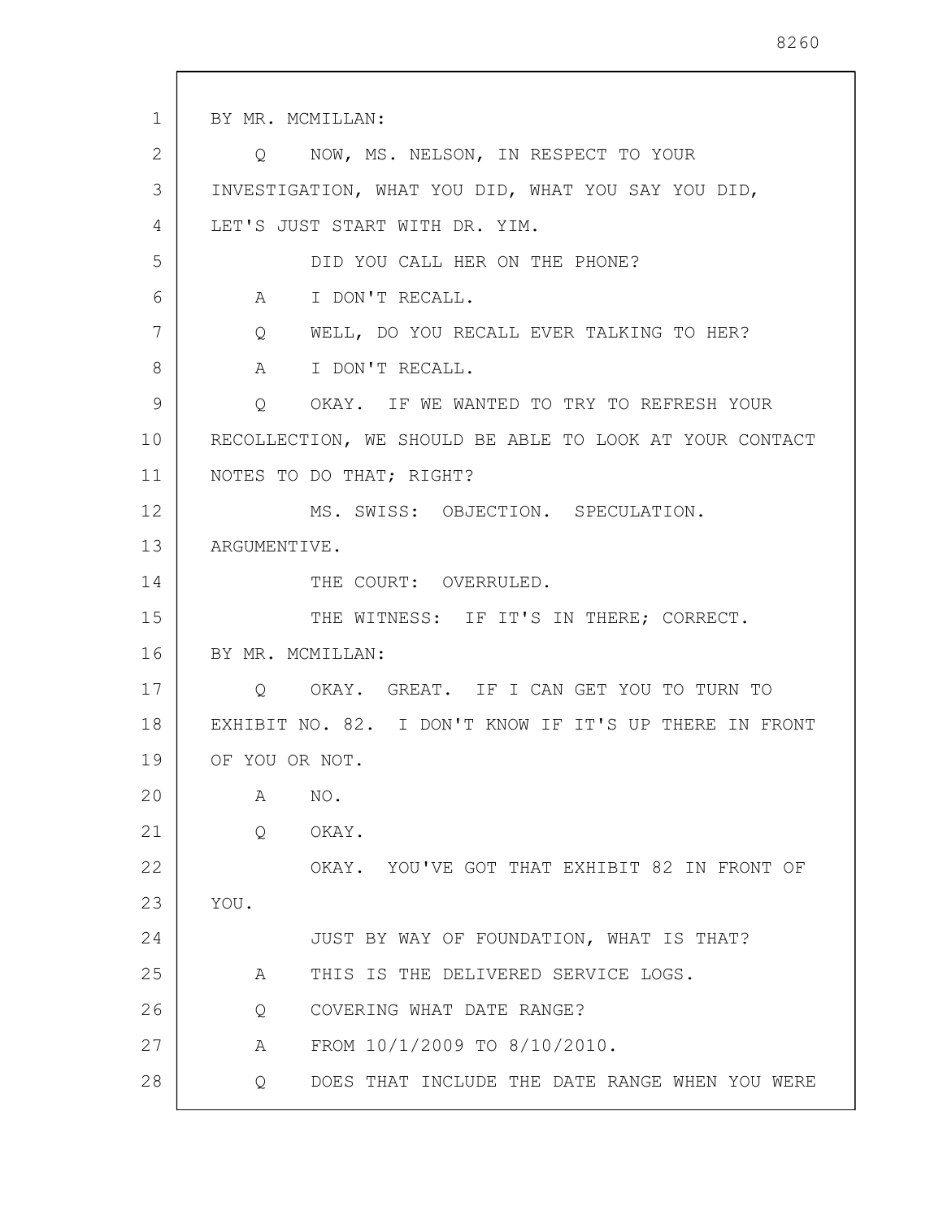BY MR. MCMILLAN:

Q NOW, MS. NELSON, IN RESPECT TO YOUR INVESTIGATION, WHAT YOU DID, WHAT YOU SAY YOU DID, LET'S JUST START WITH DR. YIM.

DID YOU CALL HER ON THE PHONE?

A I DON'T RECALL.

Q WELL, DO YOU RECALL EVER TALKING TO HER?

A I DON'T RECALL.

Q OKAY. IF WE WANTED TO TRY TO REFRESH YOUR RECOLLECTION, WE SHOULD BE ABLE TO LOOK AT YOUR CONTACT NOTES TO DO THAT; RIGHT?

MS. SWISS: OBJECTION. SPECULATION. ARGUMENTIVE.

THE COURT: OVERRULED.

THE WITNESS: IF IT'S IN THERE; CORRECT.

BY MR. MCMILLAN:

Q OKAY. GREAT. IF I CAN GET YOU TO TURN TO EXHIBIT NO. 82. I DON'T KNOW IF IT'S UP THERE IN FRONT OF YOU OR NOT.

A NO.

Q OKAY.

OKAY. YOU'VE GOT THAT EXHIBIT 82 IN FRONT OF YOU.

JUST BY WAY OF FOUNDATION, WHAT IS THAT?

A THIS IS THE DELIVERED SERVICE LOGS.

Q COVERING WHAT DATE RANGE?

A FROM 10/1/2009 TO 8/10/2010.

Q DOES THAT INCLUDE THE DATE RANGE WHEN YOU WERE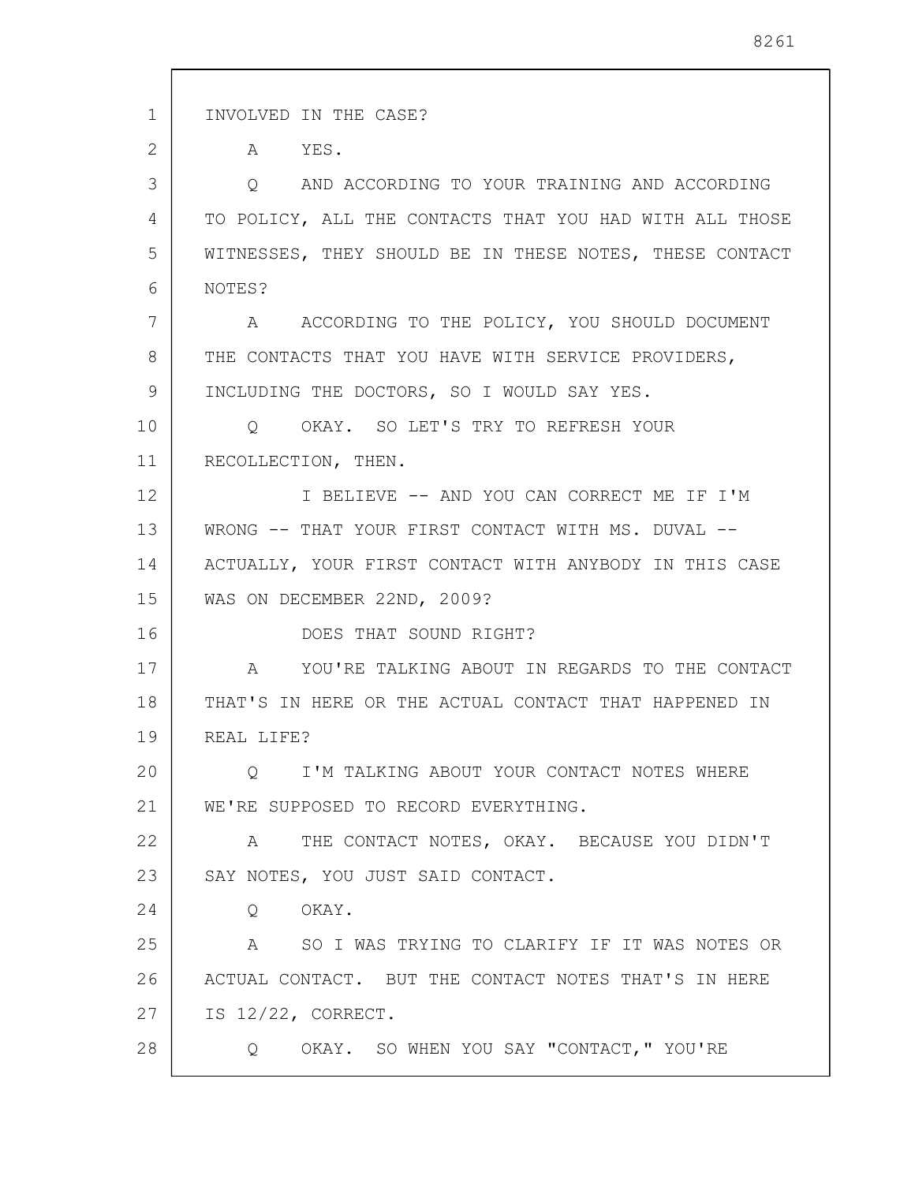INVOLVED IN THE CASE?

A YES.

Q AND ACCORDING TO YOUR TRAINING AND ACCORDING TO POLICY, ALL THE CONTACTS THAT YOU HAD WITH ALL THOSE WITNESSES, THEY SHOULD BE IN THESE NOTES, THESE CONTACT NOTES?

A ACCORDING TO THE POLICY, YOU SHOULD DOCUMENT THE CONTACTS THAT YOU HAVE WITH SERVICE PROVIDERS, INCLUDING THE DOCTORS, SO I WOULD SAY YES.

Q OKAY. SO LET'S TRY TO REFRESH YOUR RECOLLECTION, THEN.

I BELIEVE -- AND YOU CAN CORRECT ME IF I'M WRONG -- THAT YOUR FIRST CONTACT WITH MS. DUVAL -- ACTUALLY, YOUR FIRST CONTACT WITH ANYBODY IN THIS CASE WAS ON DECEMBER 22ND, 2009?

DOES THAT SOUND RIGHT?

A YOU'RE TALKING ABOUT IN REGARDS TO THE CONTACT THAT'S IN HERE OR THE ACTUAL CONTACT THAT HAPPENED IN REAL LIFE?

Q I'M TALKING ABOUT YOUR CONTACT NOTES WHERE WE'RE SUPPOSED TO RECORD EVERYTHING.

A THE CONTACT NOTES, OKAY. BECAUSE YOU DIDN'T SAY NOTES, YOU JUST SAID CONTACT.

Q OKAY.

A SO I WAS TRYING TO CLARIFY IF IT WAS NOTES OR ACTUAL CONTACT. BUT THE CONTACT NOTES THAT'S IN HERE IS 12/22, CORRECT.

Q OKAY. SO WHEN YOU SAY "CONTACT," YOU'RE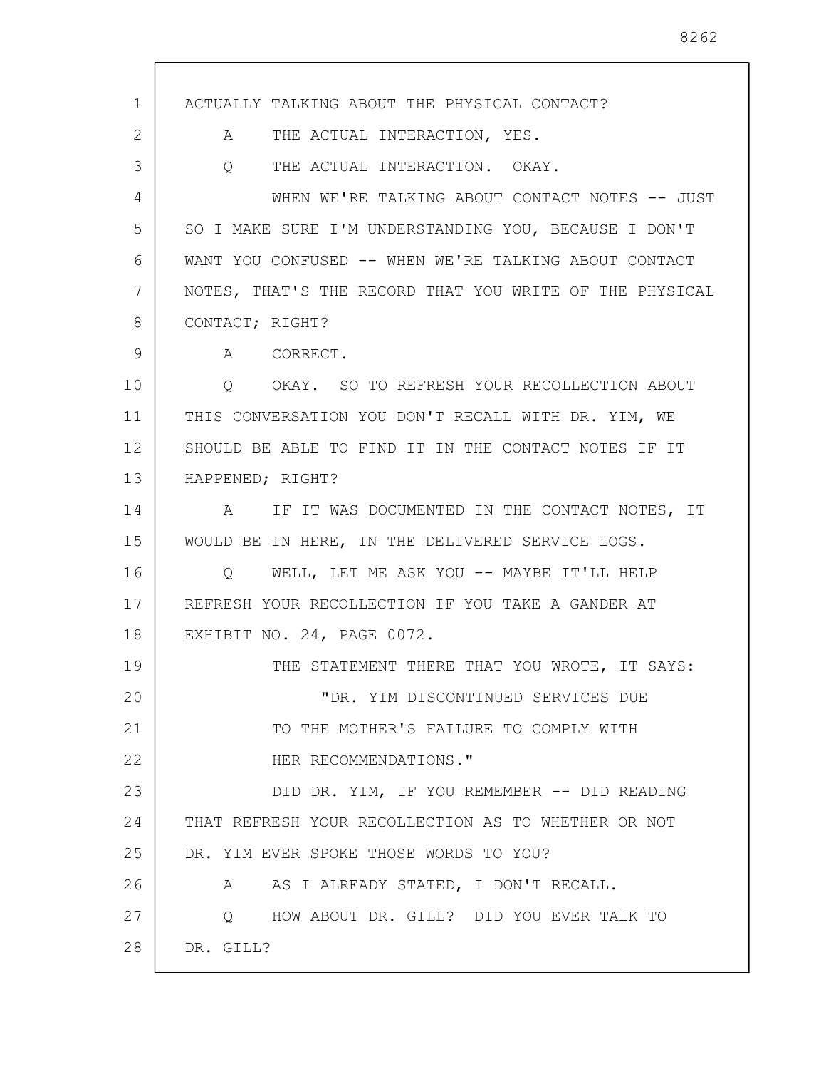ACTUALLY TALKING ABOUT THE PHYSICAL CONTACT?

A THE ACTUAL INTERACTION, YES.

Q THE ACTUAL INTERACTION. OKAY.

WHEN WE'RE TALKING ABOUT CONTACT NOTES -- JUST SO I MAKE SURE I'M UNDERSTANDING YOU, BECAUSE I DON'T WANT YOU CONFUSED -- WHEN WE'RE TALKING ABOUT CONTACT NOTES, THAT'S THE RECORD THAT YOU WRITE OF THE PHYSICAL CONTACT; RIGHT?

A CORRECT.

Q OKAY. SO TO REFRESH YOUR RECOLLECTION ABOUT THIS CONVERSATION YOU DON'T RECALL WITH DR. YIM, WE SHOULD BE ABLE TO FIND IT IN THE CONTACT NOTES IF IT HAPPENED; RIGHT?

A IF IT WAS DOCUMENTED IN THE CONTACT NOTES, IT WOULD BE IN HERE, IN THE DELIVERED SERVICE LOGS.

Q WELL, LET ME ASK YOU -- MAYBE IT'LL HELP REFRESH YOUR RECOLLECTION IF YOU TAKE A GANDER AT EXHIBIT NO. 24, PAGE 0072.

THE STATEMENT THERE THAT YOU WROTE, IT SAYS:

> "DR. YIM DISCONTINUED SERVICES DUE TO THE MOTHER'S FAILURE TO COMPLY WITH HER RECOMMENDATIONS."

DID DR. YIM, IF YOU REMEMBER -- DID READING THAT REFRESH YOUR RECOLLECTION AS TO WHETHER OR NOT DR. YIM EVER SPOKE THOSE WORDS TO YOU?

A AS I ALREADY STATED, I DON'T RECALL.

Q HOW ABOUT DR. GILL? DID YOU EVER TALK TO DR. GILL?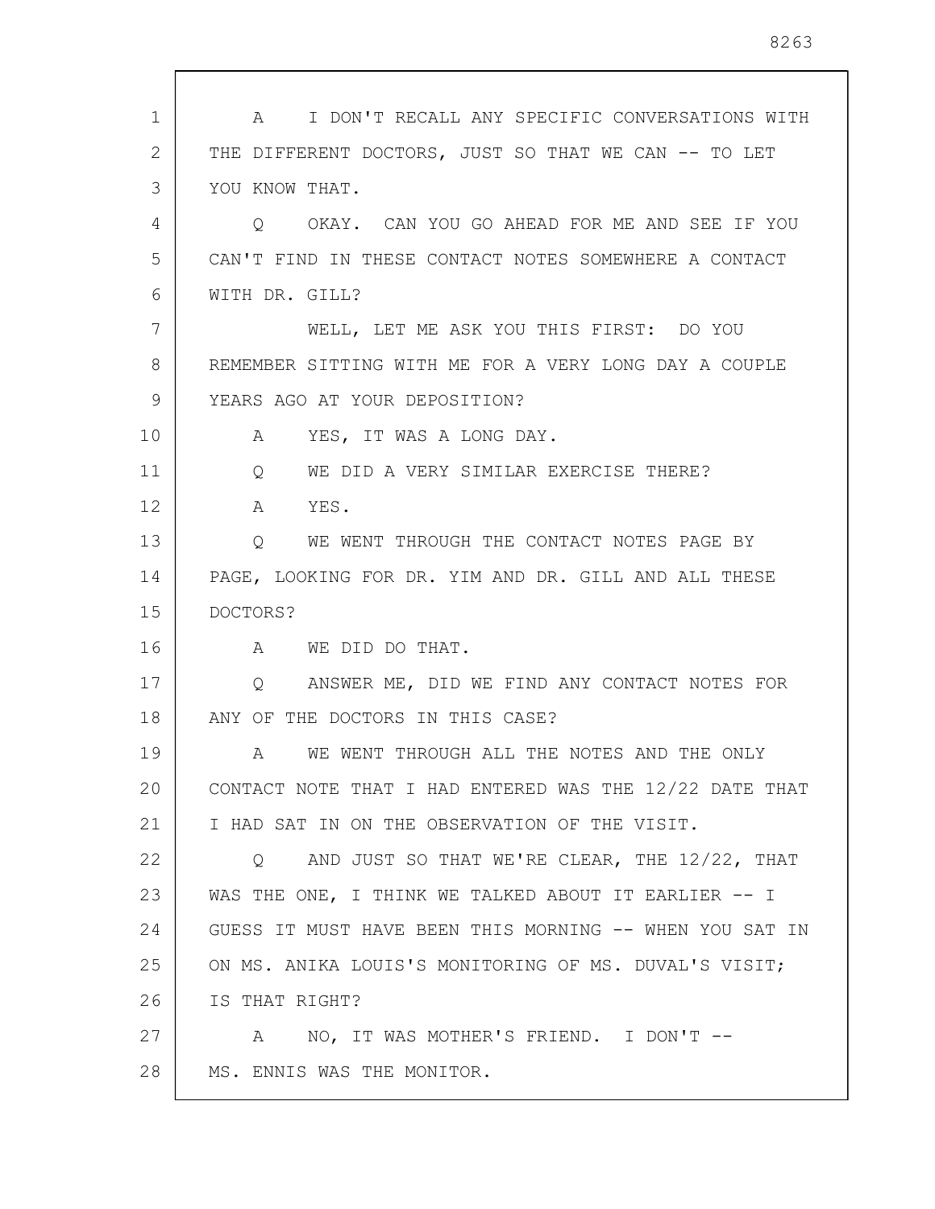A I DON'T RECALL ANY SPECIFIC CONVERSATIONS WITH THE DIFFERENT DOCTORS, JUST SO THAT WE CAN -- TO LET YOU KNOW THAT.

Q OKAY. CAN YOU GO AHEAD FOR ME AND SEE IF YOU CAN'T FIND IN THESE CONTACT NOTES SOMEWHERE A CONTACT WITH DR. GILL?

WELL, LET ME ASK YOU THIS FIRST: DO YOU REMEMBER SITTING WITH ME FOR A VERY LONG DAY A COUPLE YEARS AGO AT YOUR DEPOSITION?

A YES, IT WAS A LONG DAY.

Q WE DID A VERY SIMILAR EXERCISE THERE?

A YES.

Q WE WENT THROUGH THE CONTACT NOTES PAGE BY PAGE, LOOKING FOR DR. YIM AND DR. GILL AND ALL THESE DOCTORS?

A WE DID DO THAT.

Q ANSWER ME, DID WE FIND ANY CONTACT NOTES FOR ANY OF THE DOCTORS IN THIS CASE?

A WE WENT THROUGH ALL THE NOTES AND THE ONLY CONTACT NOTE THAT I HAD ENTERED WAS THE 12/22 DATE THAT I HAD SAT IN ON THE OBSERVATION OF THE VISIT.

Q AND JUST SO THAT WE'RE CLEAR, THE 12/22, THAT WAS THE ONE, I THINK WE TALKED ABOUT IT EARLIER -- I GUESS IT MUST HAVE BEEN THIS MORNING -- WHEN YOU SAT IN ON MS. ANIKA LOUIS'S MONITORING OF MS. DUVAL'S VISIT; IS THAT RIGHT?

A NO, IT WAS MOTHER'S FRIEND. I DON'T -- MS. ENNIS WAS THE MONITOR.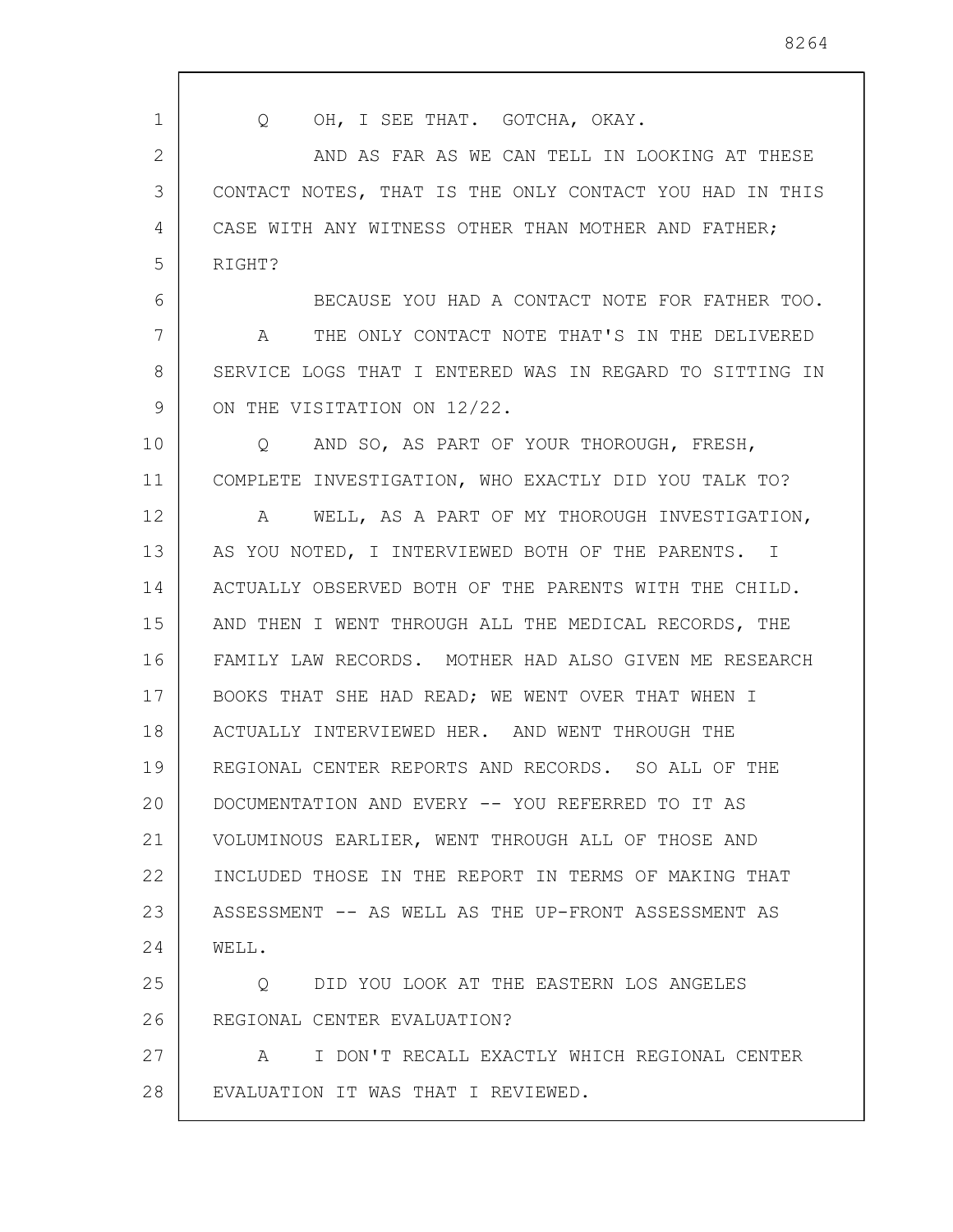Q OH, I SEE THAT. GOTCHA, OKAY.

AND AS FAR AS WE CAN TELL IN LOOKING AT THESE CONTACT NOTES, THAT IS THE ONLY CONTACT YOU HAD IN THIS CASE WITH ANY WITNESS OTHER THAN MOTHER AND FATHER; RIGHT?

BECAUSE YOU HAD A CONTACT NOTE FOR FATHER TOO.

A THE ONLY CONTACT NOTE THAT'S IN THE DELIVERED SERVICE LOGS THAT I ENTERED WAS IN REGARD TO SITTING IN ON THE VISITATION ON 12/22.

Q AND SO, AS PART OF YOUR THOROUGH, FRESH, COMPLETE INVESTIGATION, WHO EXACTLY DID YOU TALK TO?

A WELL, AS A PART OF MY THOROUGH INVESTIGATION, AS YOU NOTED, I INTERVIEWED BOTH OF THE PARENTS. I ACTUALLY OBSERVED BOTH OF THE PARENTS WITH THE CHILD. AND THEN I WENT THROUGH ALL THE MEDICAL RECORDS, THE FAMILY LAW RECORDS. MOTHER HAD ALSO GIVEN ME RESEARCH BOOKS THAT SHE HAD READ; WE WENT OVER THAT WHEN I ACTUALLY INTERVIEWED HER. AND WENT THROUGH THE REGIONAL CENTER REPORTS AND RECORDS. SO ALL OF THE DOCUMENTATION AND EVERY -- YOU REFERRED TO IT AS VOLUMINOUS EARLIER, WENT THROUGH ALL OF THOSE AND INCLUDED THOSE IN THE REPORT IN TERMS OF MAKING THAT ASSESSMENT -- AS WELL AS THE UP-FRONT ASSESSMENT AS WELL.

Q DID YOU LOOK AT THE EASTERN LOS ANGELES REGIONAL CENTER EVALUATION?

A I DON'T RECALL EXACTLY WHICH REGIONAL CENTER EVALUATION IT WAS THAT I REVIEWED.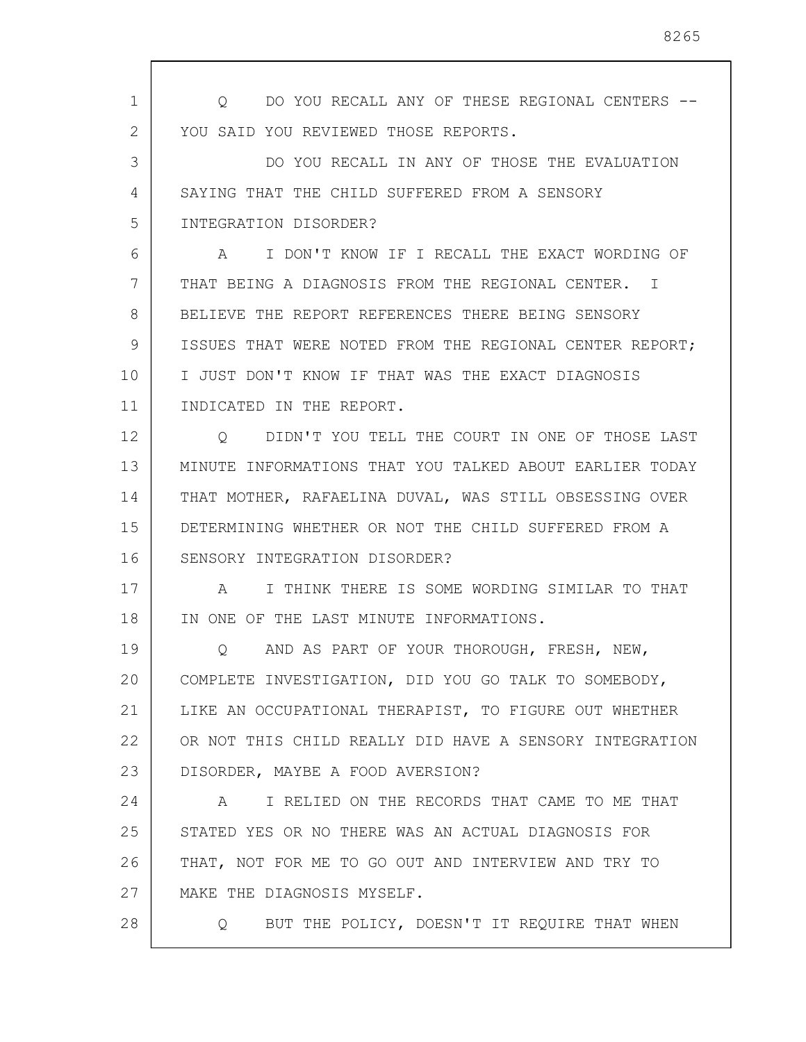Q DO YOU RECALL ANY OF THESE REGIONAL CENTERS -- YOU SAID YOU REVIEWED THOSE REPORTS.

DO YOU RECALL IN ANY OF THOSE THE EVALUATION SAYING THAT THE CHILD SUFFERED FROM A SENSORY INTEGRATION DISORDER?

A I DON'T KNOW IF I RECALL THE EXACT WORDING OF THAT BEING A DIAGNOSIS FROM THE REGIONAL CENTER. I BELIEVE THE REPORT REFERENCES THERE BEING SENSORY ISSUES THAT WERE NOTED FROM THE REGIONAL CENTER REPORT; I JUST DON'T KNOW IF THAT WAS THE EXACT DIAGNOSIS INDICATED IN THE REPORT.

Q DIDN'T YOU TELL THE COURT IN ONE OF THOSE LAST MINUTE INFORMATIONS THAT YOU TALKED ABOUT EARLIER TODAY THAT MOTHER, RAFAELINA DUVAL, WAS STILL OBSESSING OVER DETERMINING WHETHER OR NOT THE CHILD SUFFERED FROM A SENSORY INTEGRATION DISORDER?

A I THINK THERE IS SOME WORDING SIMILAR TO THAT IN ONE OF THE LAST MINUTE INFORMATIONS.

Q AND AS PART OF YOUR THOROUGH, FRESH, NEW, COMPLETE INVESTIGATION, DID YOU GO TALK TO SOMEBODY, LIKE AN OCCUPATIONAL THERAPIST, TO FIGURE OUT WHETHER OR NOT THIS CHILD REALLY DID HAVE A SENSORY INTEGRATION DISORDER, MAYBE A FOOD AVERSION?

A I RELIED ON THE RECORDS THAT CAME TO ME THAT STATED YES OR NO THERE WAS AN ACTUAL DIAGNOSIS FOR THAT, NOT FOR ME TO GO OUT AND INTERVIEW AND TRY TO MAKE THE DIAGNOSIS MYSELF.

Q BUT THE POLICY, DOESN'T IT REQUIRE THAT WHEN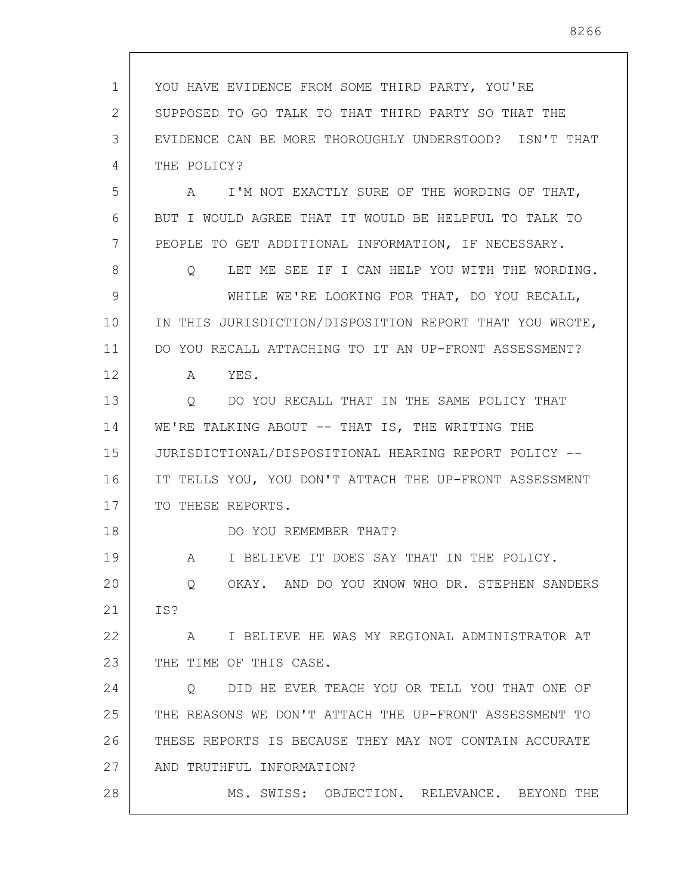YOU HAVE EVIDENCE FROM SOME THIRD PARTY, YOU'RE SUPPOSED TO GO TALK TO THAT THIRD PARTY SO THAT THE EVIDENCE CAN BE MORE THOROUGHLY UNDERSTOOD? ISN'T THAT THE POLICY?

A I'M NOT EXACTLY SURE OF THE WORDING OF THAT, BUT I WOULD AGREE THAT IT WOULD BE HELPFUL TO TALK TO PEOPLE TO GET ADDITIONAL INFORMATION, IF NECESSARY.

Q LET ME SEE IF I CAN HELP YOU WITH THE WORDING.

WHILE WE'RE LOOKING FOR THAT, DO YOU RECALL, IN THIS JURISDICTION/DISPOSITION REPORT THAT YOU WROTE, DO YOU RECALL ATTACHING TO IT AN UP-FRONT ASSESSMENT?

A YES.

Q DO YOU RECALL THAT IN THE SAME POLICY THAT WE'RE TALKING ABOUT -- THAT IS, THE WRITING THE JURISDICTIONAL/DISPOSITIONAL HEARING REPORT POLICY -- IT TELLS YOU, YOU DON'T ATTACH THE UP-FRONT ASSESSMENT TO THESE REPORTS.

DO YOU REMEMBER THAT?

A I BELIEVE IT DOES SAY THAT IN THE POLICY.

Q OKAY. AND DO YOU KNOW WHO DR. STEPHEN SANDERS IS?

A I BELIEVE HE WAS MY REGIONAL ADMINISTRATOR AT THE TIME OF THIS CASE.

Q DID HE EVER TEACH YOU OR TELL YOU THAT ONE OF THE REASONS WE DON'T ATTACH THE UP-FRONT ASSESSMENT TO THESE REPORTS IS BECAUSE THEY MAY NOT CONTAIN ACCURATE AND TRUTHFUL INFORMATION?

MS. SWISS: OBJECTION. RELEVANCE. BEYOND THE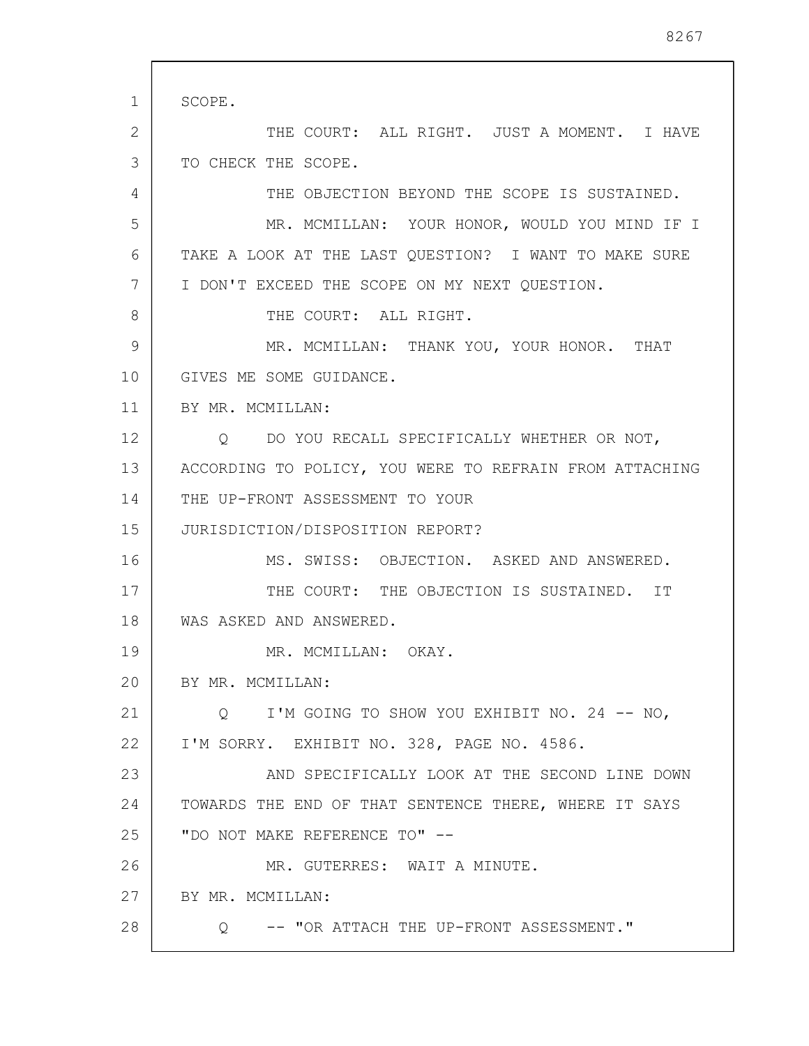SCOPE.

THE COURT: ALL RIGHT. JUST A MOMENT. I HAVE TO CHECK THE SCOPE.

THE OBJECTION BEYOND THE SCOPE IS SUSTAINED.

MR. MCMILLAN: YOUR HONOR, WOULD YOU MIND IF I TAKE A LOOK AT THE LAST QUESTION? I WANT TO MAKE SURE I DON'T EXCEED THE SCOPE ON MY NEXT QUESTION.

THE COURT: ALL RIGHT.

MR. MCMILLAN: THANK YOU, YOUR HONOR. THAT GIVES ME SOME GUIDANCE.

BY MR. MCMILLAN:

Q DO YOU RECALL SPECIFICALLY WHETHER OR NOT, ACCORDING TO POLICY, YOU WERE TO REFRAIN FROM ATTACHING THE UP-FRONT ASSESSMENT TO YOUR JURISDICTION/DISPOSITION REPORT?

MS. SWISS: OBJECTION. ASKED AND ANSWERED.

THE COURT: THE OBJECTION IS SUSTAINED. IT WAS ASKED AND ANSWERED.

MR. MCMILLAN: OKAY.

BY MR. MCMILLAN:

Q I'M GOING TO SHOW YOU EXHIBIT NO. 24 -- NO, I'M SORRY. EXHIBIT NO. 328, PAGE NO. 4586.

AND SPECIFICALLY LOOK AT THE SECOND LINE DOWN TOWARDS THE END OF THAT SENTENCE THERE, WHERE IT SAYS "DO NOT MAKE REFERENCE TO" --

MR. GUTERRES: WAIT A MINUTE.

BY MR. MCMILLAN:

Q -- "OR ATTACH THE UP-FRONT ASSESSMENT."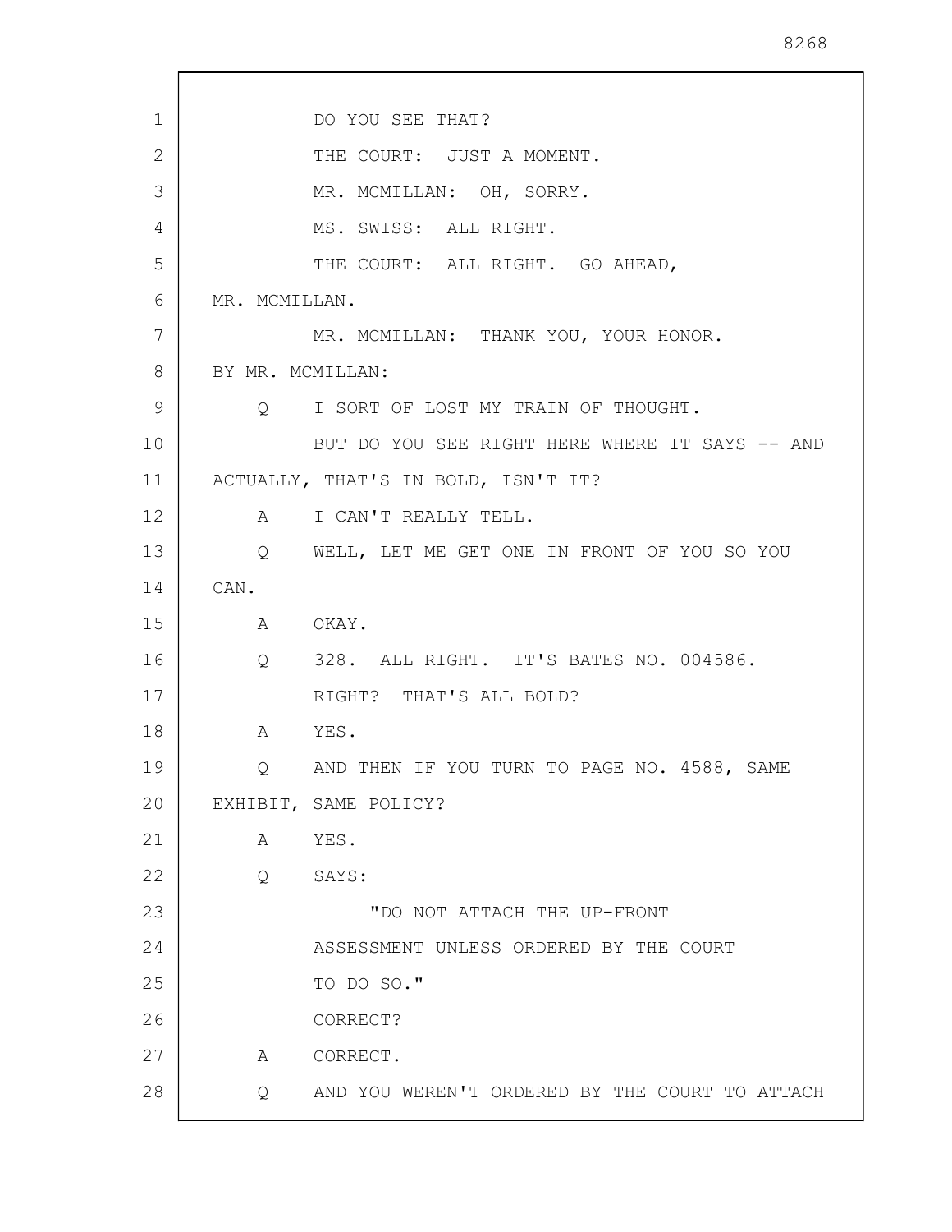DO YOU SEE THAT?

THE COURT: JUST A MOMENT.

MR. MCMILLAN: OH, SORRY.

MS. SWISS: ALL RIGHT.

THE COURT: ALL RIGHT. GO AHEAD, MR. MCMILLAN.

MR. MCMILLAN: THANK YOU, YOUR HONOR.

BY MR. MCMILLAN:

Q I SORT OF LOST MY TRAIN OF THOUGHT.

BUT DO YOU SEE RIGHT HERE WHERE IT SAYS -- AND ACTUALLY, THAT'S IN BOLD, ISN'T IT?

A I CAN'T REALLY TELL.

Q WELL, LET ME GET ONE IN FRONT OF YOU SO YOU CAN.

A OKAY.

Q 328. ALL RIGHT. IT'S BATES NO. 004586.

RIGHT? THAT'S ALL BOLD?

A YES.

Q AND THEN IF YOU TURN TO PAGE NO. 4588, SAME EXHIBIT, SAME POLICY?

A YES.

Q SAYS:

> "DO NOT ATTACH THE UP-FRONT ASSESSMENT UNLESS ORDERED BY THE COURT TO DO SO."

CORRECT?

A CORRECT.

Q AND YOU WEREN'T ORDERED BY THE COURT TO ATTACH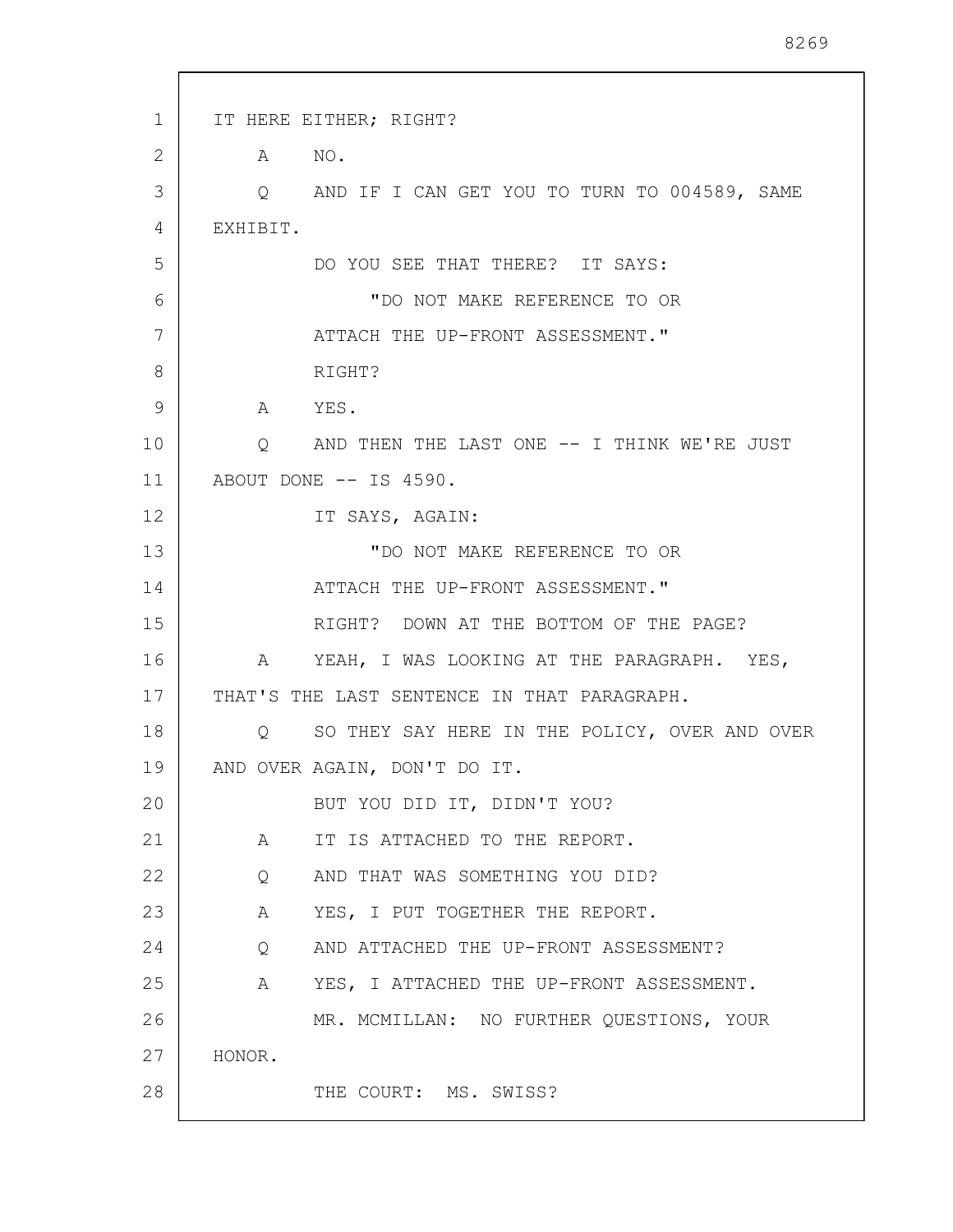IT HERE EITHER; RIGHT?

A NO.

Q AND IF I CAN GET YOU TO TURN TO 004589, SAME EXHIBIT.

DO YOU SEE THAT THERE? IT SAYS:

"DO NOT MAKE REFERENCE TO OR ATTACH THE UP-FRONT ASSESSMENT."

RIGHT?

A YES.

Q AND THEN THE LAST ONE -- I THINK WE'RE JUST ABOUT DONE -- IS 4590.

IT SAYS, AGAIN:

"DO NOT MAKE REFERENCE TO OR ATTACH THE UP-FRONT ASSESSMENT."

RIGHT? DOWN AT THE BOTTOM OF THE PAGE?

A YEAH, I WAS LOOKING AT THE PARAGRAPH. YES, THAT'S THE LAST SENTENCE IN THAT PARAGRAPH.

Q SO THEY SAY HERE IN THE POLICY, OVER AND OVER AND OVER AGAIN, DON'T DO IT.

BUT YOU DID IT, DIDN'T YOU?

A IT IS ATTACHED TO THE REPORT.

Q AND THAT WAS SOMETHING YOU DID?

A YES, I PUT TOGETHER THE REPORT.

Q AND ATTACHED THE UP-FRONT ASSESSMENT?

A YES, I ATTACHED THE UP-FRONT ASSESSMENT.

MR. MCMILLAN: NO FURTHER QUESTIONS, YOUR HONOR.

THE COURT: MS. SWISS?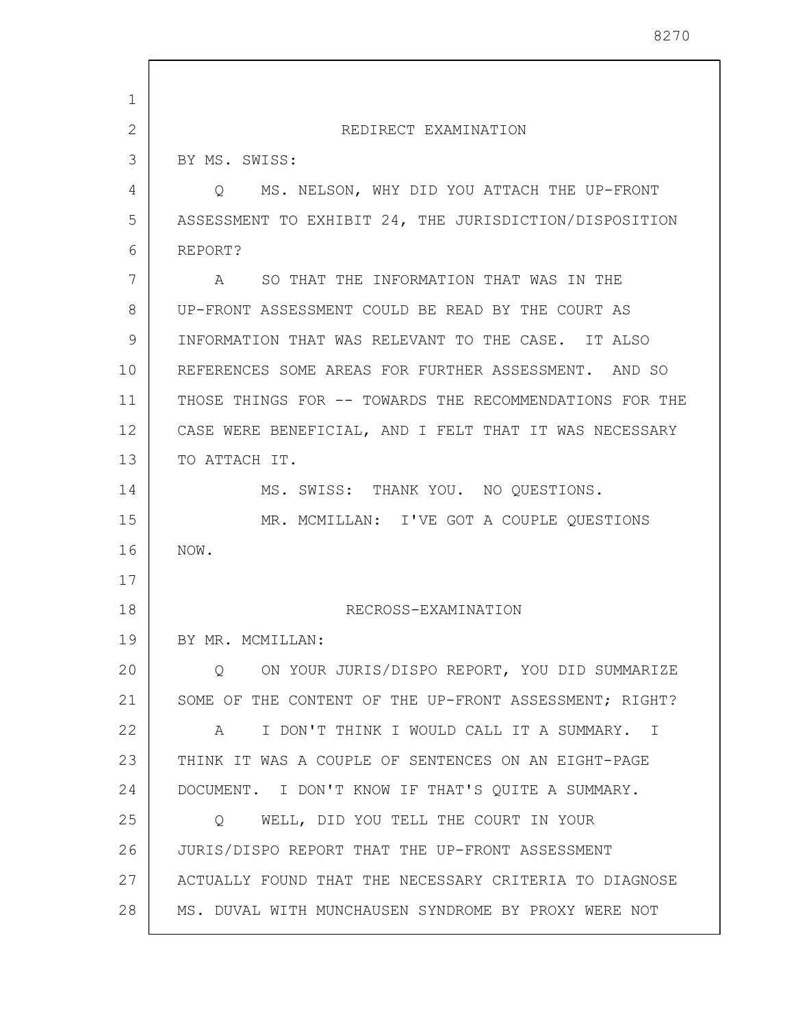## REDIRECT EXAMINATION

BY MS. SWISS:

Q MS. NELSON, WHY DID YOU ATTACH THE UP-FRONT ASSESSMENT TO EXHIBIT 24, THE JURISDICTION/DISPOSITION REPORT?

A SO THAT THE INFORMATION THAT WAS IN THE UP-FRONT ASSESSMENT COULD BE READ BY THE COURT AS INFORMATION THAT WAS RELEVANT TO THE CASE. IT ALSO REFERENCES SOME AREAS FOR FURTHER ASSESSMENT. AND SO THOSE THINGS FOR -- TOWARDS THE RECOMMENDATIONS FOR THE CASE WERE BENEFICIAL, AND I FELT THAT IT WAS NECESSARY TO ATTACH IT.

MS. SWISS: THANK YOU. NO QUESTIONS.

MR. MCMILLAN: I'VE GOT A COUPLE QUESTIONS NOW.

## RECROSS-EXAMINATION

BY MR. MCMILLAN:

Q ON YOUR JURIS/DISPO REPORT, YOU DID SUMMARIZE SOME OF THE CONTENT OF THE UP-FRONT ASSESSMENT; RIGHT?

A I DON'T THINK I WOULD CALL IT A SUMMARY. I THINK IT WAS A COUPLE OF SENTENCES ON AN EIGHT-PAGE DOCUMENT. I DON'T KNOW IF THAT'S QUITE A SUMMARY.

Q WELL, DID YOU TELL THE COURT IN YOUR JURIS/DISPO REPORT THAT THE UP-FRONT ASSESSMENT ACTUALLY FOUND THAT THE NECESSARY CRITERIA TO DIAGNOSE MS. DUVAL WITH MUNCHAUSEN SYNDROME BY PROXY WERE NOT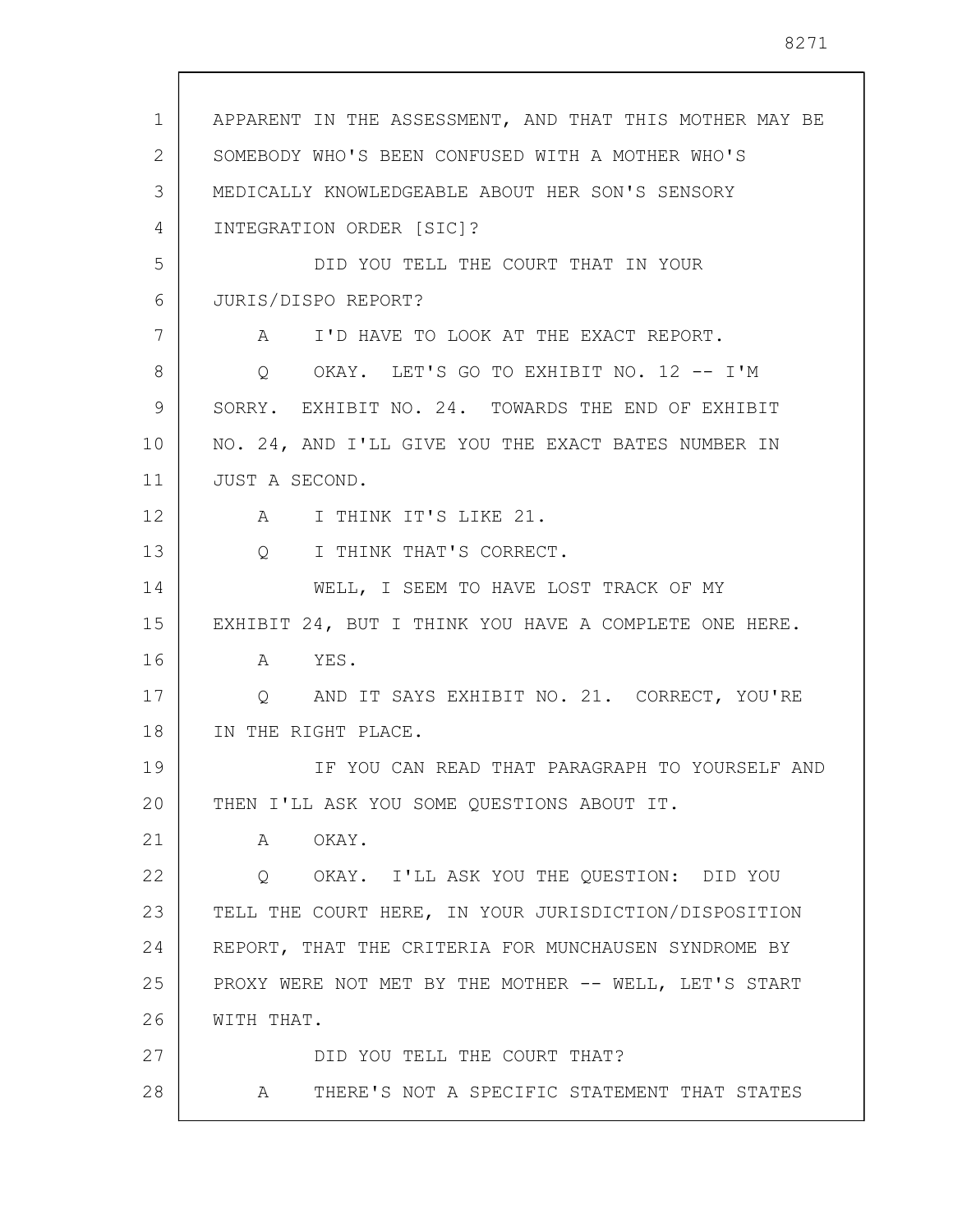APPARENT IN THE ASSESSMENT, AND THAT THIS MOTHER MAY BE SOMEBODY WHO'S BEEN CONFUSED WITH A MOTHER WHO'S MEDICALLY KNOWLEDGEABLE ABOUT HER SON'S SENSORY INTEGRATION ORDER [SIC]?

DID YOU TELL THE COURT THAT IN YOUR JURIS/DISPO REPORT?

A I'D HAVE TO LOOK AT THE EXACT REPORT.

Q OKAY. LET'S GO TO EXHIBIT NO. 12 -- I'M SORRY. EXHIBIT NO. 24. TOWARDS THE END OF EXHIBIT NO. 24, AND I'LL GIVE YOU THE EXACT BATES NUMBER IN JUST A SECOND.

A I THINK IT'S LIKE 21.

Q I THINK THAT'S CORRECT.

WELL, I SEEM TO HAVE LOST TRACK OF MY EXHIBIT 24, BUT I THINK YOU HAVE A COMPLETE ONE HERE.

A YES.

Q AND IT SAYS EXHIBIT NO. 21. CORRECT, YOU'RE IN THE RIGHT PLACE.

IF YOU CAN READ THAT PARAGRAPH TO YOURSELF AND THEN I'LL ASK YOU SOME QUESTIONS ABOUT IT.

A OKAY.

Q OKAY. I'LL ASK YOU THE QUESTION: DID YOU TELL THE COURT HERE, IN YOUR JURISDICTION/DISPOSITION REPORT, THAT THE CRITERIA FOR MUNCHAUSEN SYNDROME BY PROXY WERE NOT MET BY THE MOTHER -- WELL, LET'S START WITH THAT.

DID YOU TELL THE COURT THAT?

A THERE'S NOT A SPECIFIC STATEMENT THAT STATES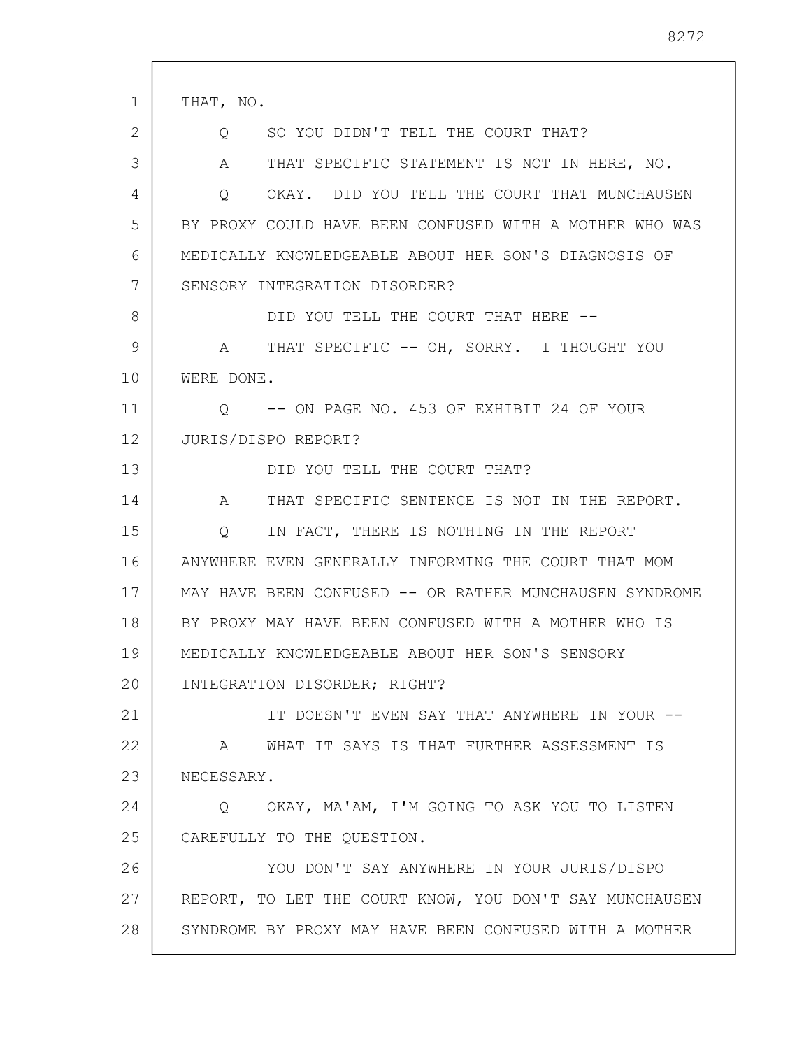THAT, NO.

Q SO YOU DIDN'T TELL THE COURT THAT?

A THAT SPECIFIC STATEMENT IS NOT IN HERE, NO.

Q OKAY. DID YOU TELL THE COURT THAT MUNCHAUSEN BY PROXY COULD HAVE BEEN CONFUSED WITH A MOTHER WHO WAS MEDICALLY KNOWLEDGEABLE ABOUT HER SON'S DIAGNOSIS OF SENSORY INTEGRATION DISORDER?

DID YOU TELL THE COURT THAT HERE --

A THAT SPECIFIC -- OH, SORRY. I THOUGHT YOU WERE DONE.

Q -- ON PAGE NO. 453 OF EXHIBIT 24 OF YOUR JURIS/DISPO REPORT?

DID YOU TELL THE COURT THAT?

A THAT SPECIFIC SENTENCE IS NOT IN THE REPORT.

Q IN FACT, THERE IS NOTHING IN THE REPORT ANYWHERE EVEN GENERALLY INFORMING THE COURT THAT MOM MAY HAVE BEEN CONFUSED -- OR RATHER MUNCHAUSEN SYNDROME BY PROXY MAY HAVE BEEN CONFUSED WITH A MOTHER WHO IS MEDICALLY KNOWLEDGEABLE ABOUT HER SON'S SENSORY INTEGRATION DISORDER; RIGHT?

IT DOESN'T EVEN SAY THAT ANYWHERE IN YOUR --

A WHAT IT SAYS IS THAT FURTHER ASSESSMENT IS NECESSARY.

Q OKAY, MA'AM, I'M GOING TO ASK YOU TO LISTEN CAREFULLY TO THE QUESTION.

YOU DON'T SAY ANYWHERE IN YOUR JURIS/DISPO REPORT, TO LET THE COURT KNOW, YOU DON'T SAY MUNCHAUSEN SYNDROME BY PROXY MAY HAVE BEEN CONFUSED WITH A MOTHER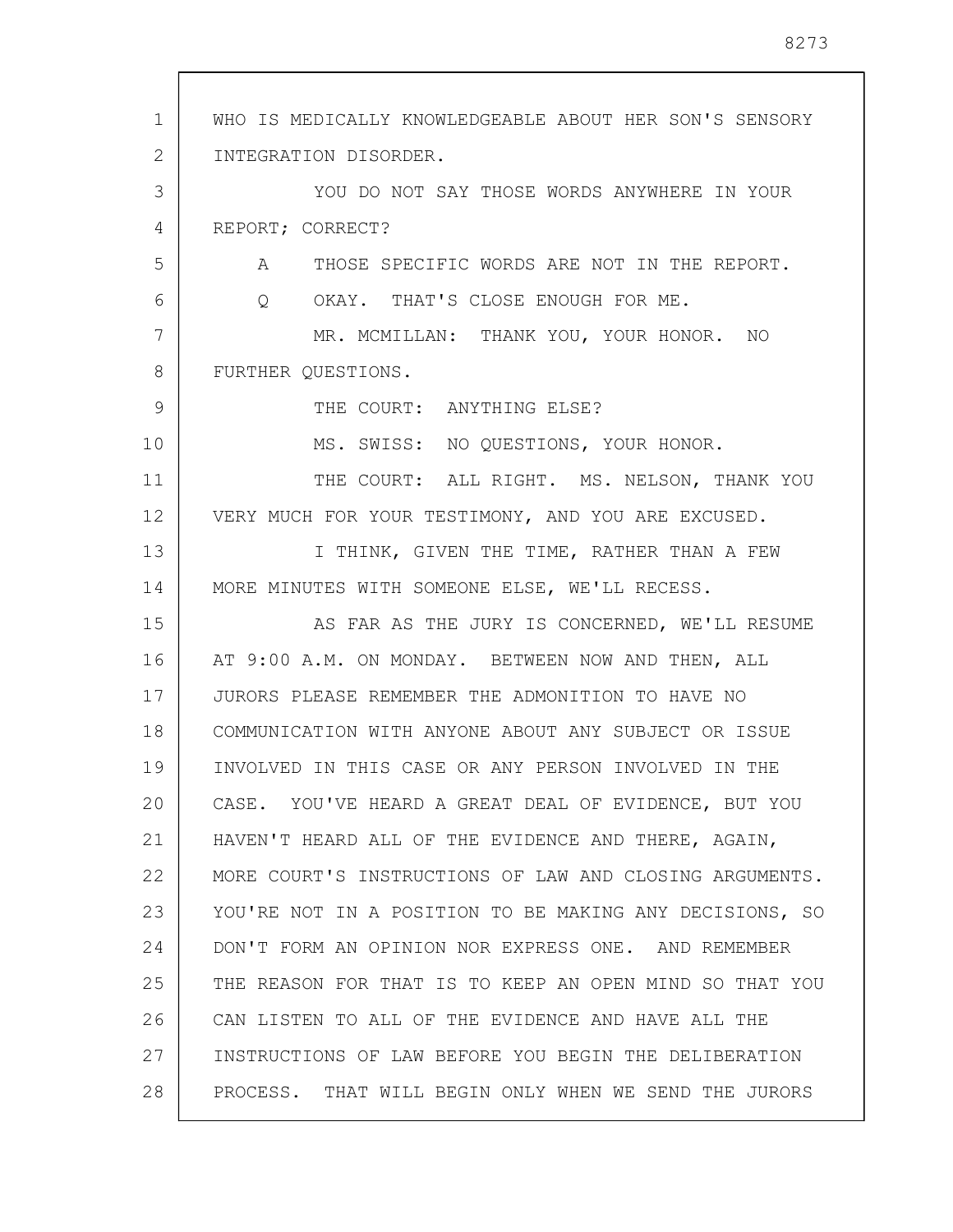WHO IS MEDICALLY KNOWLEDGEABLE ABOUT HER SON'S SENSORY INTEGRATION DISORDER.

YOU DO NOT SAY THOSE WORDS ANYWHERE IN YOUR REPORT; CORRECT?

A THOSE SPECIFIC WORDS ARE NOT IN THE REPORT.

Q OKAY. THAT'S CLOSE ENOUGH FOR ME.

MR. MCMILLAN: THANK YOU, YOUR HONOR. NO FURTHER QUESTIONS.

THE COURT: ANYTHING ELSE?

MS. SWISS: NO QUESTIONS, YOUR HONOR.

THE COURT: ALL RIGHT. MS. NELSON, THANK YOU VERY MUCH FOR YOUR TESTIMONY, AND YOU ARE EXCUSED.

I THINK, GIVEN THE TIME, RATHER THAN A FEW MORE MINUTES WITH SOMEONE ELSE, WE'LL RECESS.

AS FAR AS THE JURY IS CONCERNED, WE'LL RESUME AT 9:00 A.M. ON MONDAY. BETWEEN NOW AND THEN, ALL JURORS PLEASE REMEMBER THE ADMONITION TO HAVE NO COMMUNICATION WITH ANYONE ABOUT ANY SUBJECT OR ISSUE INVOLVED IN THIS CASE OR ANY PERSON INVOLVED IN THE CASE. YOU'VE HEARD A GREAT DEAL OF EVIDENCE, BUT YOU HAVEN'T HEARD ALL OF THE EVIDENCE AND THERE, AGAIN, MORE COURT'S INSTRUCTIONS OF LAW AND CLOSING ARGUMENTS. YOU'RE NOT IN A POSITION TO BE MAKING ANY DECISIONS, SO DON'T FORM AN OPINION NOR EXPRESS ONE. AND REMEMBER THE REASON FOR THAT IS TO KEEP AN OPEN MIND SO THAT YOU CAN LISTEN TO ALL OF THE EVIDENCE AND HAVE ALL THE INSTRUCTIONS OF LAW BEFORE YOU BEGIN THE DELIBERATION PROCESS. THAT WILL BEGIN ONLY WHEN WE SEND THE JURORS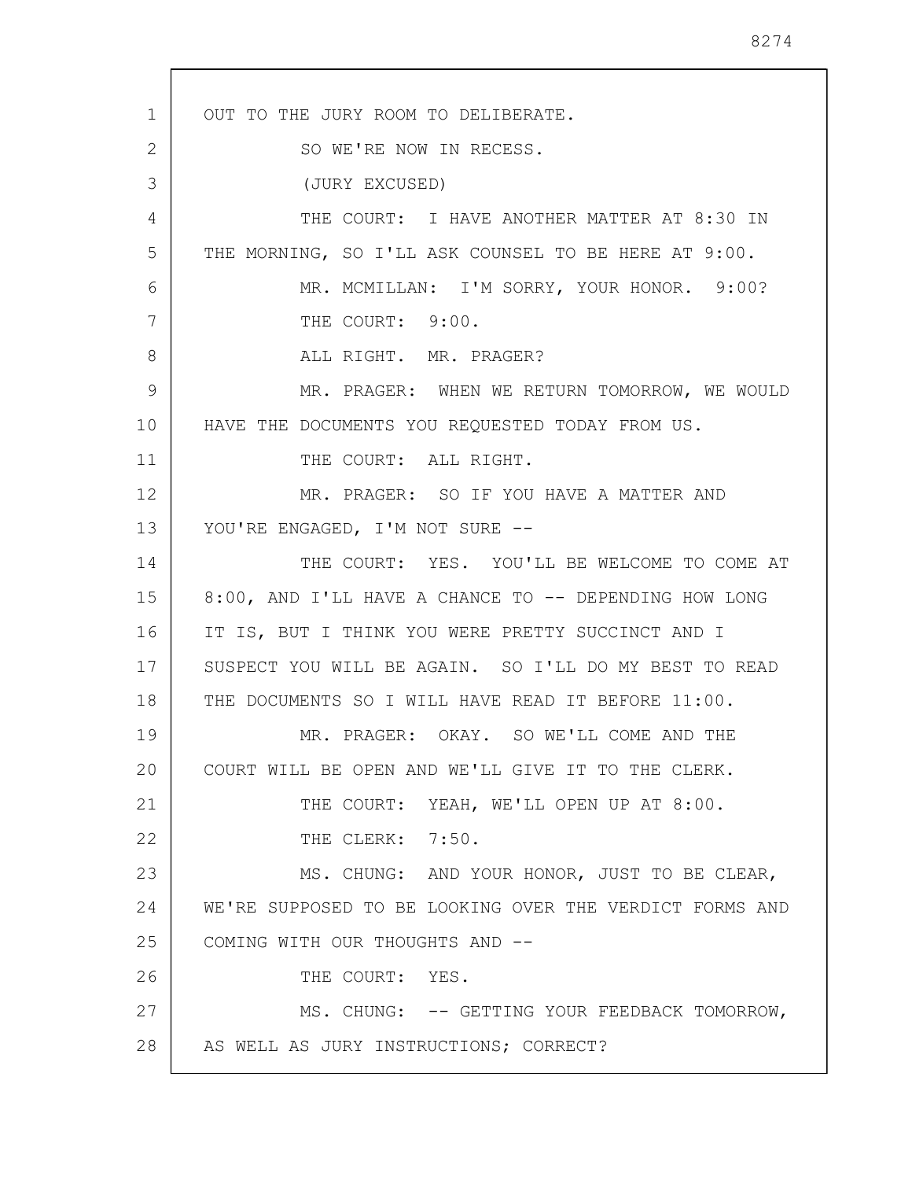OUT TO THE JURY ROOM TO DELIBERATE.

SO WE'RE NOW IN RECESS.

(JURY EXCUSED)

THE COURT: I HAVE ANOTHER MATTER AT 8:30 IN THE MORNING, SO I'LL ASK COUNSEL TO BE HERE AT 9:00.

MR. MCMILLAN: I'M SORRY, YOUR HONOR. 9:00?

THE COURT: 9:00.

ALL RIGHT. MR. PRAGER?

MR. PRAGER: WHEN WE RETURN TOMORROW, WE WOULD HAVE THE DOCUMENTS YOU REQUESTED TODAY FROM US.

THE COURT: ALL RIGHT.

MR. PRAGER: SO IF YOU HAVE A MATTER AND YOU'RE ENGAGED, I'M NOT SURE --

THE COURT: YES. YOU'LL BE WELCOME TO COME AT 8:00, AND I'LL HAVE A CHANCE TO -- DEPENDING HOW LONG IT IS, BUT I THINK YOU WERE PRETTY SUCCINCT AND I SUSPECT YOU WILL BE AGAIN. SO I'LL DO MY BEST TO READ THE DOCUMENTS SO I WILL HAVE READ IT BEFORE 11:00.

MR. PRAGER: OKAY. SO WE'LL COME AND THE COURT WILL BE OPEN AND WE'LL GIVE IT TO THE CLERK.

THE COURT: YEAH, WE'LL OPEN UP AT 8:00.

THE CLERK: 7:50.

MS. CHUNG: AND YOUR HONOR, JUST TO BE CLEAR, WE'RE SUPPOSED TO BE LOOKING OVER THE VERDICT FORMS AND COMING WITH OUR THOUGHTS AND --

THE COURT: YES.

MS. CHUNG: -- GETTING YOUR FEEDBACK TOMORROW, AS WELL AS JURY INSTRUCTIONS; CORRECT?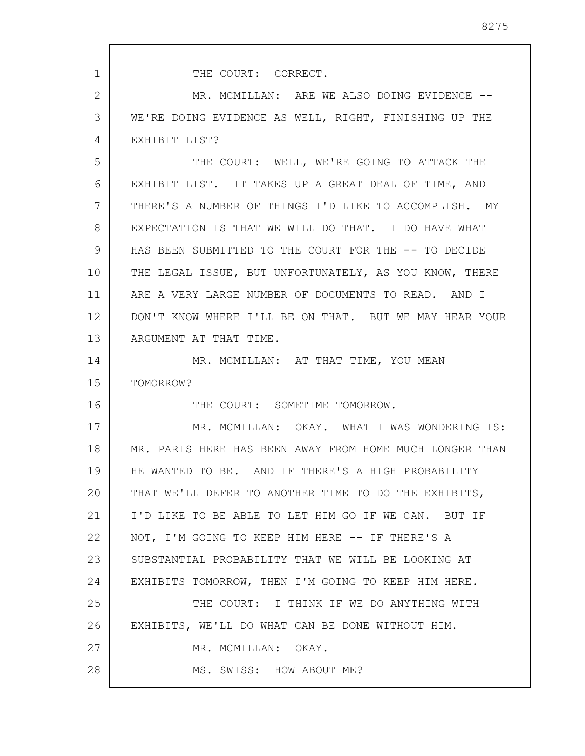THE COURT: CORRECT.

MR. MCMILLAN: ARE WE ALSO DOING EVIDENCE -- WE'RE DOING EVIDENCE AS WELL, RIGHT, FINISHING UP THE EXHIBIT LIST?

THE COURT: WELL, WE'RE GOING TO ATTACK THE EXHIBIT LIST. IT TAKES UP A GREAT DEAL OF TIME, AND THERE'S A NUMBER OF THINGS I'D LIKE TO ACCOMPLISH. MY EXPECTATION IS THAT WE WILL DO THAT. I DO HAVE WHAT HAS BEEN SUBMITTED TO THE COURT FOR THE -- TO DECIDE THE LEGAL ISSUE, BUT UNFORTUNATELY, AS YOU KNOW, THERE ARE A VERY LARGE NUMBER OF DOCUMENTS TO READ. AND I DON'T KNOW WHERE I'LL BE ON THAT. BUT WE MAY HEAR YOUR ARGUMENT AT THAT TIME.

MR. MCMILLAN: AT THAT TIME, YOU MEAN TOMORROW?

THE COURT: SOMETIME TOMORROW.

MR. MCMILLAN: OKAY. WHAT I WAS WONDERING IS: MR. PARIS HERE HAS BEEN AWAY FROM HOME MUCH LONGER THAN HE WANTED TO BE. AND IF THERE'S A HIGH PROBABILITY THAT WE'LL DEFER TO ANOTHER TIME TO DO THE EXHIBITS, I'D LIKE TO BE ABLE TO LET HIM GO IF WE CAN. BUT IF NOT, I'M GOING TO KEEP HIM HERE -- IF THERE'S A SUBSTANTIAL PROBABILITY THAT WE WILL BE LOOKING AT EXHIBITS TOMORROW, THEN I'M GOING TO KEEP HIM HERE.

THE COURT: I THINK IF WE DO ANYTHING WITH EXHIBITS, WE'LL DO WHAT CAN BE DONE WITHOUT HIM.

MR. MCMILLAN: OKAY.

MS. SWISS: HOW ABOUT ME?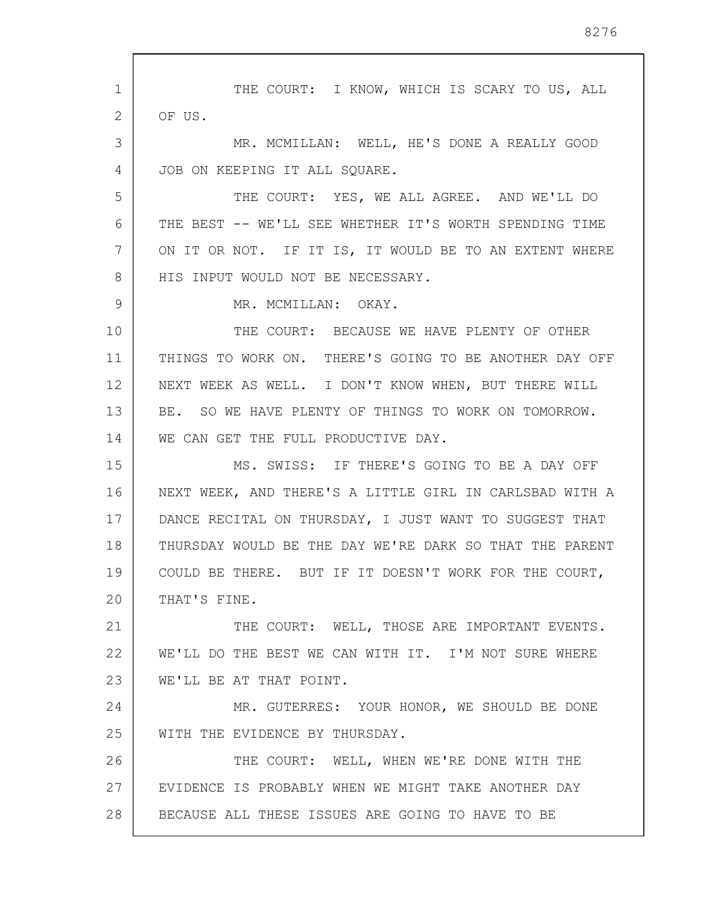THE COURT: I KNOW, WHICH IS SCARY TO US, ALL OF US.

MR. MCMILLAN: WELL, HE'S DONE A REALLY GOOD JOB ON KEEPING IT ALL SQUARE.

THE COURT: YES, WE ALL AGREE. AND WE'LL DO THE BEST -- WE'LL SEE WHETHER IT'S WORTH SPENDING TIME ON IT OR NOT. IF IT IS, IT WOULD BE TO AN EXTENT WHERE HIS INPUT WOULD NOT BE NECESSARY.

MR. MCMILLAN: OKAY.

THE COURT: BECAUSE WE HAVE PLENTY OF OTHER THINGS TO WORK ON. THERE'S GOING TO BE ANOTHER DAY OFF NEXT WEEK AS WELL. I DON'T KNOW WHEN, BUT THERE WILL BE. SO WE HAVE PLENTY OF THINGS TO WORK ON TOMORROW. WE CAN GET THE FULL PRODUCTIVE DAY.

MS. SWISS: IF THERE'S GOING TO BE A DAY OFF NEXT WEEK, AND THERE'S A LITTLE GIRL IN CARLSBAD WITH A DANCE RECITAL ON THURSDAY, I JUST WANT TO SUGGEST THAT THURSDAY WOULD BE THE DAY WE'RE DARK SO THAT THE PARENT COULD BE THERE. BUT IF IT DOESN'T WORK FOR THE COURT, THAT'S FINE.

THE COURT: WELL, THOSE ARE IMPORTANT EVENTS. WE'LL DO THE BEST WE CAN WITH IT. I'M NOT SURE WHERE WE'LL BE AT THAT POINT.

MR. GUTERRES: YOUR HONOR, WE SHOULD BE DONE WITH THE EVIDENCE BY THURSDAY.

THE COURT: WELL, WHEN WE'RE DONE WITH THE EVIDENCE IS PROBABLY WHEN WE MIGHT TAKE ANOTHER DAY BECAUSE ALL THESE ISSUES ARE GOING TO HAVE TO BE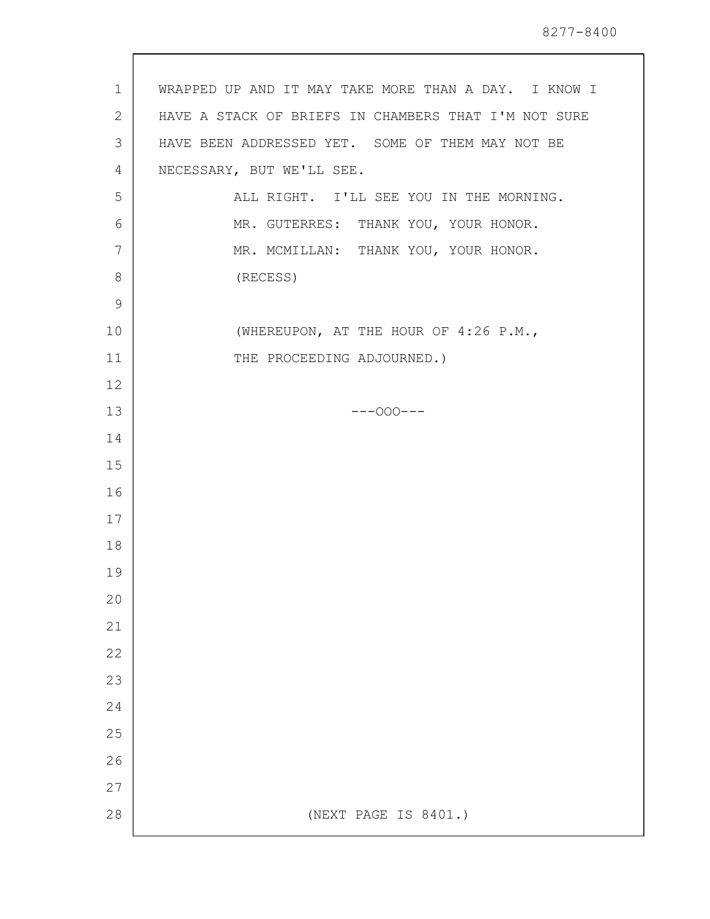WRAPPED UP AND IT MAY TAKE MORE THAN A DAY. I KNOW I HAVE A STACK OF BRIEFS IN CHAMBERS THAT I'M NOT SURE HAVE BEEN ADDRESSED YET. SOME OF THEM MAY NOT BE NECESSARY, BUT WE'LL SEE.

ALL RIGHT. I'LL SEE YOU IN THE MORNING.

MR. GUTERRES: THANK YOU, YOUR HONOR.

MR. MCMILLAN: THANK YOU, YOUR HONOR.

(RECESS)

(WHEREUPON, AT THE HOUR OF 4:26 P.M., THE PROCEEDING ADJOURNED.)

---OOO---

(NEXT PAGE IS 8401.)